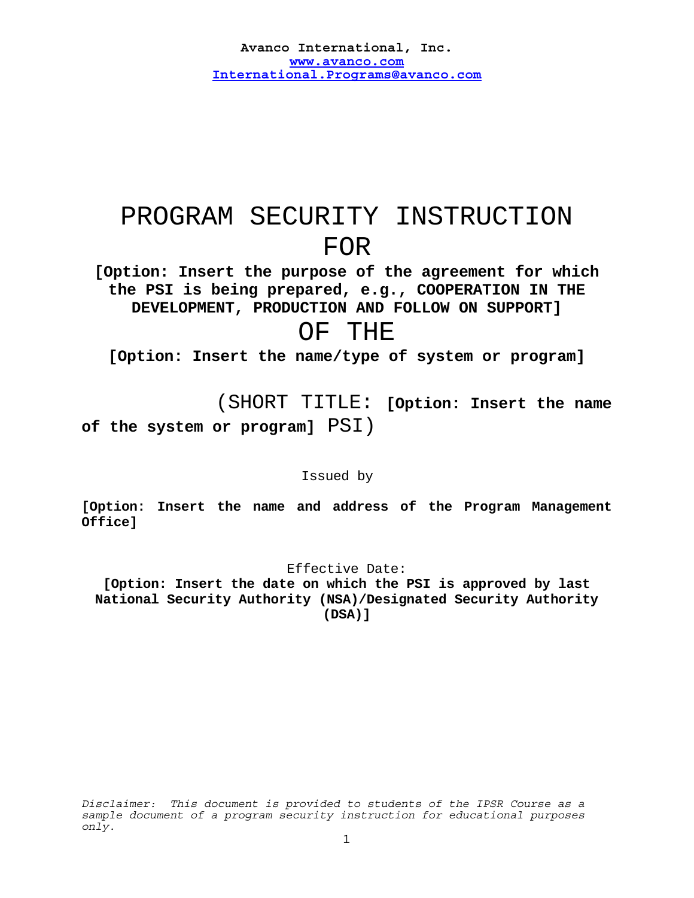**Avanco International, Inc.**
**www.avanco.com**
**International.Programs@avanco.com**

# PROGRAM SECURITY INSTRUCTION FOR

**[Option: Insert the purpose of the agreement for which the PSI is being prepared, e.g., COOPERATION IN THE DEVELOPMENT, PRODUCTION AND FOLLOW ON SUPPORT]**

# OF THE

**[Option: Insert the name/type of system or program]**

(SHORT TITLE: **[Option: Insert the name of the system or program]** PSI)

Issued by

**[Option: Insert the name and address of the Program Management Office]**

Effective Date:
**[Option: Insert the date on which the PSI is approved by last National Security Authority (NSA)/Designated Security Authority (DSA)]**

*Disclaimer: This document is provided to students of the IPSR Course as a sample document of a program security instruction for educational purposes only.*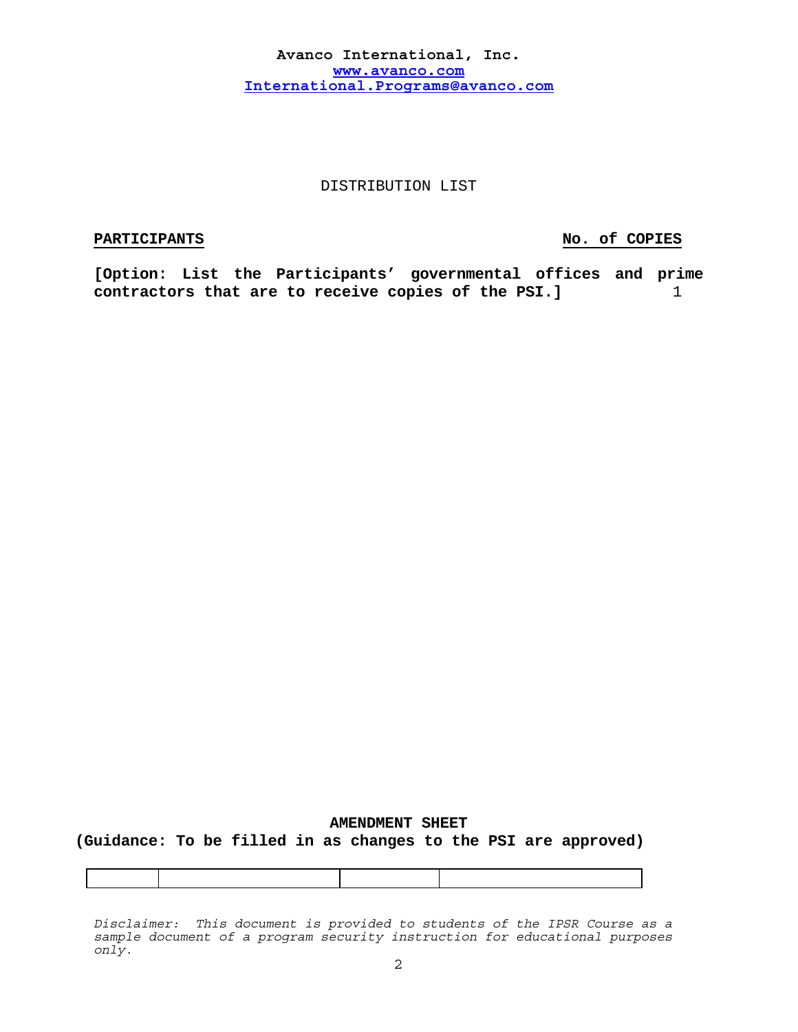**Avanco International, Inc.**
**www.avanco.com**
**International.Programs@avanco.com**

DISTRIBUTION LIST

| **PARTICIPANTS** | **No. of COPIES** |
| --- | --- |
| **[Option: List the Participants' governmental offices and prime contractors that are to receive copies of the PSI.]** | 1 |

**AMENDMENT SHEET**
**(Guidance: To be filled in as changes to the PSI are approved)**

| | | | |
| --- | --- | --- | --- |

*Disclaimer: This document is provided to students of the IPSR Course as a sample document of a program security instruction for educational purposes only.*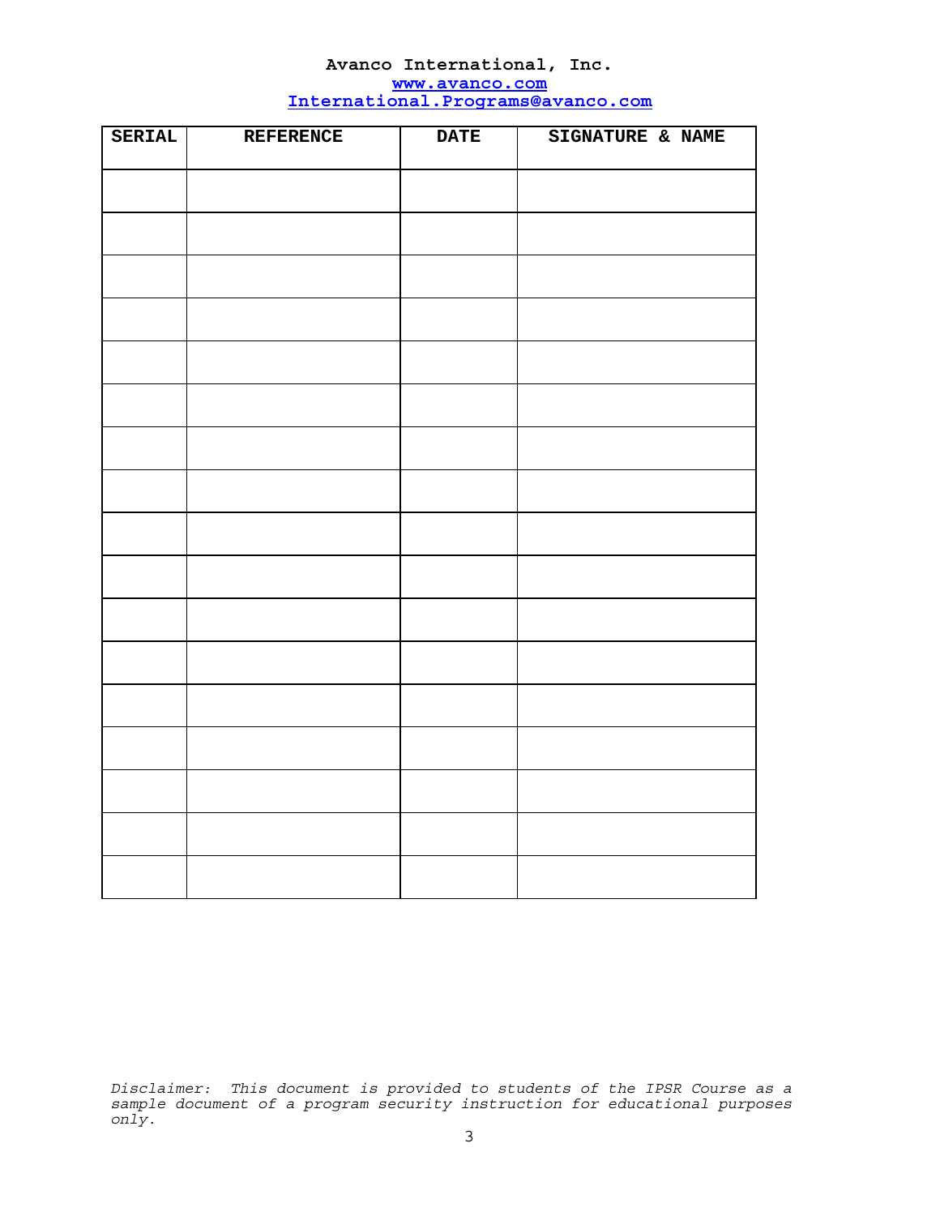Avanco International, Inc.
www.avanco.com
International.Programs@avanco.com

| SERIAL | REFERENCE | DATE | SIGNATURE & NAME |
|---|---|---|---|
| | | | |
| | | | |
| | | | |
| | | | |
| | | | |
| | | | |
| | | | |
| | | | |
| | | | |
| | | | |
| | | | |
| | | | |
| | | | |
| | | | |
| | | | |
| | | | |
| | | | |

*Disclaimer: This document is provided to students of the IPSR Course as a sample document of a program security instruction for educational purposes only.*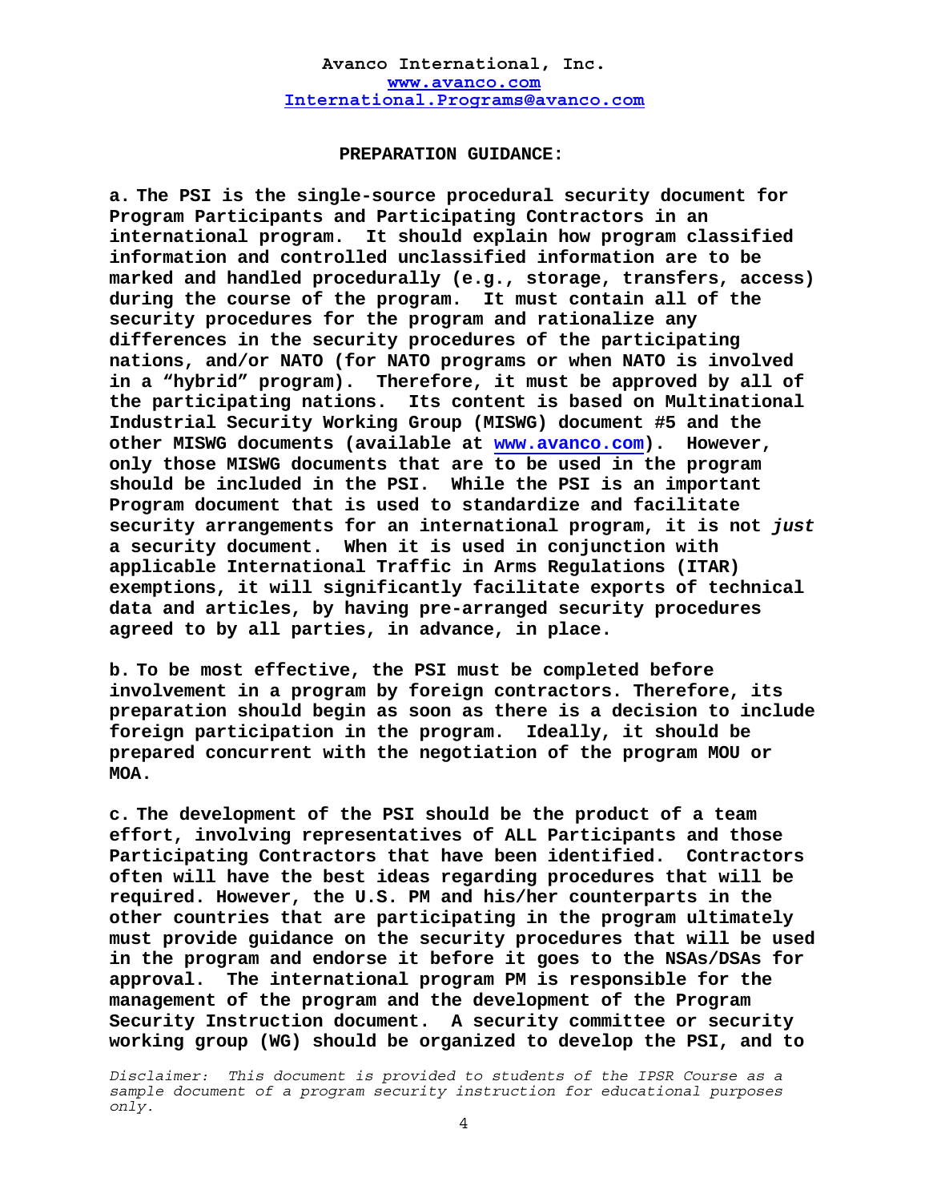**PREPARATION GUIDANCE:**

**a. The PSI is the single-source procedural security document for Program Participants and Participating Contractors in an international program. It should explain how program classified information and controlled unclassified information are to be marked and handled procedurally (e.g., storage, transfers, access) during the course of the program. It must contain all of the security procedures for the program and rationalize any differences in the security procedures of the participating nations, and/or NATO (for NATO programs or when NATO is involved in a "hybrid" program). Therefore, it must be approved by all of the participating nations. Its content is based on Multinational Industrial Security Working Group (MISWG) document #5 and the other MISWG documents (available at www.avanco.com). However, only those MISWG documents that are to be used in the program should be included in the PSI. While the PSI is an important Program document that is used to standardize and facilitate security arrangements for an international program, it is not *just* a security document. When it is used in conjunction with applicable International Traffic in Arms Regulations (ITAR) exemptions, it will significantly facilitate exports of technical data and articles, by having pre-arranged security procedures agreed to by all parties, in advance, in place.**

**b. To be most effective, the PSI must be completed before involvement in a program by foreign contractors. Therefore, its preparation should begin as soon as there is a decision to include foreign participation in the program. Ideally, it should be prepared concurrent with the negotiation of the program MOU or MOA.**

**c. The development of the PSI should be the product of a team effort, involving representatives of ALL Participants and those Participating Contractors that have been identified. Contractors often will have the best ideas regarding procedures that will be required. However, the U.S. PM and his/her counterparts in the other countries that are participating in the program ultimately must provide guidance on the security procedures that will be used in the program and endorse it before it goes to the NSAs/DSAs for approval. The international program PM is responsible for the management of the program and the development of the Program Security Instruction document. A security committee or security working group (WG) should be organized to develop the PSI, and to**

*Disclaimer: This document is provided to students of the IPSR Course as a sample document of a program security instruction for educational purposes only.*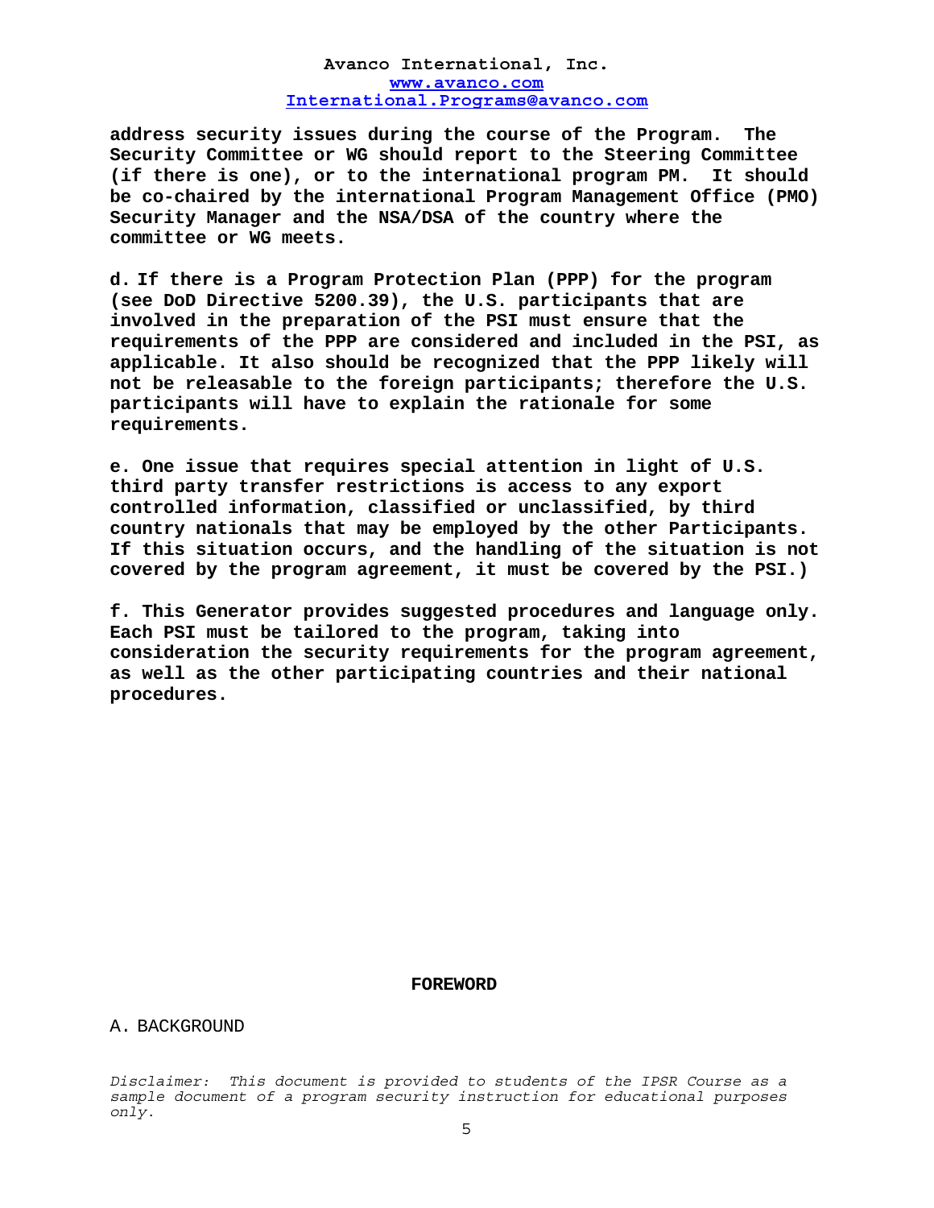**address security issues during the course of the Program. The Security Committee or WG should report to the Steering Committee (if there is one), or to the international program PM. It should be co-chaired by the international Program Management Office (PMO) Security Manager and the NSA/DSA of the country where the committee or WG meets.**

**d. If there is a Program Protection Plan (PPP) for the program (see DoD Directive 5200.39), the U.S. participants that are involved in the preparation of the PSI must ensure that the requirements of the PPP are considered and included in the PSI, as applicable. It also should be recognized that the PPP likely will not be releasable to the foreign participants; therefore the U.S. participants will have to explain the rationale for some requirements.**

**e. One issue that requires special attention in light of U.S. third party transfer restrictions is access to any export controlled information, classified or unclassified, by third country nationals that may be employed by the other Participants. If this situation occurs, and the handling of the situation is not covered by the program agreement, it must be covered by the PSI.)**

**f. This Generator provides suggested procedures and language only. Each PSI must be tailored to the program, taking into consideration the security requirements for the program agreement, as well as the other participating countries and their national procedures.**

## FOREWORD

A. BACKGROUND

*Disclaimer: This document is provided to students of the IPSR Course as a sample document of a program security instruction for educational purposes only.*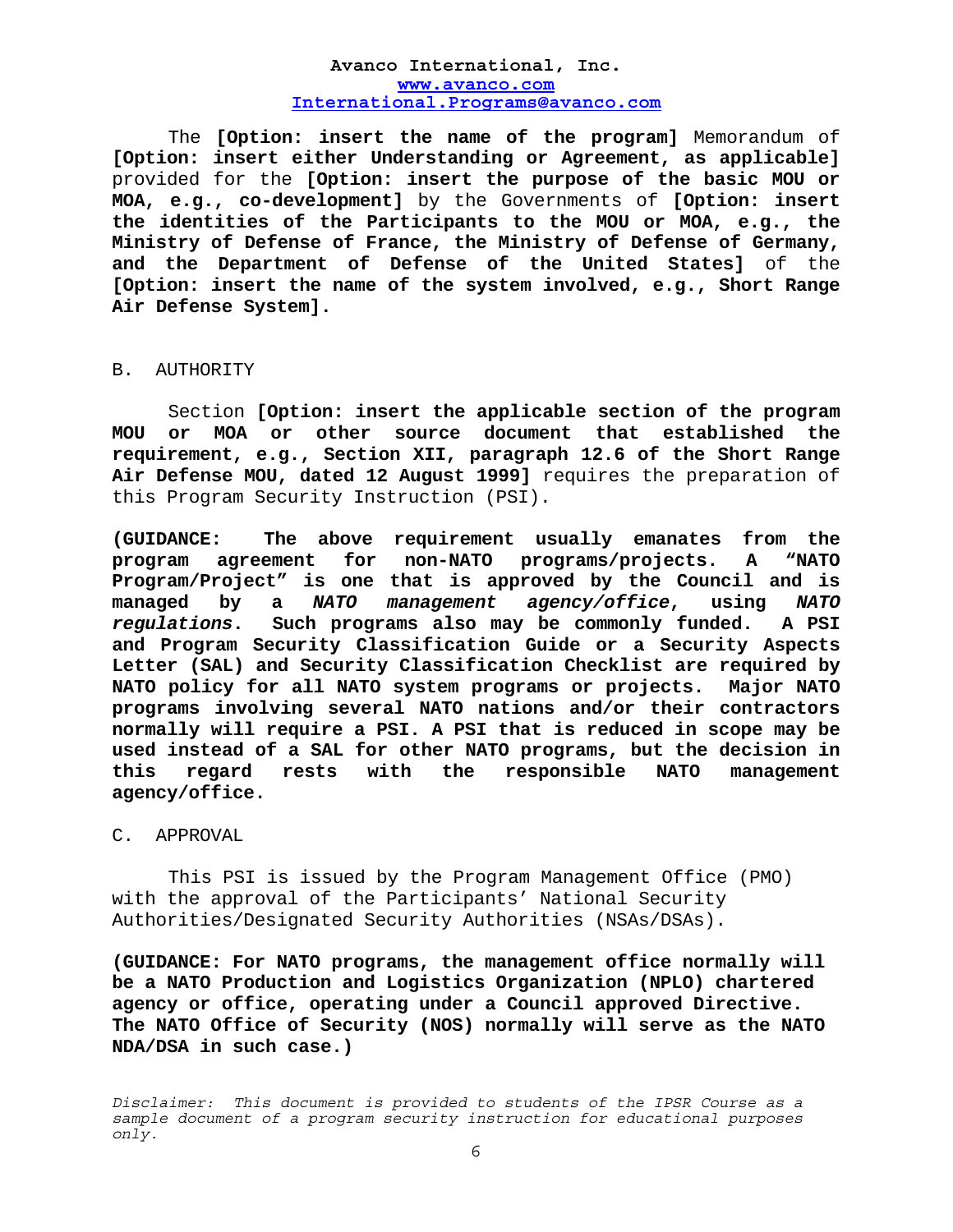The **[Option: insert the name of the program]** Memorandum of **[Option: insert either Understanding or Agreement, as applicable]** provided for the **[Option: insert the purpose of the basic MOU or MOA, e.g., co-development]** by the Governments of **[Option: insert the identities of the Participants to the MOU or MOA, e.g., the Ministry of Defense of France, the Ministry of Defense of Germany, and the Department of Defense of the United States]** of the **[Option: insert the name of the system involved, e.g., Short Range Air Defense System].**

B. AUTHORITY

Section **[Option: insert the applicable section of the program MOU or MOA or other source document that established the requirement, e.g., Section XII, paragraph 12.6 of the Short Range Air Defense MOU, dated 12 August 1999]** requires the preparation of this Program Security Instruction (PSI).

**(GUIDANCE: The above requirement usually emanates from the program agreement for non-NATO programs/projects. A "NATO Program/Project" is one that is approved by the Council and is managed by a *NATO management agency/office*, using *NATO regulations*. Such programs also may be commonly funded. A PSI and Program Security Classification Guide or a Security Aspects Letter (SAL) and Security Classification Checklist are required by NATO policy for all NATO system programs or projects. Major NATO programs involving several NATO nations and/or their contractors normally will require a PSI. A PSI that is reduced in scope may be used instead of a SAL for other NATO programs, but the decision in this regard rests with the responsible NATO management agency/office.**

C. APPROVAL

This PSI is issued by the Program Management Office (PMO) with the approval of the Participants' National Security Authorities/Designated Security Authorities (NSAs/DSAs).

**(GUIDANCE: For NATO programs, the management office normally will be a NATO Production and Logistics Organization (NPLO) chartered agency or office, operating under a Council approved Directive. The NATO Office of Security (NOS) normally will serve as the NATO NDA/DSA in such case.)**

*Disclaimer: This document is provided to students of the IPSR Course as a sample document of a program security instruction for educational purposes only.*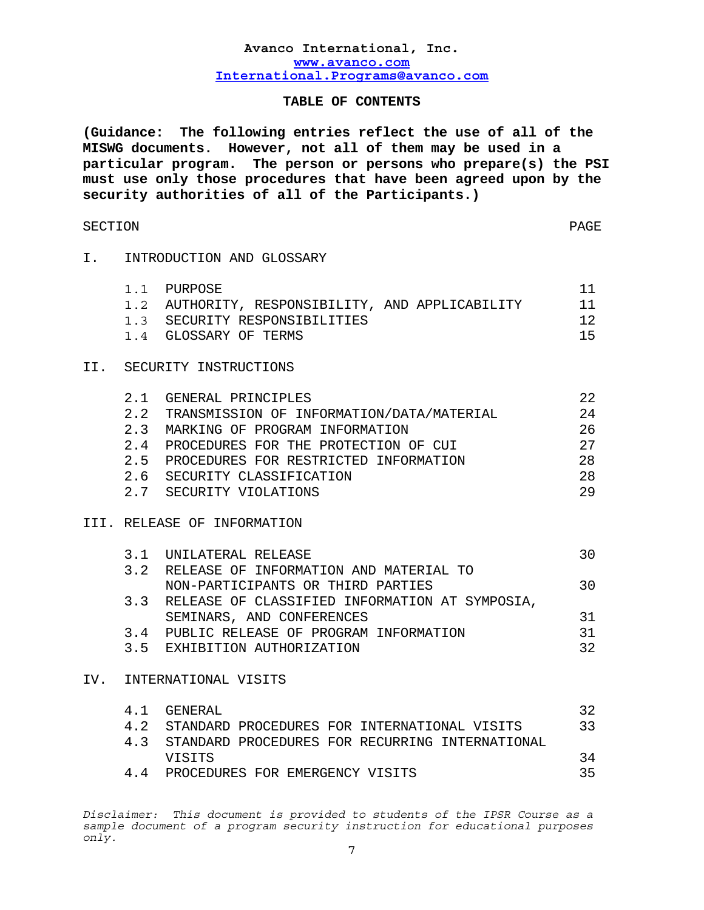**Avanco International, Inc.**
**www.avanco.com**
**International.Programs@avanco.com**

## TABLE OF CONTENTS

**(Guidance: The following entries reflect the use of all of the MISWG documents. However, not all of them may be used in a particular program. The person or persons who prepare(s) the PSI must use only those procedures that have been agreed upon by the security authorities of all of the Participants.)**

| SECTION | | PAGE |
|---|---|---|
| **I.** | **INTRODUCTION AND GLOSSARY** | |
| 1.1 | PURPOSE | 11 |
| 1.2 | AUTHORITY, RESPONSIBILITY, AND APPLICABILITY | 11 |
| 1.3 | SECURITY RESPONSIBILITIES | 12 |
| 1.4 | GLOSSARY OF TERMS | 15 |
| **II.** | **SECURITY INSTRUCTIONS** | |
| 2.1 | GENERAL PRINCIPLES | 22 |
| 2.2 | TRANSMISSION OF INFORMATION/DATA/MATERIAL | 24 |
| 2.3 | MARKING OF PROGRAM INFORMATION | 26 |
| 2.4 | PROCEDURES FOR THE PROTECTION OF CUI | 27 |
| 2.5 | PROCEDURES FOR RESTRICTED INFORMATION | 28 |
| 2.6 | SECURITY CLASSIFICATION | 28 |
| 2.7 | SECURITY VIOLATIONS | 29 |
| **III.** | **RELEASE OF INFORMATION** | |
| 3.1 | UNILATERAL RELEASE | 30 |
| 3.2 | RELEASE OF INFORMATION AND MATERIAL TO NON-PARTICIPANTS OR THIRD PARTIES | 30 |
| 3.3 | RELEASE OF CLASSIFIED INFORMATION AT SYMPOSIA, SEMINARS, AND CONFERENCES | 31 |
| 3.4 | PUBLIC RELEASE OF PROGRAM INFORMATION | 31 |
| 3.5 | EXHIBITION AUTHORIZATION | 32 |
| **IV.** | **INTERNATIONAL VISITS** | |
| 4.1 | GENERAL | 32 |
| 4.2 | STANDARD PROCEDURES FOR INTERNATIONAL VISITS | 33 |
| 4.3 | STANDARD PROCEDURES FOR RECURRING INTERNATIONAL VISITS | 34 |
| 4.4 | PROCEDURES FOR EMERGENCY VISITS | 35 |

*Disclaimer: This document is provided to students of the IPSR Course as a sample document of a program security instruction for educational purposes only.*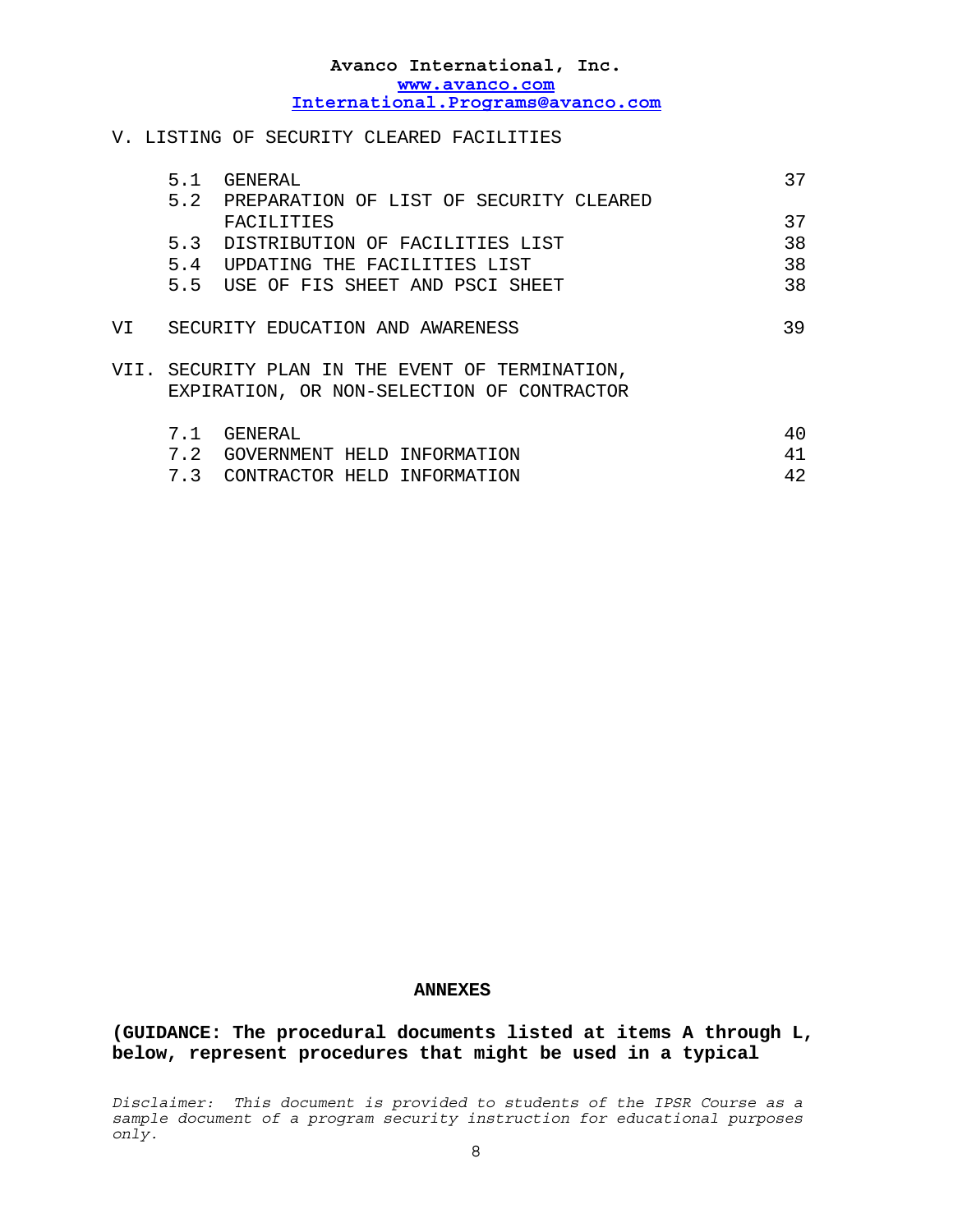V. LISTING OF SECURITY CLEARED FACILITIES

| | | |
|---|---|---|
| 5.1 | GENERAL | 37 |
| 5.2 | PREPARATION OF LIST OF SECURITY CLEARED FACILITIES | 37 |
| 5.3 | DISTRIBUTION OF FACILITIES LIST | 38 |
| 5.4 | UPDATING THE FACILITIES LIST | 38 |
| 5.5 | USE OF FIS SHEET AND PSCI SHEET | 38 |

VI SECURITY EDUCATION AND AWARENESS 39

VII. SECURITY PLAN IN THE EVENT OF TERMINATION, EXPIRATION, OR NON-SELECTION OF CONTRACTOR

| | | |
|---|---|---|
| 7.1 | GENERAL | 40 |
| 7.2 | GOVERNMENT HELD INFORMATION | 41 |
| 7.3 | CONTRACTOR HELD INFORMATION | 42 |

**ANNEXES**

**(GUIDANCE: The procedural documents listed at items A through L, below, represent procedures that might be used in a typical**

*Disclaimer: This document is provided to students of the IPSR Course as a sample document of a program security instruction for educational purposes only.*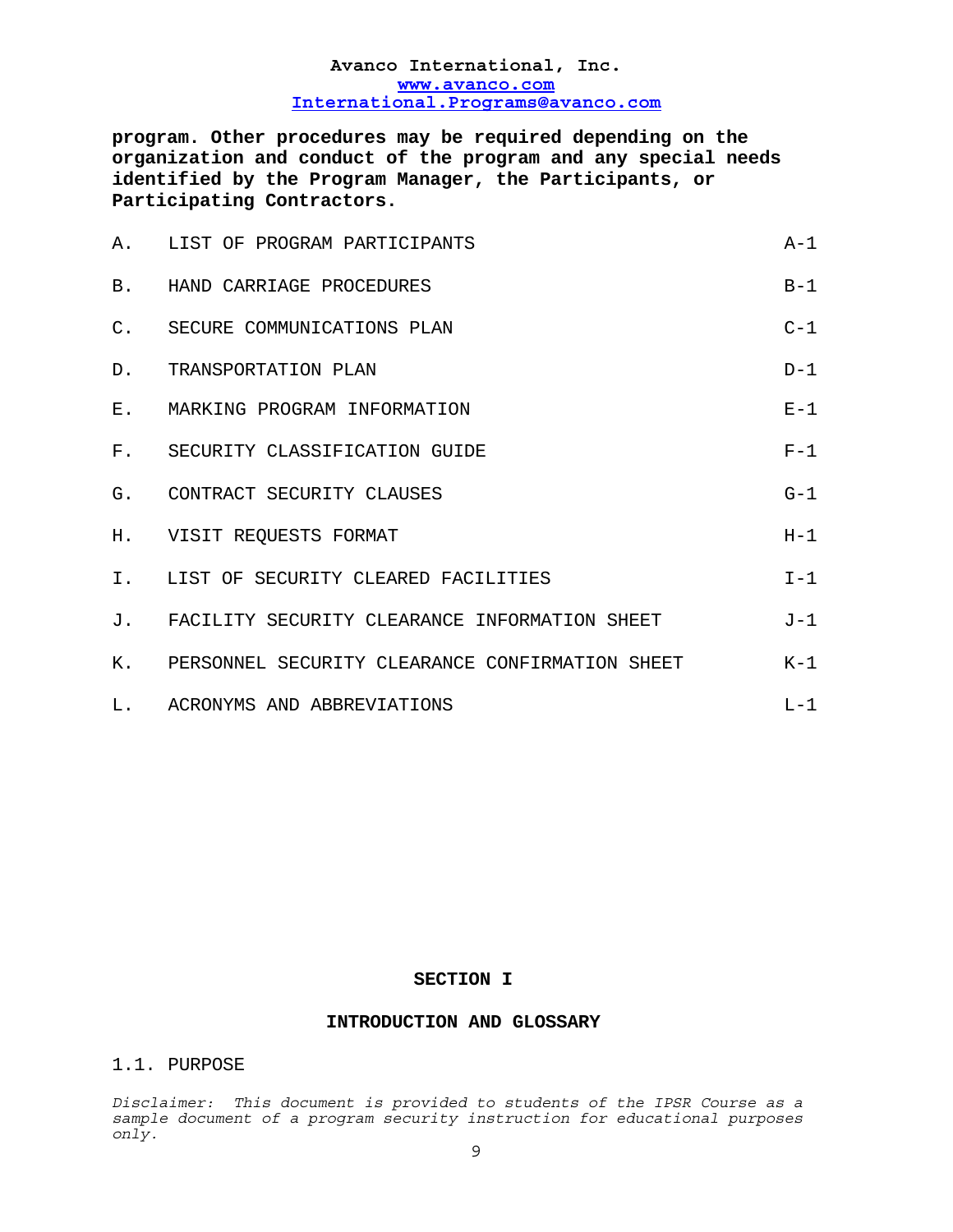**program. Other procedures may be required depending on the organization and conduct of the program and any special needs identified by the Program Manager, the Participants, or Participating Contractors.**

| | | |
|---|---|---|
| A. | LIST OF PROGRAM PARTICIPANTS | A-1 |
| B. | HAND CARRIAGE PROCEDURES | B-1 |
| C. | SECURE COMMUNICATIONS PLAN | C-1 |
| D. | TRANSPORTATION PLAN | D-1 |
| E. | MARKING PROGRAM INFORMATION | E-1 |
| F. | SECURITY CLASSIFICATION GUIDE | F-1 |
| G. | CONTRACT SECURITY CLAUSES | G-1 |
| H. | VISIT REQUESTS FORMAT | H-1 |
| I. | LIST OF SECURITY CLEARED FACILITIES | I-1 |
| J. | FACILITY SECURITY CLEARANCE INFORMATION SHEET | J-1 |
| K. | PERSONNEL SECURITY CLEARANCE CONFIRMATION SHEET | K-1 |
| L. | ACRONYMS AND ABBREVIATIONS | L-1 |

## SECTION I

## INTRODUCTION AND GLOSSARY

1.1. PURPOSE

*Disclaimer: This document is provided to students of the IPSR Course as a sample document of a program security instruction for educational purposes only.*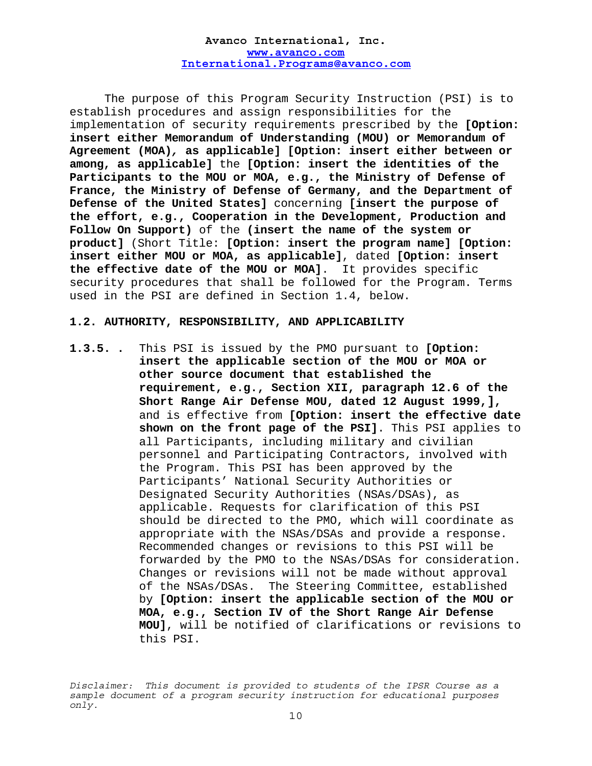The purpose of this Program Security Instruction (PSI) is to establish procedures and assign responsibilities for the implementation of security requirements prescribed by the **[Option: insert either Memorandum of Understanding (MOU) or Memorandum of Agreement (MOA), as applicable] [Option: insert either between or among, as applicable]** the **[Option: insert the identities of the Participants to the MOU or MOA, e.g., the Ministry of Defense of France, the Ministry of Defense of Germany, and the Department of Defense of the United States]** concerning **[insert the purpose of the effort, e.g., Cooperation in the Development, Production and Follow On Support)** of the **(insert the name of the system or product]** (Short Title: **[Option: insert the program name] [Option: insert either MOU or MOA, as applicable]**, dated **[Option: insert the effective date of the MOU or MOA]**. It provides specific security procedures that shall be followed for the Program. Terms used in the PSI are defined in Section 1.4, below.

**1.2. AUTHORITY, RESPONSIBILITY, AND APPLICABILITY**

**1.3.5. .** This PSI is issued by the PMO pursuant to **[Option: insert the applicable section of the MOU or MOA or other source document that established the requirement, e.g., Section XII, paragraph 12.6 of the Short Range Air Defense MOU, dated 12 August 1999,]**, and is effective from **[Option: insert the effective date shown on the front page of the PSI]**. This PSI applies to all Participants, including military and civilian personnel and Participating Contractors, involved with the Program. This PSI has been approved by the Participants' National Security Authorities or Designated Security Authorities (NSAs/DSAs), as applicable. Requests for clarification of this PSI should be directed to the PMO, which will coordinate as appropriate with the NSAs/DSAs and provide a response. Recommended changes or revisions to this PSI will be forwarded by the PMO to the NSAs/DSAs for consideration. Changes or revisions will not be made without approval of the NSAs/DSAs. The Steering Committee, established by **[Option: insert the applicable section of the MOU or MOA, e.g., Section IV of the Short Range Air Defense MOU]**, will be notified of clarifications or revisions to this PSI.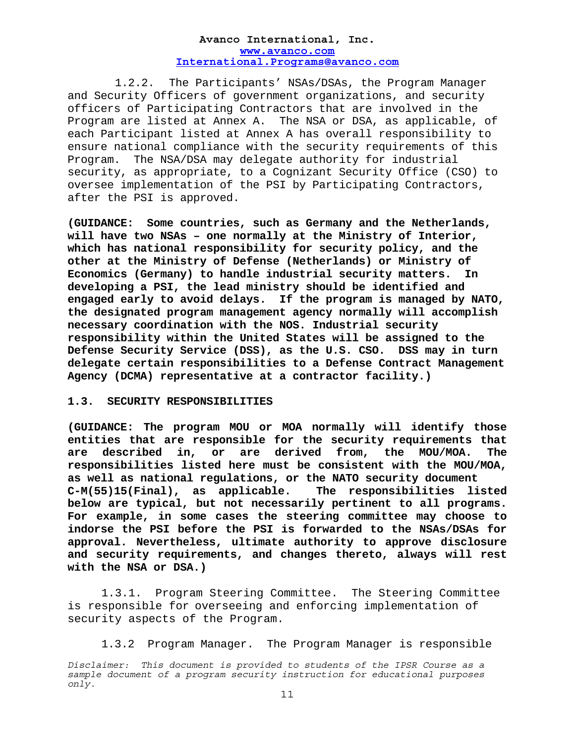1.2.2. The Participants' NSAs/DSAs, the Program Manager and Security Officers of government organizations, and security officers of Participating Contractors that are involved in the Program are listed at Annex A. The NSA or DSA, as applicable, of each Participant listed at Annex A has overall responsibility to ensure national compliance with the security requirements of this Program. The NSA/DSA may delegate authority for industrial security, as appropriate, to a Cognizant Security Office (CSO) to oversee implementation of the PSI by Participating Contractors, after the PSI is approved.

**(GUIDANCE: Some countries, such as Germany and the Netherlands, will have two NSAs – one normally at the Ministry of Interior, which has national responsibility for security policy, and the other at the Ministry of Defense (Netherlands) or Ministry of Economics (Germany) to handle industrial security matters. In developing a PSI, the lead ministry should be identified and engaged early to avoid delays. If the program is managed by NATO, the designated program management agency normally will accomplish necessary coordination with the NOS. Industrial security responsibility within the United States will be assigned to the Defense Security Service (DSS), as the U.S. CSO. DSS may in turn delegate certain responsibilities to a Defense Contract Management Agency (DCMA) representative at a contractor facility.)**

### 1.3. SECURITY RESPONSIBILITIES

**(GUIDANCE: The program MOU or MOA normally will identify those entities that are responsible for the security requirements that are described in, or are derived from, the MOU/MOA. The responsibilities listed here must be consistent with the MOU/MOA, as well as national regulations, or the NATO security document C-M(55)15(Final), as applicable. The responsibilities listed below are typical, but not necessarily pertinent to all programs. For example, in some cases the steering committee may choose to indorse the PSI before the PSI is forwarded to the NSAs/DSAs for approval. Nevertheless, ultimate authority to approve disclosure and security requirements, and changes thereto, always will rest with the NSA or DSA.)**

1.3.1. Program Steering Committee. The Steering Committee is responsible for overseeing and enforcing implementation of security aspects of the Program.

1.3.2 Program Manager. The Program Manager is responsible

*Disclaimer: This document is provided to students of the IPSR Course as a sample document of a program security instruction for educational purposes only.*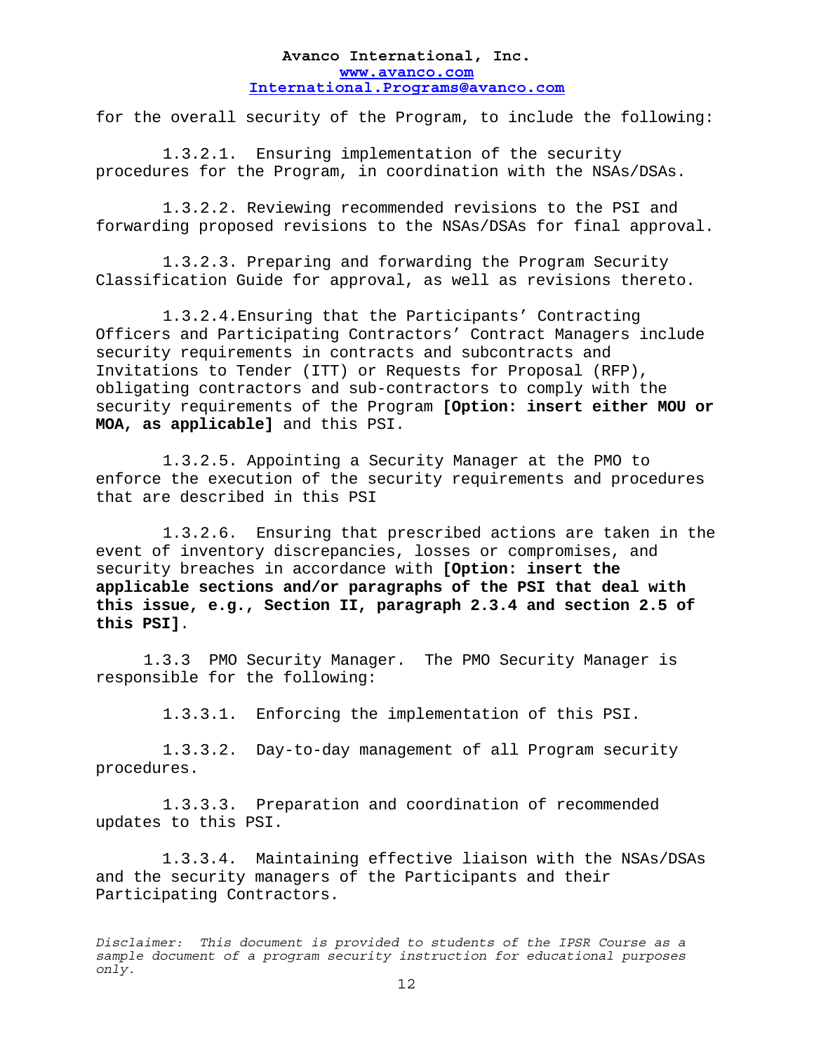for the overall security of the Program, to include the following:

1.3.2.1. Ensuring implementation of the security procedures for the Program, in coordination with the NSAs/DSAs.

1.3.2.2. Reviewing recommended revisions to the PSI and forwarding proposed revisions to the NSAs/DSAs for final approval.

1.3.2.3. Preparing and forwarding the Program Security Classification Guide for approval, as well as revisions thereto.

1.3.2.4.Ensuring that the Participants' Contracting Officers and Participating Contractors' Contract Managers include security requirements in contracts and subcontracts and Invitations to Tender (ITT) or Requests for Proposal (RFP), obligating contractors and sub-contractors to comply with the security requirements of the Program **[Option: insert either MOU or MOA, as applicable]** and this PSI.

1.3.2.5. Appointing a Security Manager at the PMO to enforce the execution of the security requirements and procedures that are described in this PSI

1.3.2.6. Ensuring that prescribed actions are taken in the event of inventory discrepancies, losses or compromises, and security breaches in accordance with **[Option: insert the applicable sections and/or paragraphs of the PSI that deal with this issue, e.g., Section II, paragraph 2.3.4 and section 2.5 of this PSI]**.

1.3.3 PMO Security Manager. The PMO Security Manager is responsible for the following:

1.3.3.1. Enforcing the implementation of this PSI.

1.3.3.2. Day-to-day management of all Program security procedures.

1.3.3.3. Preparation and coordination of recommended updates to this PSI.

1.3.3.4. Maintaining effective liaison with the NSAs/DSAs and the security managers of the Participants and their Participating Contractors.

*Disclaimer: This document is provided to students of the IPSR Course as a sample document of a program security instruction for educational purposes only.*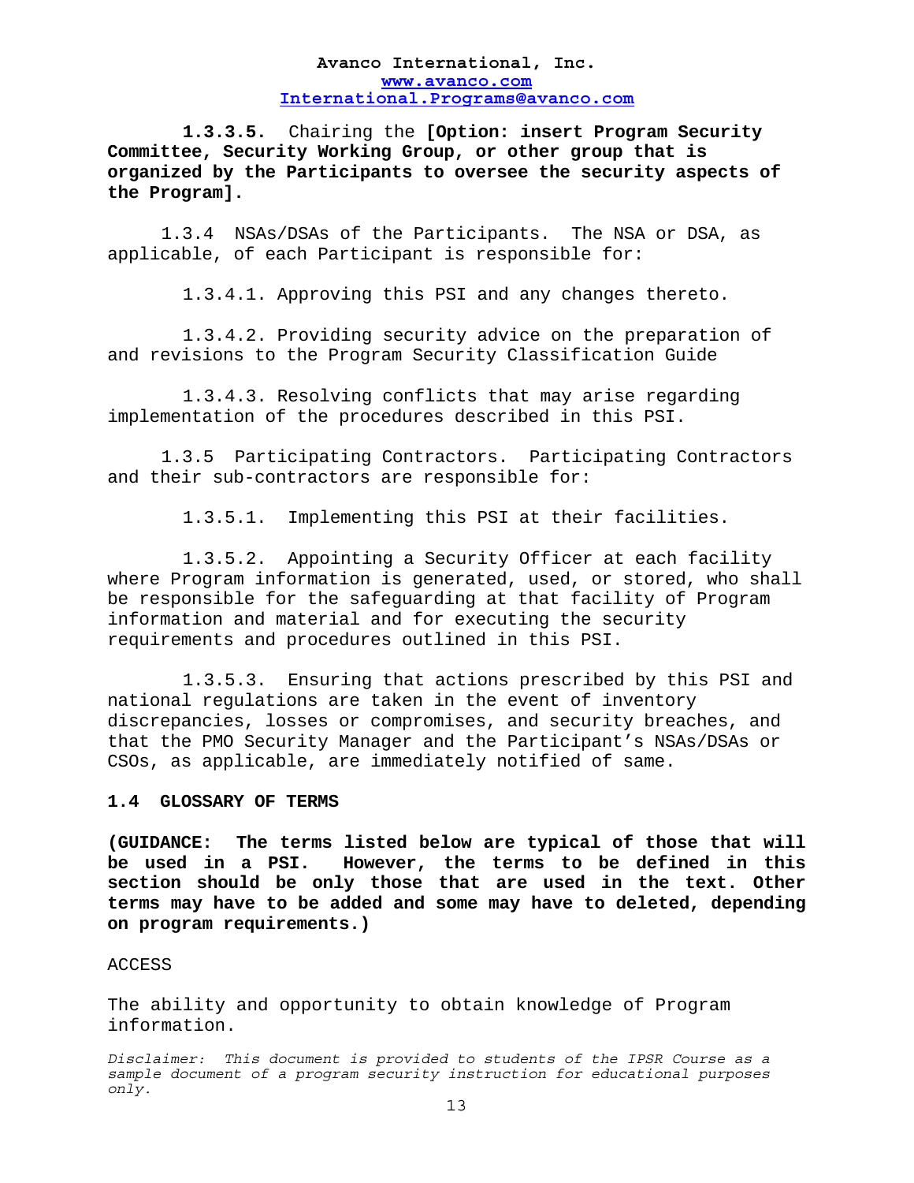**1.3.3.5.** Chairing the **[Option: insert Program Security Committee, Security Working Group, or other group that is organized by the Participants to oversee the security aspects of the Program].**

1.3.4 NSAs/DSAs of the Participants. The NSA or DSA, as applicable, of each Participant is responsible for:

1.3.4.1. Approving this PSI and any changes thereto.

1.3.4.2. Providing security advice on the preparation of and revisions to the Program Security Classification Guide

1.3.4.3. Resolving conflicts that may arise regarding implementation of the procedures described in this PSI.

1.3.5 Participating Contractors. Participating Contractors and their sub-contractors are responsible for:

1.3.5.1. Implementing this PSI at their facilities.

1.3.5.2. Appointing a Security Officer at each facility where Program information is generated, used, or stored, who shall be responsible for the safeguarding at that facility of Program information and material and for executing the security requirements and procedures outlined in this PSI.

1.3.5.3. Ensuring that actions prescribed by this PSI and national regulations are taken in the event of inventory discrepancies, losses or compromises, and security breaches, and that the PMO Security Manager and the Participant's NSAs/DSAs or CSOs, as applicable, are immediately notified of same.

## 1.4 GLOSSARY OF TERMS

**(GUIDANCE: The terms listed below are typical of those that will be used in a PSI. However, the terms to be defined in this section should be only those that are used in the text. Other terms may have to be added and some may have to deleted, depending on program requirements.)**

ACCESS

The ability and opportunity to obtain knowledge of Program information.

*Disclaimer: This document is provided to students of the IPSR Course as a sample document of a program security instruction for educational purposes only.*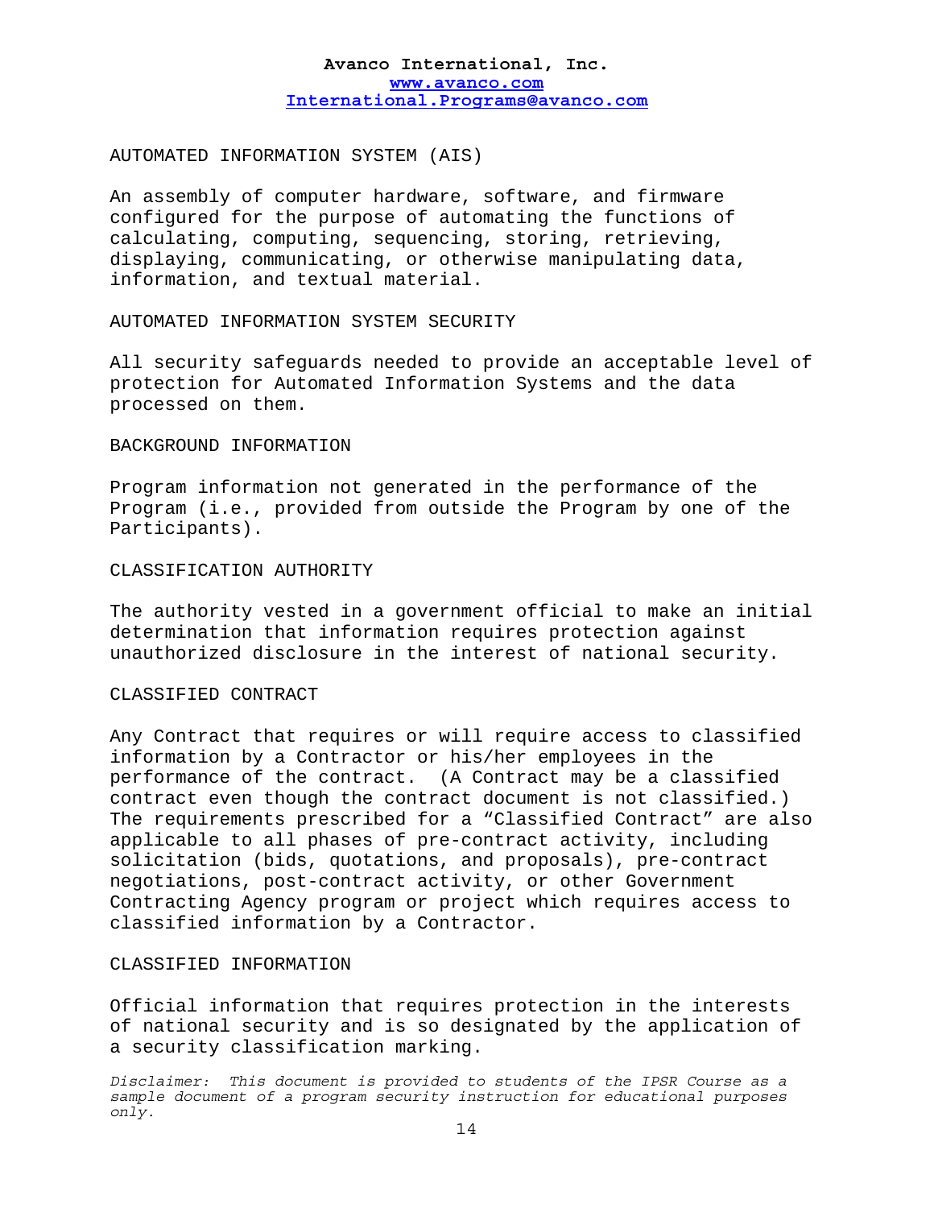AUTOMATED INFORMATION SYSTEM (AIS)

An assembly of computer hardware, software, and firmware configured for the purpose of automating the functions of calculating, computing, sequencing, storing, retrieving, displaying, communicating, or otherwise manipulating data, information, and textual material.

AUTOMATED INFORMATION SYSTEM SECURITY

All security safeguards needed to provide an acceptable level of protection for Automated Information Systems and the data processed on them.

BACKGROUND INFORMATION

Program information not generated in the performance of the Program (i.e., provided from outside the Program by one of the Participants).

CLASSIFICATION AUTHORITY

The authority vested in a government official to make an initial determination that information requires protection against unauthorized disclosure in the interest of national security.

CLASSIFIED CONTRACT

Any Contract that requires or will require access to classified information by a Contractor or his/her employees in the performance of the contract. (A Contract may be a classified contract even though the contract document is not classified.) The requirements prescribed for a "Classified Contract" are also applicable to all phases of pre-contract activity, including solicitation (bids, quotations, and proposals), pre-contract negotiations, post-contract activity, or other Government Contracting Agency program or project which requires access to classified information by a Contractor.

CLASSIFIED INFORMATION

Official information that requires protection in the interests of national security and is so designated by the application of a security classification marking.

*Disclaimer: This document is provided to students of the IPSR Course as a sample document of a program security instruction for educational purposes only.*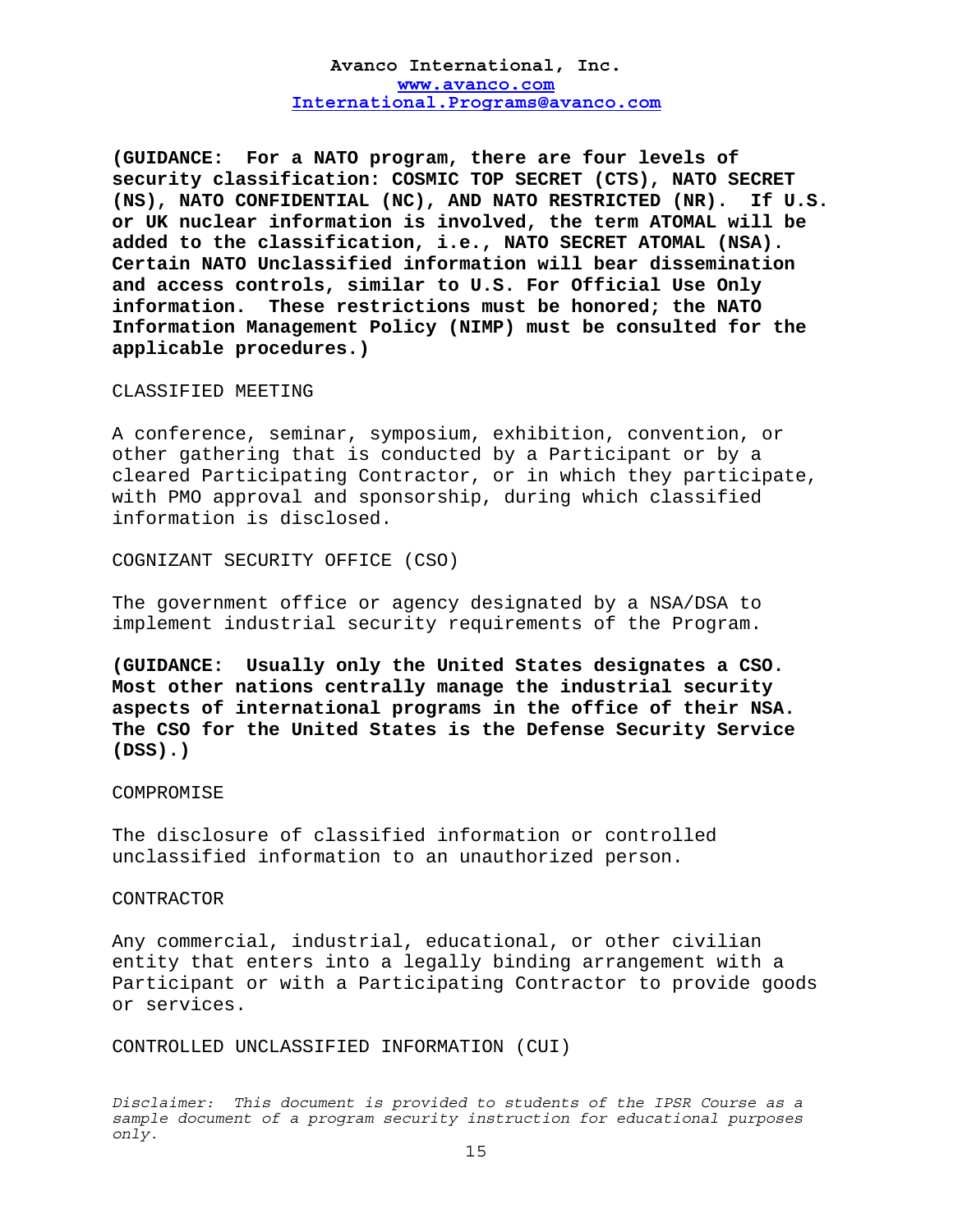**(GUIDANCE: For a NATO program, there are four levels of security classification: COSMIC TOP SECRET (CTS), NATO SECRET (NS), NATO CONFIDENTIAL (NC), AND NATO RESTRICTED (NR). If U.S. or UK nuclear information is involved, the term ATOMAL will be added to the classification, i.e., NATO SECRET ATOMAL (NSA). Certain NATO Unclassified information will bear dissemination and access controls, similar to U.S. For Official Use Only information. These restrictions must be honored; the NATO Information Management Policy (NIMP) must be consulted for the applicable procedures.)**

CLASSIFIED MEETING

A conference, seminar, symposium, exhibition, convention, or other gathering that is conducted by a Participant or by a cleared Participating Contractor, or in which they participate, with PMO approval and sponsorship, during which classified information is disclosed.

COGNIZANT SECURITY OFFICE (CSO)

The government office or agency designated by a NSA/DSA to implement industrial security requirements of the Program.

**(GUIDANCE: Usually only the United States designates a CSO. Most other nations centrally manage the industrial security aspects of international programs in the office of their NSA. The CSO for the United States is the Defense Security Service (DSS).)**

COMPROMISE

The disclosure of classified information or controlled unclassified information to an unauthorized person.

CONTRACTOR

Any commercial, industrial, educational, or other civilian entity that enters into a legally binding arrangement with a Participant or with a Participating Contractor to provide goods or services.

CONTROLLED UNCLASSIFIED INFORMATION (CUI)

*Disclaimer: This document is provided to students of the IPSR Course as a sample document of a program security instruction for educational purposes only.*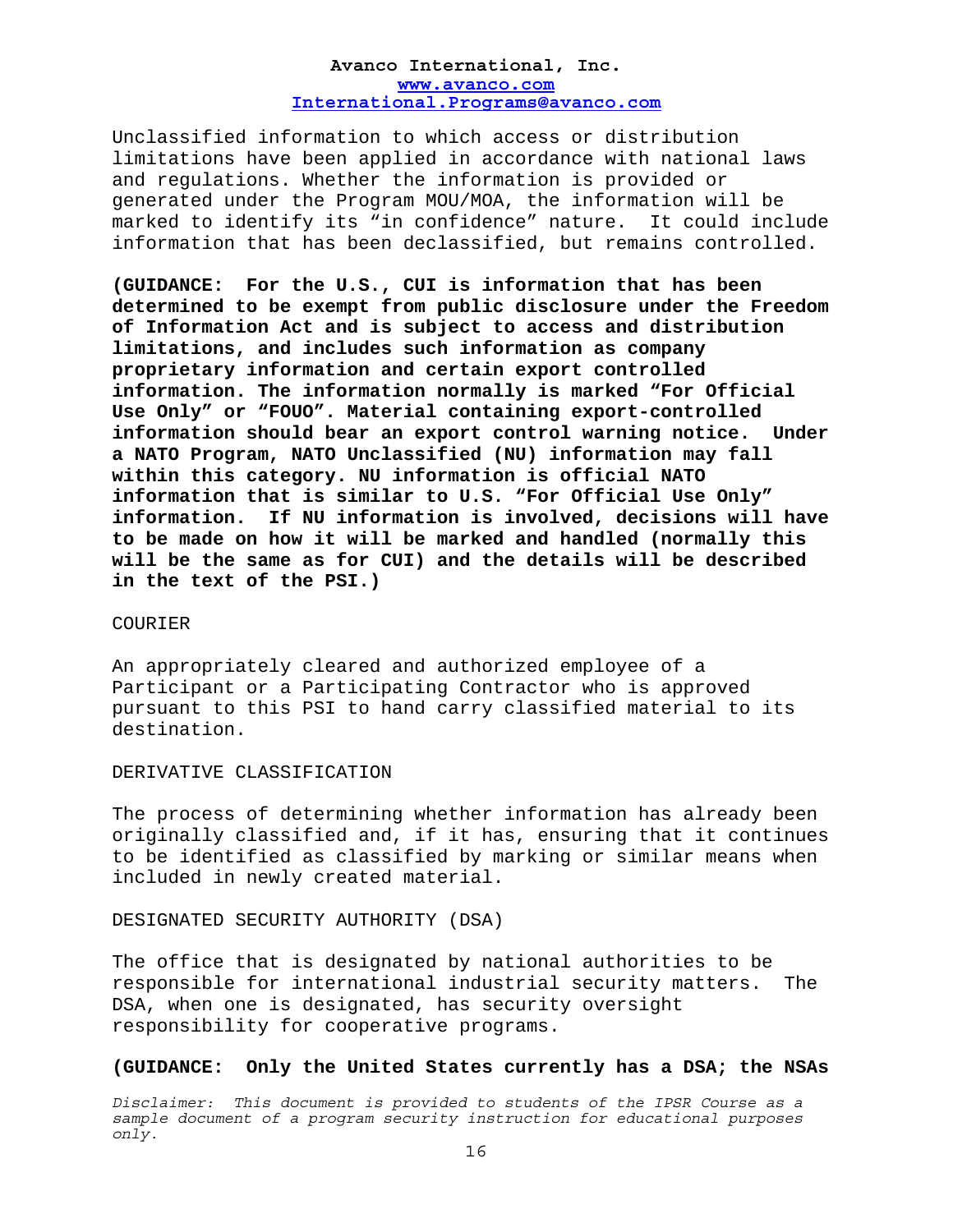Unclassified information to which access or distribution limitations have been applied in accordance with national laws and regulations. Whether the information is provided or generated under the Program MOU/MOA, the information will be marked to identify its "in confidence" nature. It could include information that has been declassified, but remains controlled.

**(GUIDANCE: For the U.S., CUI is information that has been determined to be exempt from public disclosure under the Freedom of Information Act and is subject to access and distribution limitations, and includes such information as company proprietary information and certain export controlled information. The information normally is marked "For Official Use Only" or "FOUO". Material containing export-controlled information should bear an export control warning notice. Under a NATO Program, NATO Unclassified (NU) information may fall within this category. NU information is official NATO information that is similar to U.S. "For Official Use Only" information. If NU information is involved, decisions will have to be made on how it will be marked and handled (normally this will be the same as for CUI) and the details will be described in the text of the PSI.)**

COURIER

An appropriately cleared and authorized employee of a Participant or a Participating Contractor who is approved pursuant to this PSI to hand carry classified material to its destination.

DERIVATIVE CLASSIFICATION

The process of determining whether information has already been originally classified and, if it has, ensuring that it continues to be identified as classified by marking or similar means when included in newly created material.

DESIGNATED SECURITY AUTHORITY (DSA)

The office that is designated by national authorities to be responsible for international industrial security matters. The DSA, when one is designated, has security oversight responsibility for cooperative programs.

**(GUIDANCE: Only the United States currently has a DSA; the NSAs**

*Disclaimer: This document is provided to students of the IPSR Course as a sample document of a program security instruction for educational purposes only.*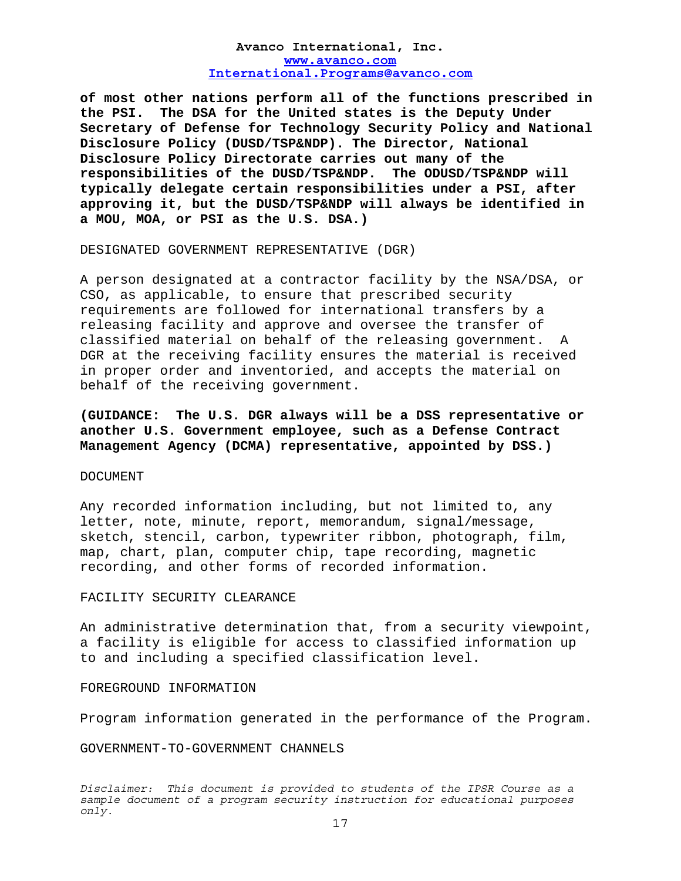**of most other nations perform all of the functions prescribed in the PSI. The DSA for the United states is the Deputy Under Secretary of Defense for Technology Security Policy and National Disclosure Policy (DUSD/TSP&NDP). The Director, National Disclosure Policy Directorate carries out many of the responsibilities of the DUSD/TSP&NDP. The ODUSD/TSP&NDP will typically delegate certain responsibilities under a PSI, after approving it, but the DUSD/TSP&NDP will always be identified in a MOU, MOA, or PSI as the U.S. DSA.)**

DESIGNATED GOVERNMENT REPRESENTATIVE (DGR)

A person designated at a contractor facility by the NSA/DSA, or CSO, as applicable, to ensure that prescribed security requirements are followed for international transfers by a releasing facility and approve and oversee the transfer of classified material on behalf of the releasing government. A DGR at the receiving facility ensures the material is received in proper order and inventoried, and accepts the material on behalf of the receiving government.

**(GUIDANCE: The U.S. DGR always will be a DSS representative or another U.S. Government employee, such as a Defense Contract Management Agency (DCMA) representative, appointed by DSS.)**

DOCUMENT

Any recorded information including, but not limited to, any letter, note, minute, report, memorandum, signal/message, sketch, stencil, carbon, typewriter ribbon, photograph, film, map, chart, plan, computer chip, tape recording, magnetic recording, and other forms of recorded information.

FACILITY SECURITY CLEARANCE

An administrative determination that, from a security viewpoint, a facility is eligible for access to classified information up to and including a specified classification level.

FOREGROUND INFORMATION

Program information generated in the performance of the Program.

GOVERNMENT-TO-GOVERNMENT CHANNELS

*Disclaimer: This document is provided to students of the IPSR Course as a sample document of a program security instruction for educational purposes only.*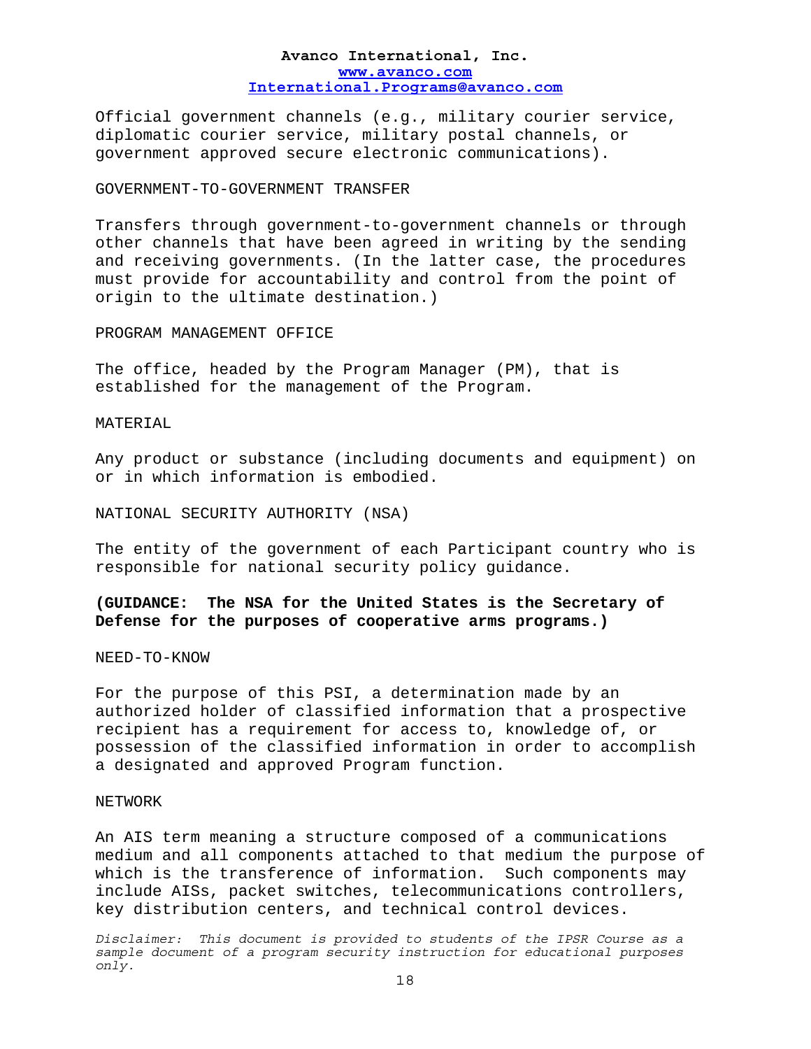Official government channels (e.g., military courier service, diplomatic courier service, military postal channels, or government approved secure electronic communications).

GOVERNMENT-TO-GOVERNMENT TRANSFER

Transfers through government-to-government channels or through other channels that have been agreed in writing by the sending and receiving governments. (In the latter case, the procedures must provide for accountability and control from the point of origin to the ultimate destination.)

PROGRAM MANAGEMENT OFFICE

The office, headed by the Program Manager (PM), that is established for the management of the Program.

MATERIAL

Any product or substance (including documents and equipment) on or in which information is embodied.

NATIONAL SECURITY AUTHORITY (NSA)

The entity of the government of each Participant country who is responsible for national security policy guidance.

**(GUIDANCE: The NSA for the United States is the Secretary of Defense for the purposes of cooperative arms programs.)**

NEED-TO-KNOW

For the purpose of this PSI, a determination made by an authorized holder of classified information that a prospective recipient has a requirement for access to, knowledge of, or possession of the classified information in order to accomplish a designated and approved Program function.

NETWORK

An AIS term meaning a structure composed of a communications medium and all components attached to that medium the purpose of which is the transference of information. Such components may include AISs, packet switches, telecommunications controllers, key distribution centers, and technical control devices.

*Disclaimer: This document is provided to students of the IPSR Course as a sample document of a program security instruction for educational purposes only.*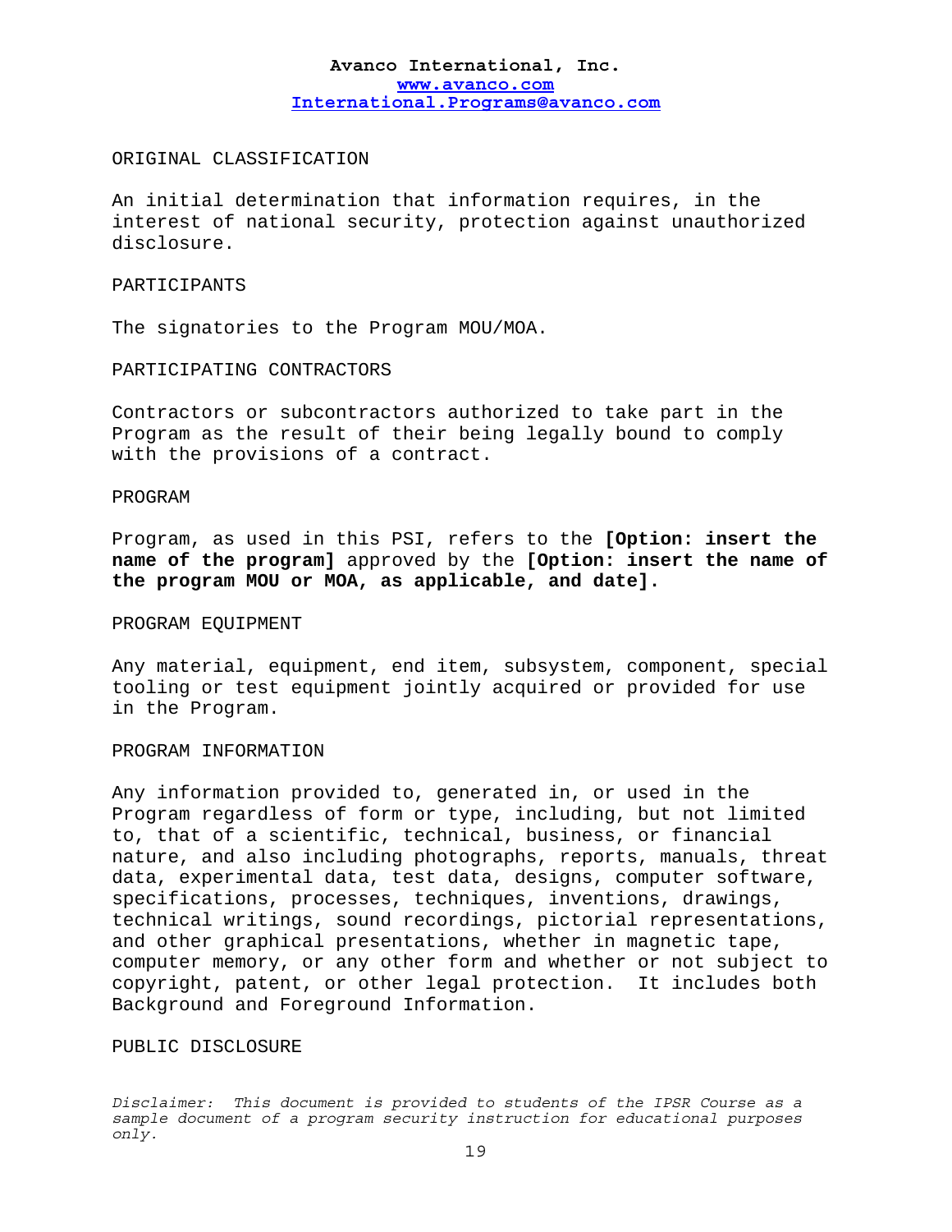ORIGINAL CLASSIFICATION

An initial determination that information requires, in the interest of national security, protection against unauthorized disclosure.

PARTICIPANTS

The signatories to the Program MOU/MOA.

PARTICIPATING CONTRACTORS

Contractors or subcontractors authorized to take part in the Program as the result of their being legally bound to comply with the provisions of a contract.

PROGRAM

Program, as used in this PSI, refers to the **[Option: insert the name of the program]** approved by the **[Option: insert the name of the program MOU or MOA, as applicable, and date].**

PROGRAM EQUIPMENT

Any material, equipment, end item, subsystem, component, special tooling or test equipment jointly acquired or provided for use in the Program.

PROGRAM INFORMATION

Any information provided to, generated in, or used in the Program regardless of form or type, including, but not limited to, that of a scientific, technical, business, or financial nature, and also including photographs, reports, manuals, threat data, experimental data, test data, designs, computer software, specifications, processes, techniques, inventions, drawings, technical writings, sound recordings, pictorial representations, and other graphical presentations, whether in magnetic tape, computer memory, or any other form and whether or not subject to copyright, patent, or other legal protection. It includes both Background and Foreground Information.

PUBLIC DISCLOSURE

*Disclaimer: This document is provided to students of the IPSR Course as a sample document of a program security instruction for educational purposes only.*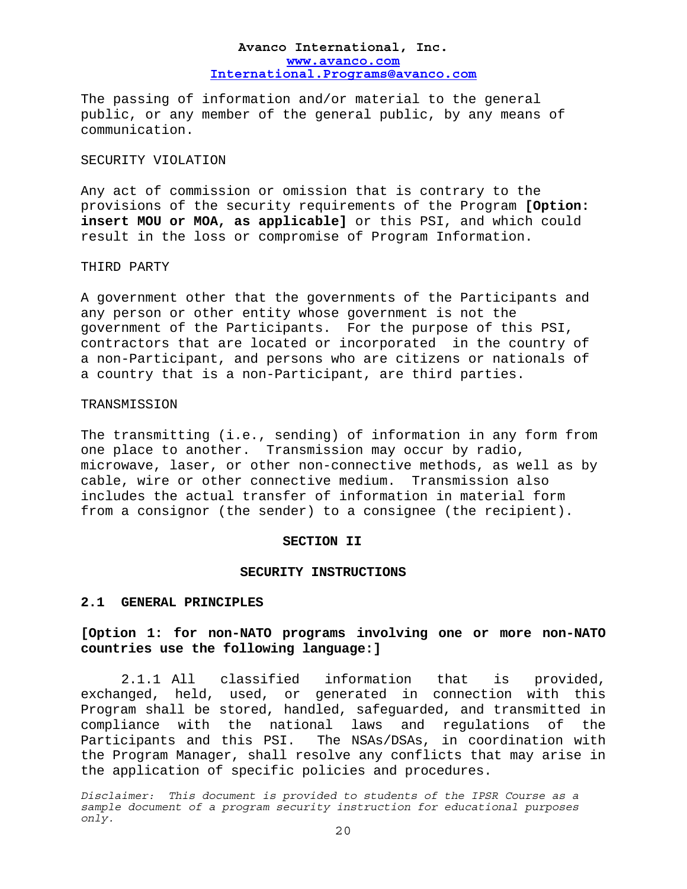The passing of information and/or material to the general public, or any member of the general public, by any means of communication.

SECURITY VIOLATION

Any act of commission or omission that is contrary to the provisions of the security requirements of the Program **[Option: insert MOU or MOA, as applicable]** or this PSI, and which could result in the loss or compromise of Program Information.

THIRD PARTY

A government other that the governments of the Participants and any person or other entity whose government is not the government of the Participants. For the purpose of this PSI, contractors that are located or incorporated in the country of a non-Participant, and persons who are citizens or nationals of a country that is a non-Participant, are third parties.

TRANSMISSION

The transmitting (i.e., sending) of information in any form from one place to another. Transmission may occur by radio, microwave, laser, or other non-connective methods, as well as by cable, wire or other connective medium. Transmission also includes the actual transfer of information in material form from a consignor (the sender) to a consignee (the recipient).

## SECTION II

## SECURITY INSTRUCTIONS

### 2.1 GENERAL PRINCIPLES

**[Option 1: for non-NATO programs involving one or more non-NATO countries use the following language:]**

2.1.1 All classified information that is provided, exchanged, held, used, or generated in connection with this Program shall be stored, handled, safeguarded, and transmitted in compliance with the national laws and regulations of the Participants and this PSI. The NSAs/DSAs, in coordination with the Program Manager, shall resolve any conflicts that may arise in the application of specific policies and procedures.

*Disclaimer: This document is provided to students of the IPSR Course as a sample document of a program security instruction for educational purposes only.*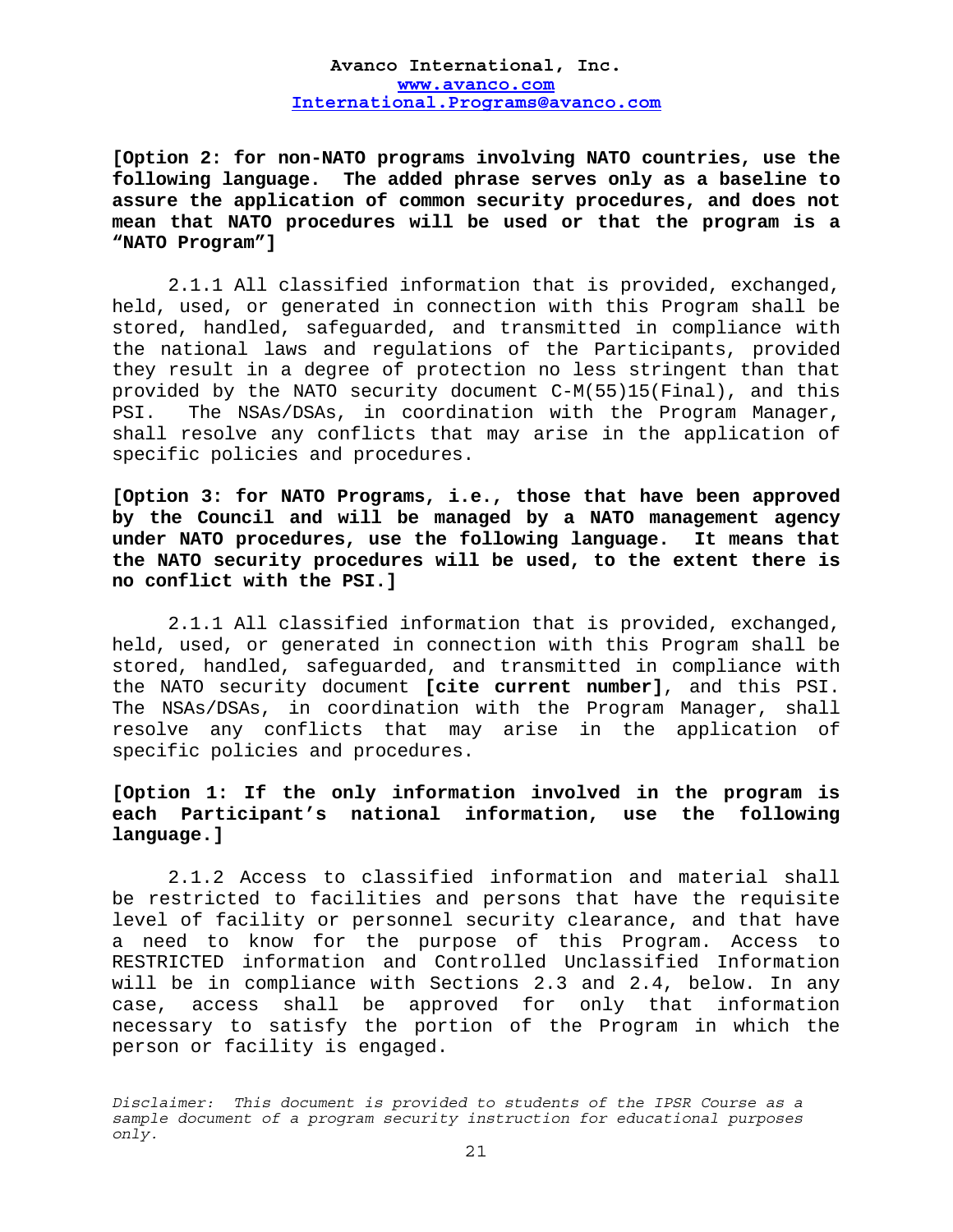**[Option 2: for non-NATO programs involving NATO countries, use the following language. The added phrase serves only as a baseline to assure the application of common security procedures, and does not mean that NATO procedures will be used or that the program is a "NATO Program"]**

2.1.1 All classified information that is provided, exchanged, held, used, or generated in connection with this Program shall be stored, handled, safeguarded, and transmitted in compliance with the national laws and regulations of the Participants, provided they result in a degree of protection no less stringent than that provided by the NATO security document C-M(55)15(Final), and this PSI. The NSAs/DSAs, in coordination with the Program Manager, shall resolve any conflicts that may arise in the application of specific policies and procedures.

**[Option 3: for NATO Programs, i.e., those that have been approved by the Council and will be managed by a NATO management agency under NATO procedures, use the following language. It means that the NATO security procedures will be used, to the extent there is no conflict with the PSI.]**

2.1.1 All classified information that is provided, exchanged, held, used, or generated in connection with this Program shall be stored, handled, safeguarded, and transmitted in compliance with the NATO security document **[cite current number]**, and this PSI. The NSAs/DSAs, in coordination with the Program Manager, shall resolve any conflicts that may arise in the application of specific policies and procedures.

**[Option 1: If the only information involved in the program is each Participant's national information, use the following language.]**

2.1.2 Access to classified information and material shall be restricted to facilities and persons that have the requisite level of facility or personnel security clearance, and that have a need to know for the purpose of this Program. Access to RESTRICTED information and Controlled Unclassified Information will be in compliance with Sections 2.3 and 2.4, below. In any case, access shall be approved for only that information necessary to satisfy the portion of the Program in which the person or facility is engaged.

*Disclaimer: This document is provided to students of the IPSR Course as a sample document of a program security instruction for educational purposes only.*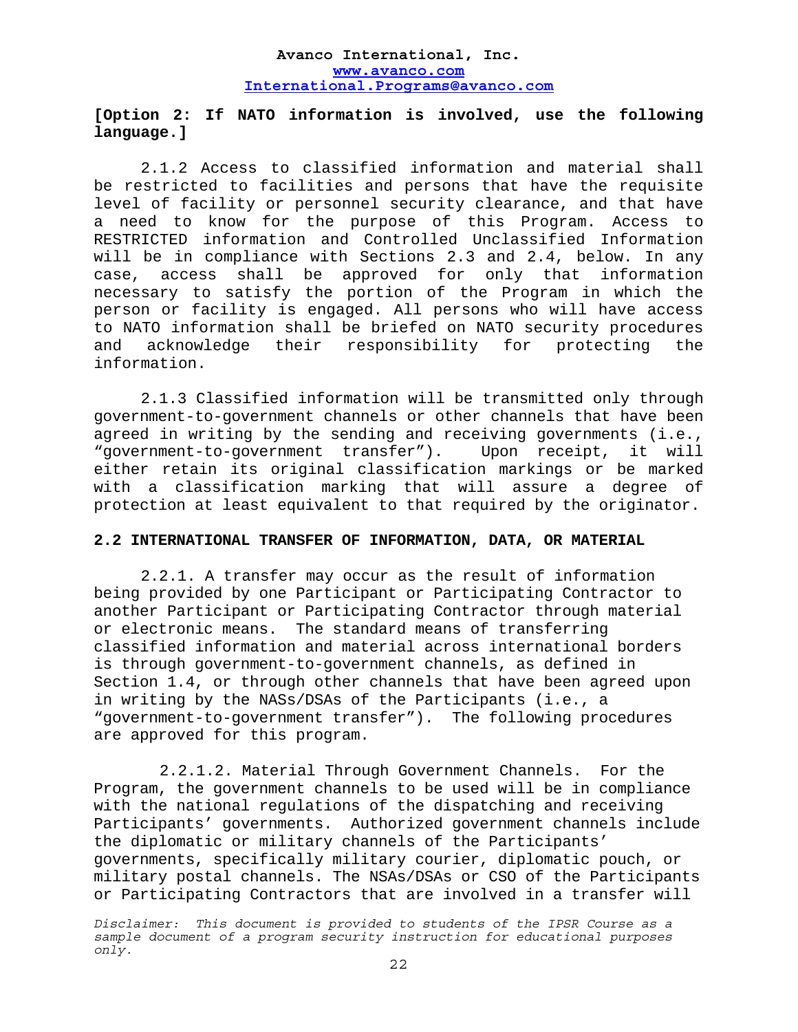**[Option 2: If NATO information is involved, use the following language.]**

2.1.2 Access to classified information and material shall be restricted to facilities and persons that have the requisite level of facility or personnel security clearance, and that have a need to know for the purpose of this Program. Access to RESTRICTED information and Controlled Unclassified Information will be in compliance with Sections 2.3 and 2.4, below. In any case, access shall be approved for only that information necessary to satisfy the portion of the Program in which the person or facility is engaged. All persons who will have access to NATO information shall be briefed on NATO security procedures and acknowledge their responsibility for protecting the information.

2.1.3 Classified information will be transmitted only through government-to-government channels or other channels that have been agreed in writing by the sending and receiving governments (i.e., "government-to-government transfer"). Upon receipt, it will either retain its original classification markings or be marked with a classification marking that will assure a degree of protection at least equivalent to that required by the originator.

**2.2 INTERNATIONAL TRANSFER OF INFORMATION, DATA, OR MATERIAL**

2.2.1. A transfer may occur as the result of information being provided by one Participant or Participating Contractor to another Participant or Participating Contractor through material or electronic means. The standard means of transferring classified information and material across international borders is through government-to-government channels, as defined in Section 1.4, or through other channels that have been agreed upon in writing by the NASs/DSAs of the Participants (i.e., a "government-to-government transfer"). The following procedures are approved for this program.

2.2.1.2. Material Through Government Channels. For the Program, the government channels to be used will be in compliance with the national regulations of the dispatching and receiving Participants' governments. Authorized government channels include the diplomatic or military channels of the Participants' governments, specifically military courier, diplomatic pouch, or military postal channels. The NSAs/DSAs or CSO of the Participants or Participating Contractors that are involved in a transfer will

*Disclaimer: This document is provided to students of the IPSR Course as a sample document of a program security instruction for educational purposes only.*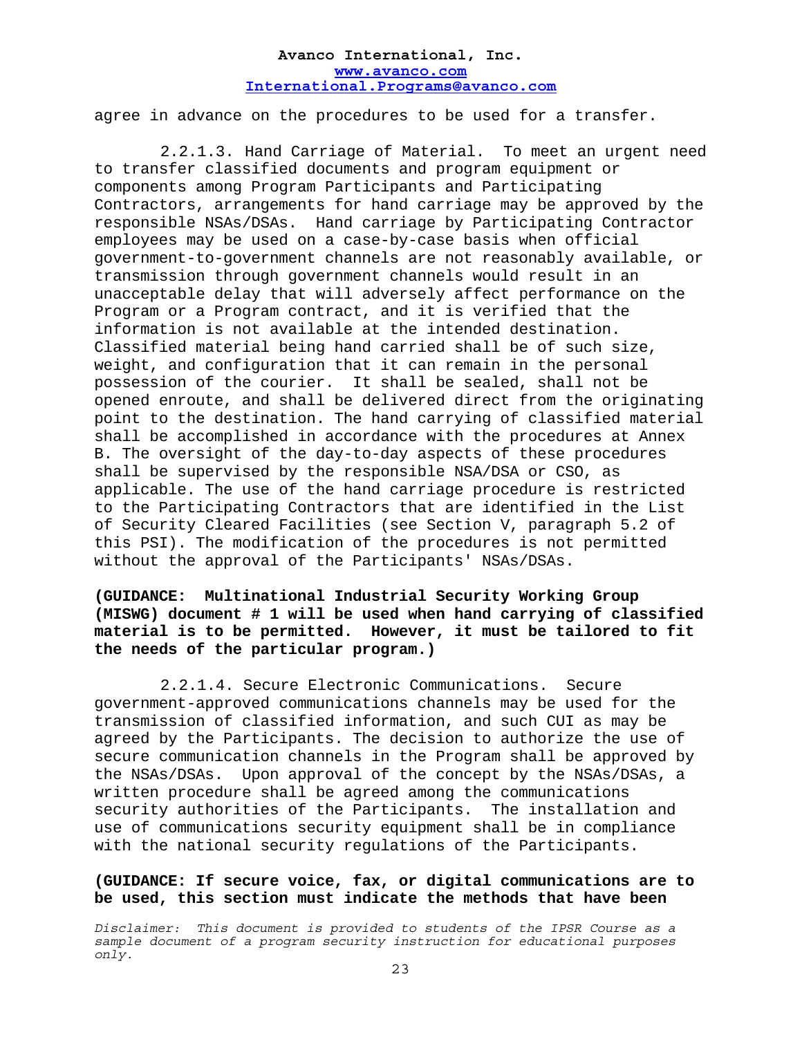agree in advance on the procedures to be used for a transfer.

2.2.1.3. Hand Carriage of Material. To meet an urgent need to transfer classified documents and program equipment or components among Program Participants and Participating Contractors, arrangements for hand carriage may be approved by the responsible NSAs/DSAs. Hand carriage by Participating Contractor employees may be used on a case-by-case basis when official government-to-government channels are not reasonably available, or transmission through government channels would result in an unacceptable delay that will adversely affect performance on the Program or a Program contract, and it is verified that the information is not available at the intended destination. Classified material being hand carried shall be of such size, weight, and configuration that it can remain in the personal possession of the courier. It shall be sealed, shall not be opened enroute, and shall be delivered direct from the originating point to the destination. The hand carrying of classified material shall be accomplished in accordance with the procedures at Annex B. The oversight of the day-to-day aspects of these procedures shall be supervised by the responsible NSA/DSA or CSO, as applicable. The use of the hand carriage procedure is restricted to the Participating Contractors that are identified in the List of Security Cleared Facilities (see Section V, paragraph 5.2 of this PSI). The modification of the procedures is not permitted without the approval of the Participants' NSAs/DSAs.

**(GUIDANCE: Multinational Industrial Security Working Group (MISWG) document # 1 will be used when hand carrying of classified material is to be permitted. However, it must be tailored to fit the needs of the particular program.)**

2.2.1.4. Secure Electronic Communications. Secure government-approved communications channels may be used for the transmission of classified information, and such CUI as may be agreed by the Participants. The decision to authorize the use of secure communication channels in the Program shall be approved by the NSAs/DSAs. Upon approval of the concept by the NSAs/DSAs, a written procedure shall be agreed among the communications security authorities of the Participants. The installation and use of communications security equipment shall be in compliance with the national security regulations of the Participants.

**(GUIDANCE: If secure voice, fax, or digital communications are to be used, this section must indicate the methods that have been**

*Disclaimer: This document is provided to students of the IPSR Course as a sample document of a program security instruction for educational purposes only.*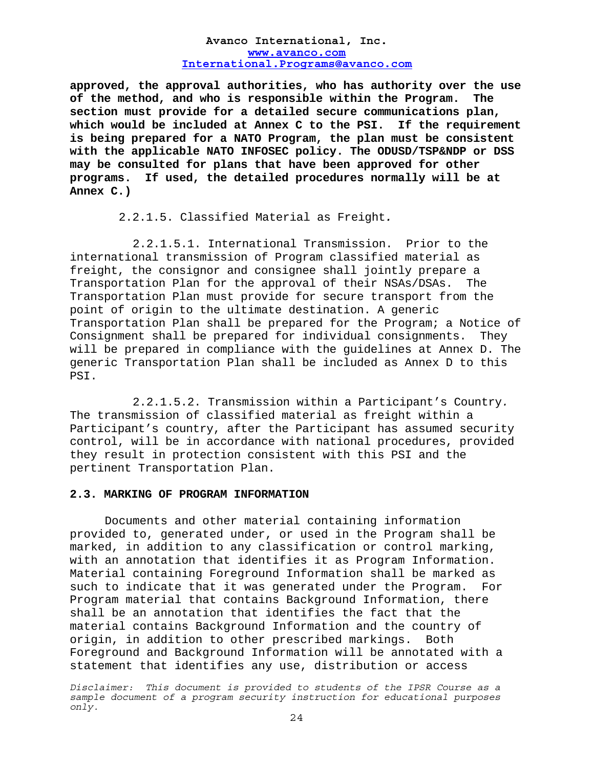**approved, the approval authorities, who has authority over the use of the method, and who is responsible within the Program. The section must provide for a detailed secure communications plan, which would be included at Annex C to the PSI. If the requirement is being prepared for a NATO Program, the plan must be consistent with the applicable NATO INFOSEC policy. The ODUSD/TSP&NDP or DSS may be consulted for plans that have been approved for other programs. If used, the detailed procedures normally will be at Annex C.)**

2.2.1.5. Classified Material as Freight*.*

2.2.1.5.1. International Transmission. Prior to the international transmission of Program classified material as freight, the consignor and consignee shall jointly prepare a Transportation Plan for the approval of their NSAs/DSAs. The Transportation Plan must provide for secure transport from the point of origin to the ultimate destination. A generic Transportation Plan shall be prepared for the Program; a Notice of Consignment shall be prepared for individual consignments. They will be prepared in compliance with the guidelines at Annex D. The generic Transportation Plan shall be included as Annex D to this PSI.

2.2.1.5.2. Transmission within a Participant's Country*.* The transmission of classified material as freight within a Participant's country, after the Participant has assumed security control, will be in accordance with national procedures, provided they result in protection consistent with this PSI and the pertinent Transportation Plan.

## 2.3. MARKING OF PROGRAM INFORMATION

Documents and other material containing information provided to, generated under, or used in the Program shall be marked, in addition to any classification or control marking, with an annotation that identifies it as Program Information. Material containing Foreground Information shall be marked as such to indicate that it was generated under the Program. For Program material that contains Background Information, there shall be an annotation that identifies the fact that the material contains Background Information and the country of origin, in addition to other prescribed markings. Both Foreground and Background Information will be annotated with a statement that identifies any use, distribution or access

*Disclaimer: This document is provided to students of the IPSR Course as a sample document of a program security instruction for educational purposes only.*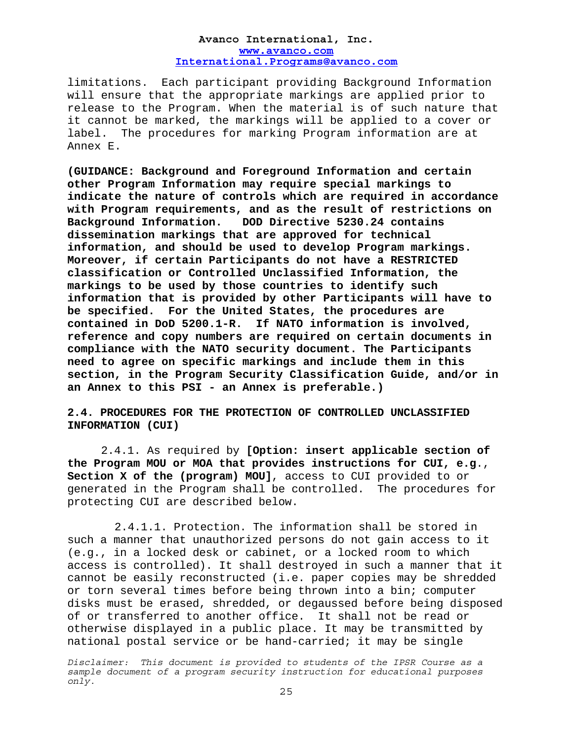limitations. Each participant providing Background Information will ensure that the appropriate markings are applied prior to release to the Program. When the material is of such nature that it cannot be marked, the markings will be applied to a cover or label. The procedures for marking Program information are at Annex E.

**(GUIDANCE: Background and Foreground Information and certain other Program Information may require special markings to indicate the nature of controls which are required in accordance with Program requirements, and as the result of restrictions on Background Information. DOD Directive 5230.24 contains dissemination markings that are approved for technical information, and should be used to develop Program markings. Moreover, if certain Participants do not have a RESTRICTED classification or Controlled Unclassified Information, the markings to be used by those countries to identify such information that is provided by other Participants will have to be specified. For the United States, the procedures are contained in DoD 5200.1-R. If NATO information is involved, reference and copy numbers are required on certain documents in compliance with the NATO security document. The Participants need to agree on specific markings and include them in this section, in the Program Security Classification Guide, and/or in an Annex to this PSI - an Annex is preferable.)**

## 2.4. PROCEDURES FOR THE PROTECTION OF CONTROLLED UNCLASSIFIED INFORMATION (CUI)

2.4.1. As required by **[Option: insert applicable section of the Program MOU or MOA that provides instructions for CUI, e.g., Section X of the (program) MOU]**, access to CUI provided to or generated in the Program shall be controlled. The procedures for protecting CUI are described below.

2.4.1.1. Protection. The information shall be stored in such a manner that unauthorized persons do not gain access to it (e.g., in a locked desk or cabinet, or a locked room to which access is controlled). It shall destroyed in such a manner that it cannot be easily reconstructed (i.e. paper copies may be shredded or torn several times before being thrown into a bin; computer disks must be erased, shredded, or degaussed before being disposed of or transferred to another office. It shall not be read or otherwise displayed in a public place. It may be transmitted by national postal service or be hand-carried; it may be single

*Disclaimer: This document is provided to students of the IPSR Course as a sample document of a program security instruction for educational purposes only.*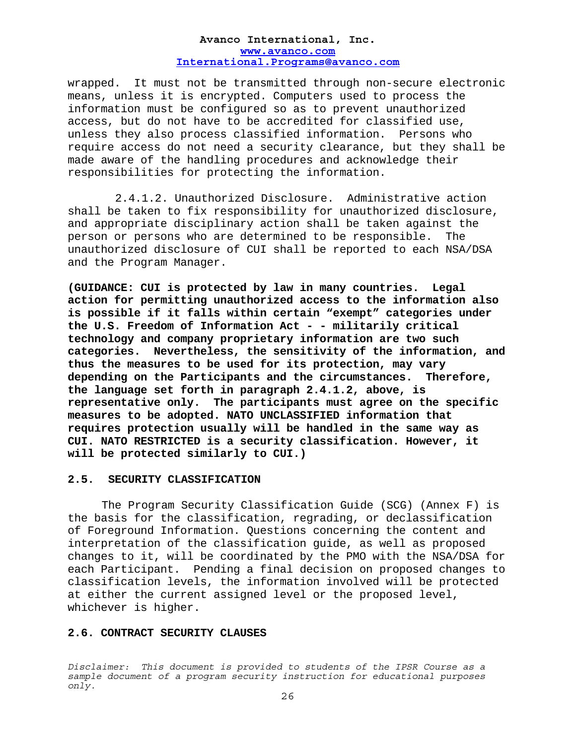wrapped. It must not be transmitted through non-secure electronic means, unless it is encrypted. Computers used to process the information must be configured so as to prevent unauthorized access, but do not have to be accredited for classified use, unless they also process classified information. Persons who require access do not need a security clearance, but they shall be made aware of the handling procedures and acknowledge their responsibilities for protecting the information.

2.4.1.2. Unauthorized Disclosure. Administrative action shall be taken to fix responsibility for unauthorized disclosure, and appropriate disciplinary action shall be taken against the person or persons who are determined to be responsible. The unauthorized disclosure of CUI shall be reported to each NSA/DSA and the Program Manager.

**(GUIDANCE: CUI is protected by law in many countries. Legal action for permitting unauthorized access to the information also is possible if it falls within certain "exempt" categories under the U.S. Freedom of Information Act - - militarily critical technology and company proprietary information are two such categories. Nevertheless, the sensitivity of the information, and thus the measures to be used for its protection, may vary depending on the Participants and the circumstances. Therefore, the language set forth in paragraph 2.4.1.2, above, is representative only. The participants must agree on the specific measures to be adopted. NATO UNCLASSIFIED information that requires protection usually will be handled in the same way as CUI. NATO RESTRICTED is a security classification. However, it will be protected similarly to CUI.)**

## 2.5. SECURITY CLASSIFICATION

The Program Security Classification Guide (SCG) (Annex F) is the basis for the classification, regrading, or declassification of Foreground Information. Questions concerning the content and interpretation of the classification guide, as well as proposed changes to it, will be coordinated by the PMO with the NSA/DSA for each Participant. Pending a final decision on proposed changes to classification levels, the information involved will be protected at either the current assigned level or the proposed level, whichever is higher.

## 2.6. CONTRACT SECURITY CLAUSES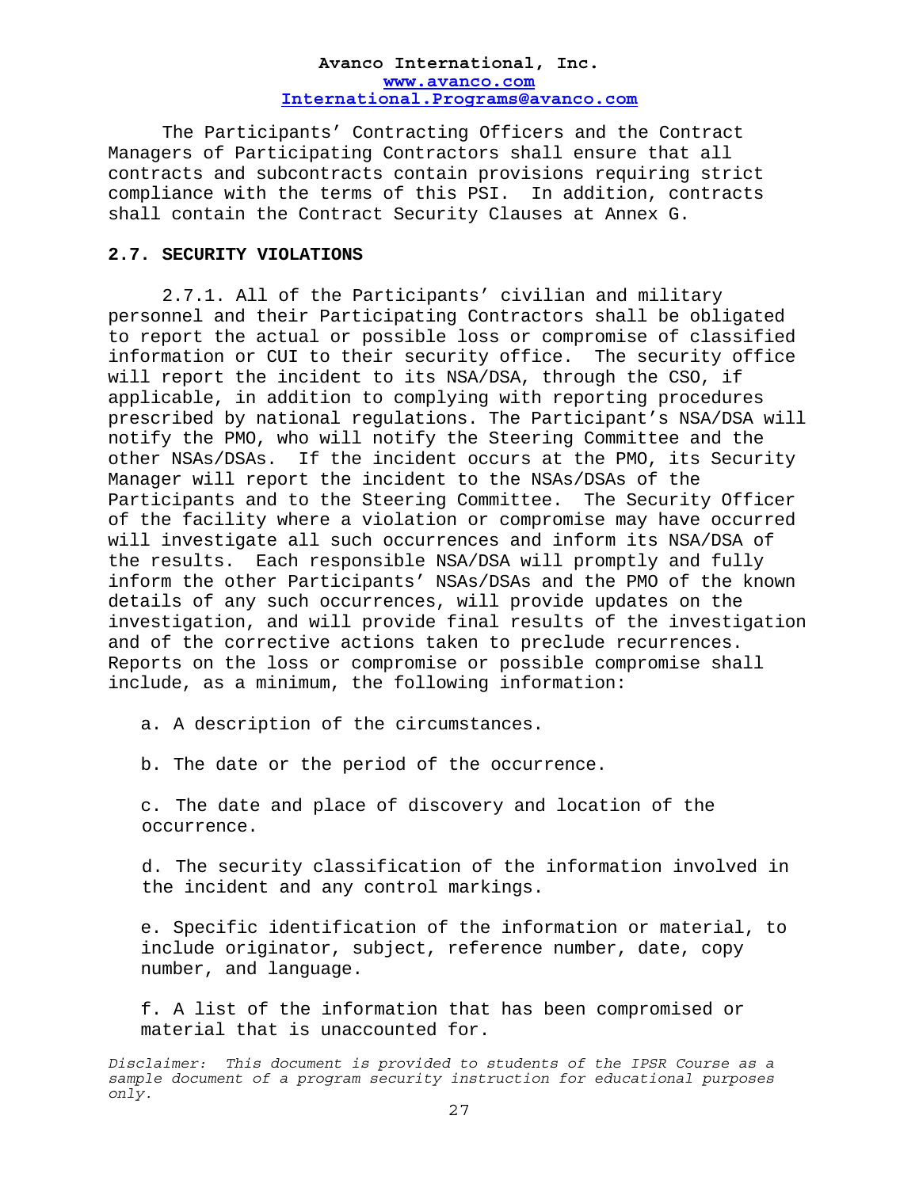The Participants' Contracting Officers and the Contract Managers of Participating Contractors shall ensure that all contracts and subcontracts contain provisions requiring strict compliance with the terms of this PSI. In addition, contracts shall contain the Contract Security Clauses at Annex G.

## 2.7. SECURITY VIOLATIONS

2.7.1. All of the Participants' civilian and military personnel and their Participating Contractors shall be obligated to report the actual or possible loss or compromise of classified information or CUI to their security office. The security office will report the incident to its NSA/DSA, through the CSO, if applicable, in addition to complying with reporting procedures prescribed by national regulations. The Participant's NSA/DSA will notify the PMO, who will notify the Steering Committee and the other NSAs/DSAs. If the incident occurs at the PMO, its Security Manager will report the incident to the NSAs/DSAs of the Participants and to the Steering Committee. The Security Officer of the facility where a violation or compromise may have occurred will investigate all such occurrences and inform its NSA/DSA of the results. Each responsible NSA/DSA will promptly and fully inform the other Participants' NSAs/DSAs and the PMO of the known details of any such occurrences, will provide updates on the investigation, and will provide final results of the investigation and of the corrective actions taken to preclude recurrences. Reports on the loss or compromise or possible compromise shall include, as a minimum, the following information:

a. A description of the circumstances.

b. The date or the period of the occurrence.

c. The date and place of discovery and location of the occurrence.

d. The security classification of the information involved in the incident and any control markings.

e. Specific identification of the information or material, to include originator, subject, reference number, date, copy number, and language.

f. A list of the information that has been compromised or material that is unaccounted for.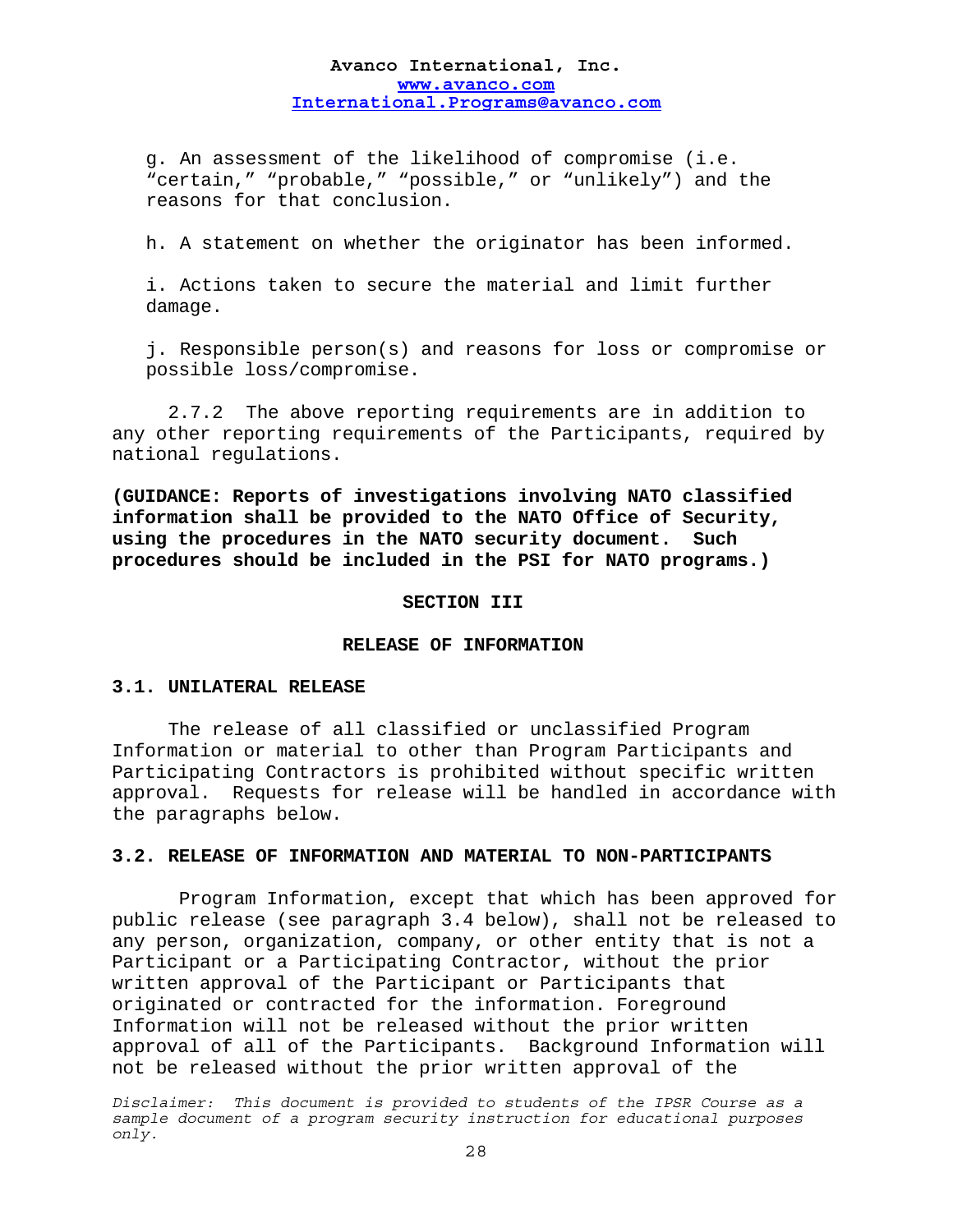g. An assessment of the likelihood of compromise (i.e. "certain," "probable," "possible," or "unlikely") and the reasons for that conclusion.

h. A statement on whether the originator has been informed.

i. Actions taken to secure the material and limit further damage.

j. Responsible person(s) and reasons for loss or compromise or possible loss/compromise.

2.7.2 The above reporting requirements are in addition to any other reporting requirements of the Participants, required by national regulations.

**(GUIDANCE: Reports of investigations involving NATO classified information shall be provided to the NATO Office of Security, using the procedures in the NATO security document. Such procedures should be included in the PSI for NATO programs.)**

## SECTION III

## RELEASE OF INFORMATION

### 3.1. UNILATERAL RELEASE

The release of all classified or unclassified Program Information or material to other than Program Participants and Participating Contractors is prohibited without specific written approval. Requests for release will be handled in accordance with the paragraphs below.

### 3.2. RELEASE OF INFORMATION AND MATERIAL TO NON-PARTICIPANTS

Program Information, except that which has been approved for public release (see paragraph 3.4 below), shall not be released to any person, organization, company, or other entity that is not a Participant or a Participating Contractor, without the prior written approval of the Participant or Participants that originated or contracted for the information. Foreground Information will not be released without the prior written approval of all of the Participants. Background Information will not be released without the prior written approval of the

*Disclaimer: This document is provided to students of the IPSR Course as a sample document of a program security instruction for educational purposes only.*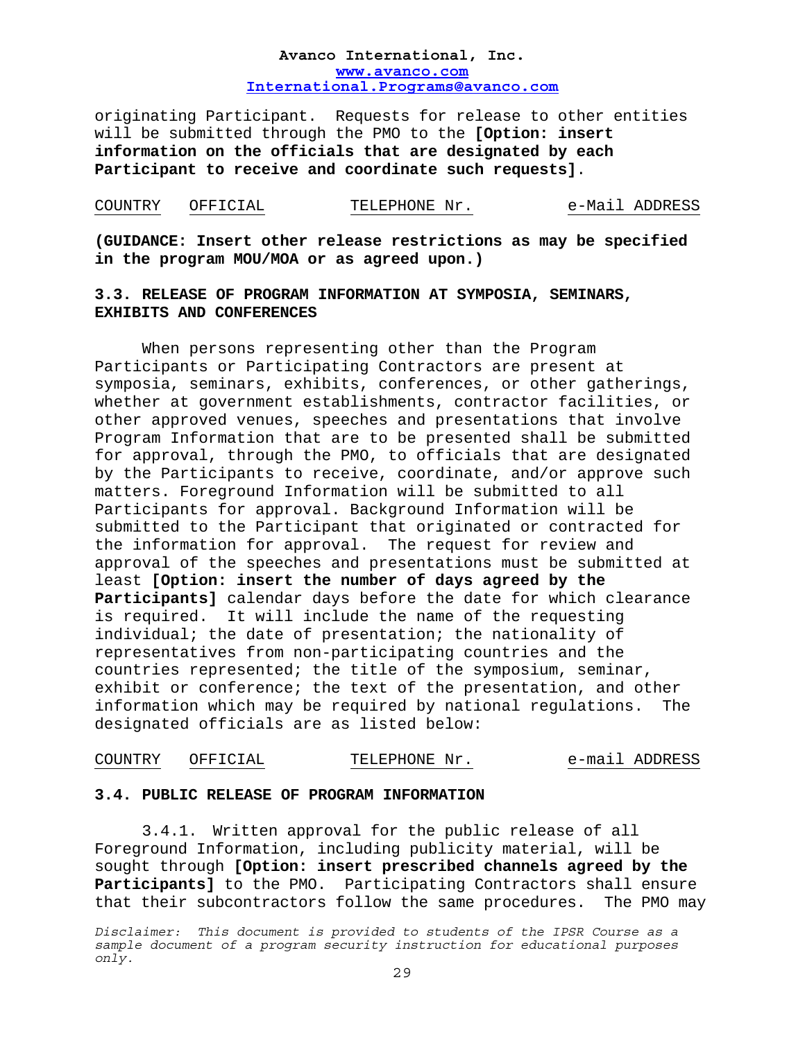originating Participant. Requests for release to other entities will be submitted through the PMO to the **[Option: insert information on the officials that are designated by each Participant to receive and coordinate such requests]**.

| COUNTRY | OFFICIAL | TELEPHONE Nr. | e-Mail ADDRESS |
|---|---|---|---|

**(GUIDANCE: Insert other release restrictions as may be specified in the program MOU/MOA or as agreed upon.)**

### 3.3. RELEASE OF PROGRAM INFORMATION AT SYMPOSIA, SEMINARS, EXHIBITS AND CONFERENCES

When persons representing other than the Program Participants or Participating Contractors are present at symposia, seminars, exhibits, conferences, or other gatherings, whether at government establishments, contractor facilities, or other approved venues, speeches and presentations that involve Program Information that are to be presented shall be submitted for approval, through the PMO, to officials that are designated by the Participants to receive, coordinate, and/or approve such matters. Foreground Information will be submitted to all Participants for approval. Background Information will be submitted to the Participant that originated or contracted for the information for approval. The request for review and approval of the speeches and presentations must be submitted at least **[Option: insert the number of days agreed by the Participants]** calendar days before the date for which clearance is required. It will include the name of the requesting individual; the date of presentation; the nationality of representatives from non-participating countries and the countries represented; the title of the symposium, seminar, exhibit or conference; the text of the presentation, and other information which may be required by national regulations. The designated officials are as listed below:

| COUNTRY | OFFICIAL | TELEPHONE Nr. | e-mail ADDRESS |
|---|---|---|---|

### 3.4. PUBLIC RELEASE OF PROGRAM INFORMATION

3.4.1. Written approval for the public release of all Foreground Information, including publicity material, will be sought through **[Option: insert prescribed channels agreed by the Participants]** to the PMO. Participating Contractors shall ensure that their subcontractors follow the same procedures. The PMO may

*Disclaimer: This document is provided to students of the IPSR Course as a sample document of a program security instruction for educational purposes only.*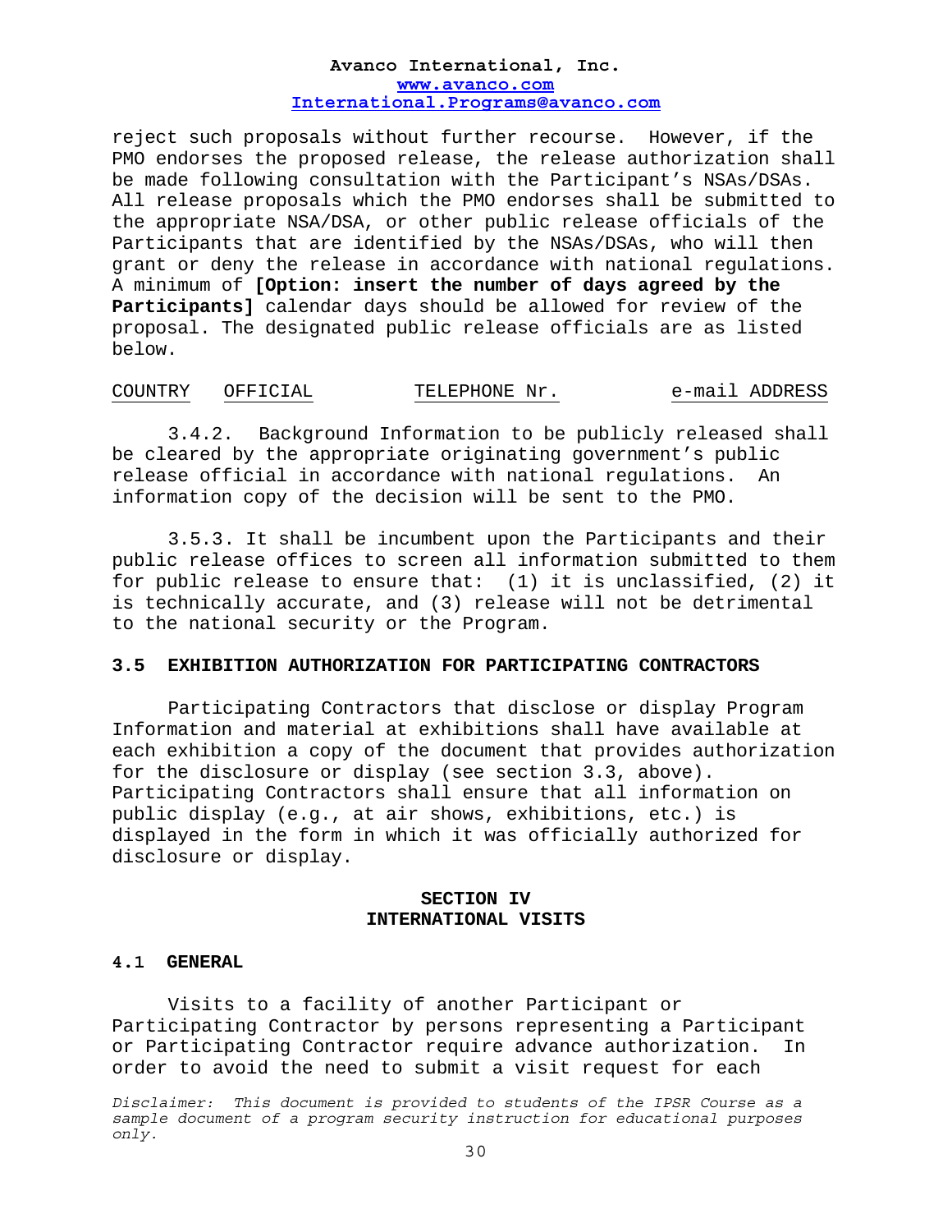reject such proposals without further recourse. However, if the PMO endorses the proposed release, the release authorization shall be made following consultation with the Participant's NSAs/DSAs. All release proposals which the PMO endorses shall be submitted to the appropriate NSA/DSA, or other public release officials of the Participants that are identified by the NSAs/DSAs, who will then grant or deny the release in accordance with national regulations. A minimum of **[Option: insert the number of days agreed by the Participants]** calendar days should be allowed for review of the proposal. The designated public release officials are as listed below.

| COUNTRY | OFFICIAL | TELEPHONE Nr. | e-mail ADDRESS |
|---|---|---|---|

3.4.2. Background Information to be publicly released shall be cleared by the appropriate originating government's public release official in accordance with national regulations. An information copy of the decision will be sent to the PMO.

3.5.3. It shall be incumbent upon the Participants and their public release offices to screen all information submitted to them for public release to ensure that: (1) it is unclassified, (2) it is technically accurate, and (3) release will not be detrimental to the national security or the Program.

### 3.5 EXHIBITION AUTHORIZATION FOR PARTICIPATING CONTRACTORS

Participating Contractors that disclose or display Program Information and material at exhibitions shall have available at each exhibition a copy of the document that provides authorization for the disclosure or display (see section 3.3, above). Participating Contractors shall ensure that all information on public display (e.g., at air shows, exhibitions, etc.) is displayed in the form in which it was officially authorized for disclosure or display.

## SECTION IV
## INTERNATIONAL VISITS

### 4.1 GENERAL

Visits to a facility of another Participant or Participating Contractor by persons representing a Participant or Participating Contractor require advance authorization. In order to avoid the need to submit a visit request for each

*Disclaimer: This document is provided to students of the IPSR Course as a sample document of a program security instruction for educational purposes only.*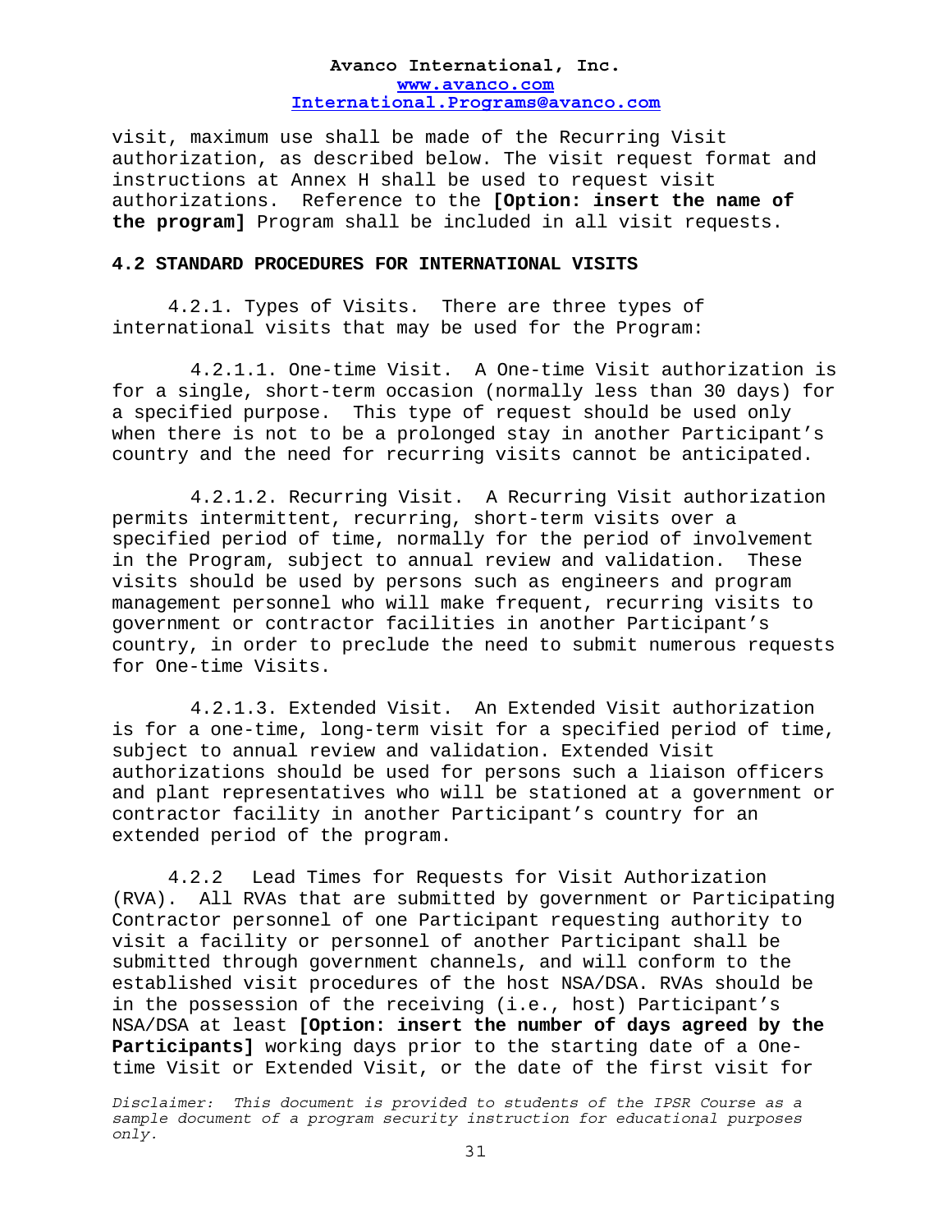visit, maximum use shall be made of the Recurring Visit authorization, as described below. The visit request format and instructions at Annex H shall be used to request visit authorizations. Reference to the **[Option: insert the name of the program]** Program shall be included in all visit requests.

## 4.2 STANDARD PROCEDURES FOR INTERNATIONAL VISITS

4.2.1. Types of Visits. There are three types of international visits that may be used for the Program:

4.2.1.1. One-time Visit. A One-time Visit authorization is for a single, short-term occasion (normally less than 30 days) for a specified purpose. This type of request should be used only when there is not to be a prolonged stay in another Participant's country and the need for recurring visits cannot be anticipated.

4.2.1.2. Recurring Visit. A Recurring Visit authorization permits intermittent, recurring, short-term visits over a specified period of time, normally for the period of involvement in the Program, subject to annual review and validation. These visits should be used by persons such as engineers and program management personnel who will make frequent, recurring visits to government or contractor facilities in another Participant's country, in order to preclude the need to submit numerous requests for One-time Visits.

4.2.1.3. Extended Visit. An Extended Visit authorization is for a one-time, long-term visit for a specified period of time, subject to annual review and validation. Extended Visit authorizations should be used for persons such a liaison officers and plant representatives who will be stationed at a government or contractor facility in another Participant's country for an extended period of the program.

4.2.2 Lead Times for Requests for Visit Authorization (RVA). All RVAs that are submitted by government or Participating Contractor personnel of one Participant requesting authority to visit a facility or personnel of another Participant shall be submitted through government channels, and will conform to the established visit procedures of the host NSA/DSA. RVAs should be in the possession of the receiving (i.e., host) Participant's NSA/DSA at least **[Option: insert the number of days agreed by the Participants]** working days prior to the starting date of a One-time Visit or Extended Visit, or the date of the first visit for

*Disclaimer: This document is provided to students of the IPSR Course as a sample document of a program security instruction for educational purposes only.*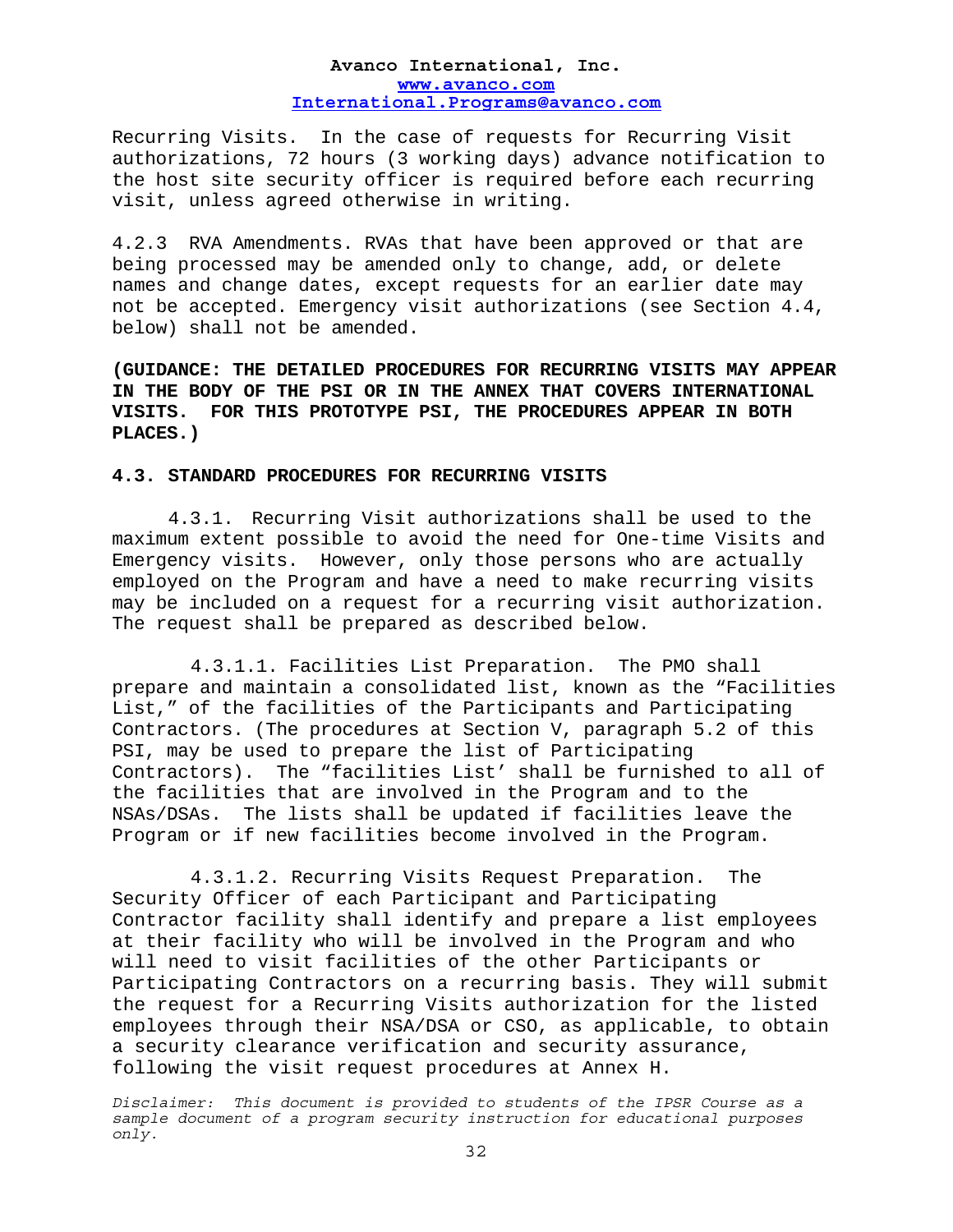Recurring Visits. In the case of requests for Recurring Visit authorizations, 72 hours (3 working days) advance notification to the host site security officer is required before each recurring visit, unless agreed otherwise in writing.

4.2.3 RVA Amendments. RVAs that have been approved or that are being processed may be amended only to change, add, or delete names and change dates, except requests for an earlier date may not be accepted. Emergency visit authorizations (see Section 4.4, below) shall not be amended.

**(GUIDANCE: THE DETAILED PROCEDURES FOR RECURRING VISITS MAY APPEAR IN THE BODY OF THE PSI OR IN THE ANNEX THAT COVERS INTERNATIONAL VISITS. FOR THIS PROTOTYPE PSI, THE PROCEDURES APPEAR IN BOTH PLACES.)**

### 4.3. STANDARD PROCEDURES FOR RECURRING VISITS

4.3.1. Recurring Visit authorizations shall be used to the maximum extent possible to avoid the need for One-time Visits and Emergency visits. However, only those persons who are actually employed on the Program and have a need to make recurring visits may be included on a request for a recurring visit authorization. The request shall be prepared as described below.

4.3.1.1. Facilities List Preparation. The PMO shall prepare and maintain a consolidated list, known as the "Facilities List," of the facilities of the Participants and Participating Contractors. (The procedures at Section V, paragraph 5.2 of this PSI, may be used to prepare the list of Participating Contractors). The "facilities List' shall be furnished to all of the facilities that are involved in the Program and to the NSAs/DSAs. The lists shall be updated if facilities leave the Program or if new facilities become involved in the Program.

4.3.1.2. Recurring Visits Request Preparation. The Security Officer of each Participant and Participating Contractor facility shall identify and prepare a list employees at their facility who will be involved in the Program and who will need to visit facilities of the other Participants or Participating Contractors on a recurring basis. They will submit the request for a Recurring Visits authorization for the listed employees through their NSA/DSA or CSO, as applicable, to obtain a security clearance verification and security assurance, following the visit request procedures at Annex H.

*Disclaimer: This document is provided to students of the IPSR Course as a sample document of a program security instruction for educational purposes only.*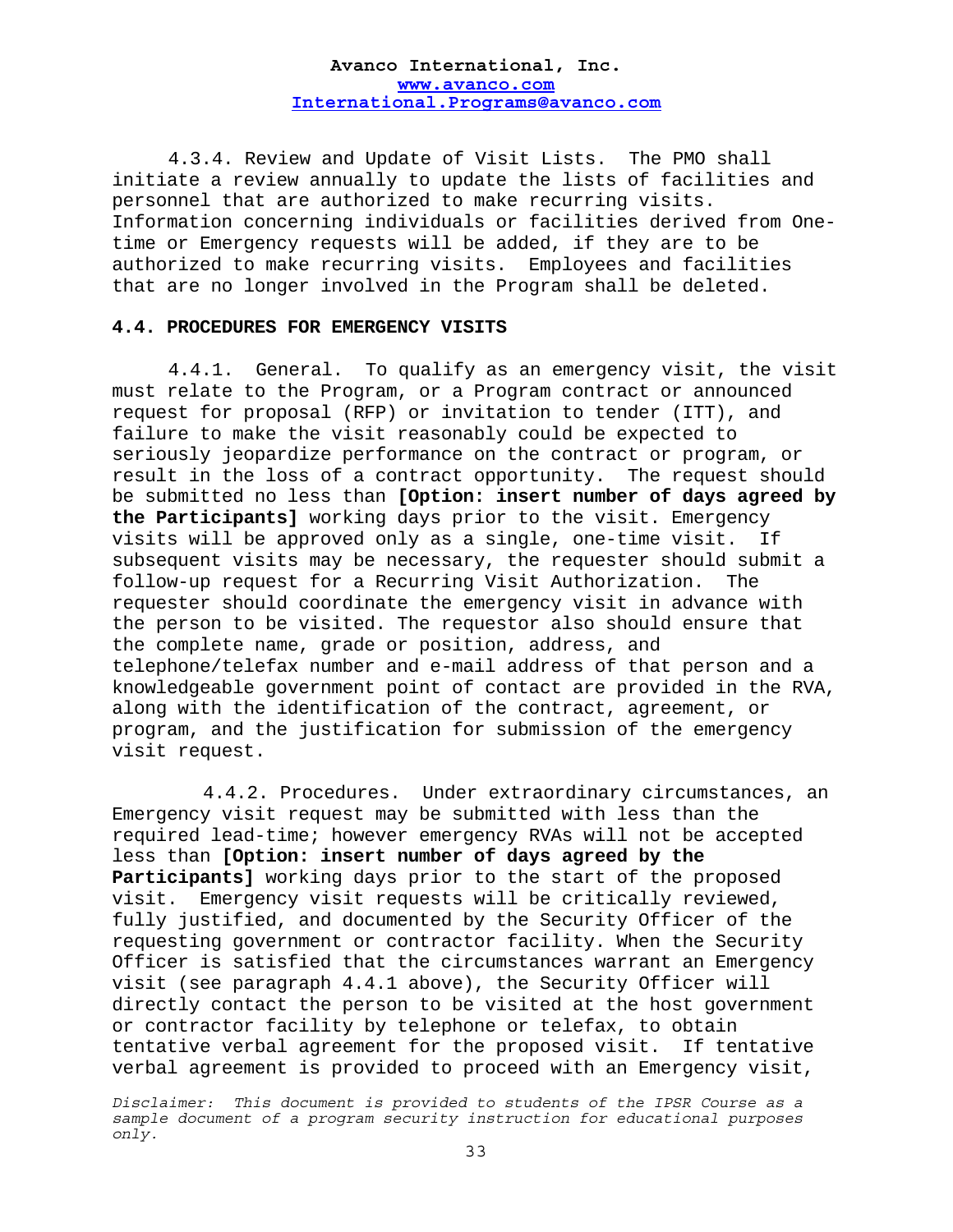4.3.4. Review and Update of Visit Lists. The PMO shall initiate a review annually to update the lists of facilities and personnel that are authorized to make recurring visits. Information concerning individuals or facilities derived from One-time or Emergency requests will be added, if they are to be authorized to make recurring visits. Employees and facilities that are no longer involved in the Program shall be deleted.

**4.4. PROCEDURES FOR EMERGENCY VISITS**

4.4.1. General. To qualify as an emergency visit, the visit must relate to the Program, or a Program contract or announced request for proposal (RFP) or invitation to tender (ITT), and failure to make the visit reasonably could be expected to seriously jeopardize performance on the contract or program, or result in the loss of a contract opportunity. The request should be submitted no less than **[Option: insert number of days agreed by the Participants]** working days prior to the visit. Emergency visits will be approved only as a single, one-time visit. If subsequent visits may be necessary, the requester should submit a follow-up request for a Recurring Visit Authorization. The requester should coordinate the emergency visit in advance with the person to be visited. The requestor also should ensure that the complete name, grade or position, address, and telephone/telefax number and e-mail address of that person and a knowledgeable government point of contact are provided in the RVA, along with the identification of the contract, agreement, or program, and the justification for submission of the emergency visit request.

4.4.2. Procedures. Under extraordinary circumstances, an Emergency visit request may be submitted with less than the required lead-time; however emergency RVAs will not be accepted less than **[Option: insert number of days agreed by the Participants]** working days prior to the start of the proposed visit. Emergency visit requests will be critically reviewed, fully justified, and documented by the Security Officer of the requesting government or contractor facility. When the Security Officer is satisfied that the circumstances warrant an Emergency visit (see paragraph 4.4.1 above), the Security Officer will directly contact the person to be visited at the host government or contractor facility by telephone or telefax, to obtain tentative verbal agreement for the proposed visit. If tentative verbal agreement is provided to proceed with an Emergency visit,

*Disclaimer: This document is provided to students of the IPSR Course as a sample document of a program security instruction for educational purposes only.*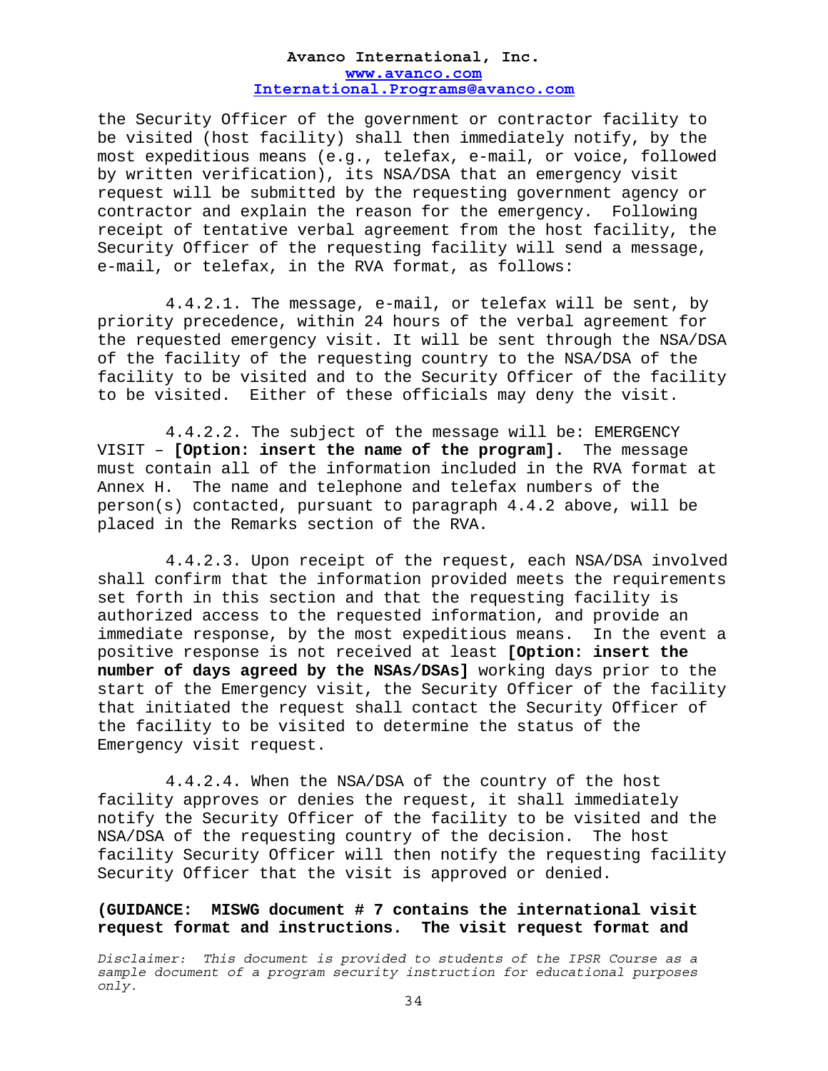the Security Officer of the government or contractor facility to be visited (host facility) shall then immediately notify, by the most expeditious means (e.g., telefax, e-mail, or voice, followed by written verification), its NSA/DSA that an emergency visit request will be submitted by the requesting government agency or contractor and explain the reason for the emergency. Following receipt of tentative verbal agreement from the host facility, the Security Officer of the requesting facility will send a message, e-mail, or telefax, in the RVA format, as follows:

4.4.2.1. The message, e-mail, or telefax will be sent, by priority precedence, within 24 hours of the verbal agreement for the requested emergency visit. It will be sent through the NSA/DSA of the facility of the requesting country to the NSA/DSA of the facility to be visited and to the Security Officer of the facility to be visited. Either of these officials may deny the visit.

4.4.2.2. The subject of the message will be: EMERGENCY VISIT – **[Option: insert the name of the program].** The message must contain all of the information included in the RVA format at Annex H. The name and telephone and telefax numbers of the person(s) contacted, pursuant to paragraph 4.4.2 above, will be placed in the Remarks section of the RVA.

4.4.2.3. Upon receipt of the request, each NSA/DSA involved shall confirm that the information provided meets the requirements set forth in this section and that the requesting facility is authorized access to the requested information, and provide an immediate response, by the most expeditious means. In the event a positive response is not received at least **[Option: insert the number of days agreed by the NSAs/DSAs]** working days prior to the start of the Emergency visit, the Security Officer of the facility that initiated the request shall contact the Security Officer of the facility to be visited to determine the status of the Emergency visit request.

4.4.2.4. When the NSA/DSA of the country of the host facility approves or denies the request, it shall immediately notify the Security Officer of the facility to be visited and the NSA/DSA of the requesting country of the decision. The host facility Security Officer will then notify the requesting facility Security Officer that the visit is approved or denied.

**(GUIDANCE: MISWG document # 7 contains the international visit request format and instructions. The visit request format and**

*Disclaimer: This document is provided to students of the IPSR Course as a sample document of a program security instruction for educational purposes only.*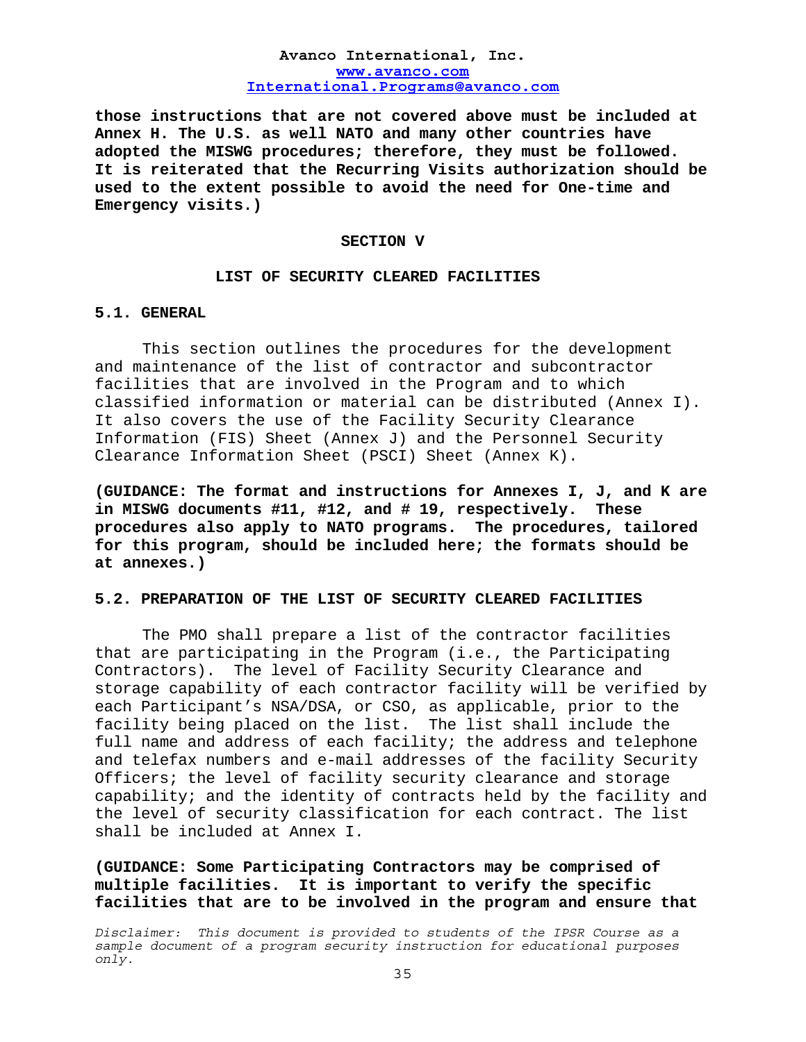**those instructions that are not covered above must be included at Annex H. The U.S. as well NATO and many other countries have adopted the MISWG procedures; therefore, they must be followed. It is reiterated that the Recurring Visits authorization should be used to the extent possible to avoid the need for One-time and Emergency visits.)**

## SECTION V

## LIST OF SECURITY CLEARED FACILITIES

### 5.1. GENERAL

This section outlines the procedures for the development and maintenance of the list of contractor and subcontractor facilities that are involved in the Program and to which classified information or material can be distributed (Annex I). It also covers the use of the Facility Security Clearance Information (FIS) Sheet (Annex J) and the Personnel Security Clearance Information Sheet (PSCI) Sheet (Annex K).

**(GUIDANCE: The format and instructions for Annexes I, J, and K are in MISWG documents #11, #12, and # 19, respectively. These procedures also apply to NATO programs. The procedures, tailored for this program, should be included here; the formats should be at annexes.)**

### 5.2. PREPARATION OF THE LIST OF SECURITY CLEARED FACILITIES

The PMO shall prepare a list of the contractor facilities that are participating in the Program (i.e., the Participating Contractors). The level of Facility Security Clearance and storage capability of each contractor facility will be verified by each Participant's NSA/DSA, or CSO, as applicable, prior to the facility being placed on the list. The list shall include the full name and address of each facility; the address and telephone and telefax numbers and e-mail addresses of the facility Security Officers; the level of facility security clearance and storage capability; and the identity of contracts held by the facility and the level of security classification for each contract. The list shall be included at Annex I.

**(GUIDANCE: Some Participating Contractors may be comprised of multiple facilities. It is important to verify the specific facilities that are to be involved in the program and ensure that**

*Disclaimer: This document is provided to students of the IPSR Course as a sample document of a program security instruction for educational purposes only.*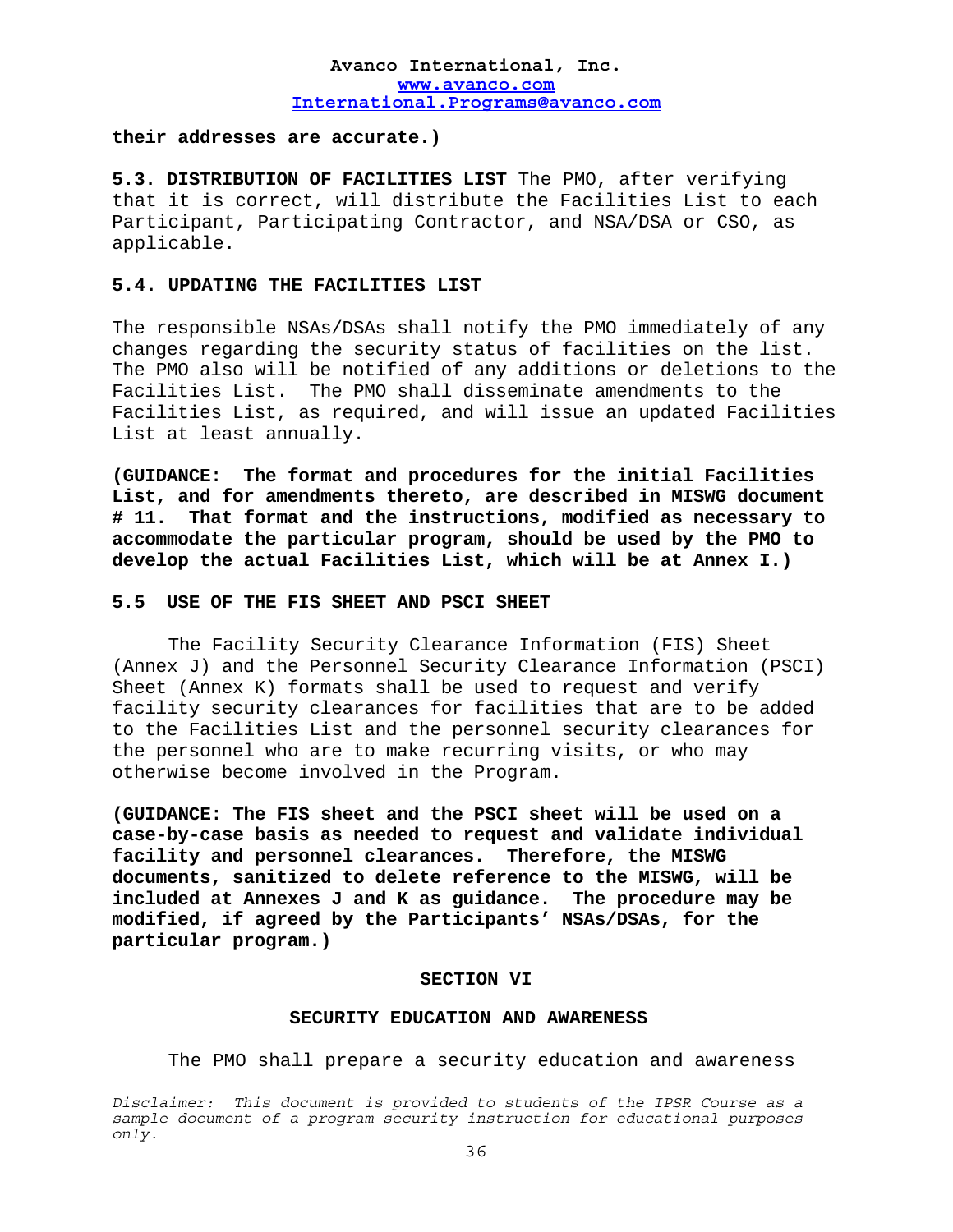**their addresses are accurate.)**

**5.3. DISTRIBUTION OF FACILITIES LIST** The PMO, after verifying that it is correct, will distribute the Facilities List to each Participant, Participating Contractor, and NSA/DSA or CSO, as applicable.

**5.4. UPDATING THE FACILITIES LIST**

The responsible NSAs/DSAs shall notify the PMO immediately of any changes regarding the security status of facilities on the list. The PMO also will be notified of any additions or deletions to the Facilities List. The PMO shall disseminate amendments to the Facilities List, as required, and will issue an updated Facilities List at least annually.

**(GUIDANCE: The format and procedures for the initial Facilities List, and for amendments thereto, are described in MISWG document # 11. That format and the instructions, modified as necessary to accommodate the particular program, should be used by the PMO to develop the actual Facilities List, which will be at Annex I.)**

**5.5 USE OF THE FIS SHEET AND PSCI SHEET**

The Facility Security Clearance Information (FIS) Sheet (Annex J) and the Personnel Security Clearance Information (PSCI) Sheet (Annex K) formats shall be used to request and verify facility security clearances for facilities that are to be added to the Facilities List and the personnel security clearances for the personnel who are to make recurring visits, or who may otherwise become involved in the Program.

**(GUIDANCE: The FIS sheet and the PSCI sheet will be used on a case-by-case basis as needed to request and validate individual facility and personnel clearances. Therefore, the MISWG documents, sanitized to delete reference to the MISWG, will be included at Annexes J and K as guidance. The procedure may be modified, if agreed by the Participants' NSAs/DSAs, for the particular program.)**

## SECTION VI

## SECURITY EDUCATION AND AWARENESS

The PMO shall prepare a security education and awareness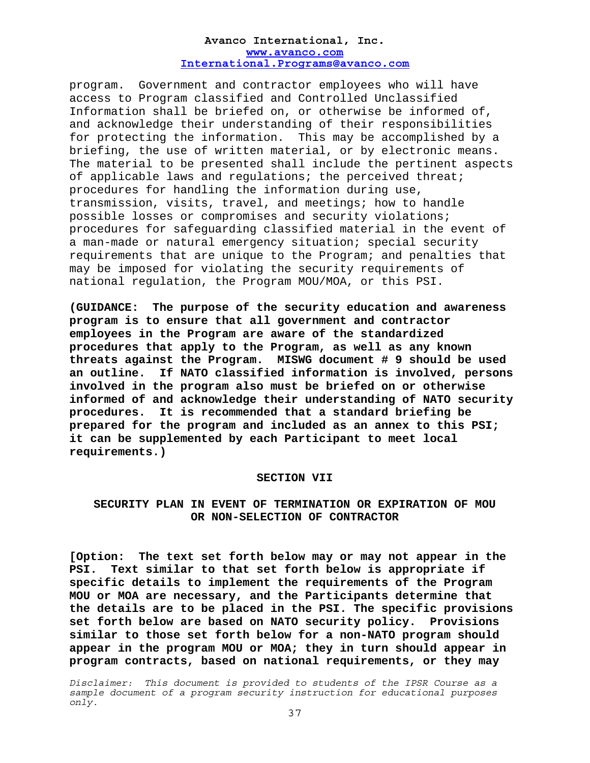program. Government and contractor employees who will have access to Program classified and Controlled Unclassified Information shall be briefed on, or otherwise be informed of, and acknowledge their understanding of their responsibilities for protecting the information. This may be accomplished by a briefing, the use of written material, or by electronic means. The material to be presented shall include the pertinent aspects of applicable laws and regulations; the perceived threat; procedures for handling the information during use, transmission, visits, travel, and meetings; how to handle possible losses or compromises and security violations; procedures for safeguarding classified material in the event of a man-made or natural emergency situation; special security requirements that are unique to the Program; and penalties that may be imposed for violating the security requirements of national regulation, the Program MOU/MOA, or this PSI.

**(GUIDANCE: The purpose of the security education and awareness program is to ensure that all government and contractor employees in the Program are aware of the standardized procedures that apply to the Program, as well as any known threats against the Program. MISWG document # 9 should be used an outline. If NATO classified information is involved, persons involved in the program also must be briefed on or otherwise informed of and acknowledge their understanding of NATO security procedures. It is recommended that a standard briefing be prepared for the program and included as an annex to this PSI; it can be supplemented by each Participant to meet local requirements.)**

## SECTION VII

## SECURITY PLAN IN EVENT OF TERMINATION OR EXPIRATION OF MOU OR NON-SELECTION OF CONTRACTOR

**[Option: The text set forth below may or may not appear in the PSI. Text similar to that set forth below is appropriate if specific details to implement the requirements of the Program MOU or MOA are necessary, and the Participants determine that the details are to be placed in the PSI. The specific provisions set forth below are based on NATO security policy. Provisions similar to those set forth below for a non-NATO program should appear in the program MOU or MOA; they in turn should appear in program contracts, based on national requirements, or they may**

*Disclaimer: This document is provided to students of the IPSR Course as a sample document of a program security instruction for educational purposes only.*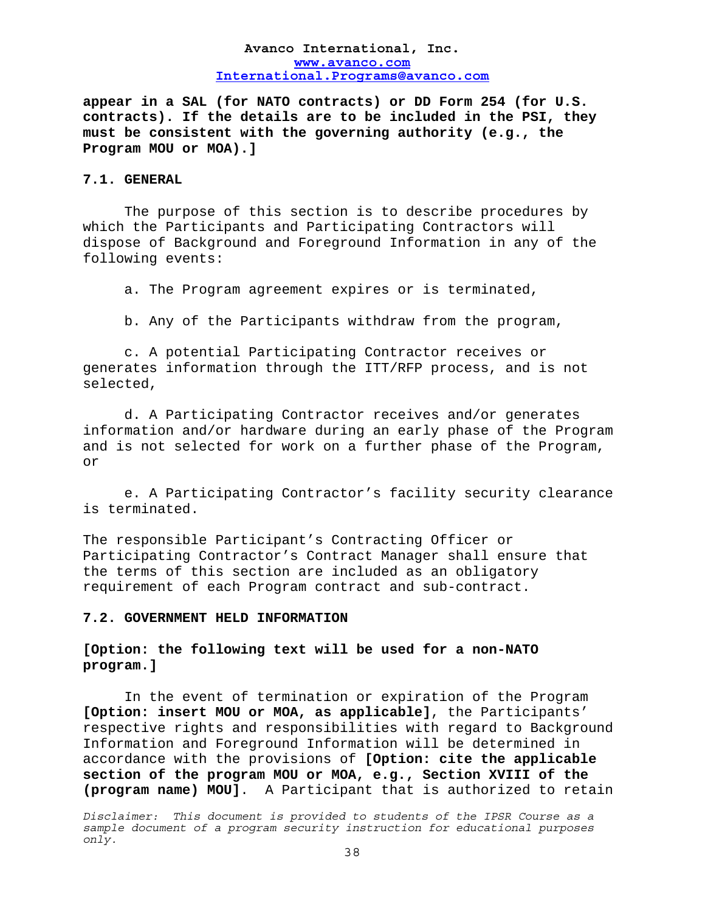**appear in a SAL (for NATO contracts) or DD Form 254 (for U.S. contracts). If the details are to be included in the PSI, they must be consistent with the governing authority (e.g., the Program MOU or MOA).]**

**7.1. GENERAL**

The purpose of this section is to describe procedures by which the Participants and Participating Contractors will dispose of Background and Foreground Information in any of the following events:

a. The Program agreement expires or is terminated,

b. Any of the Participants withdraw from the program,

c. A potential Participating Contractor receives or generates information through the ITT/RFP process, and is not selected,

d. A Participating Contractor receives and/or generates information and/or hardware during an early phase of the Program and is not selected for work on a further phase of the Program, or

e. A Participating Contractor's facility security clearance is terminated.

The responsible Participant's Contracting Officer or Participating Contractor's Contract Manager shall ensure that the terms of this section are included as an obligatory requirement of each Program contract and sub-contract.

**7.2. GOVERNMENT HELD INFORMATION**

**[Option: the following text will be used for a non-NATO program.]**

In the event of termination or expiration of the Program **[Option: insert MOU or MOA, as applicable]**, the Participants' respective rights and responsibilities with regard to Background Information and Foreground Information will be determined in accordance with the provisions of **[Option: cite the applicable section of the program MOU or MOA, e.g., Section XVIII of the (program name) MOU]**. A Participant that is authorized to retain

*Disclaimer: This document is provided to students of the IPSR Course as a sample document of a program security instruction for educational purposes only.*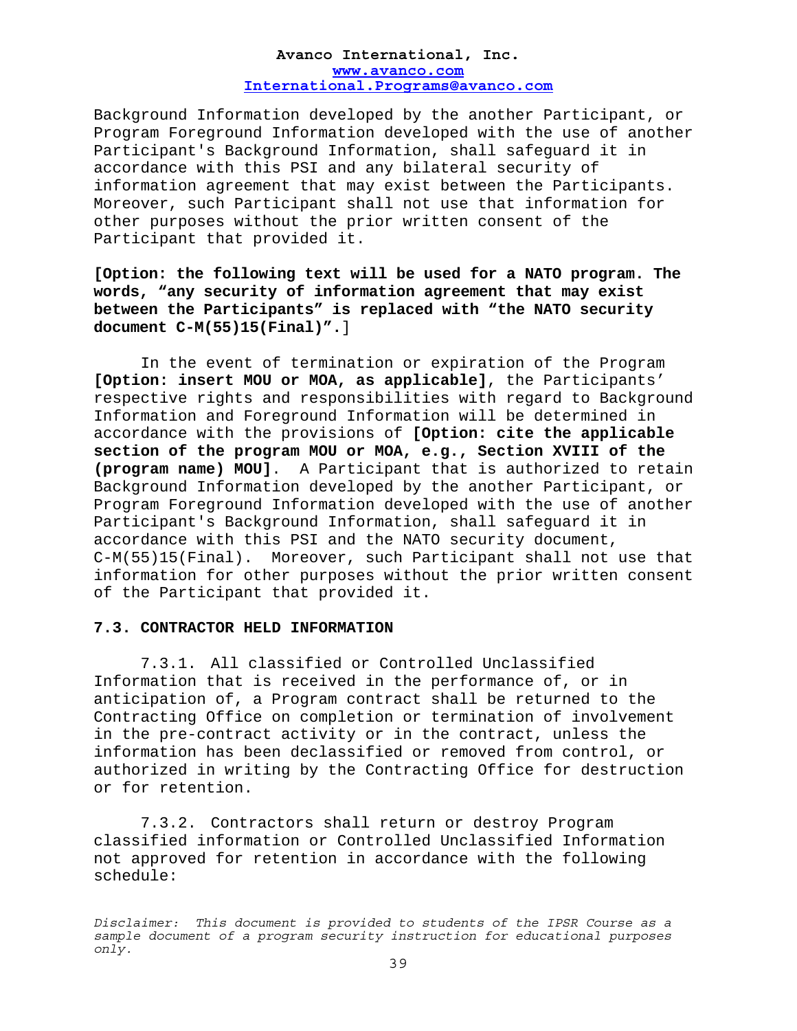Background Information developed by the another Participant, or Program Foreground Information developed with the use of another Participant's Background Information, shall safeguard it in accordance with this PSI and any bilateral security of information agreement that may exist between the Participants. Moreover, such Participant shall not use that information for other purposes without the prior written consent of the Participant that provided it.

**[Option: the following text will be used for a NATO program. The words, "any security of information agreement that may exist between the Participants" is replaced with "the NATO security document C-M(55)15(Final)".**]

In the event of termination or expiration of the Program **[Option: insert MOU or MOA, as applicable]**, the Participants' respective rights and responsibilities with regard to Background Information and Foreground Information will be determined in accordance with the provisions of **[Option: cite the applicable section of the program MOU or MOA, e.g., Section XVIII of the (program name) MOU]**. A Participant that is authorized to retain Background Information developed by the another Participant, or Program Foreground Information developed with the use of another Participant's Background Information, shall safeguard it in accordance with this PSI and the NATO security document, C-M(55)15(Final). Moreover, such Participant shall not use that information for other purposes without the prior written consent of the Participant that provided it.

**7.3. CONTRACTOR HELD INFORMATION**

7.3.1. All classified or Controlled Unclassified Information that is received in the performance of, or in anticipation of, a Program contract shall be returned to the Contracting Office on completion or termination of involvement in the pre-contract activity or in the contract, unless the information has been declassified or removed from control, or authorized in writing by the Contracting Office for destruction or for retention.

7.3.2. Contractors shall return or destroy Program classified information or Controlled Unclassified Information not approved for retention in accordance with the following schedule:

*Disclaimer: This document is provided to students of the IPSR Course as a sample document of a program security instruction for educational purposes only.*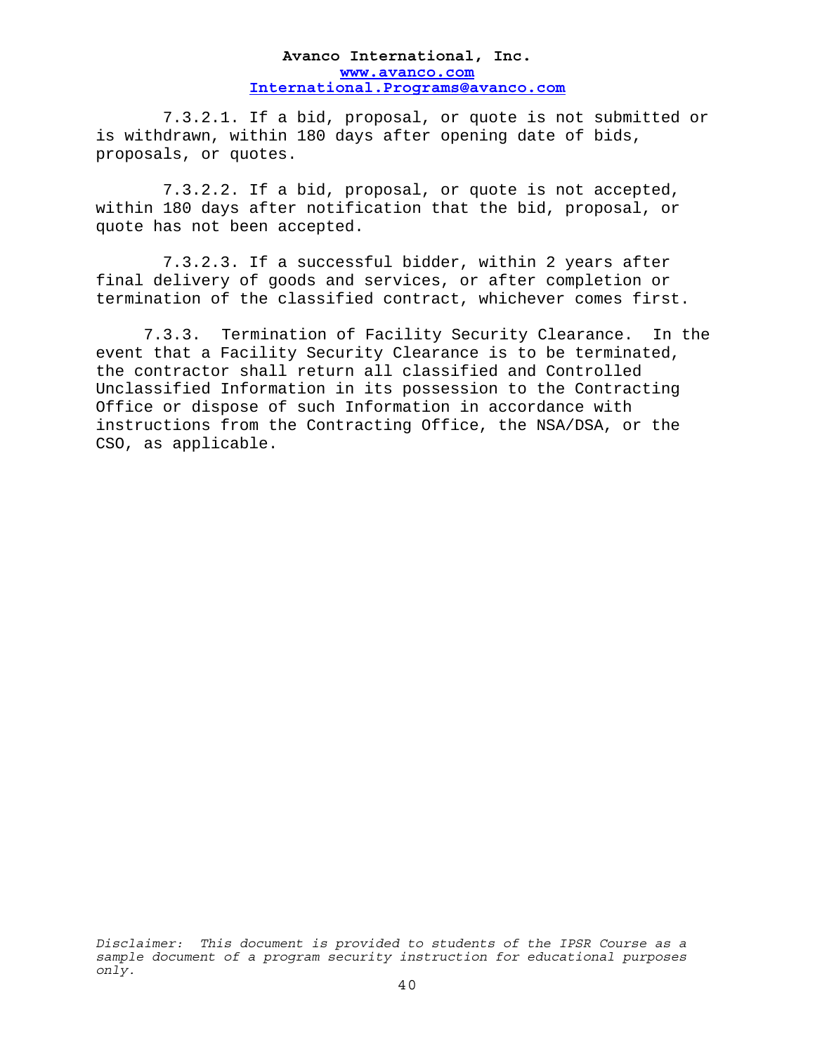7.3.2.1. If a bid, proposal, or quote is not submitted or is withdrawn, within 180 days after opening date of bids, proposals, or quotes.

7.3.2.2. If a bid, proposal, or quote is not accepted, within 180 days after notification that the bid, proposal, or quote has not been accepted.

7.3.2.3. If a successful bidder, within 2 years after final delivery of goods and services, or after completion or termination of the classified contract, whichever comes first.

7.3.3. Termination of Facility Security Clearance. In the event that a Facility Security Clearance is to be terminated, the contractor shall return all classified and Controlled Unclassified Information in its possession to the Contracting Office or dispose of such Information in accordance with instructions from the Contracting Office, the NSA/DSA, or the CSO, as applicable.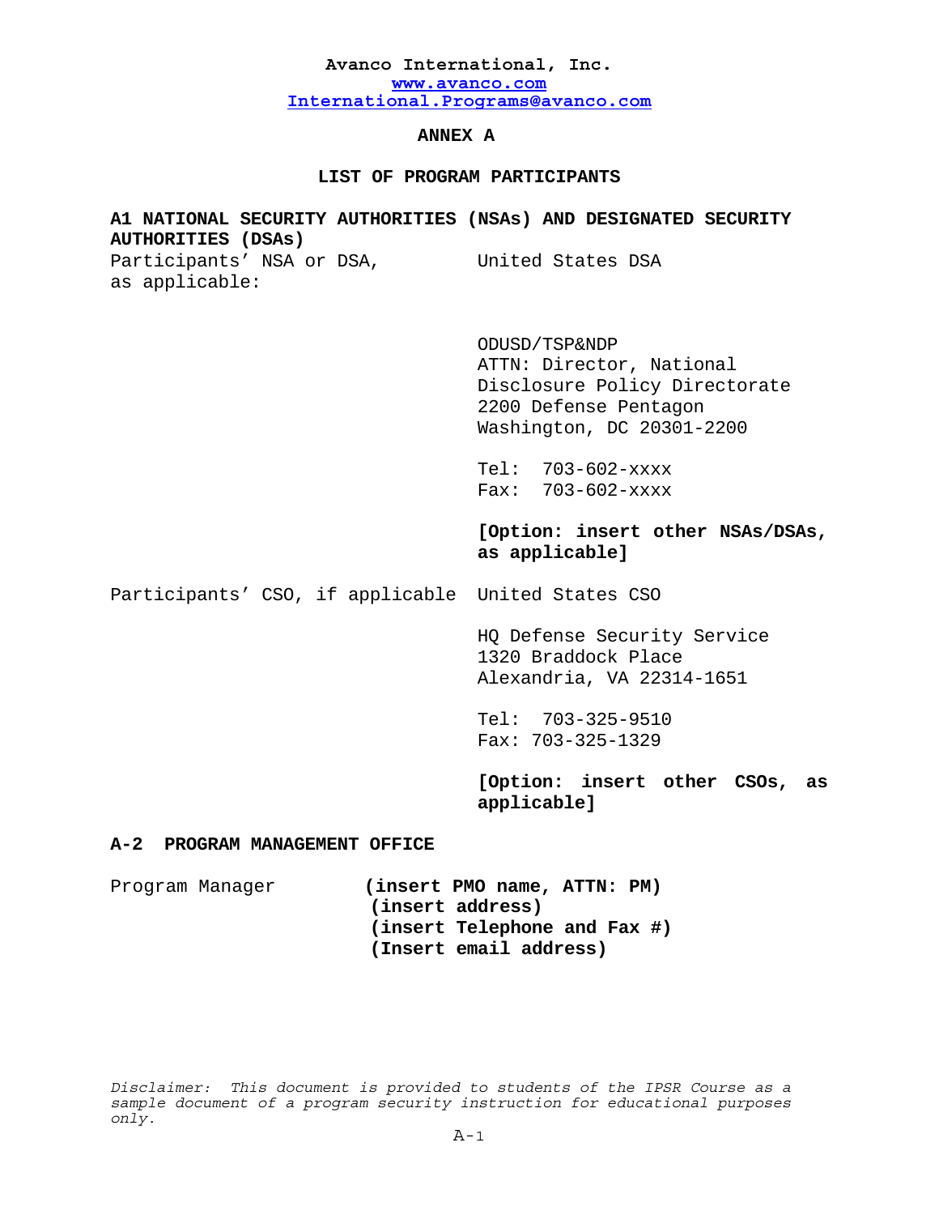**Avanco International, Inc.**
**www.avanco.com**
**International.Programs@avanco.com**

# ANNEX A

## LIST OF PROGRAM PARTICIPANTS

### A1 NATIONAL SECURITY AUTHORITIES (NSAs) AND DESIGNATED SECURITY AUTHORITIES (DSAs)

| | |
|---|---|
| Participants' NSA or DSA, as applicable: | United States DSA<br><br>ODUSD/TSP&NDP<br>ATTN: Director, National Disclosure Policy Directorate<br>2200 Defense Pentagon<br>Washington, DC 20301-2200<br><br>Tel: 703-602-xxxx<br>Fax: 703-602-xxxx<br><br>**[Option: insert other NSAs/DSAs, as applicable]** |
| Participants' CSO, if applicable | United States CSO<br><br>HQ Defense Security Service<br>1320 Braddock Place<br>Alexandria, VA 22314-1651<br><br>Tel: 703-325-9510<br>Fax: 703-325-1329<br><br>**[Option: insert other CSOs, as applicable]** |

### A-2 PROGRAM MANAGEMENT OFFICE

| | |
|---|---|
| Program Manager | **(insert PMO name, ATTN: PM)**<br>**(insert address)**<br>**(insert Telephone and Fax #)**<br>**(Insert email address)** |

*Disclaimer: This document is provided to students of the IPSR Course as a sample document of a program security instruction for educational purposes only.*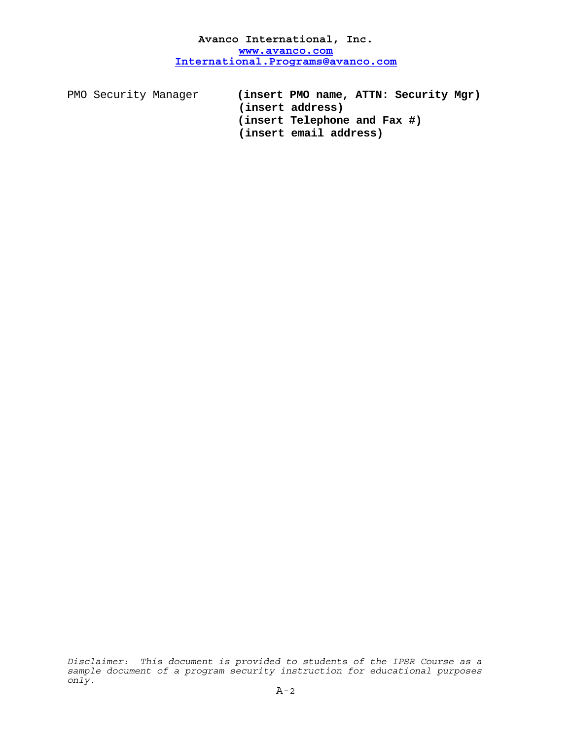**Avanco International, Inc.**
**www.avanco.com**
**International.Programs@avanco.com**

| | |
|---|---|
| PMO Security Manager | **(insert PMO name, ATTN: Security Mgr)** |
| | **(insert address)** |
| | **(insert Telephone and Fax #)** |
| | **(insert email address)** |

*Disclaimer: This document is provided to students of the IPSR Course as a sample document of a program security instruction for educational purposes only.*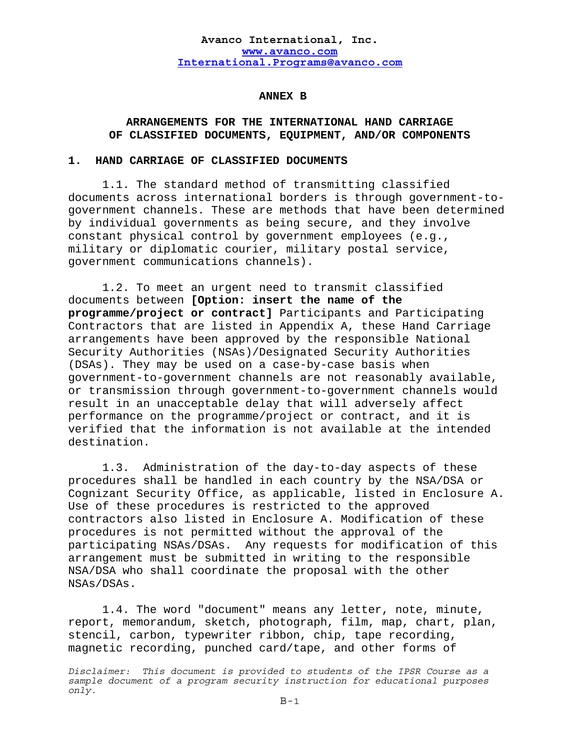**Avanco International, Inc.**
**www.avanco.com**
**International.Programs@avanco.com**

**ANNEX B**

**ARRANGEMENTS FOR THE INTERNATIONAL HAND CARRIAGE OF CLASSIFIED DOCUMENTS, EQUIPMENT, AND/OR COMPONENTS**

## 1. HAND CARRIAGE OF CLASSIFIED DOCUMENTS

1.1. The standard method of transmitting classified documents across international borders is through government-to-government channels. These are methods that have been determined by individual governments as being secure, and they involve constant physical control by government employees (e.g., military or diplomatic courier, military postal service, government communications channels).

1.2. To meet an urgent need to transmit classified documents between **[Option: insert the name of the programme/project or contract]** Participants and Participating Contractors that are listed in Appendix A, these Hand Carriage arrangements have been approved by the responsible National Security Authorities (NSAs)/Designated Security Authorities (DSAs). They may be used on a case-by-case basis when government-to-government channels are not reasonably available, or transmission through government-to-government channels would result in an unacceptable delay that will adversely affect performance on the programme/project or contract, and it is verified that the information is not available at the intended destination.

1.3. Administration of the day-to-day aspects of these procedures shall be handled in each country by the NSA/DSA or Cognizant Security Office, as applicable, listed in Enclosure A. Use of these procedures is restricted to the approved contractors also listed in Enclosure A. Modification of these procedures is not permitted without the approval of the participating NSAs/DSAs. Any requests for modification of this arrangement must be submitted in writing to the responsible NSA/DSA who shall coordinate the proposal with the other NSAs/DSAs.

1.4. The word "document" means any letter, note, minute, report, memorandum, sketch, photograph, film, map, chart, plan, stencil, carbon, typewriter ribbon, chip, tape recording, magnetic recording, punched card/tape, and other forms of

*Disclaimer: This document is provided to students of the IPSR Course as a sample document of a program security instruction for educational purposes only.*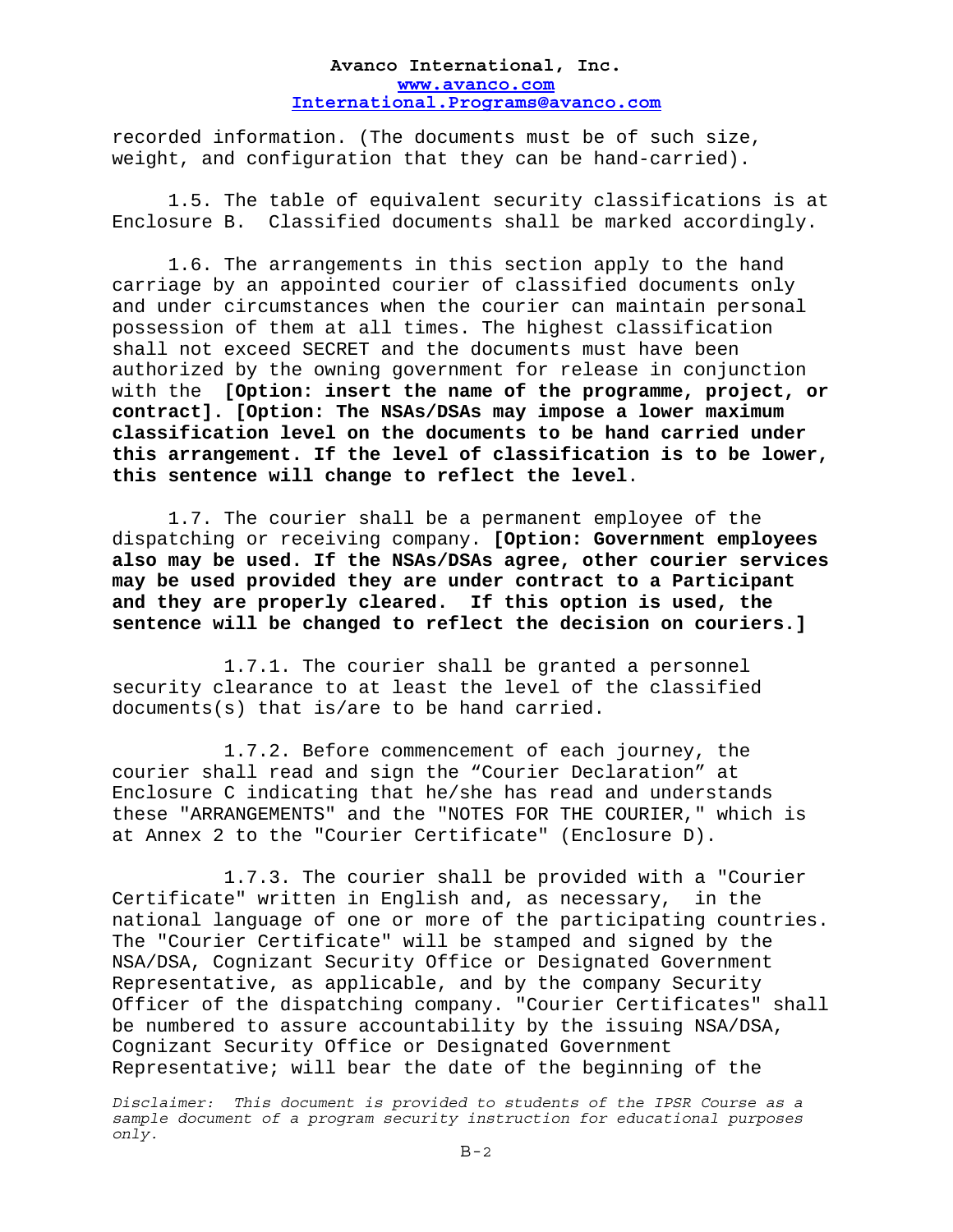recorded information. (The documents must be of such size, weight, and configuration that they can be hand-carried).

1.5. The table of equivalent security classifications is at Enclosure B. Classified documents shall be marked accordingly.

1.6. The arrangements in this section apply to the hand carriage by an appointed courier of classified documents only and under circumstances when the courier can maintain personal possession of them at all times. The highest classification shall not exceed SECRET and the documents must have been authorized by the owning government for release in conjunction with the **[Option: insert the name of the programme, project, or contract]. [Option: The NSAs/DSAs may impose a lower maximum classification level on the documents to be hand carried under this arrangement. If the level of classification is to be lower, this sentence will change to reflect the level**.

1.7. The courier shall be a permanent employee of the dispatching or receiving company. **[Option: Government employees also may be used. If the NSAs/DSAs agree, other courier services may be used provided they are under contract to a Participant and they are properly cleared. If this option is used, the sentence will be changed to reflect the decision on couriers.]**

1.7.1. The courier shall be granted a personnel security clearance to at least the level of the classified documents(s) that is/are to be hand carried.

1.7.2. Before commencement of each journey, the courier shall read and sign the “Courier Declaration” at Enclosure C indicating that he/she has read and understands these "ARRANGEMENTS" and the "NOTES FOR THE COURIER," which is at Annex 2 to the "Courier Certificate" (Enclosure D).

1.7.3. The courier shall be provided with a "Courier Certificate" written in English and, as necessary, in the national language of one or more of the participating countries. The "Courier Certificate" will be stamped and signed by the NSA/DSA, Cognizant Security Office or Designated Government Representative, as applicable, and by the company Security Officer of the dispatching company. "Courier Certificates" shall be numbered to assure accountability by the issuing NSA/DSA, Cognizant Security Office or Designated Government Representative; will bear the date of the beginning of the

*Disclaimer: This document is provided to students of the IPSR Course as a sample document of a program security instruction for educational purposes only.*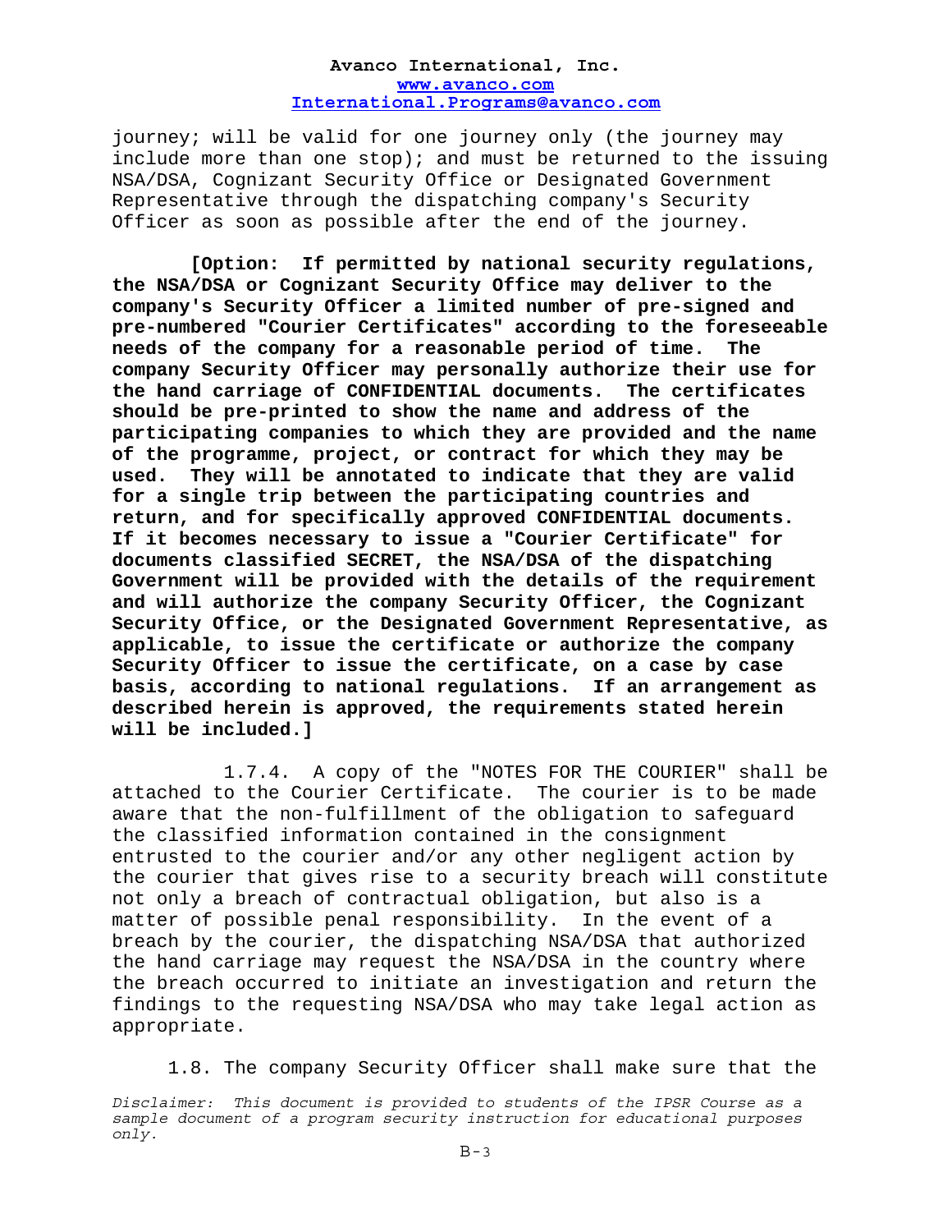journey; will be valid for one journey only (the journey may include more than one stop); and must be returned to the issuing NSA/DSA, Cognizant Security Office or Designated Government Representative through the dispatching company's Security Officer as soon as possible after the end of the journey.

**[Option: If permitted by national security regulations, the NSA/DSA or Cognizant Security Office may deliver to the company's Security Officer a limited number of pre-signed and pre-numbered "Courier Certificates" according to the foreseeable needs of the company for a reasonable period of time. The company Security Officer may personally authorize their use for the hand carriage of CONFIDENTIAL documents. The certificates should be pre-printed to show the name and address of the participating companies to which they are provided and the name of the programme, project, or contract for which they may be used. They will be annotated to indicate that they are valid for a single trip between the participating countries and return, and for specifically approved CONFIDENTIAL documents. If it becomes necessary to issue a "Courier Certificate" for documents classified SECRET, the NSA/DSA of the dispatching Government will be provided with the details of the requirement and will authorize the company Security Officer, the Cognizant Security Office, or the Designated Government Representative, as applicable, to issue the certificate or authorize the company Security Officer to issue the certificate, on a case by case basis, according to national regulations. If an arrangement as described herein is approved, the requirements stated herein will be included.]**

1.7.4. A copy of the "NOTES FOR THE COURIER" shall be attached to the Courier Certificate. The courier is to be made aware that the non-fulfillment of the obligation to safeguard the classified information contained in the consignment entrusted to the courier and/or any other negligent action by the courier that gives rise to a security breach will constitute not only a breach of contractual obligation, but also is a matter of possible penal responsibility. In the event of a breach by the courier, the dispatching NSA/DSA that authorized the hand carriage may request the NSA/DSA in the country where the breach occurred to initiate an investigation and return the findings to the requesting NSA/DSA who may take legal action as appropriate.

1.8. The company Security Officer shall make sure that the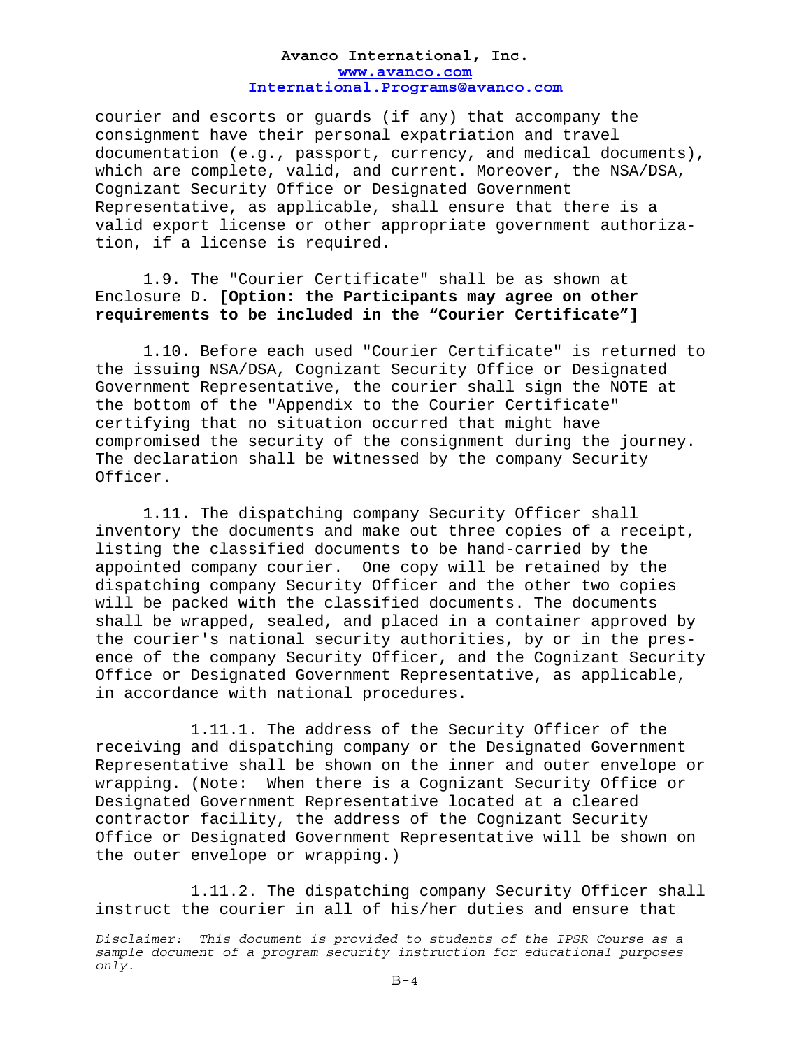courier and escorts or guards (if any) that accompany the consignment have their personal expatriation and travel documentation (e.g., passport, currency, and medical documents), which are complete, valid, and current. Moreover, the NSA/DSA, Cognizant Security Office or Designated Government Representative, as applicable, shall ensure that there is a valid export license or other appropriate government authorization, if a license is required.

1.9. The "Courier Certificate" shall be as shown at Enclosure D. **[Option: the Participants may agree on other requirements to be included in the "Courier Certificate"]**

1.10. Before each used "Courier Certificate" is returned to the issuing NSA/DSA, Cognizant Security Office or Designated Government Representative, the courier shall sign the NOTE at the bottom of the "Appendix to the Courier Certificate" certifying that no situation occurred that might have compromised the security of the consignment during the journey. The declaration shall be witnessed by the company Security Officer.

1.11. The dispatching company Security Officer shall inventory the documents and make out three copies of a receipt, listing the classified documents to be hand-carried by the appointed company courier. One copy will be retained by the dispatching company Security Officer and the other two copies will be packed with the classified documents. The documents shall be wrapped, sealed, and placed in a container approved by the courier's national security authorities, by or in the presence of the company Security Officer, and the Cognizant Security Office or Designated Government Representative, as applicable, in accordance with national procedures.

1.11.1. The address of the Security Officer of the receiving and dispatching company or the Designated Government Representative shall be shown on the inner and outer envelope or wrapping. (Note: When there is a Cognizant Security Office or Designated Government Representative located at a cleared contractor facility, the address of the Cognizant Security Office or Designated Government Representative will be shown on the outer envelope or wrapping.)

1.11.2. The dispatching company Security Officer shall instruct the courier in all of his/her duties and ensure that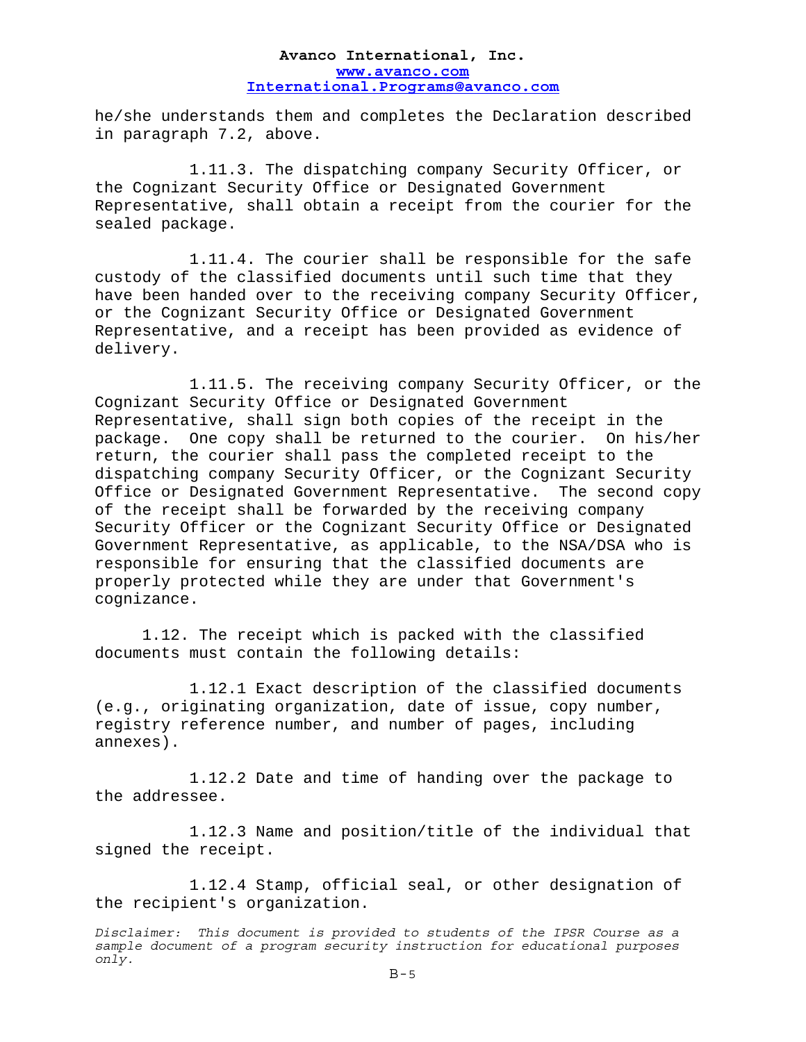he/she understands them and completes the Declaration described in paragraph 7.2, above.

1.11.3. The dispatching company Security Officer, or the Cognizant Security Office or Designated Government Representative, shall obtain a receipt from the courier for the sealed package.

1.11.4. The courier shall be responsible for the safe custody of the classified documents until such time that they have been handed over to the receiving company Security Officer, or the Cognizant Security Office or Designated Government Representative, and a receipt has been provided as evidence of delivery.

1.11.5. The receiving company Security Officer, or the Cognizant Security Office or Designated Government Representative, shall sign both copies of the receipt in the package. One copy shall be returned to the courier. On his/her return, the courier shall pass the completed receipt to the dispatching company Security Officer, or the Cognizant Security Office or Designated Government Representative. The second copy of the receipt shall be forwarded by the receiving company Security Officer or the Cognizant Security Office or Designated Government Representative, as applicable, to the NSA/DSA who is responsible for ensuring that the classified documents are properly protected while they are under that Government's cognizance.

1.12. The receipt which is packed with the classified documents must contain the following details:

1.12.1 Exact description of the classified documents (e.g., originating organization, date of issue, copy number, registry reference number, and number of pages, including annexes).

1.12.2 Date and time of handing over the package to the addressee.

1.12.3 Name and position/title of the individual that signed the receipt.

1.12.4 Stamp, official seal, or other designation of the recipient's organization.

*Disclaimer: This document is provided to students of the IPSR Course as a sample document of a program security instruction for educational purposes only.*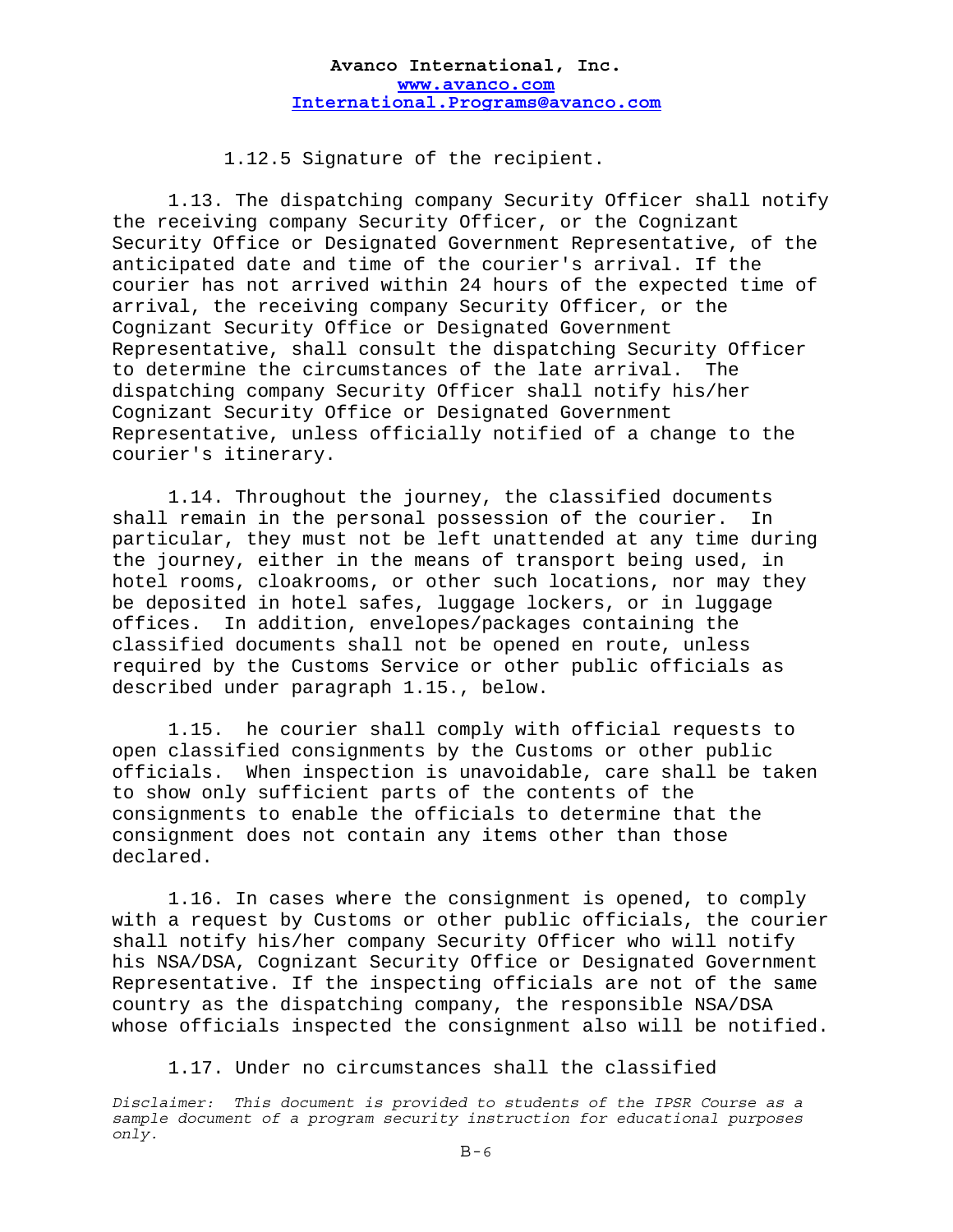1.12.5 Signature of the recipient.

1.13. The dispatching company Security Officer shall notify the receiving company Security Officer, or the Cognizant Security Office or Designated Government Representative, of the anticipated date and time of the courier's arrival. If the courier has not arrived within 24 hours of the expected time of arrival, the receiving company Security Officer, or the Cognizant Security Office or Designated Government Representative, shall consult the dispatching Security Officer to determine the circumstances of the late arrival. The dispatching company Security Officer shall notify his/her Cognizant Security Office or Designated Government Representative, unless officially notified of a change to the courier's itinerary.

1.14. Throughout the journey, the classified documents shall remain in the personal possession of the courier. In particular, they must not be left unattended at any time during the journey, either in the means of transport being used, in hotel rooms, cloakrooms, or other such locations, nor may they be deposited in hotel safes, luggage lockers, or in luggage offices. In addition, envelopes/packages containing the classified documents shall not be opened en route, unless required by the Customs Service or other public officials as described under paragraph 1.15., below.

1.15. he courier shall comply with official requests to open classified consignments by the Customs or other public officials. When inspection is unavoidable, care shall be taken to show only sufficient parts of the contents of the consignments to enable the officials to determine that the consignment does not contain any items other than those declared.

1.16. In cases where the consignment is opened, to comply with a request by Customs or other public officials, the courier shall notify his/her company Security Officer who will notify his NSA/DSA, Cognizant Security Office or Designated Government Representative. If the inspecting officials are not of the same country as the dispatching company, the responsible NSA/DSA whose officials inspected the consignment also will be notified.

1.17. Under no circumstances shall the classified

*Disclaimer: This document is provided to students of the IPSR Course as a sample document of a program security instruction for educational purposes only.*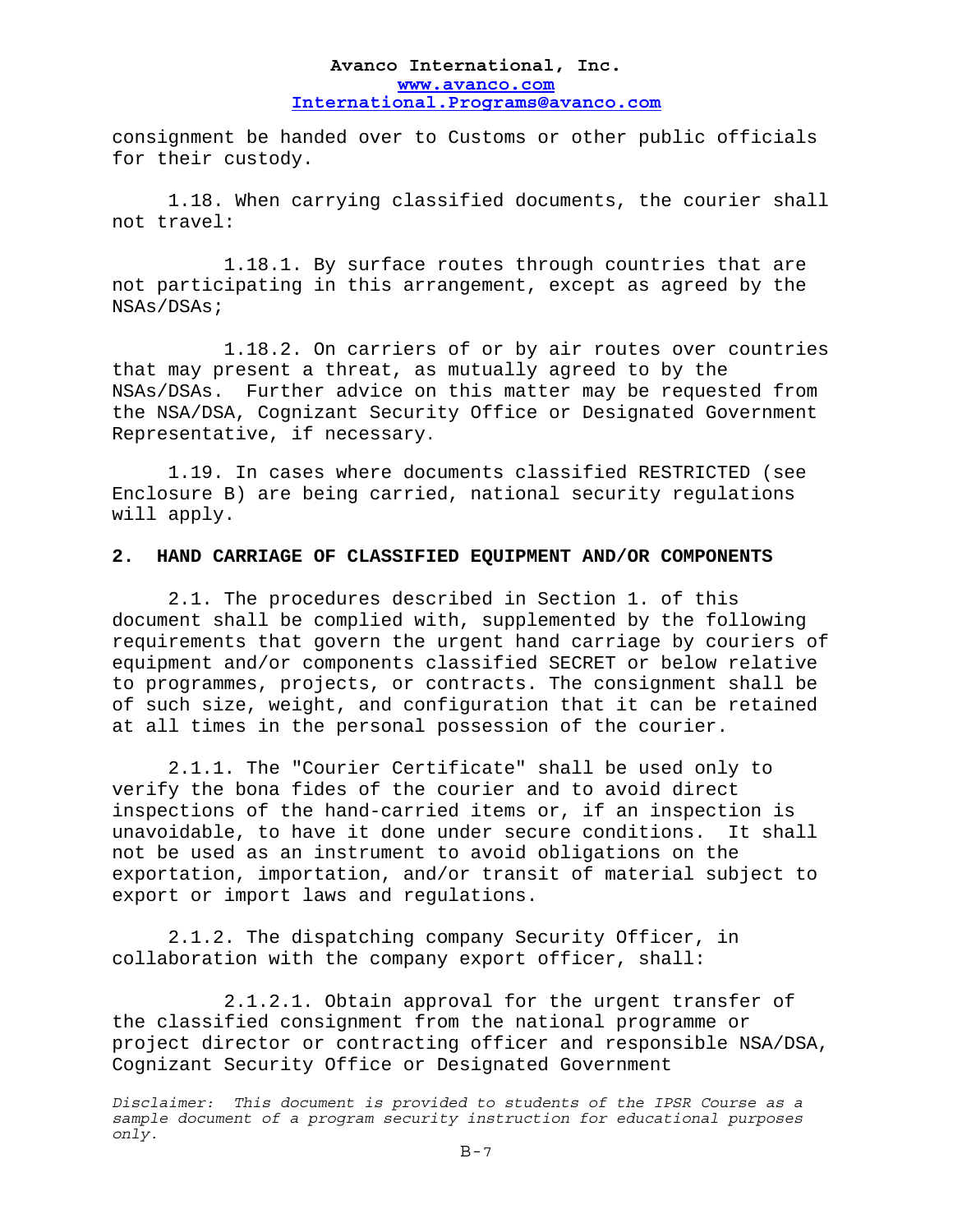consignment be handed over to Customs or other public officials for their custody.

1.18. When carrying classified documents, the courier shall not travel:

1.18.1. By surface routes through countries that are not participating in this arrangement, except as agreed by the NSAs/DSAs;

1.18.2. On carriers of or by air routes over countries that may present a threat, as mutually agreed to by the NSAs/DSAs. Further advice on this matter may be requested from the NSA/DSA, Cognizant Security Office or Designated Government Representative, if necessary.

1.19. In cases where documents classified RESTRICTED (see Enclosure B) are being carried, national security regulations will apply.

## 2. HAND CARRIAGE OF CLASSIFIED EQUIPMENT AND/OR COMPONENTS

2.1. The procedures described in Section 1. of this document shall be complied with, supplemented by the following requirements that govern the urgent hand carriage by couriers of equipment and/or components classified SECRET or below relative to programmes, projects, or contracts. The consignment shall be of such size, weight, and configuration that it can be retained at all times in the personal possession of the courier.

2.1.1. The "Courier Certificate" shall be used only to verify the bona fides of the courier and to avoid direct inspections of the hand-carried items or, if an inspection is unavoidable, to have it done under secure conditions. It shall not be used as an instrument to avoid obligations on the exportation, importation, and/or transit of material subject to export or import laws and regulations.

2.1.2. The dispatching company Security Officer, in collaboration with the company export officer, shall:

2.1.2.1. Obtain approval for the urgent transfer of the classified consignment from the national programme or project director or contracting officer and responsible NSA/DSA, Cognizant Security Office or Designated Government

*Disclaimer: This document is provided to students of the IPSR Course as a sample document of a program security instruction for educational purposes only.*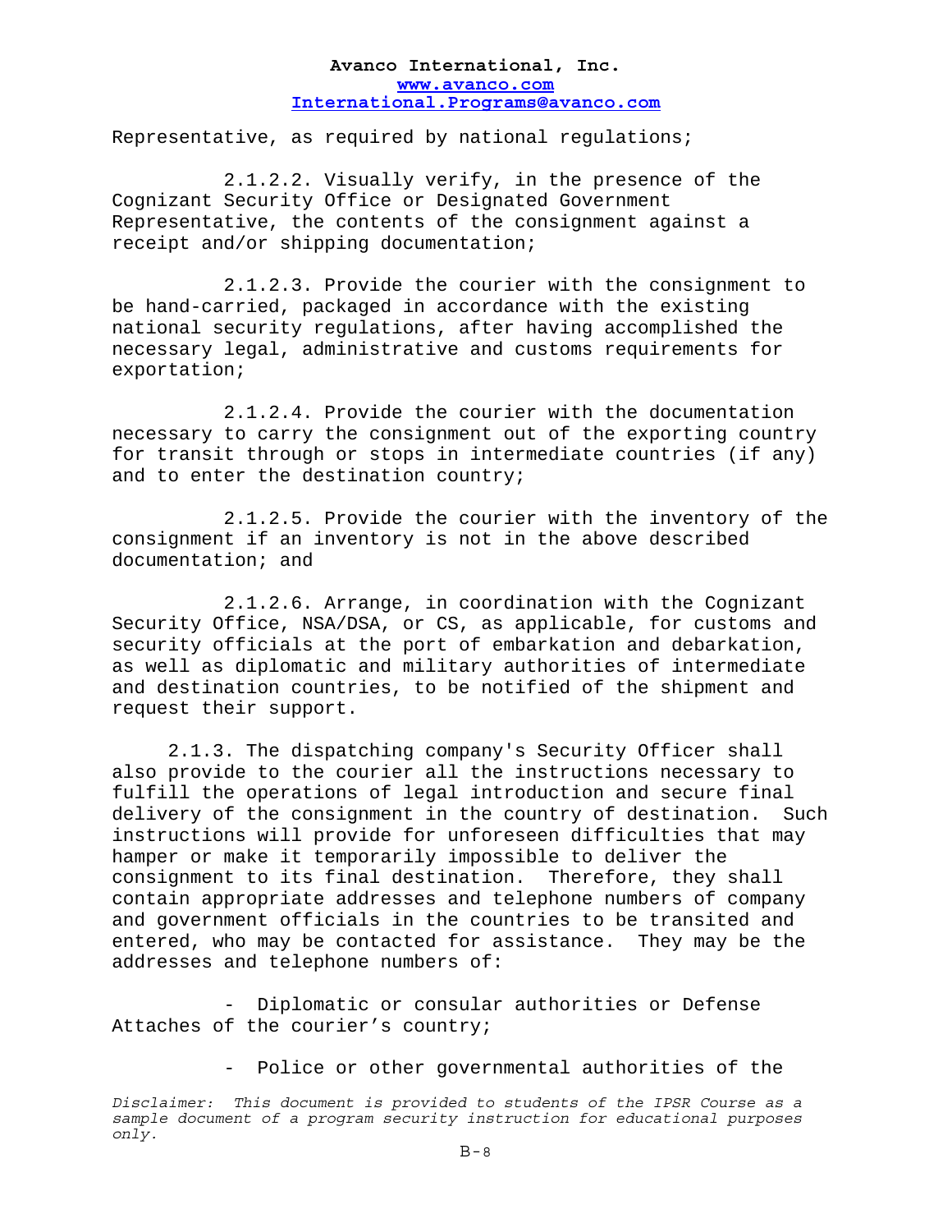Representative, as required by national regulations;

2.1.2.2. Visually verify, in the presence of the Cognizant Security Office or Designated Government Representative, the contents of the consignment against a receipt and/or shipping documentation;

2.1.2.3. Provide the courier with the consignment to be hand-carried, packaged in accordance with the existing national security regulations, after having accomplished the necessary legal, administrative and customs requirements for exportation;

2.1.2.4. Provide the courier with the documentation necessary to carry the consignment out of the exporting country for transit through or stops in intermediate countries (if any) and to enter the destination country;

2.1.2.5. Provide the courier with the inventory of the consignment if an inventory is not in the above described documentation; and

2.1.2.6. Arrange, in coordination with the Cognizant Security Office, NSA/DSA, or CS, as applicable, for customs and security officials at the port of embarkation and debarkation, as well as diplomatic and military authorities of intermediate and destination countries, to be notified of the shipment and request their support.

2.1.3. The dispatching company's Security Officer shall also provide to the courier all the instructions necessary to fulfill the operations of legal introduction and secure final delivery of the consignment in the country of destination. Such instructions will provide for unforeseen difficulties that may hamper or make it temporarily impossible to deliver the consignment to its final destination. Therefore, they shall contain appropriate addresses and telephone numbers of company and government officials in the countries to be transited and entered, who may be contacted for assistance. They may be the addresses and telephone numbers of:

- Diplomatic or consular authorities or Defense Attaches of the courier's country;

- Police or other governmental authorities of the

*Disclaimer: This document is provided to students of the IPSR Course as a sample document of a program security instruction for educational purposes only.*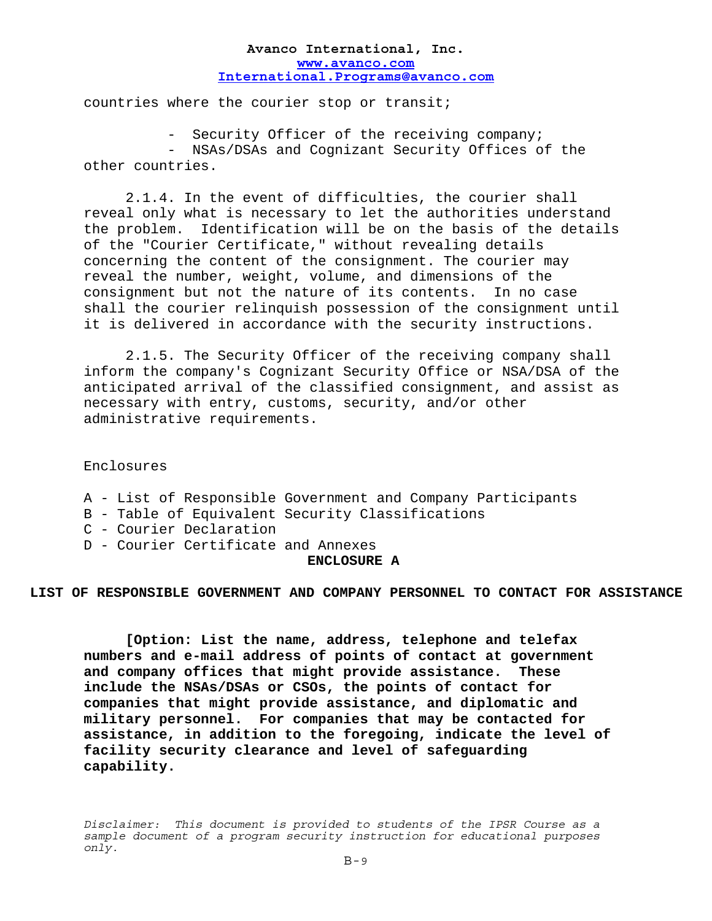countries where the courier stop or transit;

- Security Officer of the receiving company;
- NSAs/DSAs and Cognizant Security Offices of the other countries.

2.1.4. In the event of difficulties, the courier shall reveal only what is necessary to let the authorities understand the problem. Identification will be on the basis of the details of the "Courier Certificate," without revealing details concerning the content of the consignment. The courier may reveal the number, weight, volume, and dimensions of the consignment but not the nature of its contents. In no case shall the courier relinquish possession of the consignment until it is delivered in accordance with the security instructions.

2.1.5. The Security Officer of the receiving company shall inform the company's Cognizant Security Office or NSA/DSA of the anticipated arrival of the classified consignment, and assist as necessary with entry, customs, security, and/or other administrative requirements.

Enclosures

A - List of Responsible Government and Company Participants
B - Table of Equivalent Security Classifications
C - Courier Declaration
D - Courier Certificate and Annexes

## ENCLOSURE A

## LIST OF RESPONSIBLE GOVERNMENT AND COMPANY PERSONNEL TO CONTACT FOR ASSISTANCE

**[Option: List the name, address, telephone and telefax numbers and e-mail address of points of contact at government and company offices that might provide assistance. These include the NSAs/DSAs or CSOs, the points of contact for companies that might provide assistance, and diplomatic and military personnel. For companies that may be contacted for assistance, in addition to the foregoing, indicate the level of facility security clearance and level of safeguarding capability.**

*Disclaimer: This document is provided to students of the IPSR Course as a sample document of a program security instruction for educational purposes only.*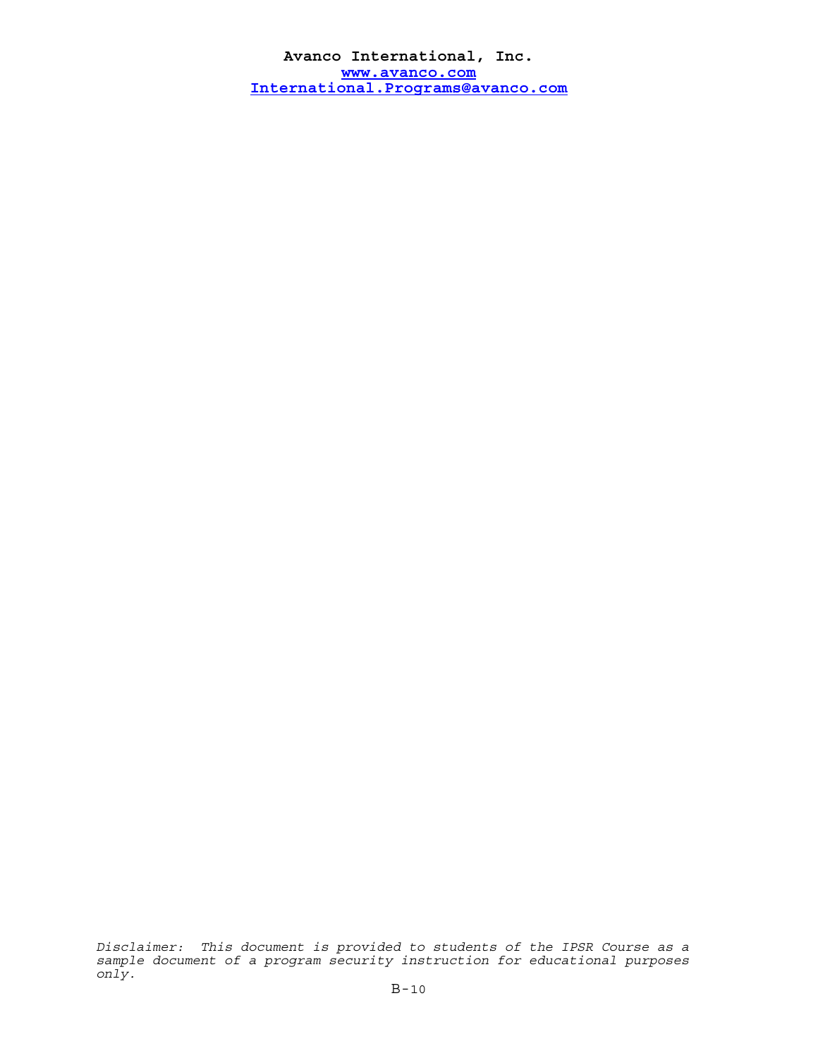**Avanco International, Inc.**
www.avanco.com
International.Programs@avanco.com

*Disclaimer: This document is provided to students of the IPSR Course as a sample document of a program security instruction for educational purposes only.*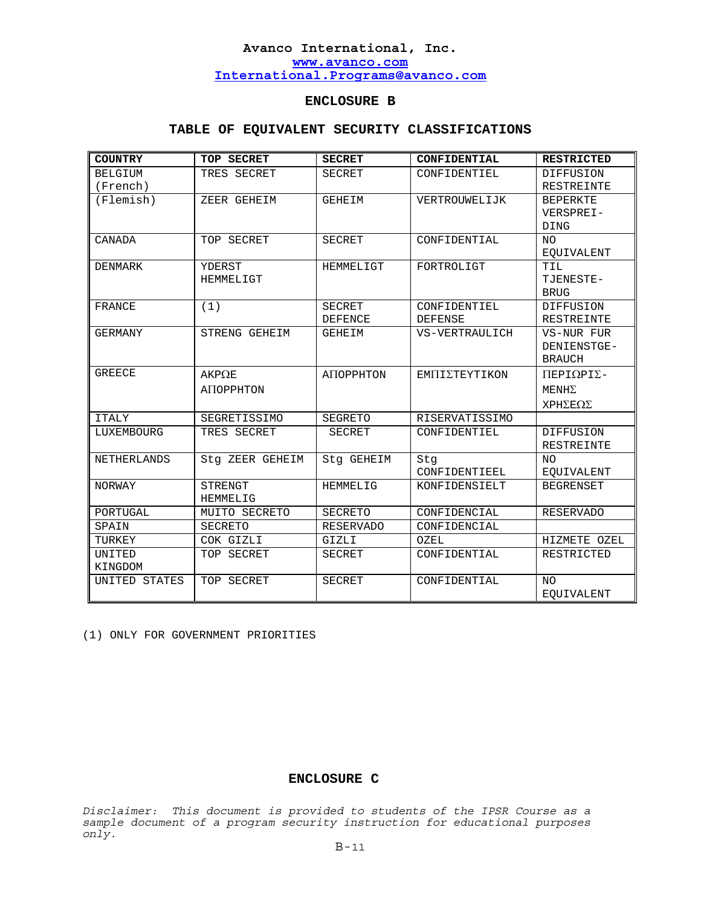Avanco International, Inc.
www.avanco.com
International.Programs@avanco.com

## ENCLOSURE B

## TABLE OF EQUIVALENT SECURITY CLASSIFICATIONS

| COUNTRY | TOP SECRET | SECRET | CONFIDENTIAL | RESTRICTED |
|---|---|---|---|---|
| BELGIUM (French) | TRES SECRET | SECRET | CONFIDENTIEL | DIFFUSION RESTREINTE |
| (Flemish) | ZEER GEHEIM | GEHEIM | VERTROUWELIJK | BEPERKTE VERSPREI-DING |
| CANADA | TOP SECRET | SECRET | CONFIDENTIAL | NO EQUIVALENT |
| DENMARK | YDERST HEMMELIGT | HEMMELIGT | FORTROLIGT | TIL TJENESTE-BRUG |
| FRANCE | (1) | SECRET DEFENCE | CONFIDENTIEL DEFENSE | DIFFUSION RESTREINTE |
| GERMANY | STRENG GEHEIM | GEHEIM | VS-VERTRAULICH | VS-NUR FUR DENIENSTGE-BRAUCH |
| GREECE | ΑΚΡΩΕ ΑΠΟΡΡΗΤΟΝ | ΑΠΟΡΡΗΤΟΝ | ΕΜΠΙΣΤΕΥΤΙΚΟΝ | ΠΕΡΙΩΡΙΣ-ΜΕΝΗΣ ΧΡΗΣΕΩΣ |
| ITALY | SEGRETISSIMO | SEGRETO | RISERVATISSIMO | |
| LUXEMBOURG | TRES SECRET | SECRET | CONFIDENTIEL | DIFFUSION RESTREINTE |
| NETHERLANDS | Stg ZEER GEHEIM | Stg GEHEIM | Stg CONFIDENTIEEL | NO EQUIVALENT |
| NORWAY | STRENGT HEMMELIG | HEMMELIG | KONFIDENSIELT | BEGRENSET |
| PORTUGAL | MUITO SECRETO | SECRETO | CONFIDENCIAL | RESERVADO |
| SPAIN | SECRETO | RESERVADO | CONFIDENCIAL | |
| TURKEY | COK GIZLI | GIZLI | OZEL | HIZMETE OZEL |
| UNITED KINGDOM | TOP SECRET | SECRET | CONFIDENTIAL | RESTRICTED |
| UNITED STATES | TOP SECRET | SECRET | CONFIDENTIAL | NO EQUIVALENT |

(1) ONLY FOR GOVERNMENT PRIORITIES

## ENCLOSURE C

*Disclaimer: This document is provided to students of the IPSR Course as a sample document of a program security instruction for educational purposes only.*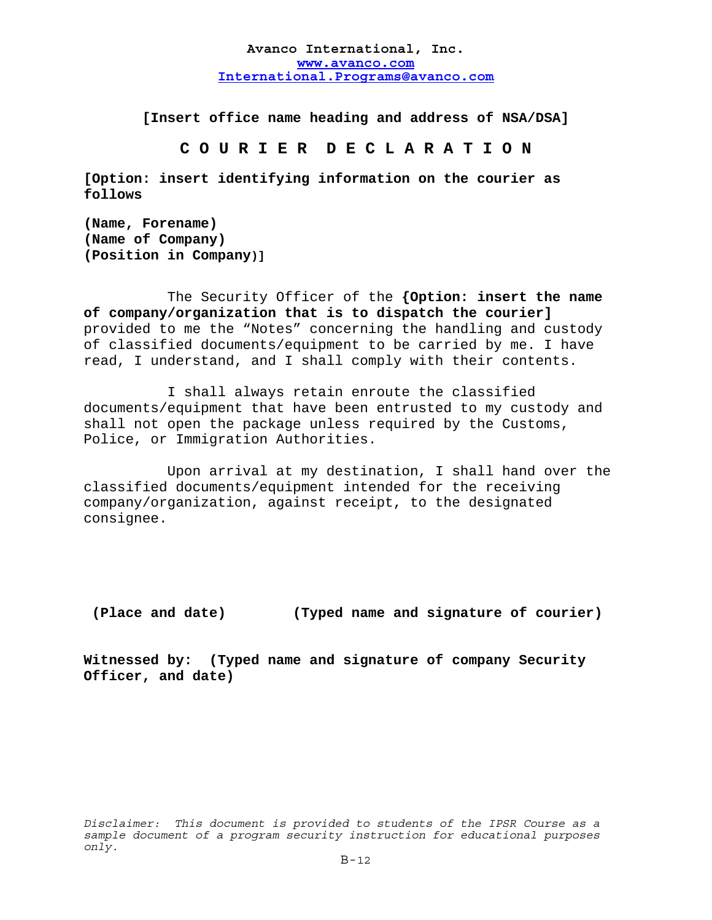**Avanco International, Inc.**
**www.avanco.com**
**International.Programs@avanco.com**

**[Insert office name heading and address of NSA/DSA]**

# C O U R I E R   D E C L A R A T I O N

**[Option: insert identifying information on the courier as follows**

**(Name, Forename)**
**(Name of Company)**
**(Position in Company)]**

The Security Officer of the **{Option: insert the name of company/organization that is to dispatch the courier]** provided to me the "Notes" concerning the handling and custody of classified documents/equipment to be carried by me. I have read, I understand, and I shall comply with their contents.

I shall always retain enroute the classified documents/equipment that have been entrusted to my custody and shall not open the package unless required by the Customs, Police, or Immigration Authorities.

Upon arrival at my destination, I shall hand over the classified documents/equipment intended for the receiving company/organization, against receipt, to the designated consignee.

**(Place and date)** **(Typed name and signature of courier)**

**Witnessed by: (Typed name and signature of company Security Officer, and date)**

*Disclaimer: This document is provided to students of the IPSR Course as a sample document of a program security instruction for educational purposes only.*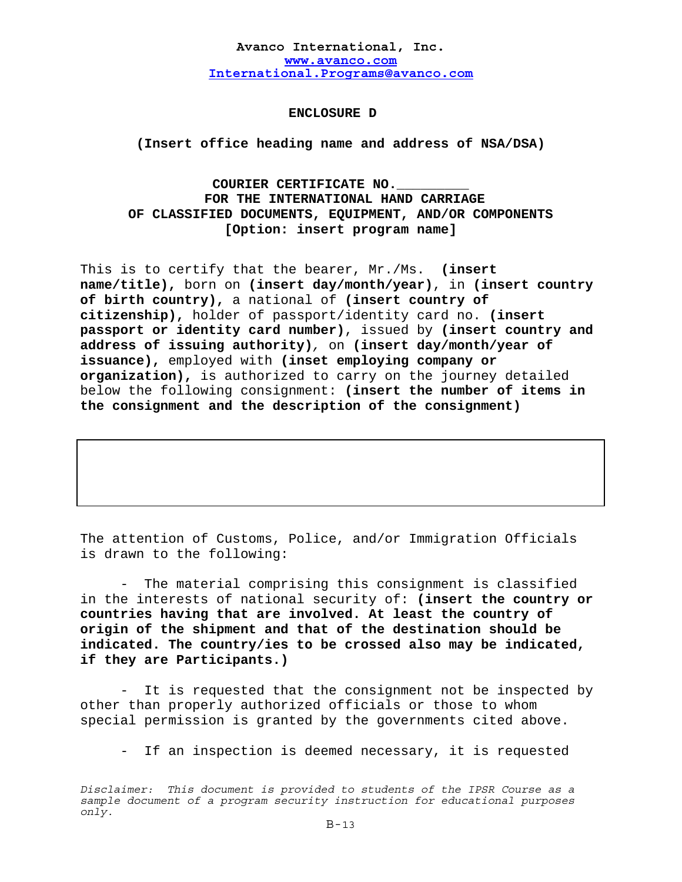**Avanco International, Inc.**
**www.avanco.com**
**International.Programs@avanco.com**

**ENCLOSURE D**

**(Insert office heading name and address of NSA/DSA)**

**COURIER CERTIFICATE NO.________**
**FOR THE INTERNATIONAL HAND CARRIAGE**
**OF CLASSIFIED DOCUMENTS, EQUIPMENT, AND/OR COMPONENTS**
**[Option: insert program name]**

This is to certify that the bearer, Mr./Ms. **(insert name/title),** born on **(insert day/month/year)**, in **(insert country of birth country),** a national of **(insert country of citizenship),** holder of passport/identity card no. **(insert passport or identity card number)**, issued by **(insert country and address of issuing authority)**, on **(insert day/month/year of issuance),** employed with **(inset employing company or organization),** is authorized to carry on the journey detailed below the following consignment: **(insert the number of items in the consignment and the description of the consignment)**

| |
|---|
| |

The attention of Customs, Police, and/or Immigration Officials is drawn to the following:

- The material comprising this consignment is classified in the interests of national security of: **(insert the country or countries having that are involved. At least the country of origin of the shipment and that of the destination should be indicated. The country/ies to be crossed also may be indicated, if they are Participants.)**

- It is requested that the consignment not be inspected by other than properly authorized officials or those to whom special permission is granted by the governments cited above.

- If an inspection is deemed necessary, it is requested

*Disclaimer: This document is provided to students of the IPSR Course as a sample document of a program security instruction for educational purposes only.*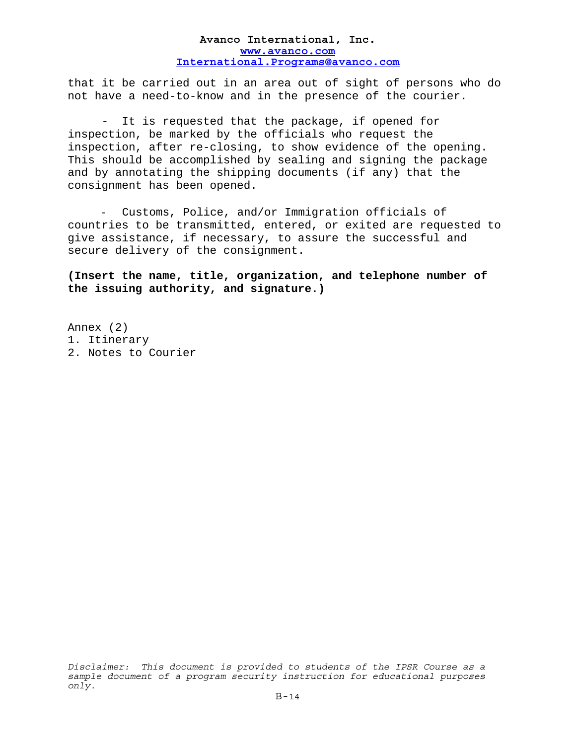that it be carried out in an area out of sight of persons who do not have a need-to-know and in the presence of the courier.

- It is requested that the package, if opened for inspection, be marked by the officials who request the inspection, after re-closing, to show evidence of the opening. This should be accomplished by sealing and signing the package and by annotating the shipping documents (if any) that the consignment has been opened.

- Customs, Police, and/or Immigration officials of countries to be transmitted, entered, or exited are requested to give assistance, if necessary, to assure the successful and secure delivery of the consignment.

**(Insert the name, title, organization, and telephone number of the issuing authority, and signature.)**

Annex (2)
1. Itinerary
2. Notes to Courier

*Disclaimer: This document is provided to students of the IPSR Course as a sample document of a program security instruction for educational purposes only.*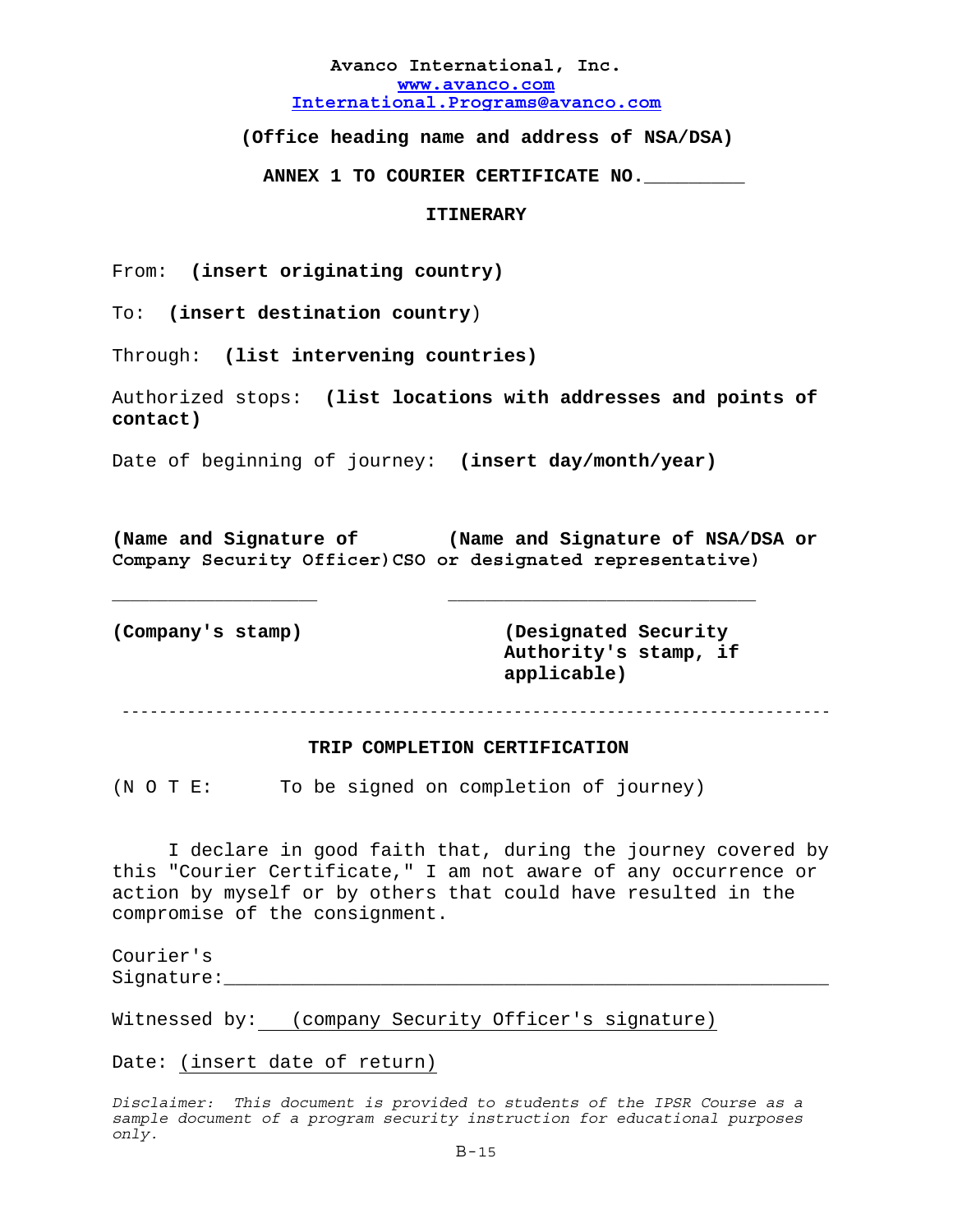**Avanco International, Inc.**
**www.avanco.com**
**International.Programs@avanco.com**

**(Office heading name and address of NSA/DSA)**

**ANNEX 1 TO COURIER CERTIFICATE NO.\_\_\_\_\_\_\_\_\_**

**ITINERARY**

From: **(insert originating country)**

To: **(insert destination country)**

Through: **(list intervening countries)**

Authorized stops: **(list locations with addresses and points of contact)**

Date of beginning of journey: **(insert day/month/year)**

**(Name and Signature of Company Security Officer)**

\_\_\_\_\_\_\_\_\_\_\_\_\_\_\_\_\_\_\_\_

**(Name and Signature of NSA/DSA or CSO or designated representative)**

\_\_\_\_\_\_\_\_\_\_\_\_\_\_\_\_\_\_\_\_\_\_\_\_\_\_\_\_\_\_

**(Company's stamp)**

**(Designated Security Authority's stamp, if applicable)**

---

**TRIP COMPLETION CERTIFICATION**

(N O T E: To be signed on completion of journey)

I declare in good faith that, during the journey covered by this "Courier Certificate," I am not aware of any occurrence or action by myself or by others that could have resulted in the compromise of the consignment.

Courier's Signature:\_\_\_\_\_\_\_\_\_\_\_\_\_\_\_\_\_\_\_\_\_\_\_\_\_\_\_\_\_\_\_\_\_\_\_\_\_\_\_\_\_\_\_\_\_\_\_\_\_\_\_\_\_\_

Witnessed by: (company Security Officer's signature)

Date: (insert date of return)

*Disclaimer: This document is provided to students of the IPSR Course as a sample document of a program security instruction for educational purposes only.*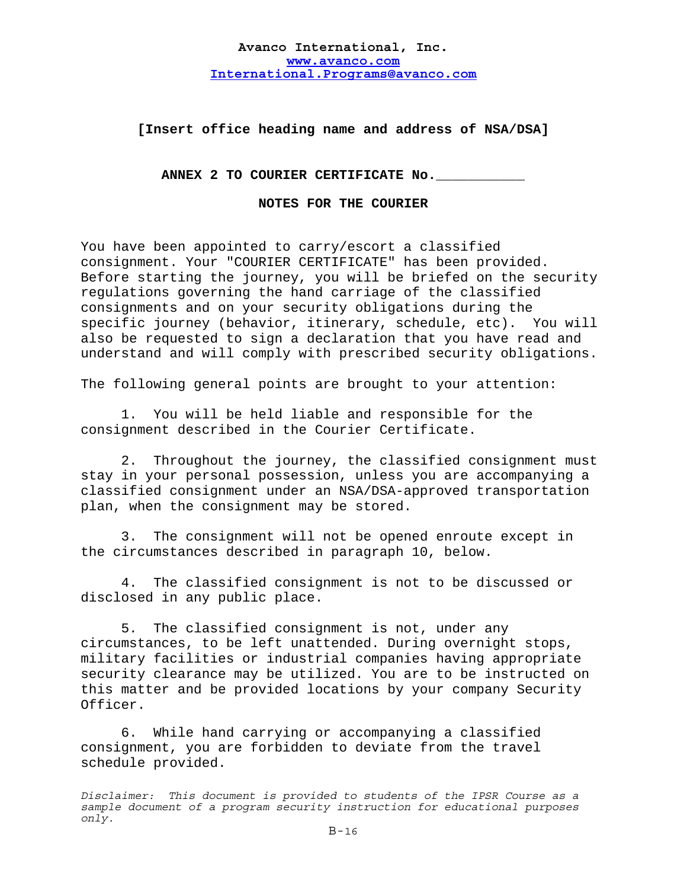**Avanco International, Inc.**
**www.avanco.com**
**International.Programs@avanco.com**

**[Insert office heading name and address of NSA/DSA]**

**ANNEX 2 TO COURIER CERTIFICATE No.___________**

**NOTES FOR THE COURIER**

You have been appointed to carry/escort a classified consignment. Your "COURIER CERTIFICATE" has been provided. Before starting the journey, you will be briefed on the security regulations governing the hand carriage of the classified consignments and on your security obligations during the specific journey (behavior, itinerary, schedule, etc). You will also be requested to sign a declaration that you have read and understand and will comply with prescribed security obligations.

The following general points are brought to your attention:

1. You will be held liable and responsible for the consignment described in the Courier Certificate.

2. Throughout the journey, the classified consignment must stay in your personal possession, unless you are accompanying a classified consignment under an NSA/DSA-approved transportation plan, when the consignment may be stored.

3. The consignment will not be opened enroute except in the circumstances described in paragraph 10, below.

4. The classified consignment is not to be discussed or disclosed in any public place.

5. The classified consignment is not, under any circumstances, to be left unattended. During overnight stops, military facilities or industrial companies having appropriate security clearance may be utilized. You are to be instructed on this matter and be provided locations by your company Security Officer.

6. While hand carrying or accompanying a classified consignment, you are forbidden to deviate from the travel schedule provided.

*Disclaimer: This document is provided to students of the IPSR Course as a sample document of a program security instruction for educational purposes only.*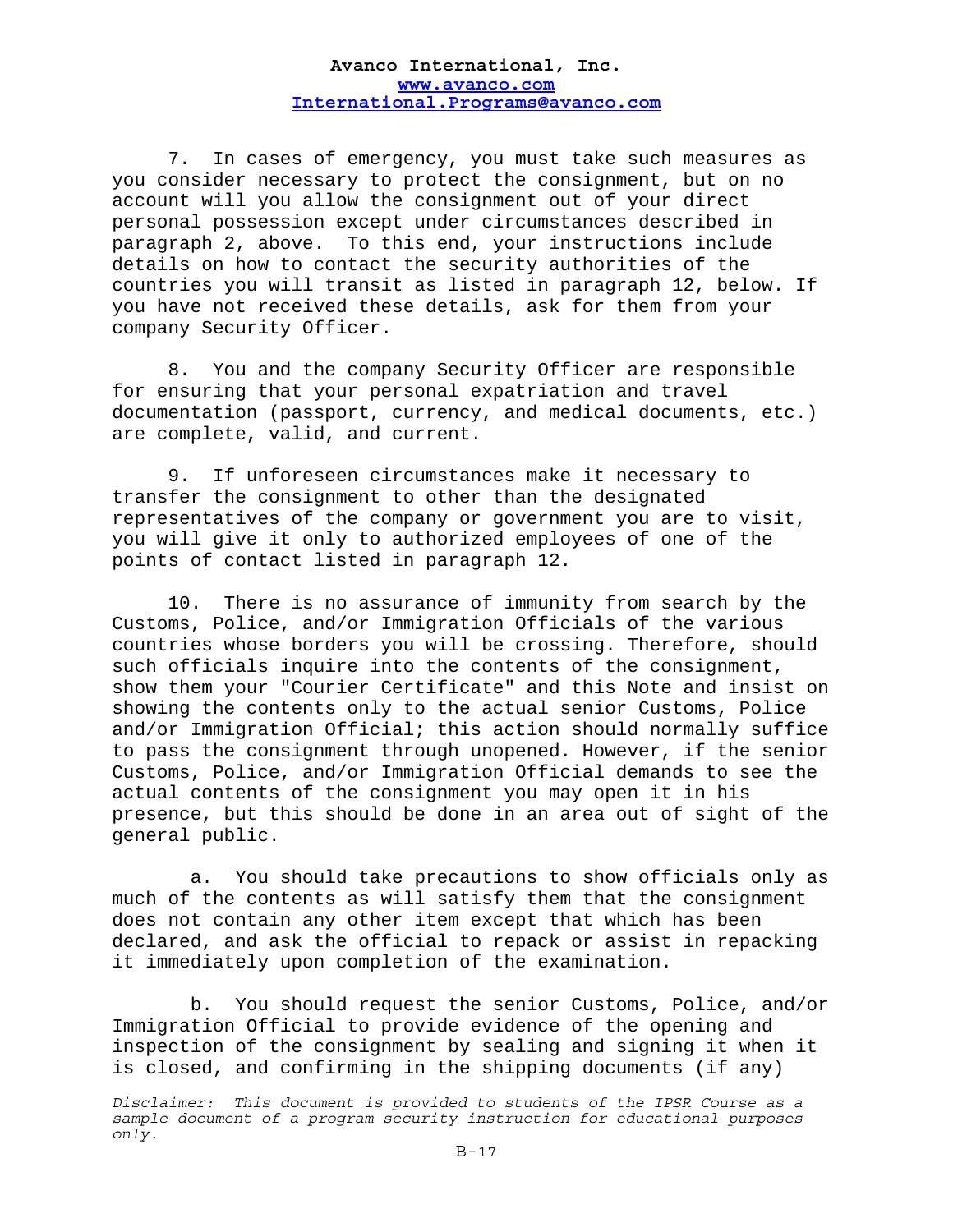7. In cases of emergency, you must take such measures as you consider necessary to protect the consignment, but on no account will you allow the consignment out of your direct personal possession except under circumstances described in paragraph 2, above. To this end, your instructions include details on how to contact the security authorities of the countries you will transit as listed in paragraph 12, below. If you have not received these details, ask for them from your company Security Officer.

8. You and the company Security Officer are responsible for ensuring that your personal expatriation and travel documentation (passport, currency, and medical documents, etc.) are complete, valid, and current.

9. If unforeseen circumstances make it necessary to transfer the consignment to other than the designated representatives of the company or government you are to visit, you will give it only to authorized employees of one of the points of contact listed in paragraph 12.

10. There is no assurance of immunity from search by the Customs, Police, and/or Immigration Officials of the various countries whose borders you will be crossing. Therefore, should such officials inquire into the contents of the consignment, show them your "Courier Certificate" and this Note and insist on showing the contents only to the actual senior Customs, Police and/or Immigration Official; this action should normally suffice to pass the consignment through unopened. However, if the senior Customs, Police, and/or Immigration Official demands to see the actual contents of the consignment you may open it in his presence, but this should be done in an area out of sight of the general public.

a. You should take precautions to show officials only as much of the contents as will satisfy them that the consignment does not contain any other item except that which has been declared, and ask the official to repack or assist in repacking it immediately upon completion of the examination.

b. You should request the senior Customs, Police, and/or Immigration Official to provide evidence of the opening and inspection of the consignment by sealing and signing it when it is closed, and confirming in the shipping documents (if any)

*Disclaimer: This document is provided to students of the IPSR Course as a sample document of a program security instruction for educational purposes only.*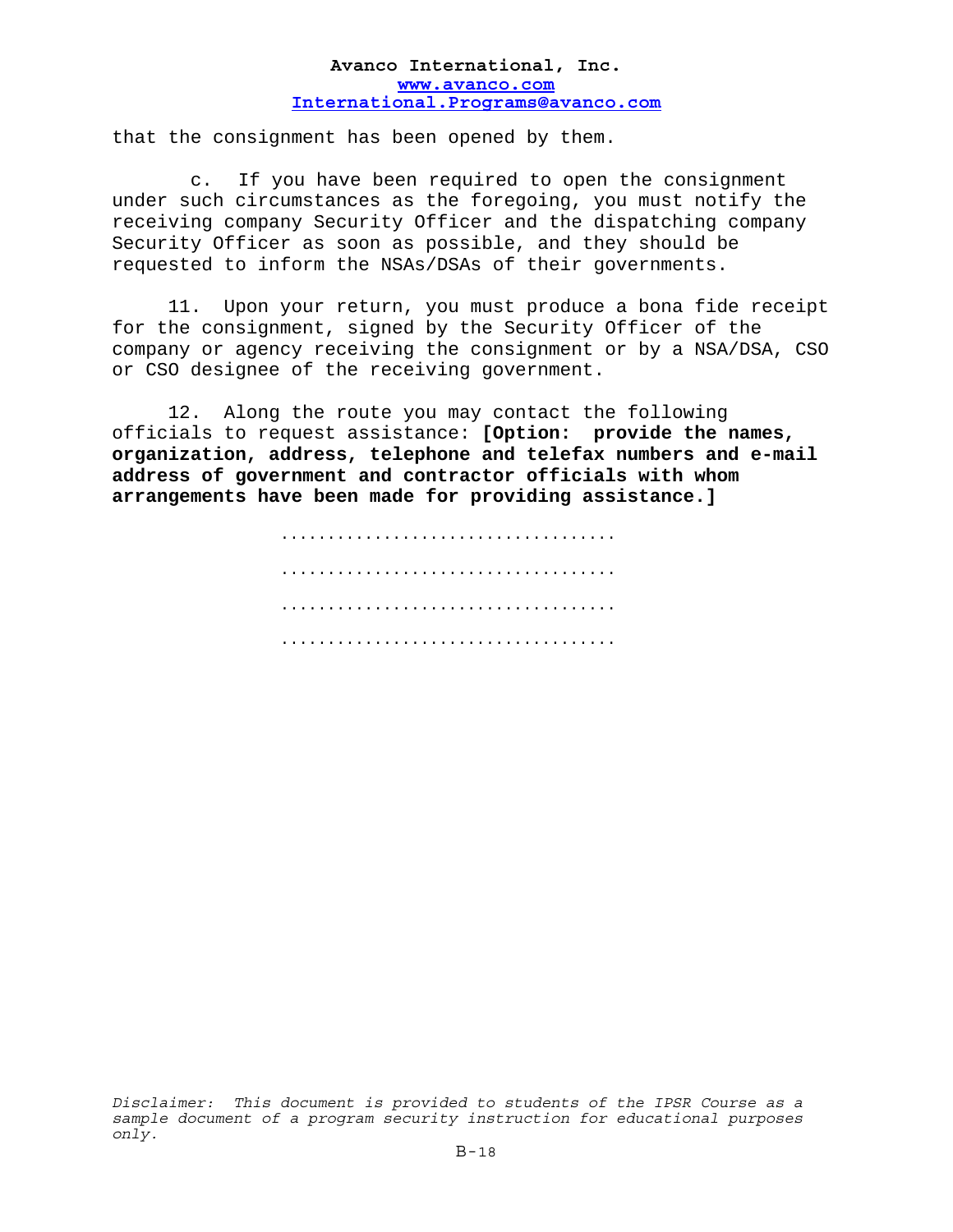that the consignment has been opened by them.

c. If you have been required to open the consignment under such circumstances as the foregoing, you must notify the receiving company Security Officer and the dispatching company Security Officer as soon as possible, and they should be requested to inform the NSAs/DSAs of their governments.

11. Upon your return, you must produce a bona fide receipt for the consignment, signed by the Security Officer of the company or agency receiving the consignment or by a NSA/DSA, CSO or CSO designee of the receiving government.

12. Along the route you may contact the following officials to request assistance: **[Option: provide the names, organization, address, telephone and telefax numbers and e-mail address of government and contractor officials with whom arrangements have been made for providing assistance.]**

..................................

..................................

..................................

..................................

*Disclaimer: This document is provided to students of the IPSR Course as a sample document of a program security instruction for educational purposes only.*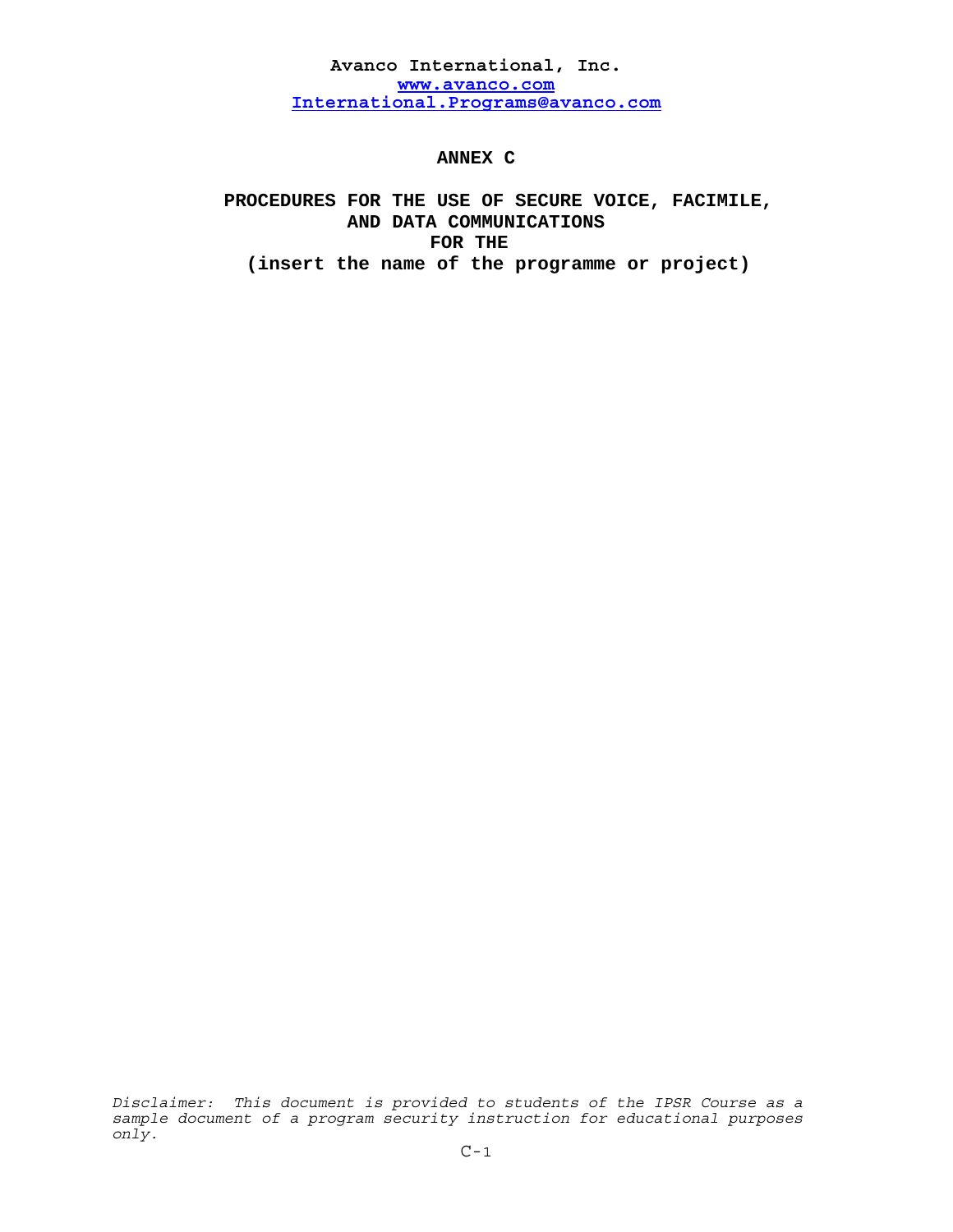**Avanco International, Inc.**
**www.avanco.com**
**International.Programs@avanco.com**

# ANNEX C

# PROCEDURES FOR THE USE OF SECURE VOICE, FACIMILE, AND DATA COMMUNICATIONS FOR THE (insert the name of the programme or project)

*Disclaimer: This document is provided to students of the IPSR Course as a sample document of a program security instruction for educational purposes only.*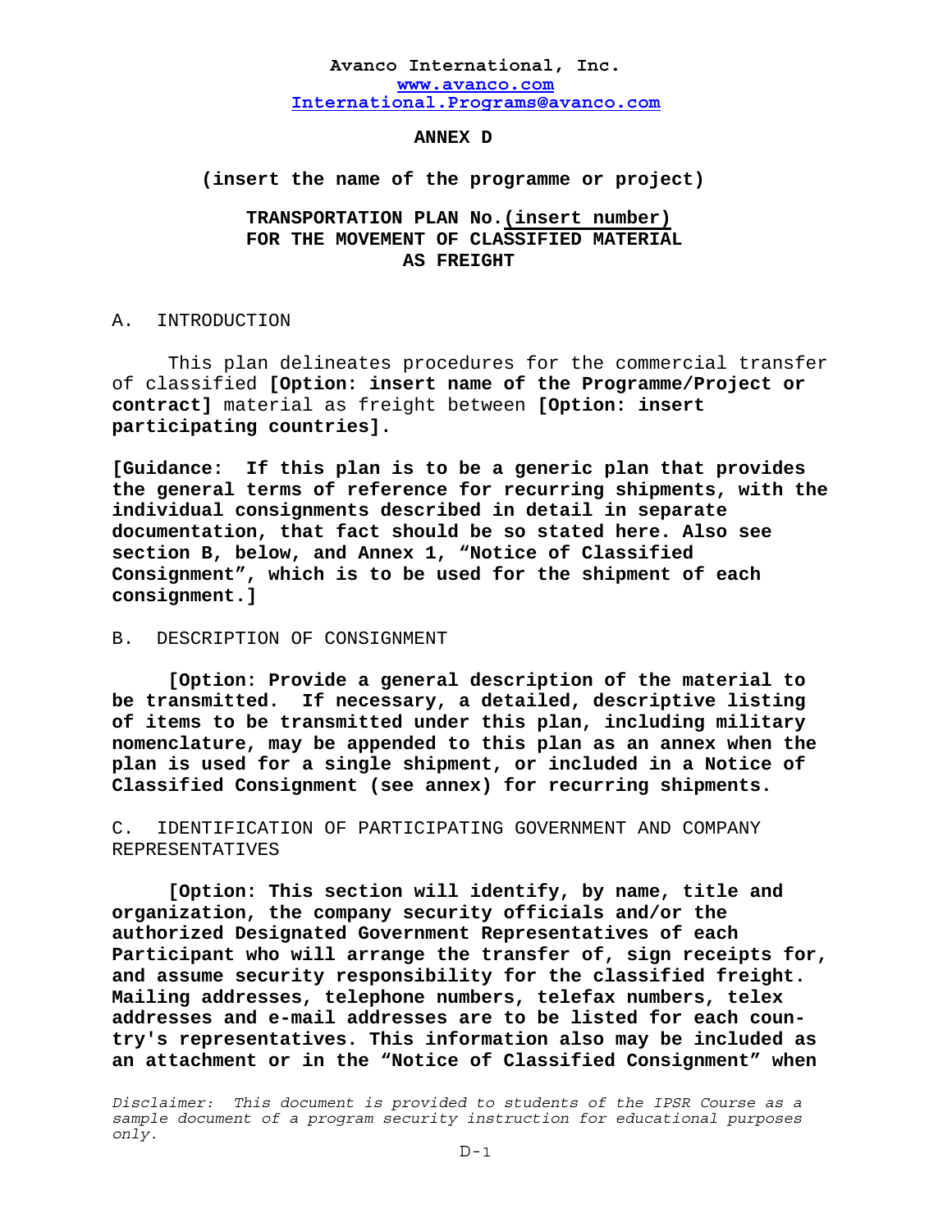**Avanco International, Inc.**
**www.avanco.com**
**International.Programs@avanco.com**

**ANNEX D**

**(insert the name of the programme or project)**

**TRANSPORTATION PLAN No.(insert number)**
**FOR THE MOVEMENT OF CLASSIFIED MATERIAL**
**AS FREIGHT**

A. INTRODUCTION

This plan delineates procedures for the commercial transfer of classified **[Option: insert name of the Programme/Project or contract]** material as freight between **[Option: insert participating countries].**

**[Guidance: If this plan is to be a generic plan that provides the general terms of reference for recurring shipments, with the individual consignments described in detail in separate documentation, that fact should be so stated here. Also see section B, below, and Annex 1, "Notice of Classified Consignment", which is to be used for the shipment of each consignment.]**

B. DESCRIPTION OF CONSIGNMENT

**[Option: Provide a general description of the material to be transmitted. If necessary, a detailed, descriptive listing of items to be transmitted under this plan, including military nomenclature, may be appended to this plan as an annex when the plan is used for a single shipment, or included in a Notice of Classified Consignment (see annex) for recurring shipments.**

C. IDENTIFICATION OF PARTICIPATING GOVERNMENT AND COMPANY REPRESENTATIVES

**[Option: This section will identify, by name, title and organization, the company security officials and/or the authorized Designated Government Representatives of each Participant who will arrange the transfer of, sign receipts for, and assume security responsibility for the classified freight. Mailing addresses, telephone numbers, telefax numbers, telex addresses and e-mail addresses are to be listed for each country's representatives. This information also may be included as an attachment or in the "Notice of Classified Consignment" when**

*Disclaimer: This document is provided to students of the IPSR Course as a sample document of a program security instruction for educational purposes only.*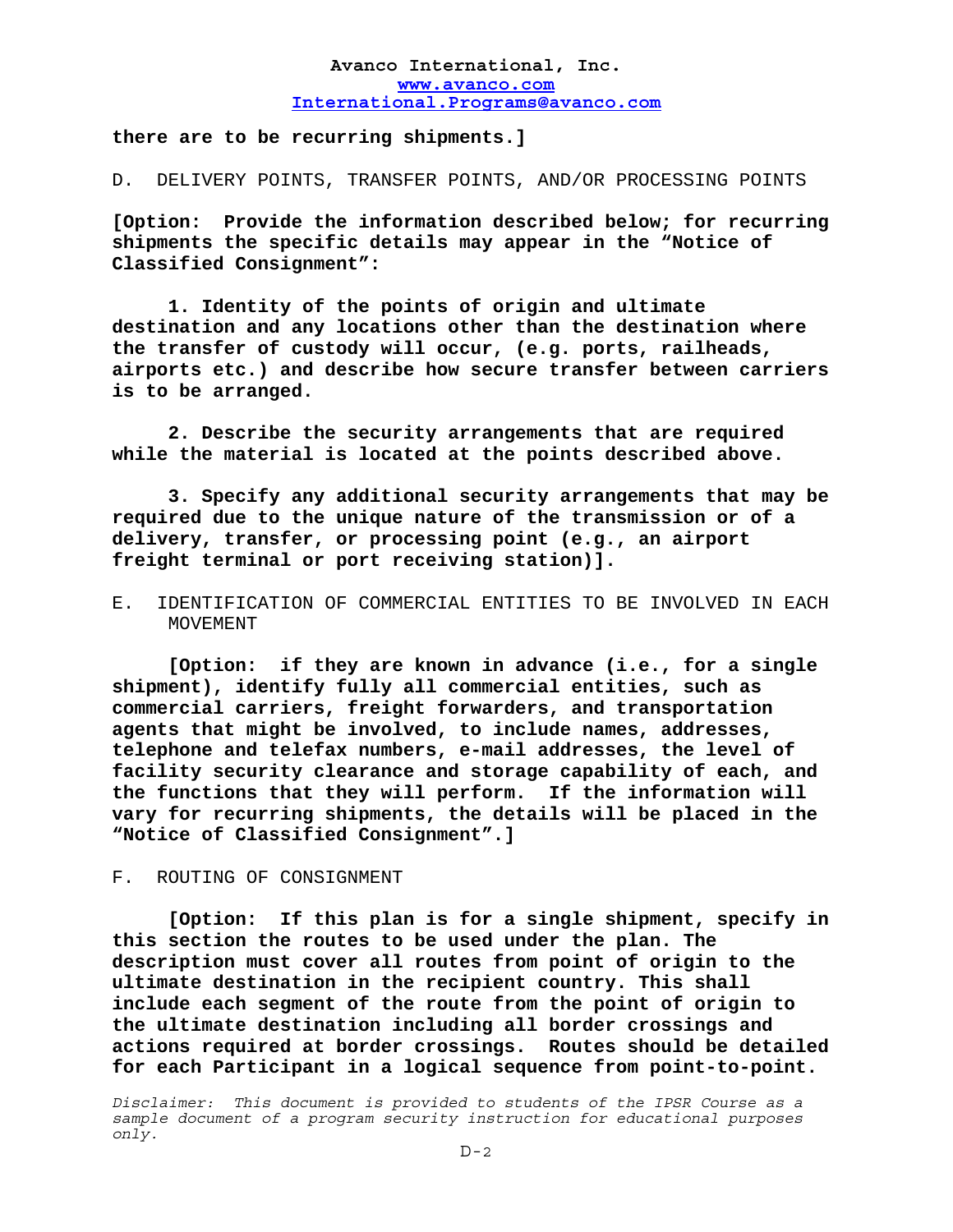**there are to be recurring shipments.]**

D. DELIVERY POINTS, TRANSFER POINTS, AND/OR PROCESSING POINTS

**[Option: Provide the information described below; for recurring shipments the specific details may appear in the "Notice of Classified Consignment":**

**1. Identity of the points of origin and ultimate destination and any locations other than the destination where the transfer of custody will occur, (e.g. ports, railheads, airports etc.) and describe how secure transfer between carriers is to be arranged.**

**2. Describe the security arrangements that are required while the material is located at the points described above.**

**3. Specify any additional security arrangements that may be required due to the unique nature of the transmission or of a delivery, transfer, or processing point (e.g., an airport freight terminal or port receiving station)].**

E. IDENTIFICATION OF COMMERCIAL ENTITIES TO BE INVOLVED IN EACH MOVEMENT

**[Option: if they are known in advance (i.e., for a single shipment), identify fully all commercial entities, such as commercial carriers, freight forwarders, and transportation agents that might be involved, to include names, addresses, telephone and telefax numbers, e-mail addresses, the level of facility security clearance and storage capability of each, and the functions that they will perform. If the information will vary for recurring shipments, the details will be placed in the "Notice of Classified Consignment".]**

F. ROUTING OF CONSIGNMENT

**[Option: If this plan is for a single shipment, specify in this section the routes to be used under the plan. The description must cover all routes from point of origin to the ultimate destination in the recipient country. This shall include each segment of the route from the point of origin to the ultimate destination including all border crossings and actions required at border crossings. Routes should be detailed for each Participant in a logical sequence from point-to-point.**

*Disclaimer: This document is provided to students of the IPSR Course as a sample document of a program security instruction for educational purposes only.*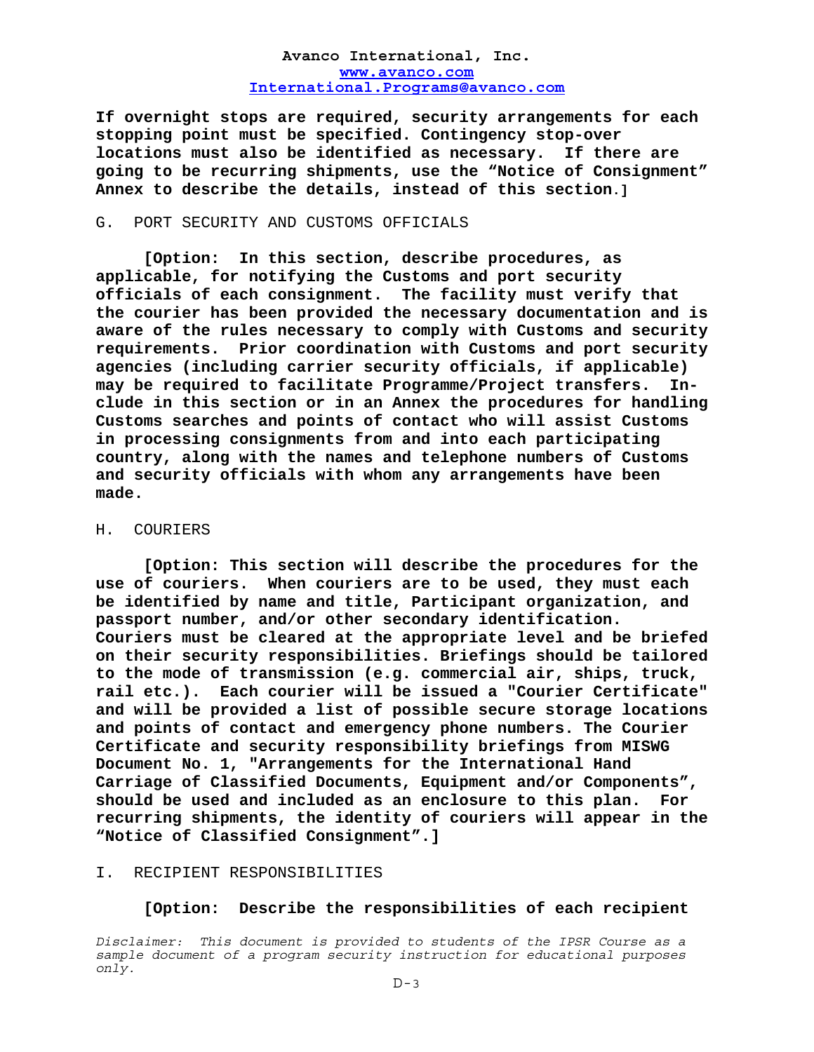**If overnight stops are required, security arrangements for each stopping point must be specified. Contingency stop-over locations must also be identified as necessary. If there are going to be recurring shipments, use the "Notice of Consignment" Annex to describe the details, instead of this section.]**

G. PORT SECURITY AND CUSTOMS OFFICIALS

**[Option: In this section, describe procedures, as applicable, for notifying the Customs and port security officials of each consignment. The facility must verify that the courier has been provided the necessary documentation and is aware of the rules necessary to comply with Customs and security requirements. Prior coordination with Customs and port security agencies (including carrier security officials, if applicable) may be required to facilitate Programme/Project transfers. Include in this section or in an Annex the procedures for handling Customs searches and points of contact who will assist Customs in processing consignments from and into each participating country, along with the names and telephone numbers of Customs and security officials with whom any arrangements have been made.**

H. COURIERS

**[Option: This section will describe the procedures for the use of couriers. When couriers are to be used, they must each be identified by name and title, Participant organization, and passport number, and/or other secondary identification. Couriers must be cleared at the appropriate level and be briefed on their security responsibilities. Briefings should be tailored to the mode of transmission (e.g. commercial air, ships, truck, rail etc.). Each courier will be issued a "Courier Certificate" and will be provided a list of possible secure storage locations and points of contact and emergency phone numbers. The Courier Certificate and security responsibility briefings from MISWG Document No. 1, "Arrangements for the International Hand Carriage of Classified Documents, Equipment and/or Components", should be used and included as an enclosure to this plan. For recurring shipments, the identity of couriers will appear in the "Notice of Classified Consignment".]**

I. RECIPIENT RESPONSIBILITIES

**[Option: Describe the responsibilities of each recipient**

*Disclaimer: This document is provided to students of the IPSR Course as a sample document of a program security instruction for educational purposes only.*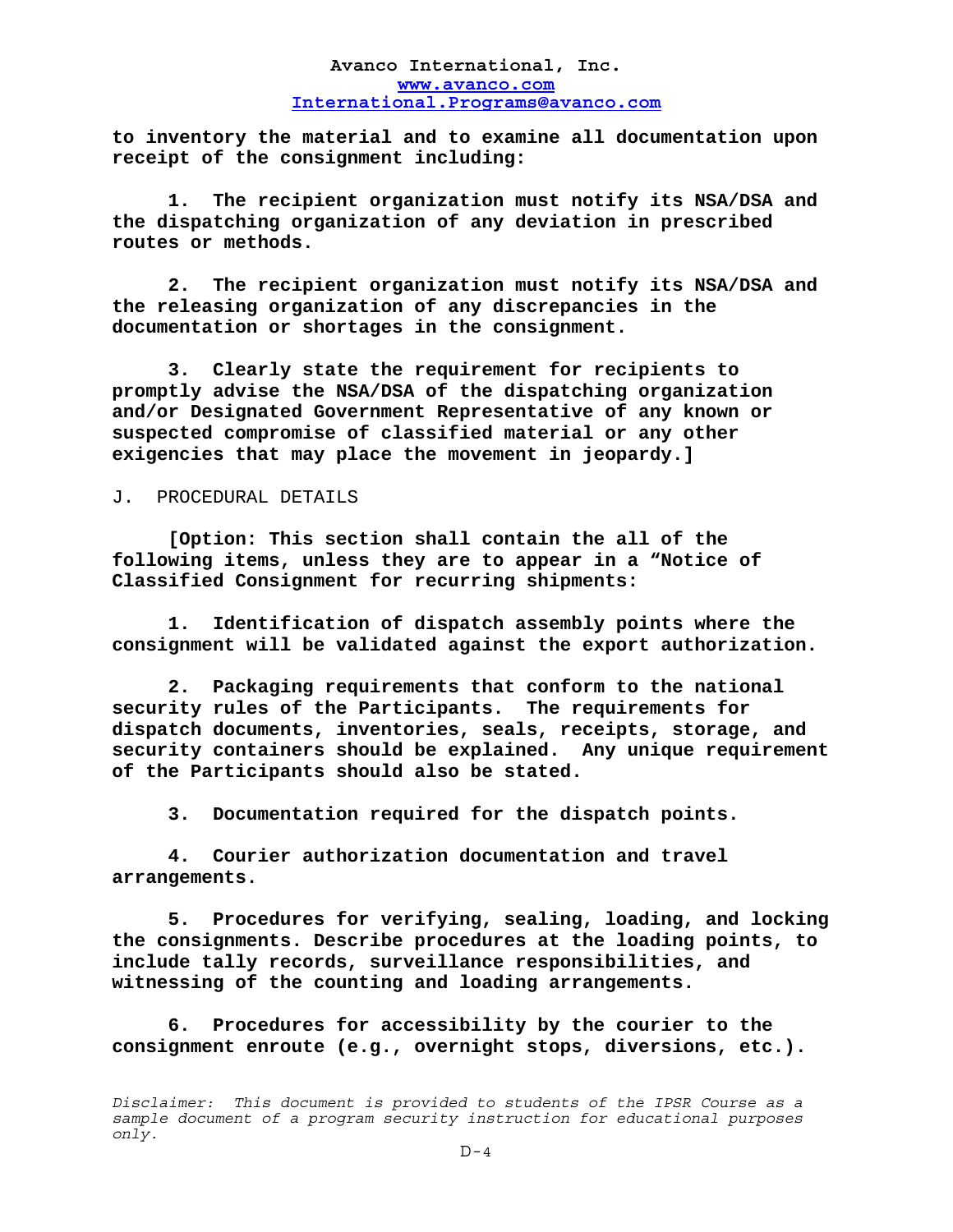**to inventory the material and to examine all documentation upon receipt of the consignment including:**

**1. The recipient organization must notify its NSA/DSA and the dispatching organization of any deviation in prescribed routes or methods.**

**2. The recipient organization must notify its NSA/DSA and the releasing organization of any discrepancies in the documentation or shortages in the consignment.**

**3. Clearly state the requirement for recipients to promptly advise the NSA/DSA of the dispatching organization and/or Designated Government Representative of any known or suspected compromise of classified material or any other exigencies that may place the movement in jeopardy.]**

J. PROCEDURAL DETAILS

**[Option: This section shall contain the all of the following items, unless they are to appear in a "Notice of Classified Consignment for recurring shipments:**

**1. Identification of dispatch assembly points where the consignment will be validated against the export authorization.**

**2. Packaging requirements that conform to the national security rules of the Participants. The requirements for dispatch documents, inventories, seals, receipts, storage, and security containers should be explained. Any unique requirement of the Participants should also be stated.**

**3. Documentation required for the dispatch points.**

**4. Courier authorization documentation and travel arrangements.**

**5. Procedures for verifying, sealing, loading, and locking the consignments. Describe procedures at the loading points, to include tally records, surveillance responsibilities, and witnessing of the counting and loading arrangements.**

**6. Procedures for accessibility by the courier to the consignment enroute (e.g., overnight stops, diversions, etc.).**

*Disclaimer: This document is provided to students of the IPSR Course as a sample document of a program security instruction for educational purposes only.*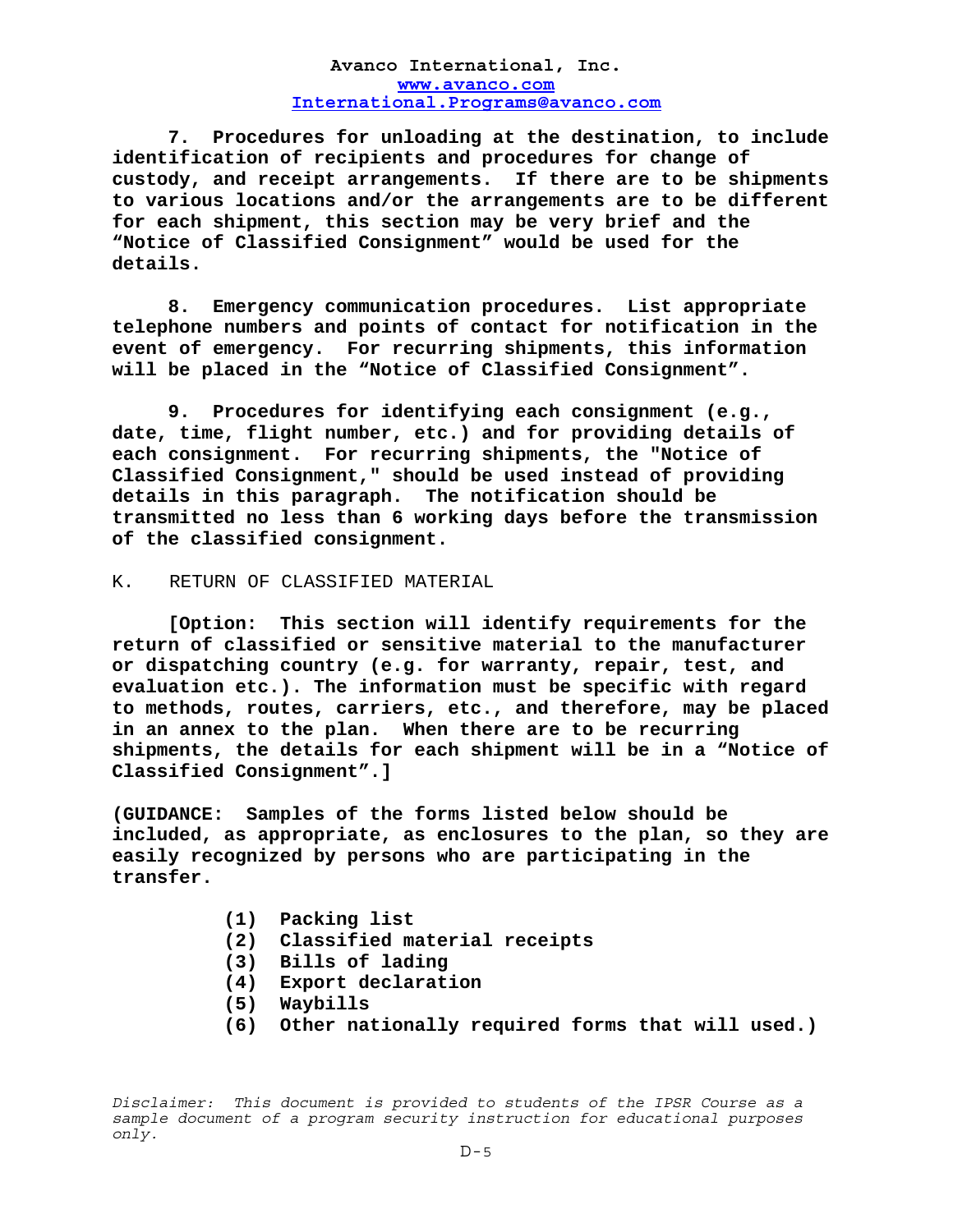**7. Procedures for unloading at the destination, to include identification of recipients and procedures for change of custody, and receipt arrangements. If there are to be shipments to various locations and/or the arrangements are to be different for each shipment, this section may be very brief and the "Notice of Classified Consignment" would be used for the details.**

**8. Emergency communication procedures. List appropriate telephone numbers and points of contact for notification in the event of emergency. For recurring shipments, this information will be placed in the "Notice of Classified Consignment".**

**9. Procedures for identifying each consignment (e.g., date, time, flight number, etc.) and for providing details of each consignment. For recurring shipments, the "Notice of Classified Consignment," should be used instead of providing details in this paragraph. The notification should be transmitted no less than 6 working days before the transmission of the classified consignment.**

K. RETURN OF CLASSIFIED MATERIAL

**[Option: This section will identify requirements for the return of classified or sensitive material to the manufacturer or dispatching country (e.g. for warranty, repair, test, and evaluation etc.). The information must be specific with regard to methods, routes, carriers, etc., and therefore, may be placed in an annex to the plan. When there are to be recurring shipments, the details for each shipment will be in a "Notice of Classified Consignment".]**

**(GUIDANCE: Samples of the forms listed below should be included, as appropriate, as enclosures to the plan, so they are easily recognized by persons who are participating in the transfer.**

**(1) Packing list**
**(2) Classified material receipts**
**(3) Bills of lading**
**(4) Export declaration**
**(5) Waybills**
**(6) Other nationally required forms that will used.)**

*Disclaimer: This document is provided to students of the IPSR Course as a sample document of a program security instruction for educational purposes only.*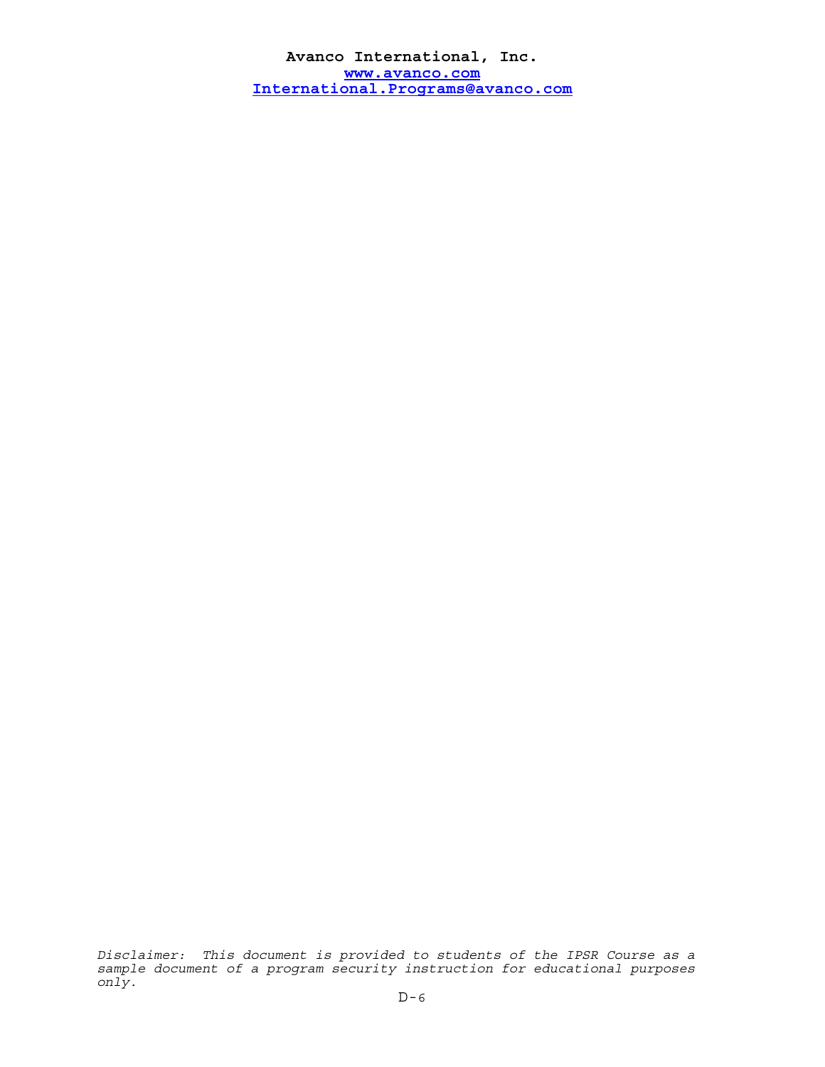**Avanco International, Inc.**
**www.avanco.com**
**International.Programs@avanco.com**

*Disclaimer: This document is provided to students of the IPSR Course as a sample document of a program security instruction for educational purposes only.*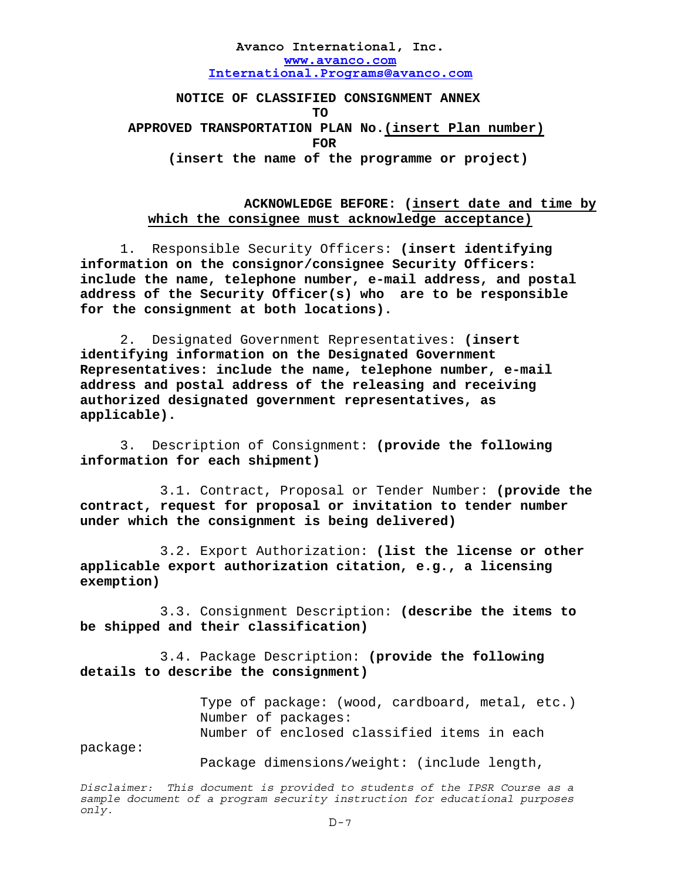**Avanco International, Inc.**
**www.avanco.com**
**International.Programs@avanco.com**

**NOTICE OF CLASSIFIED CONSIGNMENT ANNEX**
**TO**
**APPROVED TRANSPORTATION PLAN No.(insert Plan number)**
**FOR**
**(insert the name of the programme or project)**

**ACKNOWLEDGE BEFORE: (insert date and time by which the consignee must acknowledge acceptance)**

1. Responsible Security Officers: **(insert identifying information on the consignor/consignee Security Officers: include the name, telephone number, e-mail address, and postal address of the Security Officer(s) who are to be responsible for the consignment at both locations).**

2. Designated Government Representatives: **(insert identifying information on the Designated Government Representatives: include the name, telephone number, e-mail address and postal address of the releasing and receiving authorized designated government representatives, as applicable).**

3. Description of Consignment: **(provide the following information for each shipment)**

3.1. Contract, Proposal or Tender Number: **(provide the contract, request for proposal or invitation to tender number under which the consignment is being delivered)**

3.2. Export Authorization: **(list the license or other applicable export authorization citation, e.g., a licensing exemption)**

3.3. Consignment Description: **(describe the items to be shipped and their classification)**

3.4. Package Description: **(provide the following details to describe the consignment)**

Type of package: (wood, cardboard, metal, etc.)
Number of packages:
Number of enclosed classified items in each package:
Package dimensions/weight: (include length,

*Disclaimer: This document is provided to students of the IPSR Course as a sample document of a program security instruction for educational purposes only.*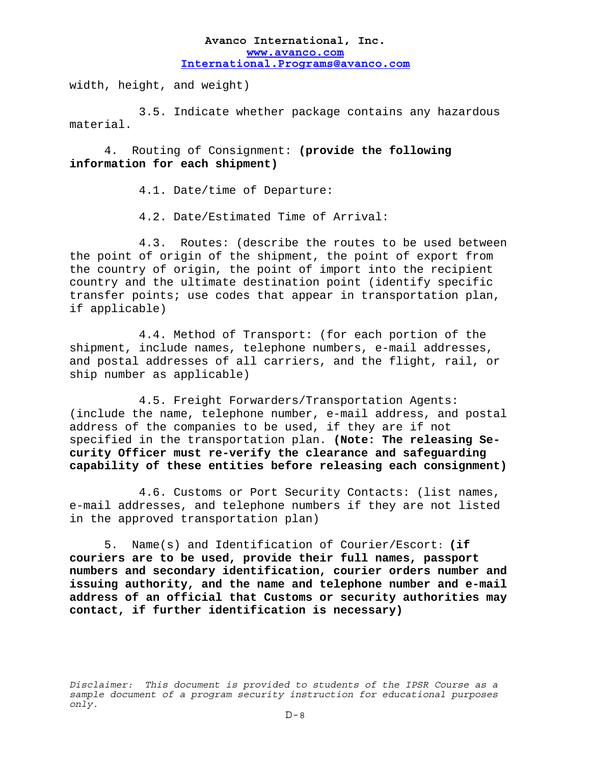width, height, and weight)

3.5. Indicate whether package contains any hazardous material.

4. Routing of Consignment: **(provide the following information for each shipment)**

4.1. Date/time of Departure:

4.2. Date/Estimated Time of Arrival:

4.3. Routes: (describe the routes to be used between the point of origin of the shipment, the point of export from the country of origin, the point of import into the recipient country and the ultimate destination point (identify specific transfer points; use codes that appear in transportation plan, if applicable)

4.4. Method of Transport: (for each portion of the shipment, include names, telephone numbers, e-mail addresses, and postal addresses of all carriers, and the flight, rail, or ship number as applicable)

4.5. Freight Forwarders/Transportation Agents: (include the name, telephone number, e-mail address, and postal address of the companies to be used, if they are if not specified in the transportation plan. **(Note: The releasing Security Officer must re-verify the clearance and safeguarding capability of these entities before releasing each consignment)**

4.6. Customs or Port Security Contacts: (list names, e-mail addresses, and telephone numbers if they are not listed in the approved transportation plan)

5. Name(s) and Identification of Courier/Escort: **(if couriers are to be used, provide their full names, passport numbers and secondary identification, courier orders number and issuing authority, and the name and telephone number and e-mail address of an official that Customs or security authorities may contact, if further identification is necessary)**

*Disclaimer: This document is provided to students of the IPSR Course as a sample document of a program security instruction for educational purposes only.*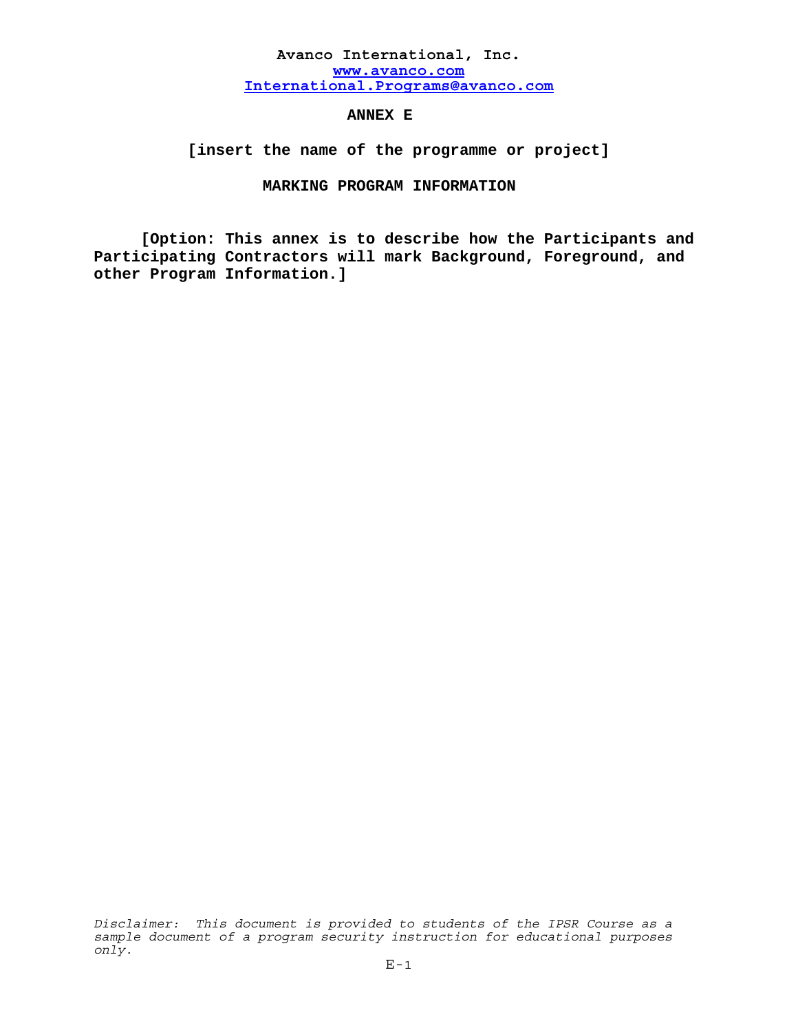**Avanco International, Inc.**
**www.avanco.com**
**International.Programs@avanco.com**

# ANNEX E

## [insert the name of the programme or project]

## MARKING PROGRAM INFORMATION

**[Option: This annex is to describe how the Participants and Participating Contractors will mark Background, Foreground, and other Program Information.]**

*Disclaimer: This document is provided to students of the IPSR Course as a sample document of a program security instruction for educational purposes only.*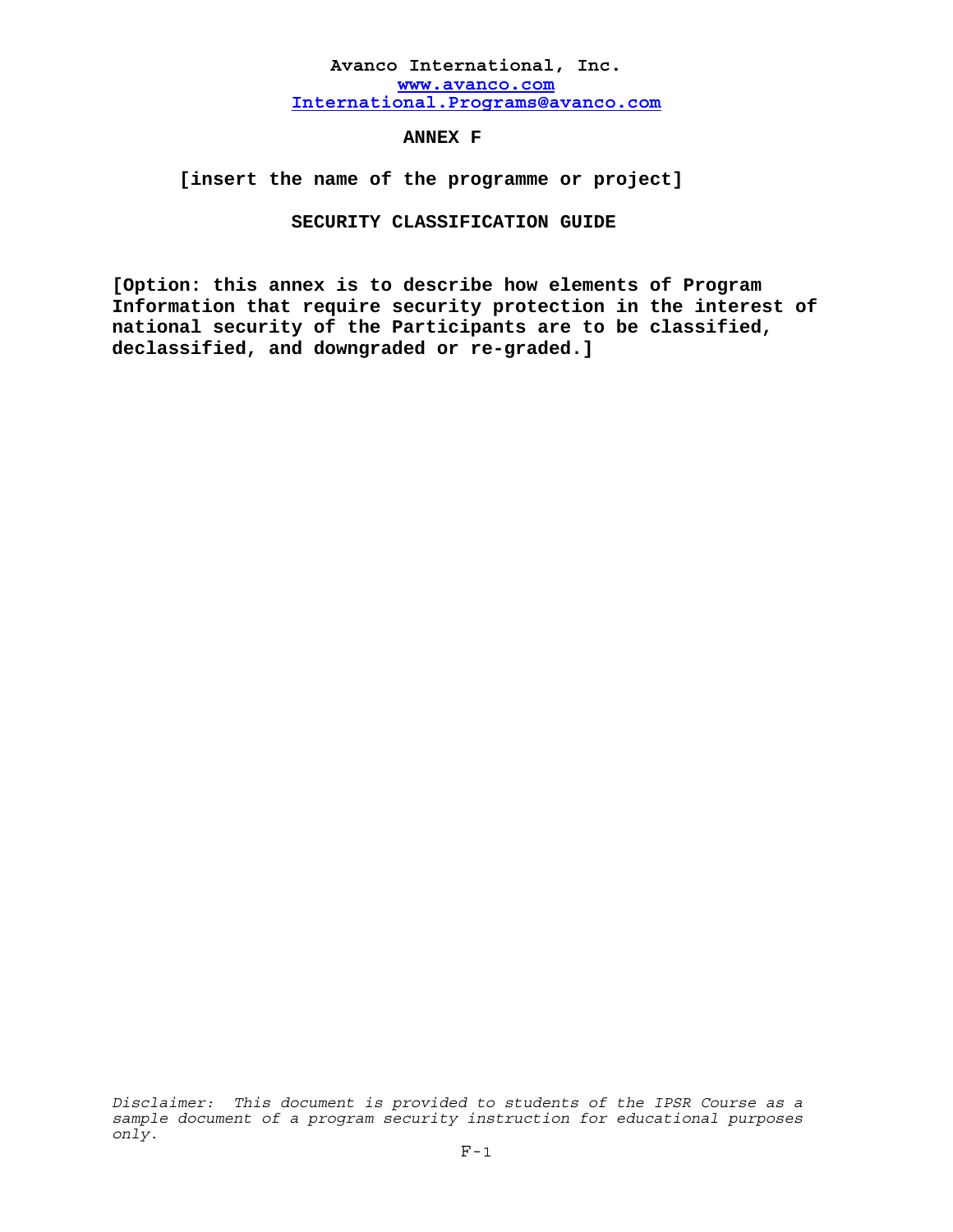**Avanco International, Inc.**
**www.avanco.com**
**International.Programs@avanco.com**

# ANNEX F

## [insert the name of the programme or project]

## SECURITY CLASSIFICATION GUIDE

**[Option: this annex is to describe how elements of Program Information that require security protection in the interest of national security of the Participants are to be classified, declassified, and downgraded or re-graded.]**

*Disclaimer: This document is provided to students of the IPSR Course as a sample document of a program security instruction for educational purposes only.*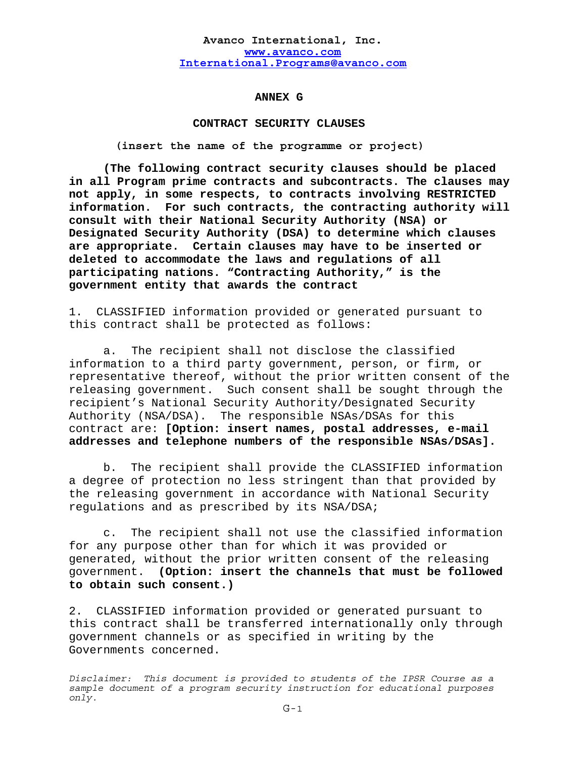**Avanco International, Inc.**
**www.avanco.com**
**International.Programs@avanco.com**

# ANNEX G

## CONTRACT SECURITY CLAUSES

**(insert the name of the programme or project)**

**(The following contract security clauses should be placed in all Program prime contracts and subcontracts. The clauses may not apply, in some respects, to contracts involving RESTRICTED information. For such contracts, the contracting authority will consult with their National Security Authority (NSA) or Designated Security Authority (DSA) to determine which clauses are appropriate. Certain clauses may have to be inserted or deleted to accommodate the laws and regulations of all participating nations. "Contracting Authority," is the government entity that awards the contract**

1. CLASSIFIED information provided or generated pursuant to this contract shall be protected as follows:

   a. The recipient shall not disclose the classified information to a third party government, person, or firm, or representative thereof, without the prior written consent of the releasing government. Such consent shall be sought through the recipient's National Security Authority/Designated Security Authority (NSA/DSA). The responsible NSAs/DSAs for this contract are: **[Option: insert names, postal addresses, e-mail addresses and telephone numbers of the responsible NSAs/DSAs].**

   b. The recipient shall provide the CLASSIFIED information a degree of protection no less stringent than that provided by the releasing government in accordance with National Security regulations and as prescribed by its NSA/DSA;

   c. The recipient shall not use the classified information for any purpose other than for which it was provided or generated, without the prior written consent of the releasing government. **(Option: insert the channels that must be followed to obtain such consent.)**

2. CLASSIFIED information provided or generated pursuant to this contract shall be transferred internationally only through government channels or as specified in writing by the Governments concerned.

*Disclaimer: This document is provided to students of the IPSR Course as a sample document of a program security instruction for educational purposes only.*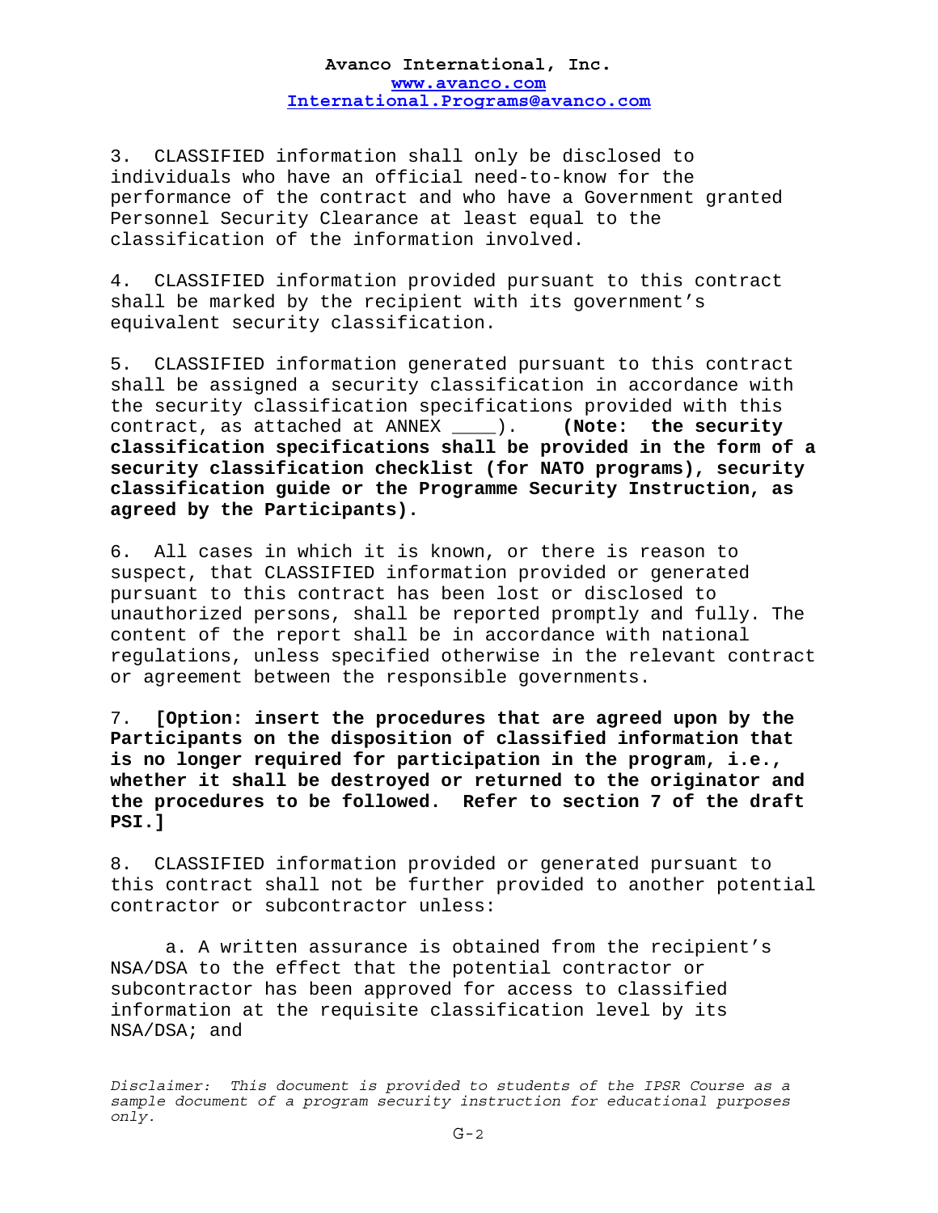3. CLASSIFIED information shall only be disclosed to individuals who have an official need-to-know for the performance of the contract and who have a Government granted Personnel Security Clearance at least equal to the classification of the information involved.

4. CLASSIFIED information provided pursuant to this contract shall be marked by the recipient with its government's equivalent security classification.

5. CLASSIFIED information generated pursuant to this contract shall be assigned a security classification in accordance with the security classification specifications provided with this contract, as attached at ANNEX ____). **(Note: the security classification specifications shall be provided in the form of a security classification checklist (for NATO programs), security classification guide or the Programme Security Instruction, as agreed by the Participants).**

6. All cases in which it is known, or there is reason to suspect, that CLASSIFIED information provided or generated pursuant to this contract has been lost or disclosed to unauthorized persons, shall be reported promptly and fully. The content of the report shall be in accordance with national regulations, unless specified otherwise in the relevant contract or agreement between the responsible governments.

7. **[Option: insert the procedures that are agreed upon by the Participants on the disposition of classified information that is no longer required for participation in the program, i.e., whether it shall be destroyed or returned to the originator and the procedures to be followed. Refer to section 7 of the draft PSI.]**

8. CLASSIFIED information provided or generated pursuant to this contract shall not be further provided to another potential contractor or subcontractor unless:

   a. A written assurance is obtained from the recipient's NSA/DSA to the effect that the potential contractor or subcontractor has been approved for access to classified information at the requisite classification level by its NSA/DSA; and

*Disclaimer: This document is provided to students of the IPSR Course as a sample document of a program security instruction for educational purposes only.*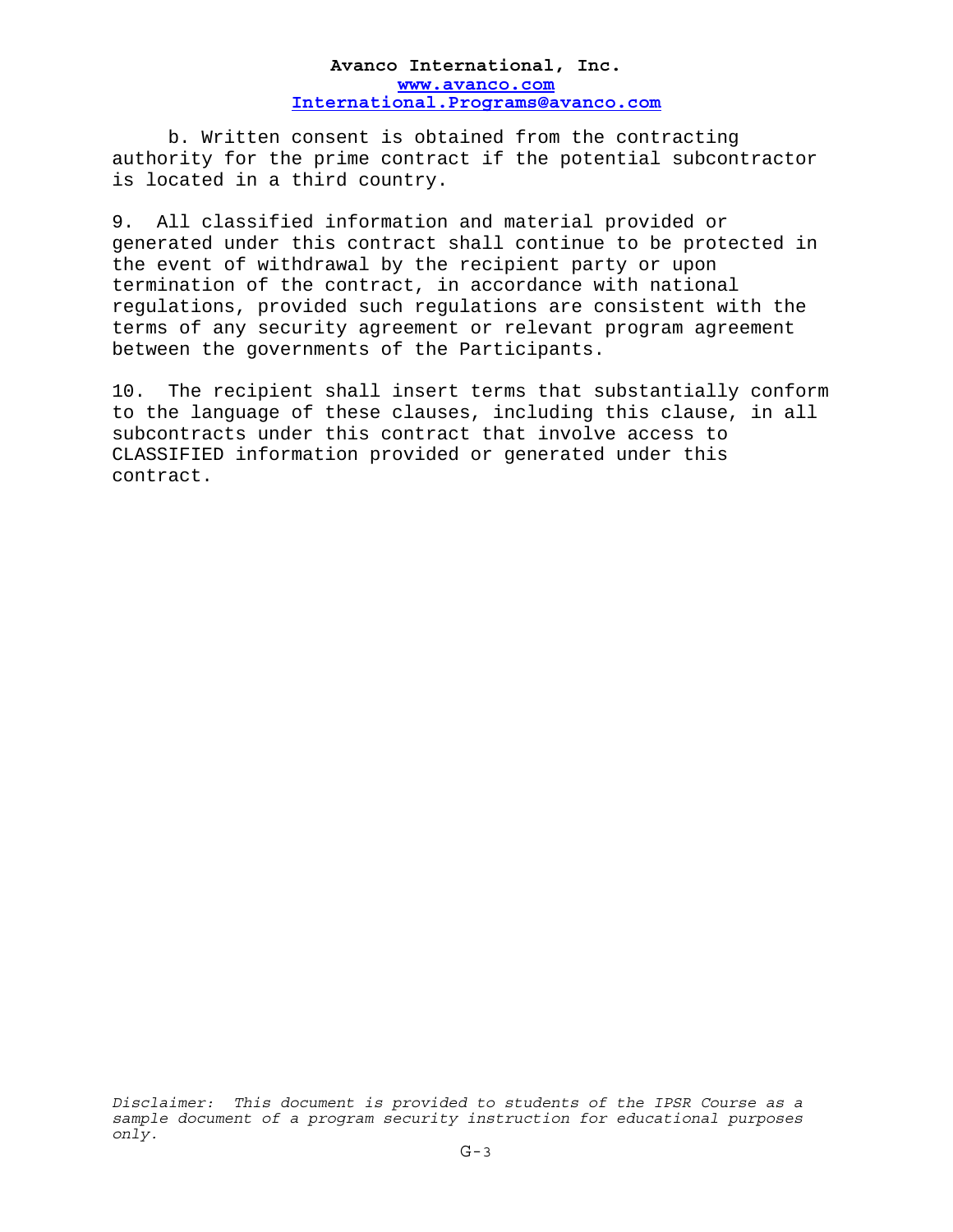b. Written consent is obtained from the contracting authority for the prime contract if the potential subcontractor is located in a third country.

9. All classified information and material provided or generated under this contract shall continue to be protected in the event of withdrawal by the recipient party or upon termination of the contract, in accordance with national regulations, provided such regulations are consistent with the terms of any security agreement or relevant program agreement between the governments of the Participants.

10. The recipient shall insert terms that substantially conform to the language of these clauses, including this clause, in all subcontracts under this contract that involve access to CLASSIFIED information provided or generated under this contract.

*Disclaimer: This document is provided to students of the IPSR Course as a sample document of a program security instruction for educational purposes only.*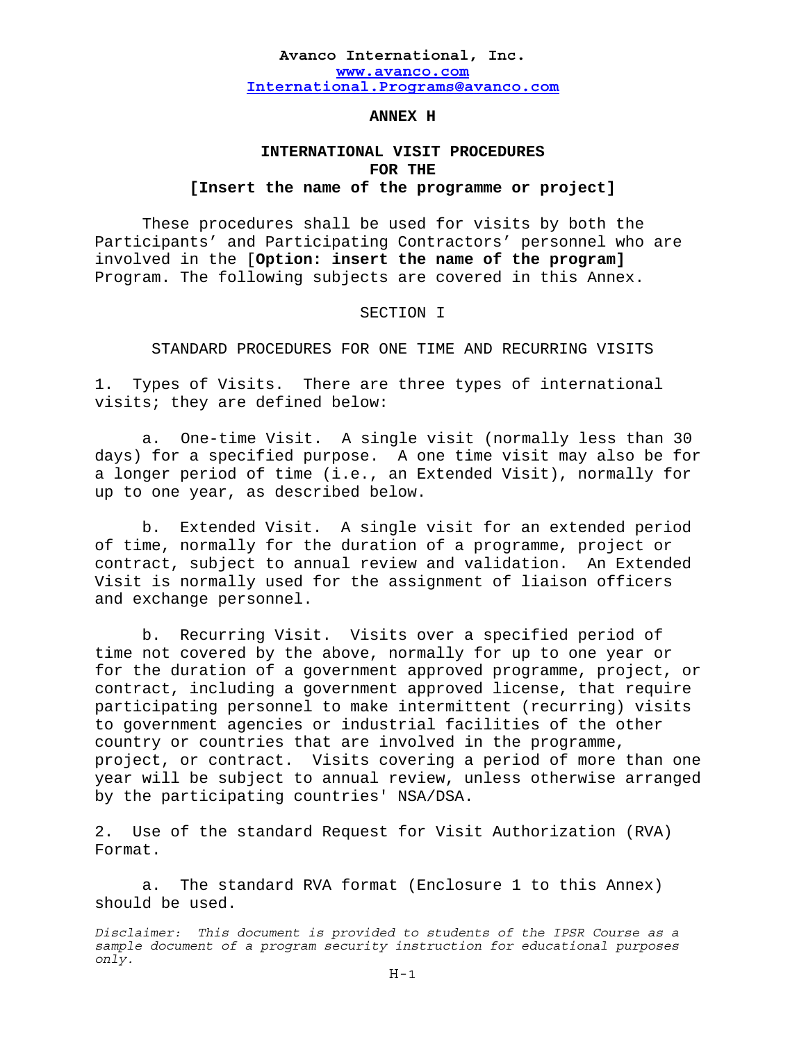**Avanco International, Inc.**
**www.avanco.com**
**International.Programs@avanco.com**

**ANNEX H**

# INTERNATIONAL VISIT PROCEDURES FOR THE [Insert the name of the programme or project]

These procedures shall be used for visits by both the Participants' and Participating Contractors' personnel who are involved in the [**Option: insert the name of the program]** Program. The following subjects are covered in this Annex.

## SECTION I

## STANDARD PROCEDURES FOR ONE TIME AND RECURRING VISITS

1. Types of Visits. There are three types of international visits; they are defined below:

a. One-time Visit. A single visit (normally less than 30 days) for a specified purpose. A one time visit may also be for a longer period of time (i.e., an Extended Visit), normally for up to one year, as described below.

b. Extended Visit. A single visit for an extended period of time, normally for the duration of a programme, project or contract, subject to annual review and validation. An Extended Visit is normally used for the assignment of liaison officers and exchange personnel.

b. Recurring Visit. Visits over a specified period of time not covered by the above, normally for up to one year or for the duration of a government approved programme, project, or contract, including a government approved license, that require participating personnel to make intermittent (recurring) visits to government agencies or industrial facilities of the other country or countries that are involved in the programme, project, or contract. Visits covering a period of more than one year will be subject to annual review, unless otherwise arranged by the participating countries' NSA/DSA.

2. Use of the standard Request for Visit Authorization (RVA) Format.

a. The standard RVA format (Enclosure 1 to this Annex) should be used.

*Disclaimer: This document is provided to students of the IPSR Course as a sample document of a program security instruction for educational purposes only.*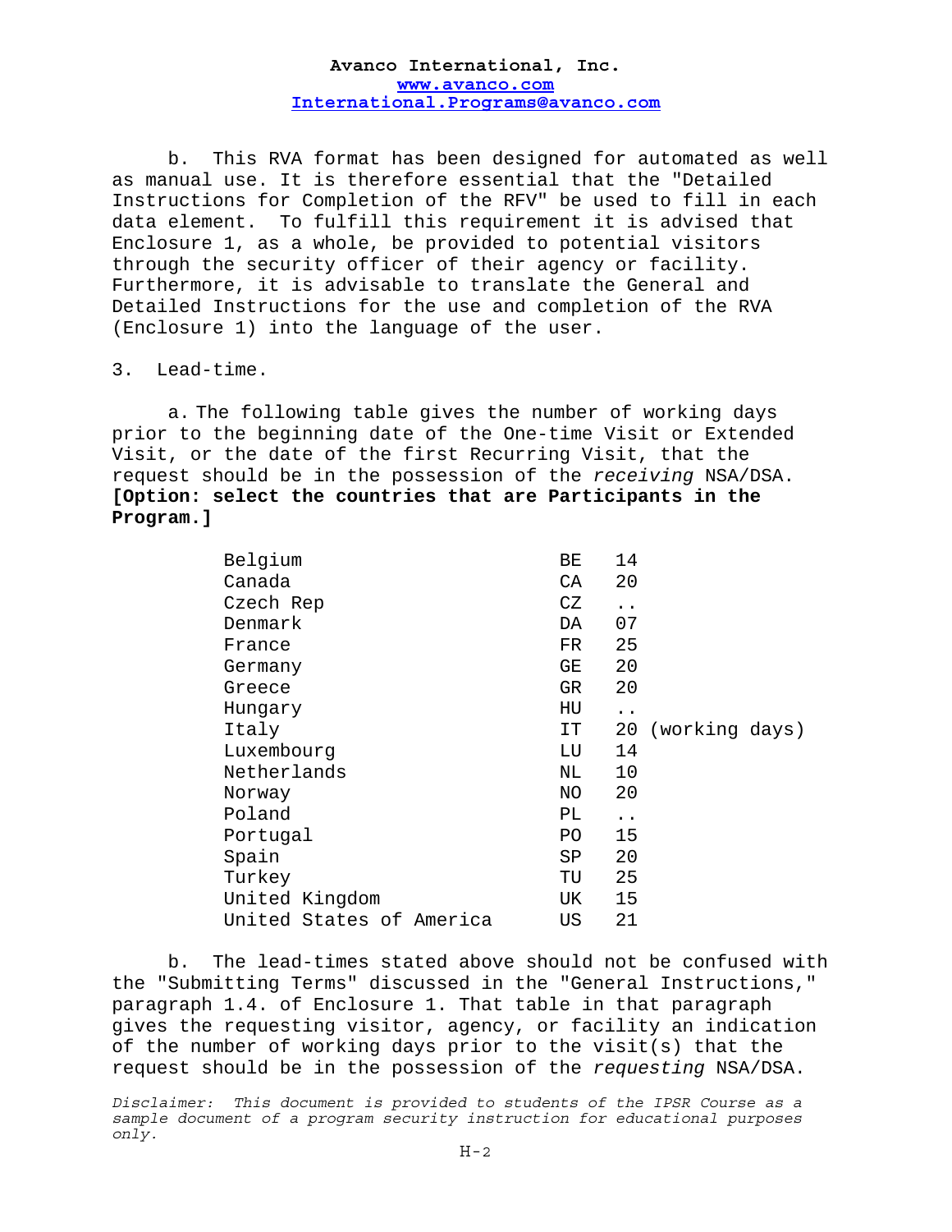b. This RVA format has been designed for automated as well as manual use. It is therefore essential that the "Detailed Instructions for Completion of the RFV" be used to fill in each data element. To fulfill this requirement it is advised that Enclosure 1, as a whole, be provided to potential visitors through the security officer of their agency or facility. Furthermore, it is advisable to translate the General and Detailed Instructions for the use and completion of the RVA (Enclosure 1) into the language of the user.

3. Lead-time.

a. The following table gives the number of working days prior to the beginning date of the One-time Visit or Extended Visit, or the date of the first Recurring Visit, that the request should be in the possession of the *receiving* NSA/DSA. **[Option: select the countries that are Participants in the Program.]**

| Country | Code | Days |
|---|---|---|
| Belgium | BE | 14 |
| Canada | CA | 20 |
| Czech Rep | CZ | .. |
| Denmark | DA | 07 |
| France | FR | 25 |
| Germany | GE | 20 |
| Greece | GR | 20 |
| Hungary | HU | .. |
| Italy | IT | 20 (working days) |
| Luxembourg | LU | 14 |
| Netherlands | NL | 10 |
| Norway | NO | 20 |
| Poland | PL | .. |
| Portugal | PO | 15 |
| Spain | SP | 20 |
| Turkey | TU | 25 |
| United Kingdom | UK | 15 |
| United States of America | US | 21 |

b. The lead-times stated above should not be confused with the "Submitting Terms" discussed in the "General Instructions," paragraph 1.4. of Enclosure 1. That table in that paragraph gives the requesting visitor, agency, or facility an indication of the number of working days prior to the visit(s) that the request should be in the possession of the *requesting* NSA/DSA.

*Disclaimer: This document is provided to students of the IPSR Course as a sample document of a program security instruction for educational purposes only.*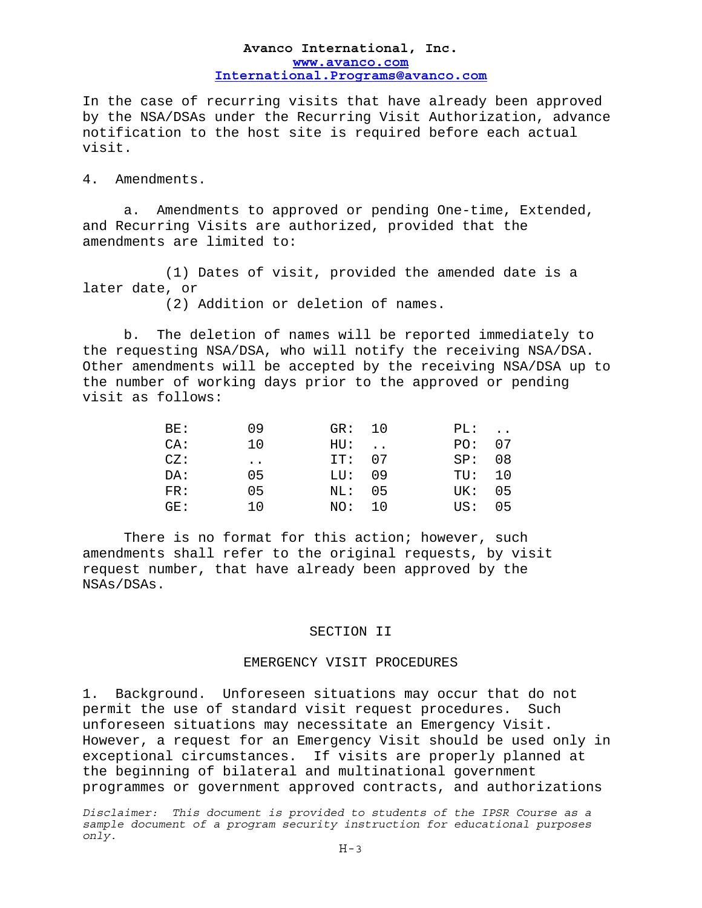In the case of recurring visits that have already been approved by the NSA/DSAs under the Recurring Visit Authorization, advance notification to the host site is required before each actual visit.

4. Amendments.

a. Amendments to approved or pending One-time, Extended, and Recurring Visits are authorized, provided that the amendments are limited to:

(1) Dates of visit, provided the amended date is a later date, or

(2) Addition or deletion of names.

b. The deletion of names will be reported immediately to the requesting NSA/DSA, who will notify the receiving NSA/DSA. Other amendments will be accepted by the receiving NSA/DSA up to the number of working days prior to the approved or pending visit as follows:

| | | | | | |
|---|---|---|---|---|---|
| BE: | 09 | GR: | 10 | PL: | .. |
| CA: | 10 | HU: | .. | PO: | 07 |
| CZ: | .. | IT: | 07 | SP: | 08 |
| DA: | 05 | LU: | 09 | TU: | 10 |
| FR: | 05 | NL: | 05 | UK: | 05 |
| GE: | 10 | NO: | 10 | US: | 05 |

There is no format for this action; however, such amendments shall refer to the original requests, by visit request number, that have already been approved by the NSAs/DSAs.

## SECTION II

## EMERGENCY VISIT PROCEDURES

1. Background. Unforeseen situations may occur that do not permit the use of standard visit request procedures. Such unforeseen situations may necessitate an Emergency Visit. However, a request for an Emergency Visit should be used only in exceptional circumstances. If visits are properly planned at the beginning of bilateral and multinational government programmes or government approved contracts, and authorizations

*Disclaimer: This document is provided to students of the IPSR Course as a sample document of a program security instruction for educational purposes only.*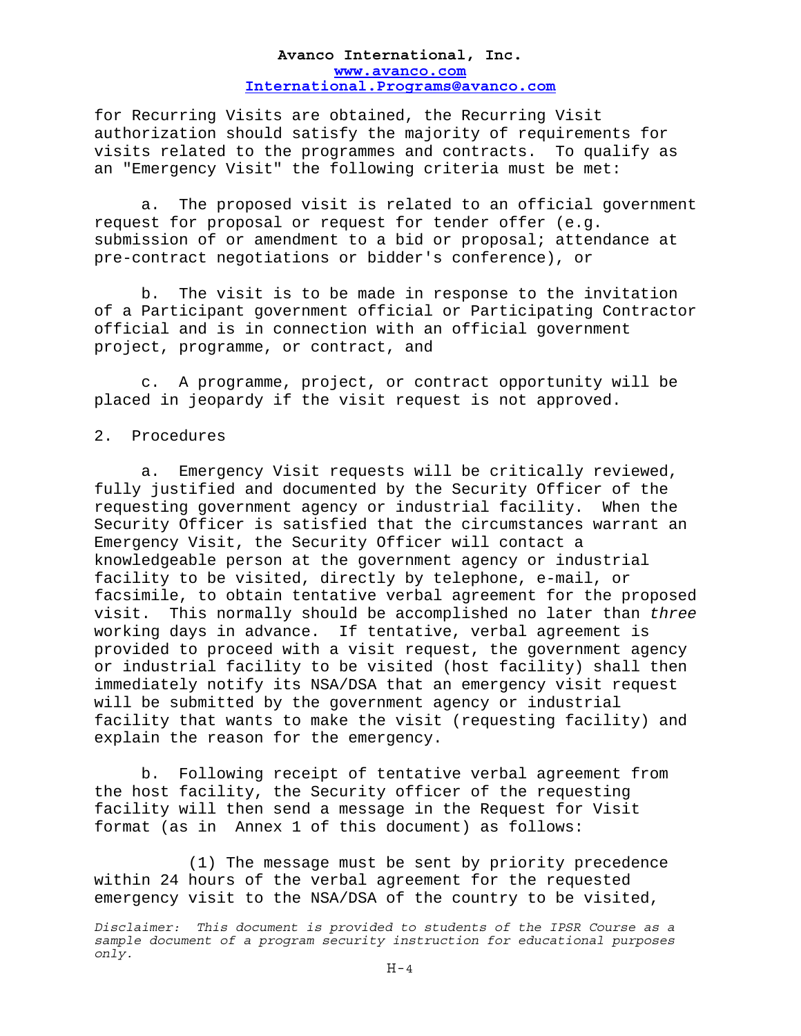for Recurring Visits are obtained, the Recurring Visit authorization should satisfy the majority of requirements for visits related to the programmes and contracts. To qualify as an "Emergency Visit" the following criteria must be met:

a. The proposed visit is related to an official government request for proposal or request for tender offer (e.g. submission of or amendment to a bid or proposal; attendance at pre-contract negotiations or bidder's conference), or

b. The visit is to be made in response to the invitation of a Participant government official or Participating Contractor official and is in connection with an official government project, programme, or contract, and

c. A programme, project, or contract opportunity will be placed in jeopardy if the visit request is not approved.

2. Procedures

a. Emergency Visit requests will be critically reviewed, fully justified and documented by the Security Officer of the requesting government agency or industrial facility. When the Security Officer is satisfied that the circumstances warrant an Emergency Visit, the Security Officer will contact a knowledgeable person at the government agency or industrial facility to be visited, directly by telephone, e-mail, or facsimile, to obtain tentative verbal agreement for the proposed visit. This normally should be accomplished no later than *three* working days in advance. If tentative, verbal agreement is provided to proceed with a visit request, the government agency or industrial facility to be visited (host facility) shall then immediately notify its NSA/DSA that an emergency visit request will be submitted by the government agency or industrial facility that wants to make the visit (requesting facility) and explain the reason for the emergency.

b. Following receipt of tentative verbal agreement from the host facility, the Security officer of the requesting facility will then send a message in the Request for Visit format (as in Annex 1 of this document) as follows:

(1) The message must be sent by priority precedence within 24 hours of the verbal agreement for the requested emergency visit to the NSA/DSA of the country to be visited,

*Disclaimer: This document is provided to students of the IPSR Course as a sample document of a program security instruction for educational purposes only.*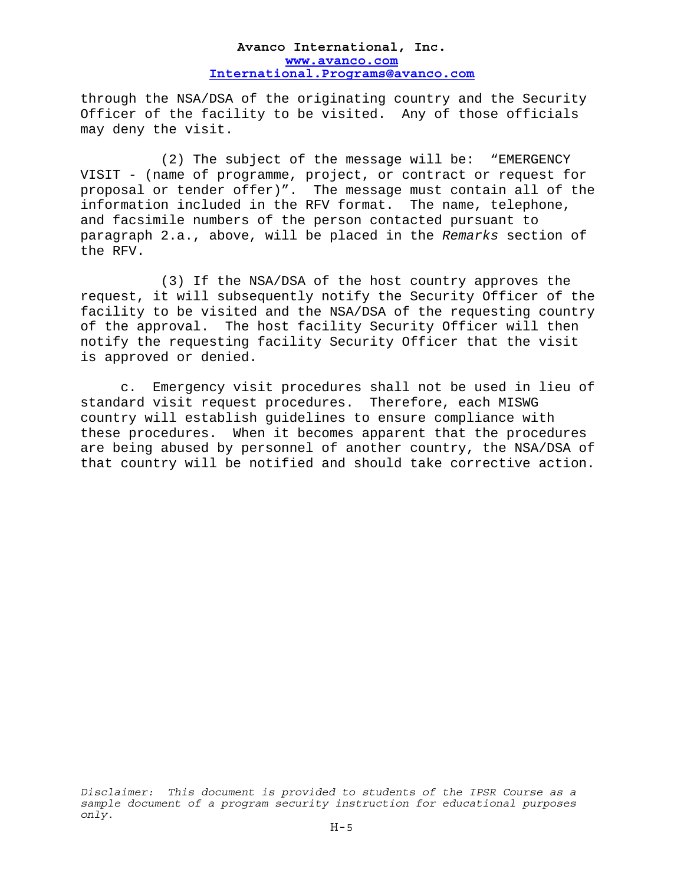through the NSA/DSA of the originating country and the Security Officer of the facility to be visited. Any of those officials may deny the visit.

(2) The subject of the message will be: "EMERGENCY VISIT - (name of programme, project, or contract or request for proposal or tender offer)". The message must contain all of the information included in the RFV format. The name, telephone, and facsimile numbers of the person contacted pursuant to paragraph 2.a., above, will be placed in the *Remarks* section of the RFV.

(3) If the NSA/DSA of the host country approves the request, it will subsequently notify the Security Officer of the facility to be visited and the NSA/DSA of the requesting country of the approval. The host facility Security Officer will then notify the requesting facility Security Officer that the visit is approved or denied.

c. Emergency visit procedures shall not be used in lieu of standard visit request procedures. Therefore, each MISWG country will establish guidelines to ensure compliance with these procedures. When it becomes apparent that the procedures are being abused by personnel of another country, the NSA/DSA of that country will be notified and should take corrective action.

*Disclaimer: This document is provided to students of the IPSR Course as a sample document of a program security instruction for educational purposes only.*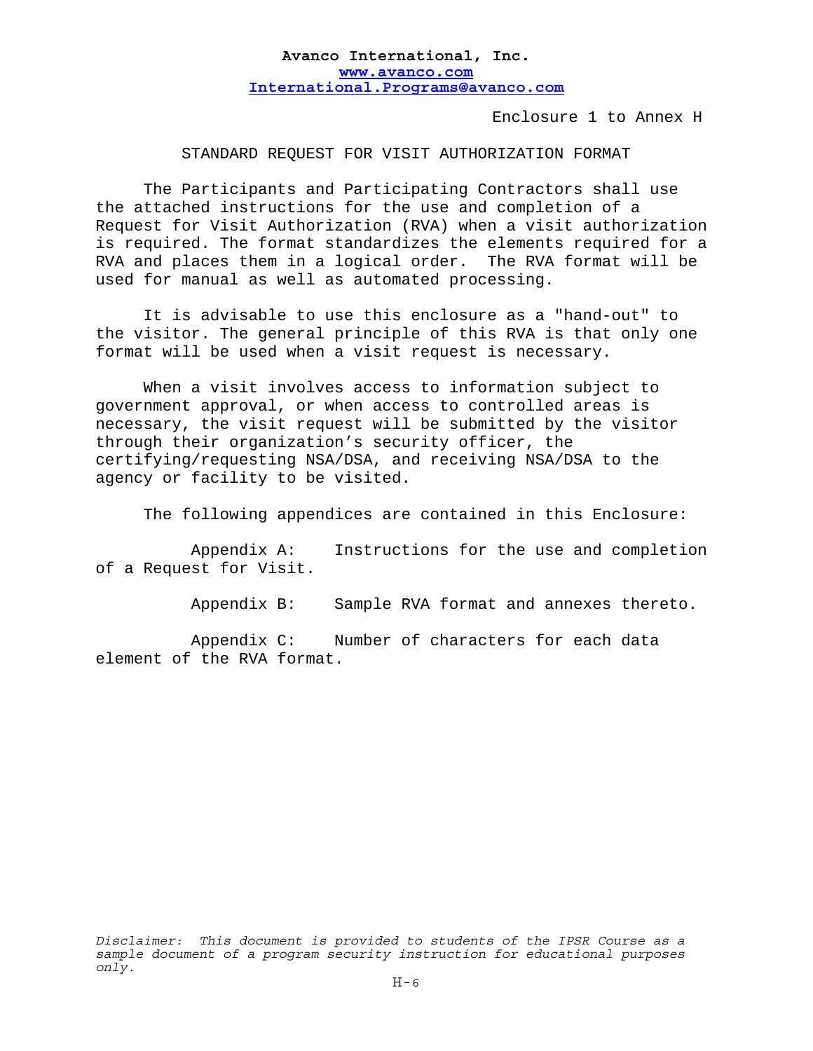Enclosure 1 to Annex H

# STANDARD REQUEST FOR VISIT AUTHORIZATION FORMAT

The Participants and Participating Contractors shall use the attached instructions for the use and completion of a Request for Visit Authorization (RVA) when a visit authorization is required. The format standardizes the elements required for a RVA and places them in a logical order. The RVA format will be used for manual as well as automated processing.

It is advisable to use this enclosure as a "hand-out" to the visitor. The general principle of this RVA is that only one format will be used when a visit request is necessary.

When a visit involves access to information subject to government approval, or when access to controlled areas is necessary, the visit request will be submitted by the visitor through their organization's security officer, the certifying/requesting NSA/DSA, and receiving NSA/DSA to the agency or facility to be visited.

The following appendices are contained in this Enclosure:

Appendix A: Instructions for the use and completion of a Request for Visit.

Appendix B: Sample RVA format and annexes thereto.

Appendix C: Number of characters for each data element of the RVA format.

*Disclaimer: This document is provided to students of the IPSR Course as a sample document of a program security instruction for educational purposes only.*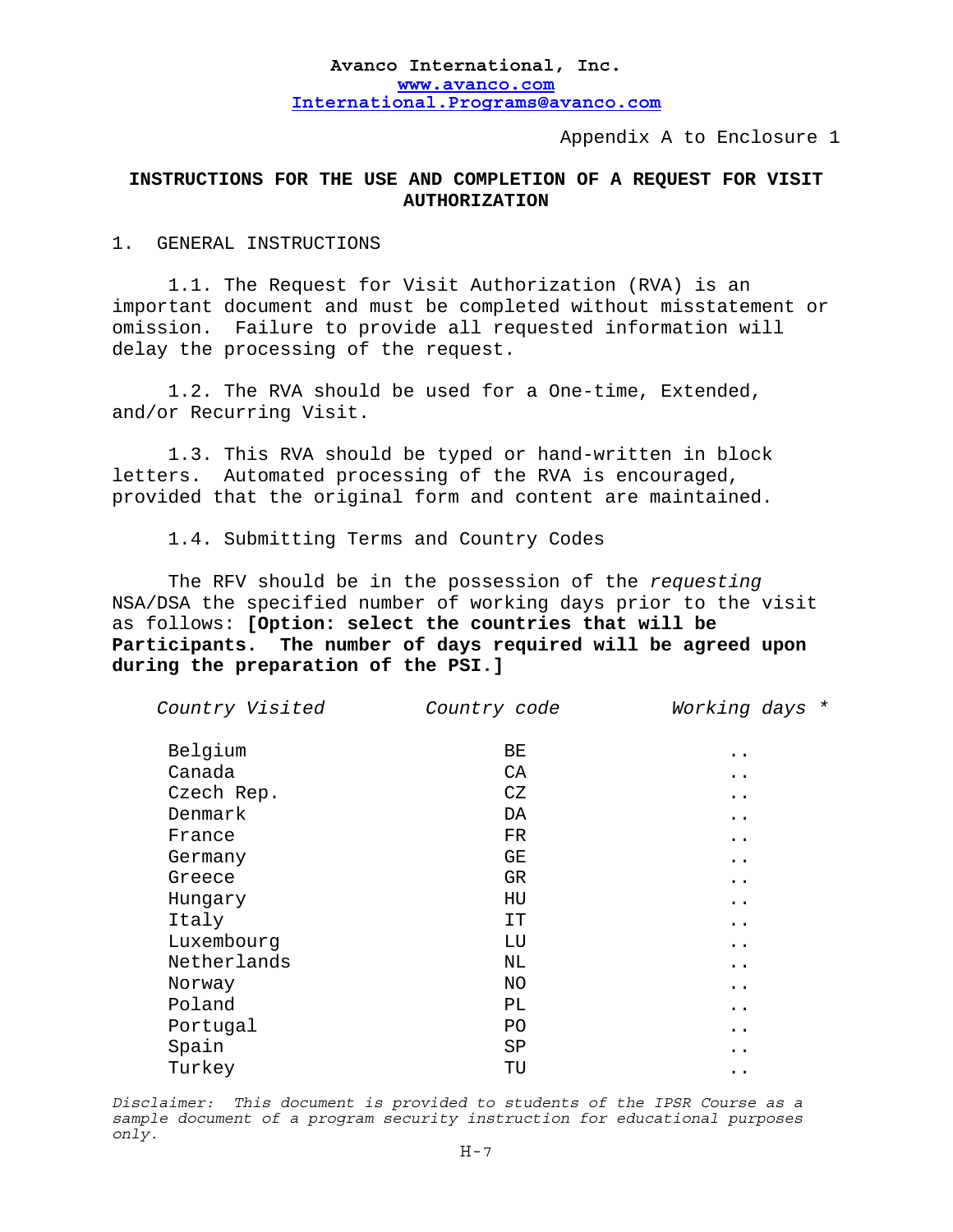Appendix A to Enclosure 1

## INSTRUCTIONS FOR THE USE AND COMPLETION OF A REQUEST FOR VISIT AUTHORIZATION

### 1. GENERAL INSTRUCTIONS

1.1. The Request for Visit Authorization (RVA) is an important document and must be completed without misstatement or omission. Failure to provide all requested information will delay the processing of the request.

1.2. The RVA should be used for a One-time, Extended, and/or Recurring Visit.

1.3. This RVA should be typed or hand-written in block letters. Automated processing of the RVA is encouraged, provided that the original form and content are maintained.

1.4. Submitting Terms and Country Codes

The RFV should be in the possession of the *requesting* NSA/DSA the specified number of working days prior to the visit as follows: **[Option: select the countries that will be Participants. The number of days required will be agreed upon during the preparation of the PSI.]**

| *Country Visited* | *Country code* | *Working days \** |
|---|---|---|
| Belgium | BE | .. |
| Canada | CA | .. |
| Czech Rep. | CZ | .. |
| Denmark | DA | .. |
| France | FR | .. |
| Germany | GE | .. |
| Greece | GR | .. |
| Hungary | HU | .. |
| Italy | IT | .. |
| Luxembourg | LU | .. |
| Netherlands | NL | .. |
| Norway | NO | .. |
| Poland | PL | .. |
| Portugal | PO | .. |
| Spain | SP | .. |
| Turkey | TU | .. |

*Disclaimer: This document is provided to students of the IPSR Course as a sample document of a program security instruction for educational purposes only.*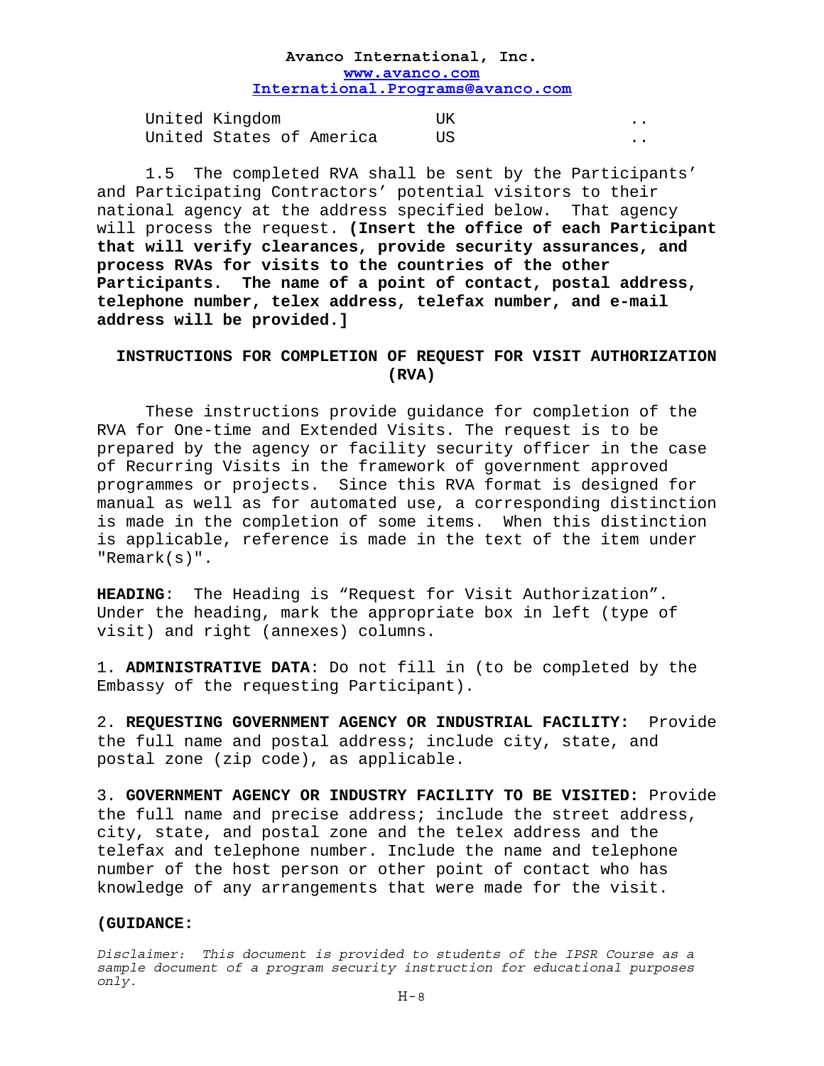| United Kingdom | UK | .. |
|---|---|---|
| United States of America | US | .. |

1.5 The completed RVA shall be sent by the Participants' and Participating Contractors' potential visitors to their national agency at the address specified below. That agency will process the request. **(Insert the office of each Participant that will verify clearances, provide security assurances, and process RVAs for visits to the countries of the other Participants. The name of a point of contact, postal address, telephone number, telex address, telefax number, and e-mail address will be provided.]**

## INSTRUCTIONS FOR COMPLETION OF REQUEST FOR VISIT AUTHORIZATION (RVA)

These instructions provide guidance for completion of the RVA for One-time and Extended Visits. The request is to be prepared by the agency or facility security officer in the case of Recurring Visits in the framework of government approved programmes or projects. Since this RVA format is designed for manual as well as for automated use, a corresponding distinction is made in the completion of some items. When this distinction is applicable, reference is made in the text of the item under "Remark(s)".

**HEADING**: The Heading is "Request for Visit Authorization". Under the heading, mark the appropriate box in left (type of visit) and right (annexes) columns.

1. **ADMINISTRATIVE DATA**: Do not fill in (to be completed by the Embassy of the requesting Participant).

2. **REQUESTING GOVERNMENT AGENCY OR INDUSTRIAL FACILITY:** Provide the full name and postal address; include city, state, and postal zone (zip code), as applicable.

3. **GOVERNMENT AGENCY OR INDUSTRY FACILITY TO BE VISITED:** Provide the full name and precise address; include the street address, city, state, and postal zone and the telex address and the telefax and telephone number. Include the name and telephone number of the host person or other point of contact who has knowledge of any arrangements that were made for the visit.

**(GUIDANCE:**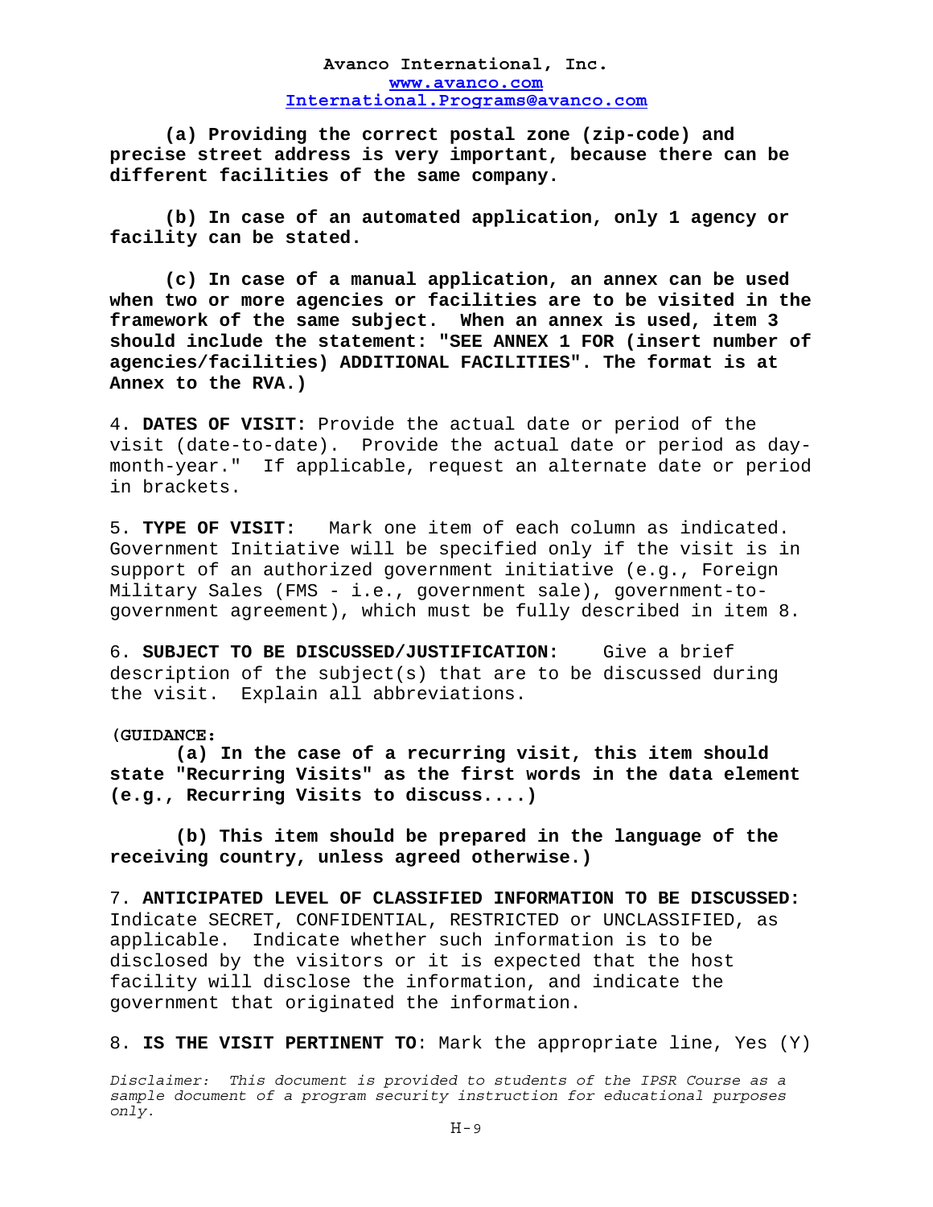**(a) Providing the correct postal zone (zip-code) and precise street address is very important, because there can be different facilities of the same company.**

**(b) In case of an automated application, only 1 agency or facility can be stated.**

**(c) In case of a manual application, an annex can be used when two or more agencies or facilities are to be visited in the framework of the same subject. When an annex is used, item 3 should include the statement: "SEE ANNEX 1 FOR (insert number of agencies/facilities) ADDITIONAL FACILITIES". The format is at Annex to the RVA.)**

4. **DATES OF VISIT:** Provide the actual date or period of the visit (date-to-date). Provide the actual date or period as day-month-year." If applicable, request an alternate date or period in brackets.

5. **TYPE OF VISIT:** Mark one item of each column as indicated. Government Initiative will be specified only if the visit is in support of an authorized government initiative (e.g., Foreign Military Sales (FMS - i.e., government sale), government-to-government agreement), which must be fully described in item 8.

6. **SUBJECT TO BE DISCUSSED/JUSTIFICATION:** Give a brief description of the subject(s) that are to be discussed during the visit. Explain all abbreviations.

**(GUIDANCE:**

**(a) In the case of a recurring visit, this item should state "Recurring Visits" as the first words in the data element (e.g., Recurring Visits to discuss....)**

**(b) This item should be prepared in the language of the receiving country, unless agreed otherwise.)**

7. **ANTICIPATED LEVEL OF CLASSIFIED INFORMATION TO BE DISCUSSED:** Indicate SECRET, CONFIDENTIAL, RESTRICTED or UNCLASSIFIED, as applicable. Indicate whether such information is to be disclosed by the visitors or it is expected that the host facility will disclose the information, and indicate the government that originated the information.

8. **IS THE VISIT PERTINENT TO**: Mark the appropriate line, Yes (Y)

*Disclaimer: This document is provided to students of the IPSR Course as a sample document of a program security instruction for educational purposes only.*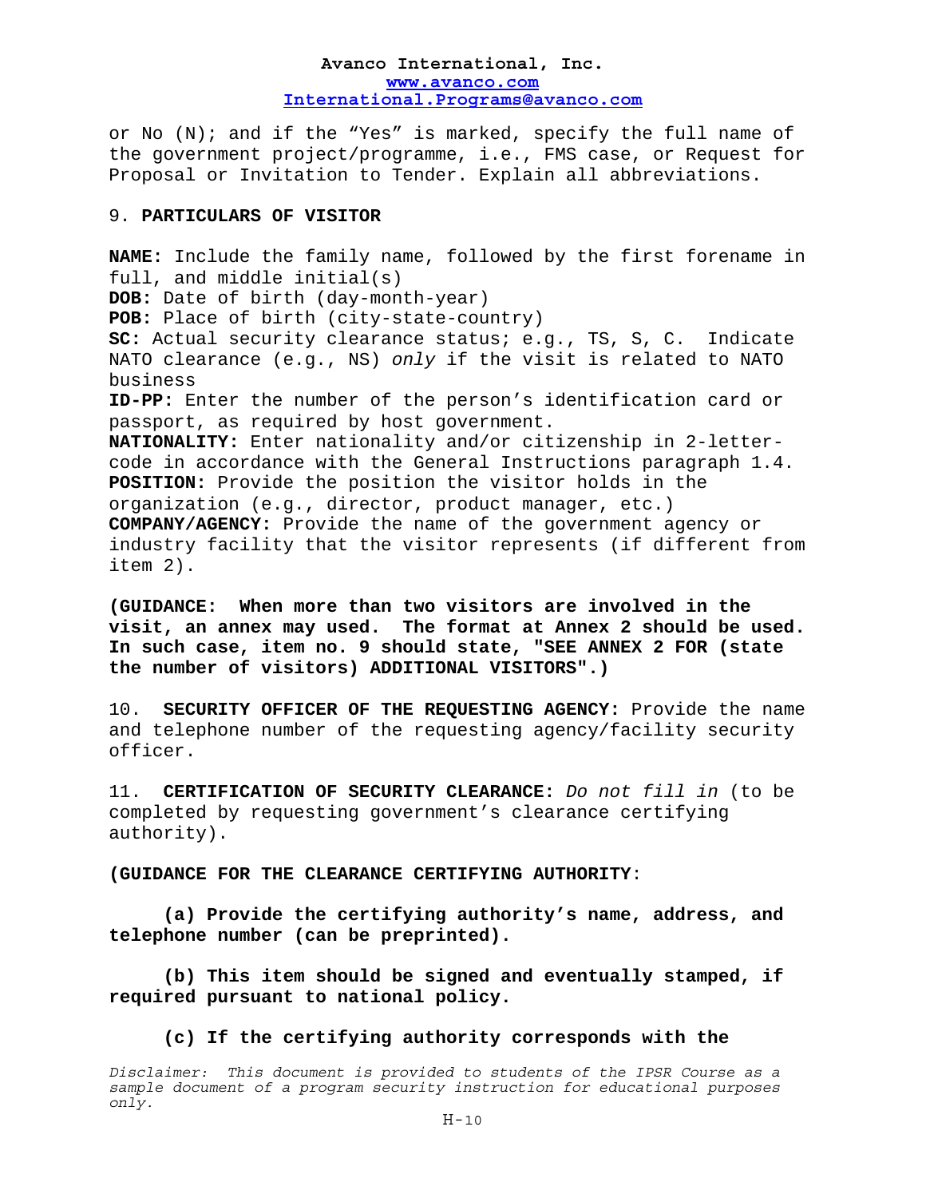or No (N); and if the “Yes” is marked, specify the full name of the government project/programme, i.e., FMS case, or Request for Proposal or Invitation to Tender. Explain all abbreviations.

9. **PARTICULARS OF VISITOR**

**NAME:** Include the family name, followed by the first forename in full, and middle initial(s)
**DOB:** Date of birth (day-month-year)
**POB:** Place of birth (city-state-country)
**SC:** Actual security clearance status; e.g., TS, S, C. Indicate NATO clearance (e.g., NS) *only* if the visit is related to NATO business
**ID-PP:** Enter the number of the person’s identification card or passport, as required by host government.
**NATIONALITY:** Enter nationality and/or citizenship in 2-letter-code in accordance with the General Instructions paragraph 1.4.
**POSITION:** Provide the position the visitor holds in the organization (e.g., director, product manager, etc.)
**COMPANY/AGENCY:** Provide the name of the government agency or industry facility that the visitor represents (if different from item 2).

**(GUIDANCE: When more than two visitors are involved in the visit, an annex may used. The format at Annex 2 should be used. In such case, item no. 9 should state, "SEE ANNEX 2 FOR (state the number of visitors) ADDITIONAL VISITORS".)**

10. **SECURITY OFFICER OF THE REQUESTING AGENCY:** Provide the name and telephone number of the requesting agency/facility security officer.

11. **CERTIFICATION OF SECURITY CLEARANCE:** *Do not fill in* (to be completed by requesting government’s clearance certifying authority).

**(GUIDANCE FOR THE CLEARANCE CERTIFYING AUTHORITY**:

**(a) Provide the certifying authority’s name, address, and telephone number (can be preprinted).**

**(b) This item should be signed and eventually stamped, if required pursuant to national policy.**

**(c) If the certifying authority corresponds with the**

*Disclaimer: This document is provided to students of the IPSR Course as a sample document of a program security instruction for educational purposes only.*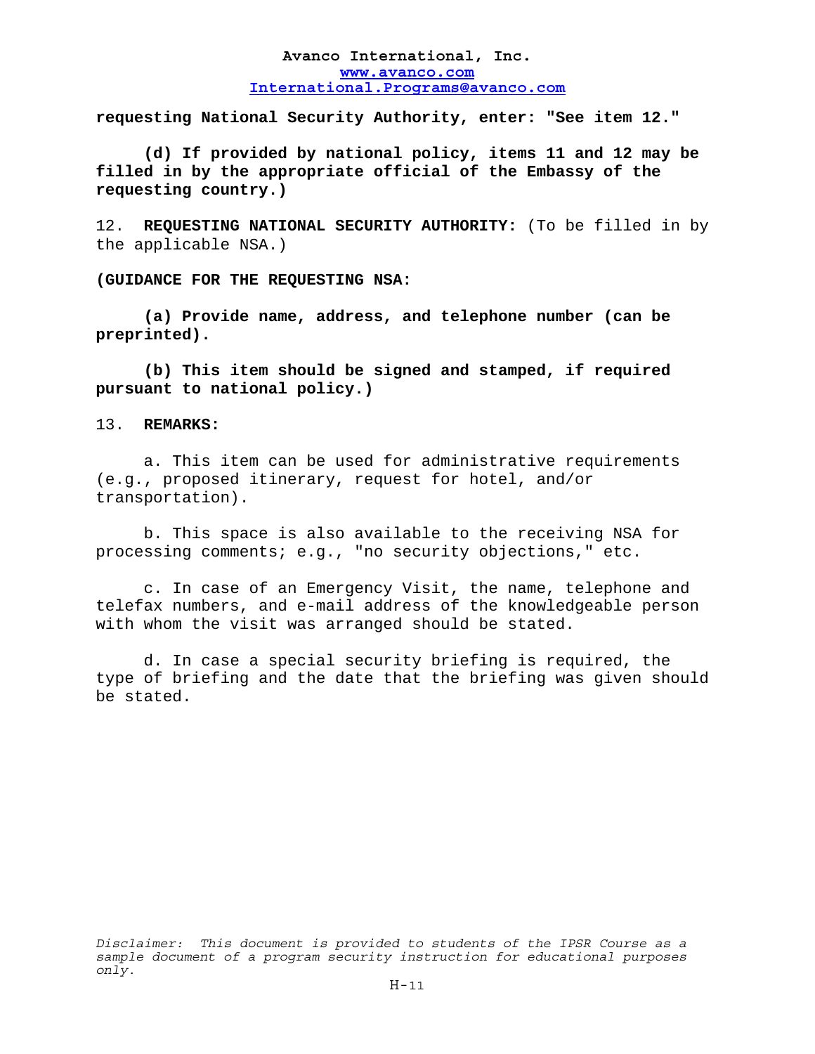**requesting National Security Authority, enter: "See item 12."**

**(d) If provided by national policy, items 11 and 12 may be filled in by the appropriate official of the Embassy of the requesting country.)**

12. **REQUESTING NATIONAL SECURITY AUTHORITY:** (To be filled in by the applicable NSA.)

**(GUIDANCE FOR THE REQUESTING NSA:**

**(a) Provide name, address, and telephone number (can be preprinted).**

**(b) This item should be signed and stamped, if required pursuant to national policy.)**

13. **REMARKS:**

a. This item can be used for administrative requirements (e.g., proposed itinerary, request for hotel, and/or transportation).

b. This space is also available to the receiving NSA for processing comments; e.g., "no security objections," etc.

c. In case of an Emergency Visit, the name, telephone and telefax numbers, and e-mail address of the knowledgeable person with whom the visit was arranged should be stated.

d. In case a special security briefing is required, the type of briefing and the date that the briefing was given should be stated.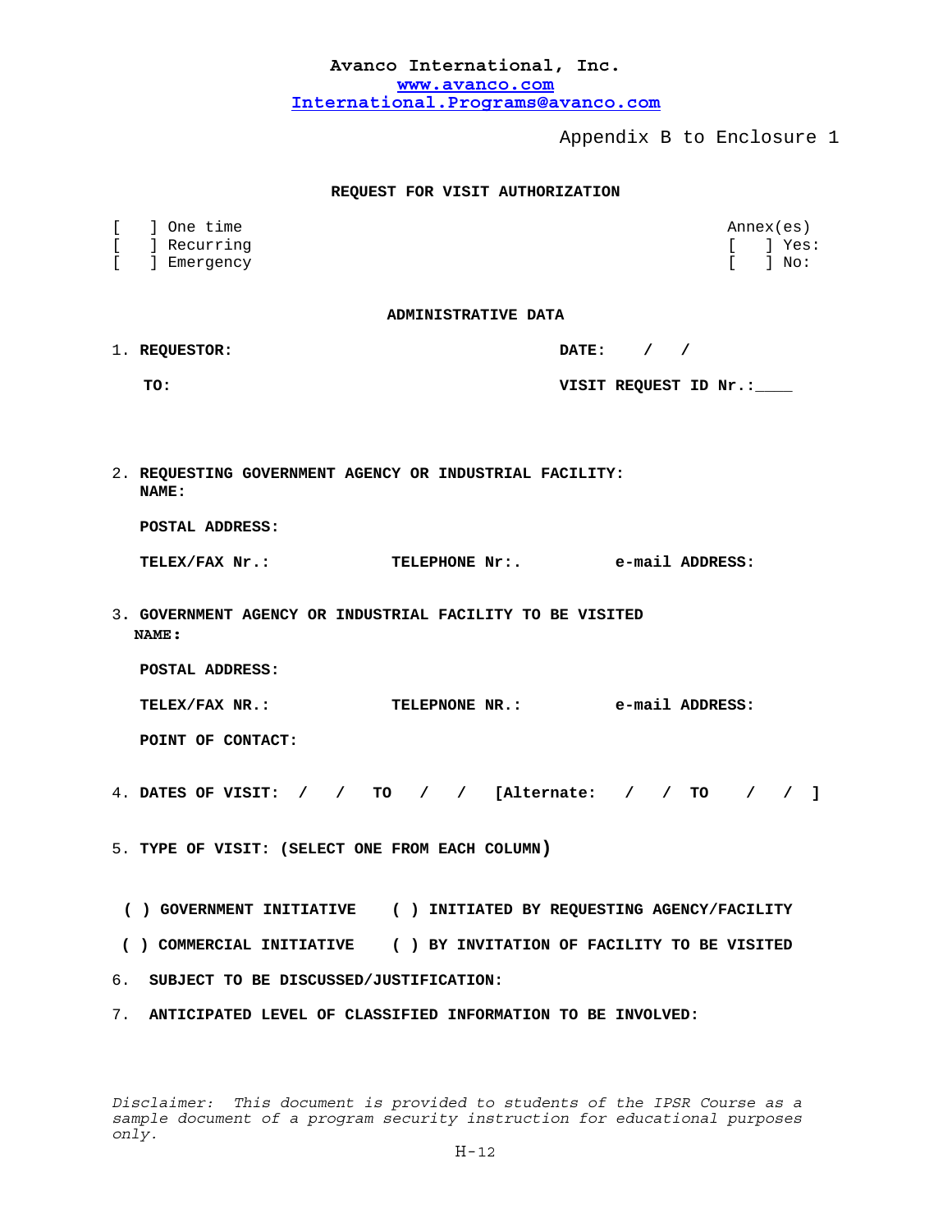**Avanco International, Inc.**
www.avanco.com
International.Programs@avanco.com

Appendix B to Enclosure 1

**REQUEST FOR VISIT AUTHORIZATION**

[ ] One time
[ ] Recurring
[ ] Emergency

Annex(es)
[ ] Yes:
[ ] No:

**ADMINISTRATIVE DATA**

1. **REQUESTOR:** **DATE: / /**

   **TO:** **VISIT REQUEST ID Nr.:____**

2. **REQUESTING GOVERNMENT AGENCY OR INDUSTRIAL FACILITY:**
   **NAME:**

   **POSTAL ADDRESS:**

   **TELEX/FAX Nr.:** **TELEPHONE Nr:.** **e-mail ADDRESS:**

3. **GOVERNMENT AGENCY OR INDUSTRIAL FACILITY TO BE VISITED**
   **NAME:**

   **POSTAL ADDRESS:**

   **TELEX/FAX NR.:** **TELEPNONE NR.:** **e-mail ADDRESS:**

   **POINT OF CONTACT:**

4. **DATES OF VISIT: / / TO / / [Alternate: / / TO / / ]**

5. **TYPE OF VISIT: (SELECT ONE FROM EACH COLUMN)**

   **( ) GOVERNMENT INITIATIVE** **( ) INITIATED BY REQUESTING AGENCY/FACILITY**

   **( ) COMMERCIAL INITIATIVE** **( ) BY INVITATION OF FACILITY TO BE VISITED**

6. **SUBJECT TO BE DISCUSSED/JUSTIFICATION:**

7. **ANTICIPATED LEVEL OF CLASSIFIED INFORMATION TO BE INVOLVED:**

*Disclaimer: This document is provided to students of the IPSR Course as a sample document of a program security instruction for educational purposes only.*

H-12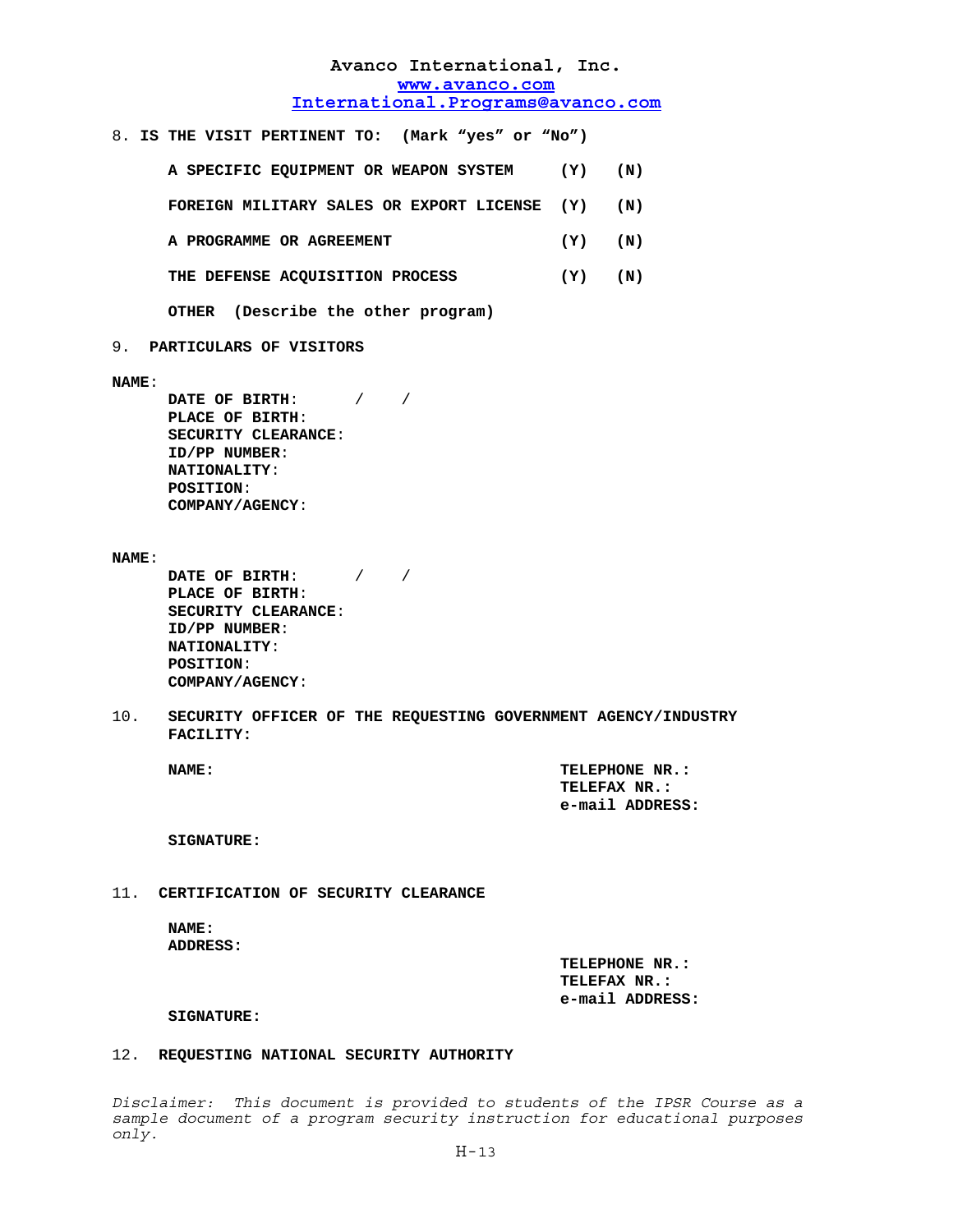**Avanco International, Inc.**
www.avanco.com
International.Programs@avanco.com

8. **IS THE VISIT PERTINENT TO: (Mark "yes" or "No")**

| | | |
|---|---|---|
| **A SPECIFIC EQUIPMENT OR WEAPON SYSTEM** | **(Y)** | **(N)** |
| **FOREIGN MILITARY SALES OR EXPORT LICENSE** | **(Y)** | **(N)** |
| **A PROGRAMME OR AGREEMENT** | **(Y)** | **(N)** |
| **THE DEFENSE ACQUISITION PROCESS** | **(Y)** | **(N)** |

**OTHER (Describe the other program)**

9. **PARTICULARS OF VISITORS**

**NAME**:

- **DATE OF BIRTH**: / /
- **PLACE OF BIRTH**:
- **SECURITY CLEARANCE**:
- **ID/PP NUMBER**:
- **NATIONALITY**:
- **POSITION**:
- **COMPANY/AGENCY**:

**NAME**:

- **DATE OF BIRTH**: / /
- **PLACE OF BIRTH**:
- **SECURITY CLEARANCE**:
- **ID/PP NUMBER**:
- **NATIONALITY**:
- **POSITION**:
- **COMPANY/AGENCY**:

10. **SECURITY OFFICER OF THE REQUESTING GOVERNMENT AGENCY/INDUSTRY FACILITY:**

**NAME:**

**TELEPHONE NR.:**
**TELEFAX NR.:**
**e-mail ADDRESS:**

**SIGNATURE:**

11. **CERTIFICATION OF SECURITY CLEARANCE**

**NAME:**
**ADDRESS:**

**TELEPHONE NR.:**
**TELEFAX NR.:**
**e-mail ADDRESS:**

**SIGNATURE:**

12. **REQUESTING NATIONAL SECURITY AUTHORITY**

*Disclaimer: This document is provided to students of the IPSR Course as a sample document of a program security instruction for educational purposes only.*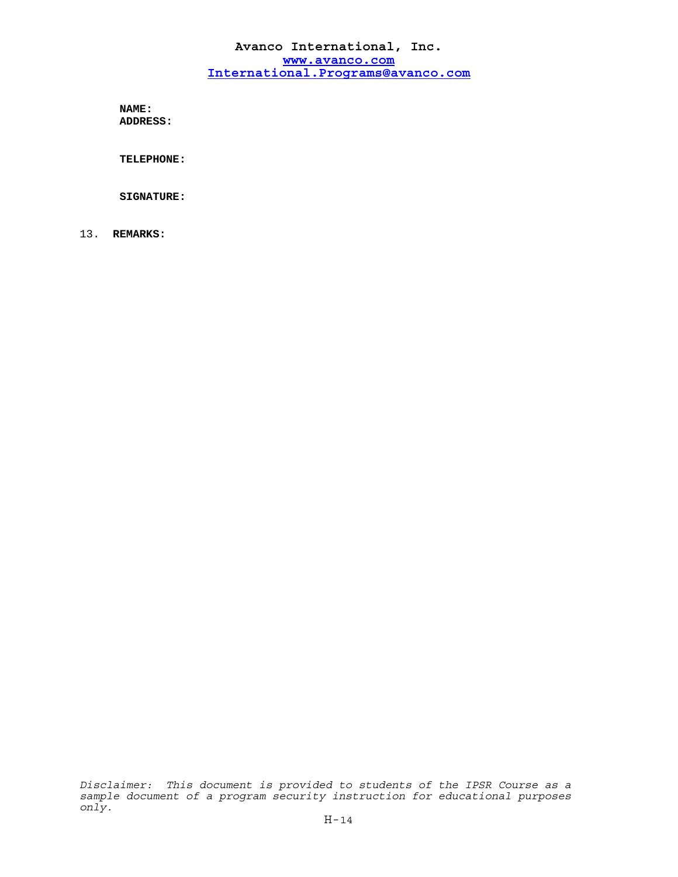**Avanco International, Inc.**
**www.avanco.com**
**International.Programs@avanco.com**

**NAME:**
**ADDRESS:**

**TELEPHONE:**

**SIGNATURE:**

13. **REMARKS:**

*Disclaimer: This document is provided to students of the IPSR Course as a sample document of a program security instruction for educational purposes only.*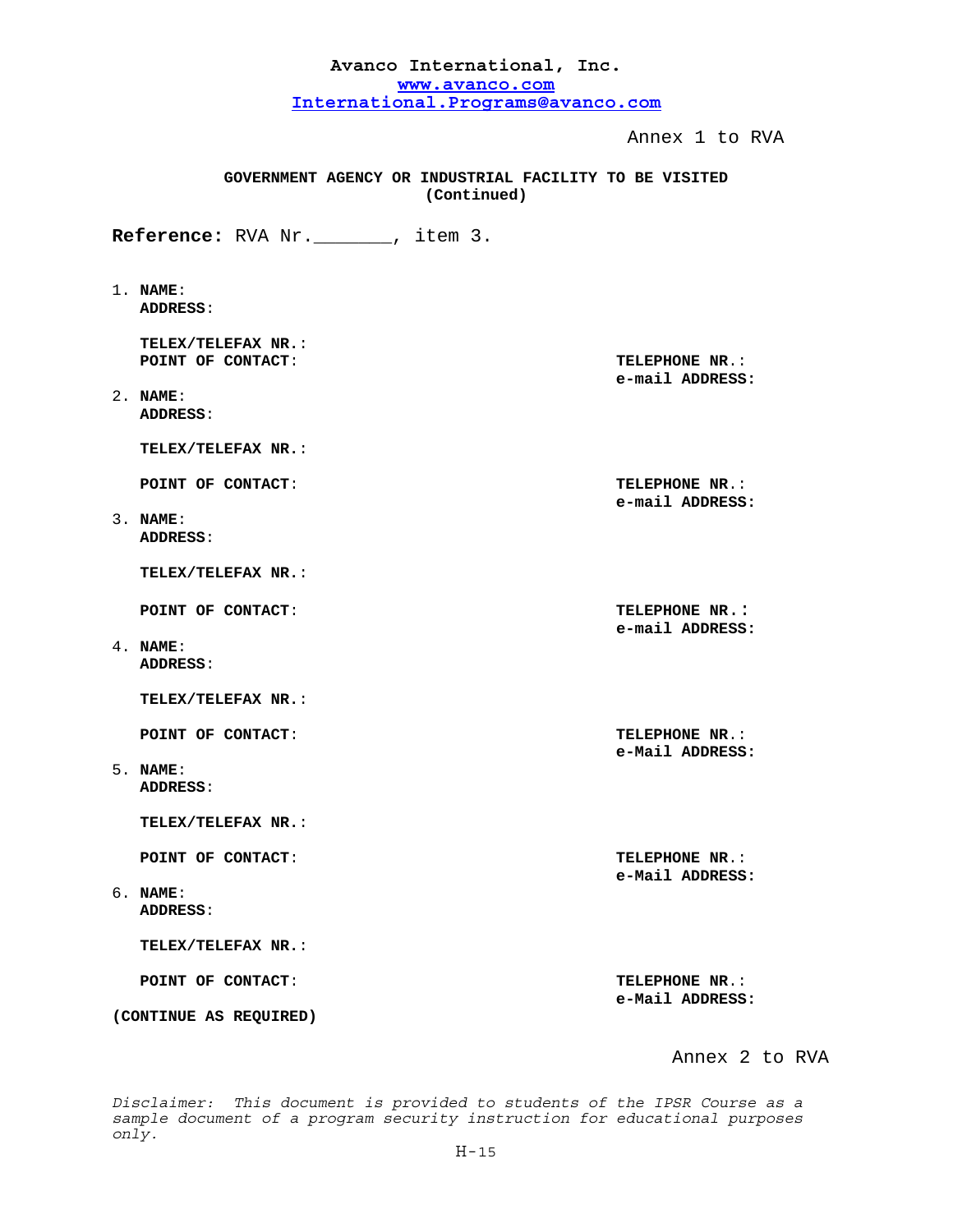**Avanco International, Inc.**
www.avanco.com
International.Programs@avanco.com

Annex 1 to RVA

**GOVERNMENT AGENCY OR INDUSTRIAL FACILITY TO BE VISITED (Continued)**

**Reference:** RVA Nr._______, item 3.

1. **NAME**:
   **ADDRESS**:

   **TELEX/TELEFAX NR.**:
   **POINT OF CONTACT**: **TELEPHONE NR.**:
   **e-mail ADDRESS:**

2. **NAME**:
   **ADDRESS**:

   **TELEX/TELEFAX NR.**:

   **POINT OF CONTACT**: **TELEPHONE NR.**:
   **e-mail ADDRESS:**

3. **NAME**:
   **ADDRESS**:

   **TELEX/TELEFAX NR.**:

   **POINT OF CONTACT**: **TELEPHONE NR.:**
   **e-mail ADDRESS:**

4. **NAME**:
   **ADDRESS**:

   **TELEX/TELEFAX NR.**:

   **POINT OF CONTACT**: **TELEPHONE NR.**:
   **e-Mail ADDRESS:**

5. **NAME**:
   **ADDRESS**:

   **TELEX/TELEFAX NR.**:

   **POINT OF CONTACT**: **TELEPHONE NR.**:
   **e-Mail ADDRESS:**

6. **NAME**:
   **ADDRESS**:

   **TELEX/TELEFAX NR.**:

   **POINT OF CONTACT**: **TELEPHONE NR.**:
   **e-Mail ADDRESS:**

**(CONTINUE AS REQUIRED)**

Annex 2 to RVA

*Disclaimer: This document is provided to students of the IPSR Course as a sample document of a program security instruction for educational purposes only.*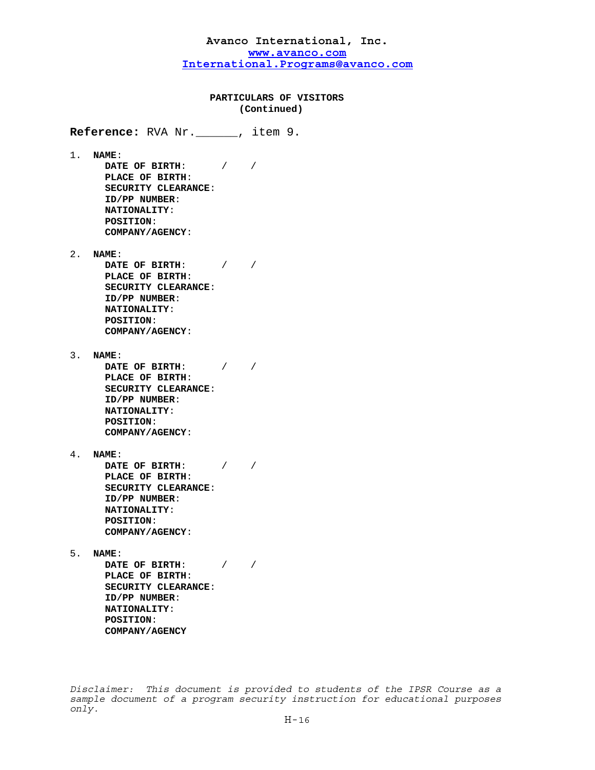**Avanco International, Inc.**
www.avanco.com
International.Programs@avanco.com

**PARTICULARS OF VISITORS**
**(Continued)**

**Reference:** RVA Nr.______, item 9.

1. **NAME**:
   **DATE OF BIRTH**: / /
   **PLACE OF BIRTH**:
   **SECURITY CLEARANCE**:
   **ID/PP NUMBER**:
   **NATIONALITY**:
   **POSITION**:
   **COMPANY/AGENCY**:

2. **NAME**:
   **DATE OF BIRTH**: / /
   **PLACE OF BIRTH**:
   **SECURITY CLEARANCE**:
   **ID/PP NUMBER**:
   **NATIONALITY**:
   **POSITION**:
   **COMPANY/AGENCY**:

3. **NAME**:
   **DATE OF BIRTH**: / /
   **PLACE OF BIRTH**:
   **SECURITY CLEARANCE**:
   **ID/PP NUMBER**:
   **NATIONALITY**:
   **POSITION**:
   **COMPANY/AGENCY**:

4. **NAME**:
   **DATE OF BIRTH**: / /
   **PLACE OF BIRTH**:
   **SECURITY CLEARANCE**:
   **ID/PP NUMBER**:
   **NATIONALITY**:
   **POSITION**:
   **COMPANY/AGENCY**:

5. **NAME**:
   **DATE OF BIRTH**: / /
   **PLACE OF BIRTH**:
   **SECURITY CLEARANCE**:
   **ID/PP NUMBER**:
   **NATIONALITY**:
   **POSITION**:
   **COMPANY/AGENCY**

*Disclaimer: This document is provided to students of the IPSR Course as a sample document of a program security instruction for educational purposes only.*

H-16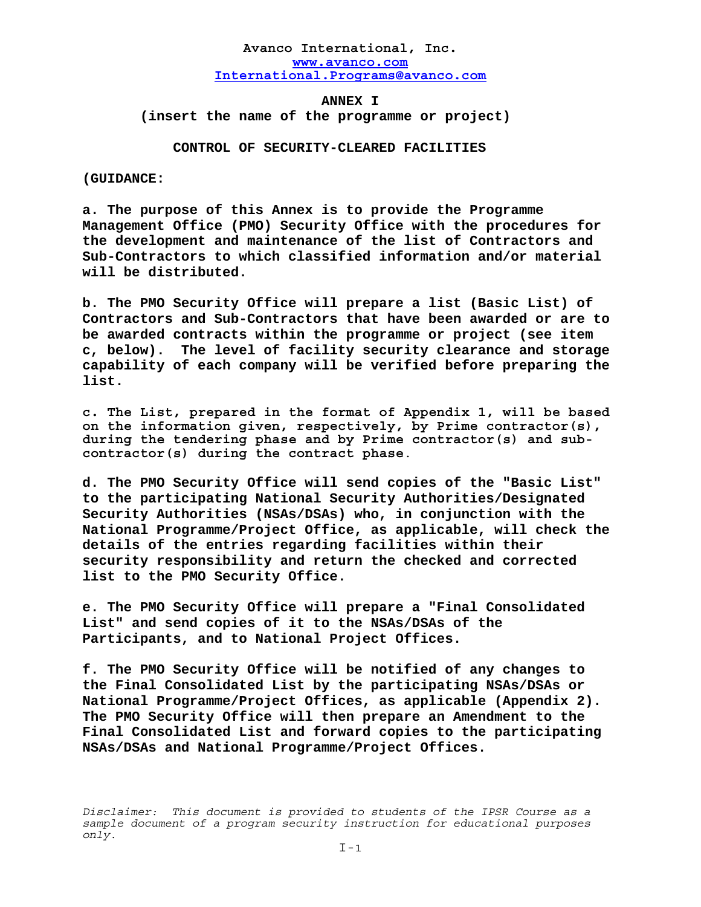**Avanco International, Inc.**
**www.avanco.com**
**International.Programs@avanco.com**

# ANNEX I
**(insert the name of the programme or project)**

## CONTROL OF SECURITY-CLEARED FACILITIES

**(GUIDANCE:**

**a. The purpose of this Annex is to provide the Programme Management Office (PMO) Security Office with the procedures for the development and maintenance of the list of Contractors and Sub-Contractors to which classified information and/or material will be distributed.**

**b. The PMO Security Office will prepare a list (Basic List) of Contractors and Sub-Contractors that have been awarded or are to be awarded contracts within the programme or project (see item c, below). The level of facility security clearance and storage capability of each company will be verified before preparing the list.**

**c. The List, prepared in the format of Appendix 1, will be based on the information given, respectively, by Prime contractor(s), during the tendering phase and by Prime contractor(s) and sub-contractor(s) during the contract phase.**

**d. The PMO Security Office will send copies of the "Basic List" to the participating National Security Authorities/Designated Security Authorities (NSAs/DSAs) who, in conjunction with the National Programme/Project Office, as applicable, will check the details of the entries regarding facilities within their security responsibility and return the checked and corrected list to the PMO Security Office.**

**e. The PMO Security Office will prepare a "Final Consolidated List" and send copies of it to the NSAs/DSAs of the Participants, and to National Project Offices.**

**f. The PMO Security Office will be notified of any changes to the Final Consolidated List by the participating NSAs/DSAs or National Programme/Project Offices, as applicable (Appendix 2). The PMO Security Office will then prepare an Amendment to the Final Consolidated List and forward copies to the participating NSAs/DSAs and National Programme/Project Offices.**

*Disclaimer: This document is provided to students of the IPSR Course as a sample document of a program security instruction for educational purposes only.*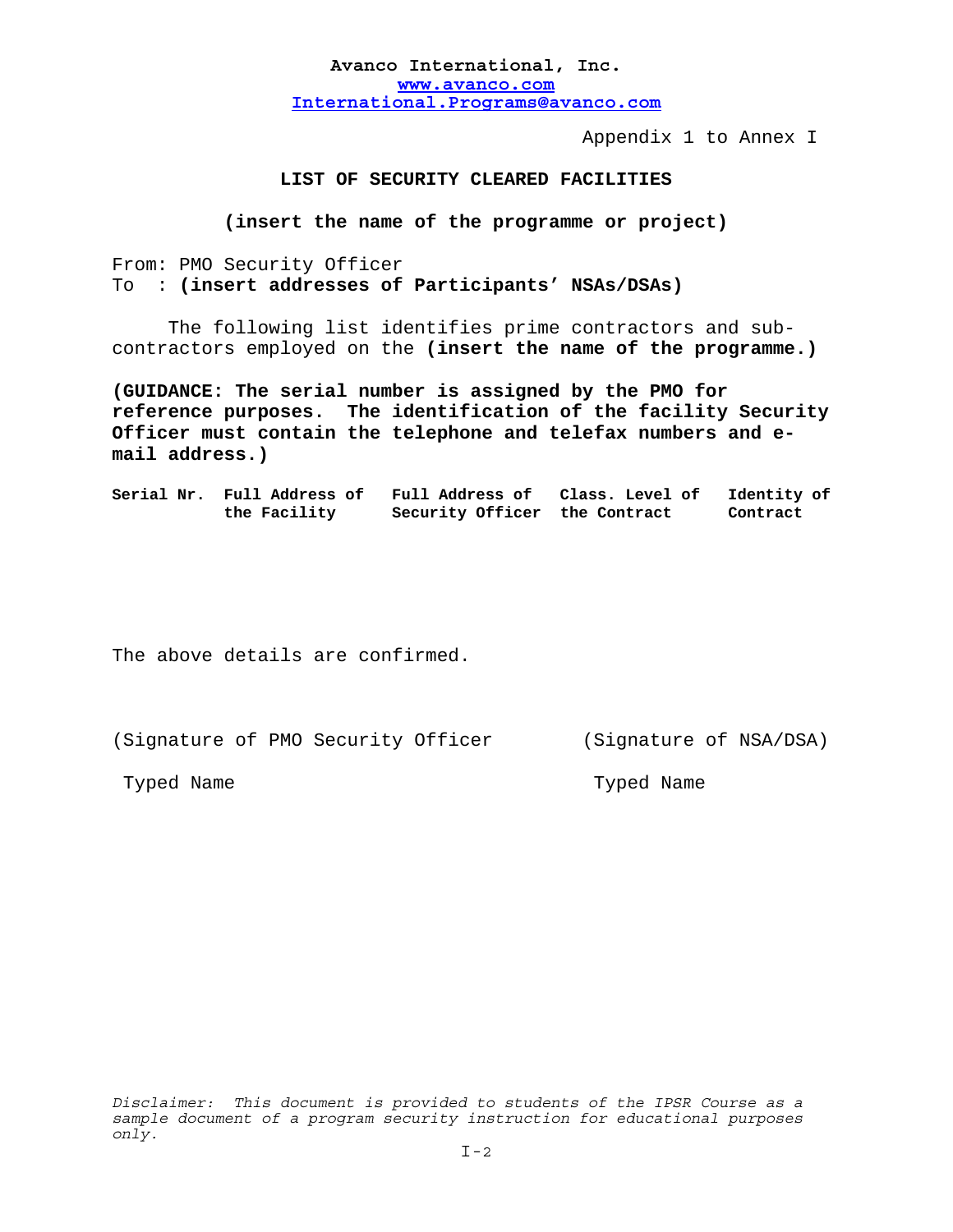**Avanco International, Inc.**
**www.avanco.com**
**International.Programs@avanco.com**

Appendix 1 to Annex I

## LIST OF SECURITY CLEARED FACILITIES

**(insert the name of the programme or project)**

From: PMO Security Officer
To : **(insert addresses of Participants' NSAs/DSAs)**

The following list identifies prime contractors and sub-contractors employed on the **(insert the name of the programme.)**

**(GUIDANCE: The serial number is assigned by the PMO for reference purposes. The identification of the facility Security Officer must contain the telephone and telefax numbers and e-mail address.)**

| Serial Nr. | Full Address of the Facility | Full Address of Security Officer | Class. Level of the Contract | Identity of Contract |
|---|---|---|---|---|
| | | | | |

The above details are confirmed.

(Signature of PMO Security Officer          (Signature of NSA/DSA)

Typed Name          Typed Name

*Disclaimer: This document is provided to students of the IPSR Course as a sample document of a program security instruction for educational purposes only.*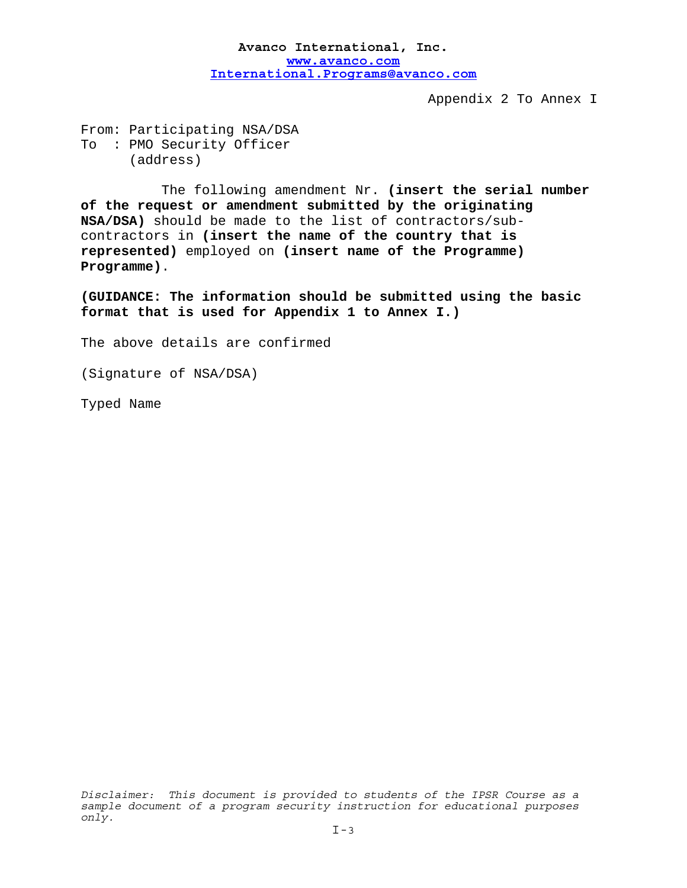**Avanco International, Inc.**
**www.avanco.com**
**International.Programs@avanco.com**

Appendix 2 To Annex I

From: Participating NSA/DSA
To : PMO Security Officer
(address)

The following amendment Nr. **(insert the serial number of the request or amendment submitted by the originating NSA/DSA)** should be made to the list of contractors/sub-contractors in **(insert the name of the country that is represented)** employed on **(insert name of the Programme) Programme)**.

**(GUIDANCE: The information should be submitted using the basic format that is used for Appendix 1 to Annex I.)**

The above details are confirmed

(Signature of NSA/DSA)

Typed Name

*Disclaimer: This document is provided to students of the IPSR Course as a sample document of a program security instruction for educational purposes only.*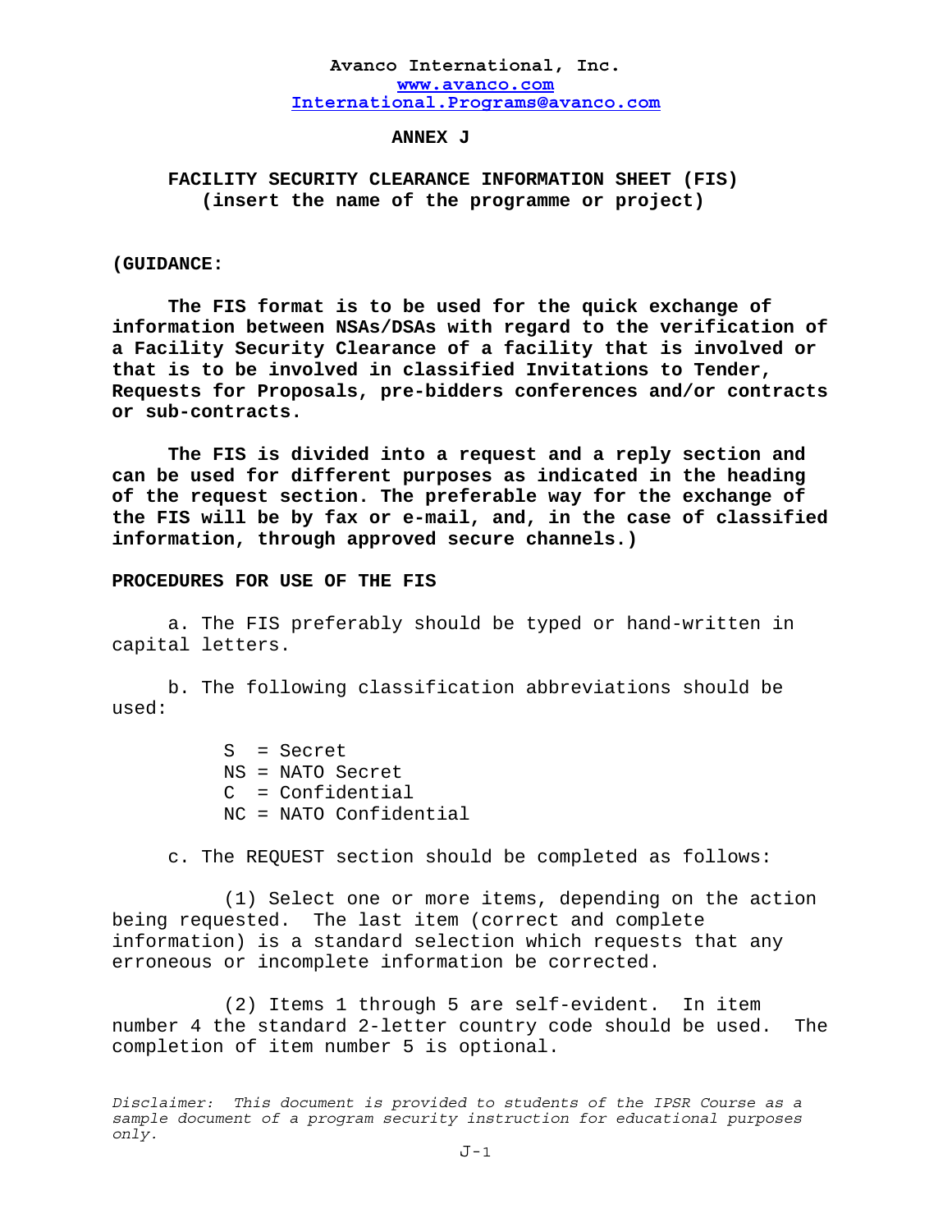**Avanco International, Inc.**
**www.avanco.com**
**International.Programs@avanco.com**

# ANNEX J

## FACILITY SECURITY CLEARANCE INFORMATION SHEET (FIS)
## (insert the name of the programme or project)

**(GUIDANCE:**

**The FIS format is to be used for the quick exchange of information between NSAs/DSAs with regard to the verification of a Facility Security Clearance of a facility that is involved or that is to be involved in classified Invitations to Tender, Requests for Proposals, pre-bidders conferences and/or contracts or sub-contracts.**

**The FIS is divided into a request and a reply section and can be used for different purposes as indicated in the heading of the request section. The preferable way for the exchange of the FIS will be by fax or e-mail, and, in the case of classified information, through approved secure channels.)**

**PROCEDURES FOR USE OF THE FIS**

a. The FIS preferably should be typed or hand-written in capital letters.

b. The following classification abbreviations should be used:

S = Secret
NS = NATO Secret
C = Confidential
NC = NATO Confidential

c. The REQUEST section should be completed as follows:

(1) Select one or more items, depending on the action being requested. The last item (correct and complete information) is a standard selection which requests that any erroneous or incomplete information be corrected.

(2) Items 1 through 5 are self-evident. In item number 4 the standard 2-letter country code should be used. The completion of item number 5 is optional.

*Disclaimer: This document is provided to students of the IPSR Course as a sample document of a program security instruction for educational purposes only.*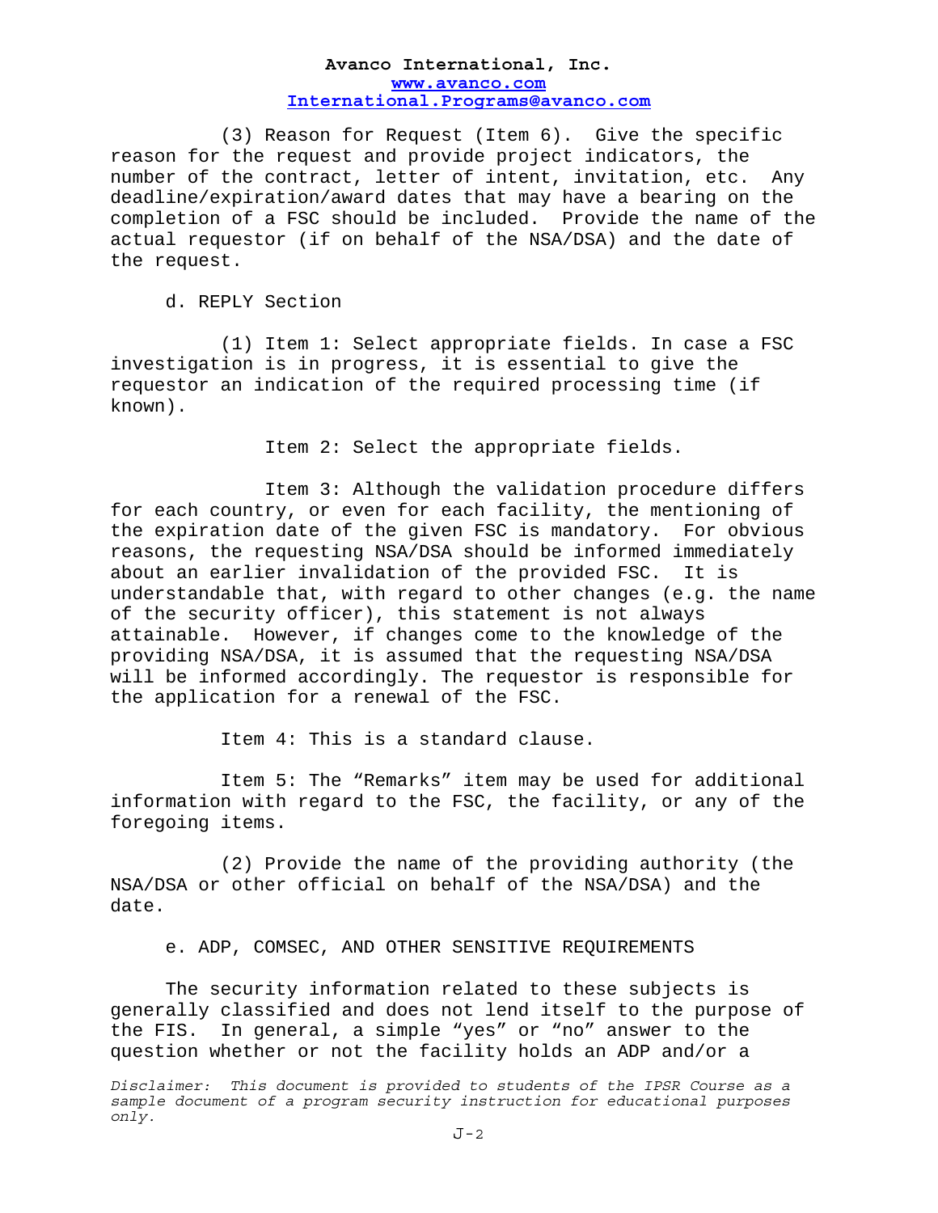(3) Reason for Request (Item 6). Give the specific reason for the request and provide project indicators, the number of the contract, letter of intent, invitation, etc. Any deadline/expiration/award dates that may have a bearing on the completion of a FSC should be included. Provide the name of the actual requestor (if on behalf of the NSA/DSA) and the date of the request.

d. REPLY Section

(1) Item 1: Select appropriate fields. In case a FSC investigation is in progress, it is essential to give the requestor an indication of the required processing time (if known).

Item 2: Select the appropriate fields.

Item 3: Although the validation procedure differs for each country, or even for each facility, the mentioning of the expiration date of the given FSC is mandatory. For obvious reasons, the requesting NSA/DSA should be informed immediately about an earlier invalidation of the provided FSC. It is understandable that, with regard to other changes (e.g. the name of the security officer), this statement is not always attainable. However, if changes come to the knowledge of the providing NSA/DSA, it is assumed that the requesting NSA/DSA will be informed accordingly. The requestor is responsible for the application for a renewal of the FSC.

Item 4: This is a standard clause.

Item 5: The "Remarks" item may be used for additional information with regard to the FSC, the facility, or any of the foregoing items.

(2) Provide the name of the providing authority (the NSA/DSA or other official on behalf of the NSA/DSA) and the date.

e. ADP, COMSEC, AND OTHER SENSITIVE REQUIREMENTS

The security information related to these subjects is generally classified and does not lend itself to the purpose of the FIS. In general, a simple "yes" or "no" answer to the question whether or not the facility holds an ADP and/or a

*Disclaimer: This document is provided to students of the IPSR Course as a sample document of a program security instruction for educational purposes only.*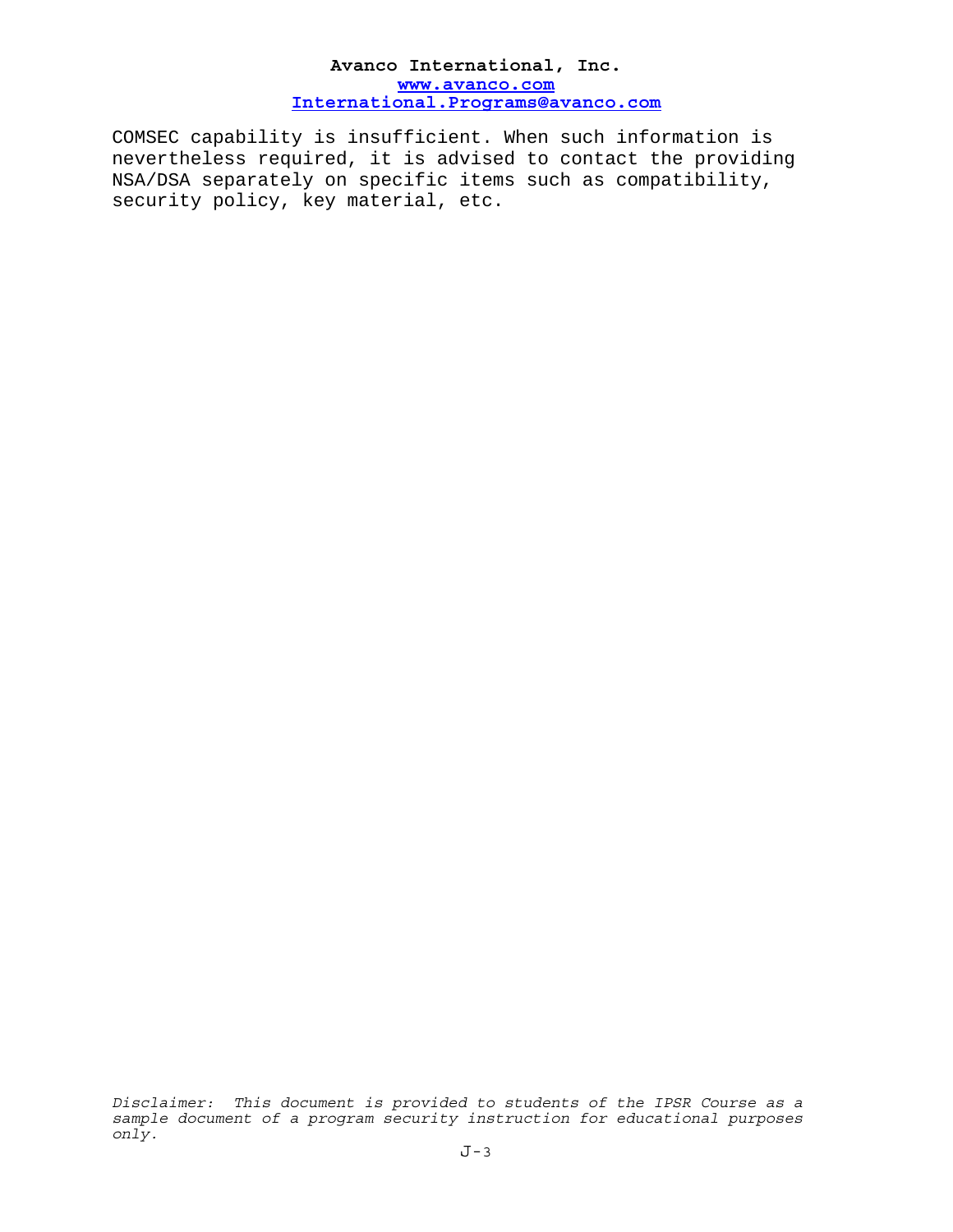COMSEC capability is insufficient. When such information is nevertheless required, it is advised to contact the providing NSA/DSA separately on specific items such as compatibility, security policy, key material, etc.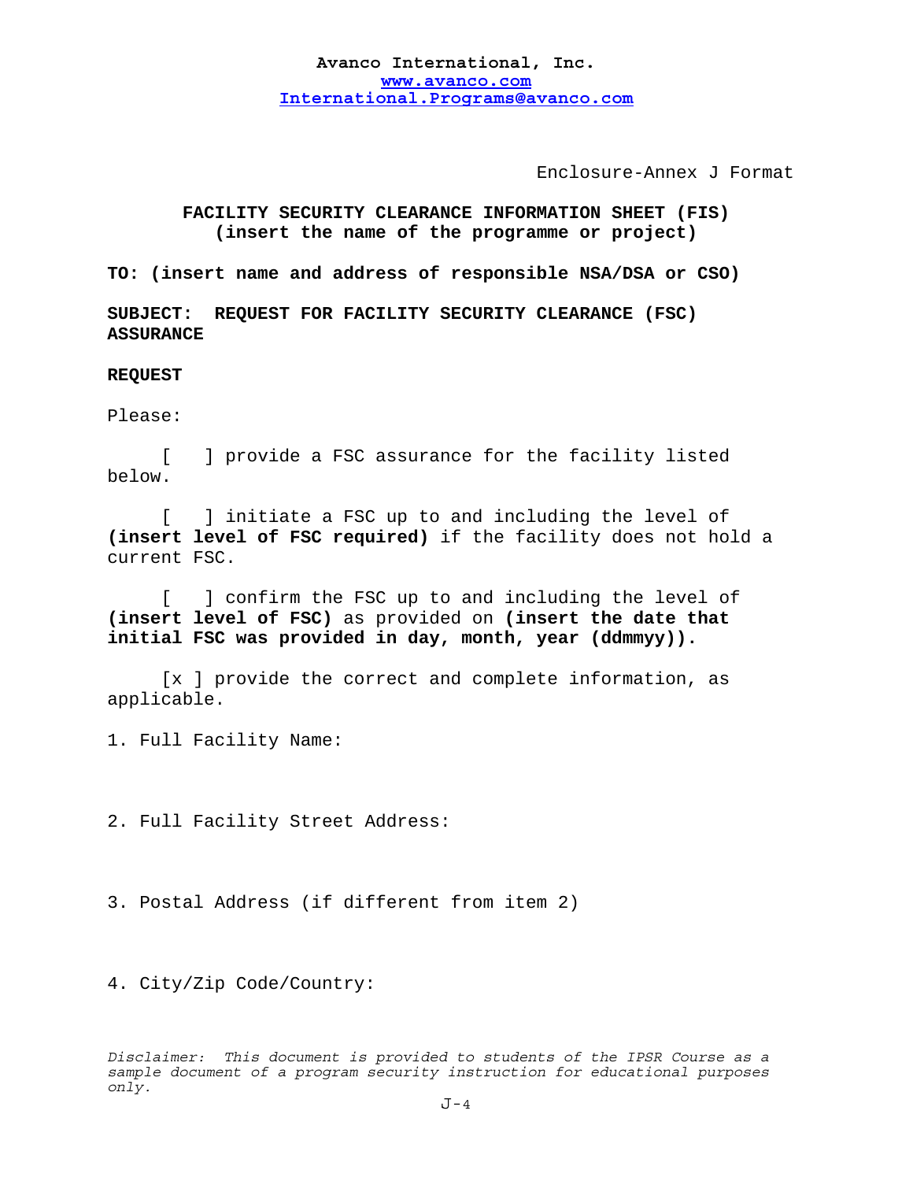**Avanco International, Inc.**
**www.avanco.com**
**International.Programs@avanco.com**

Enclosure-Annex J Format

**FACILITY SECURITY CLEARANCE INFORMATION SHEET (FIS)**
**(insert the name of the programme or project)**

**TO: (insert name and address of responsible NSA/DSA or CSO)**

**SUBJECT: REQUEST FOR FACILITY SECURITY CLEARANCE (FSC) ASSURANCE**

**REQUEST**

Please:

[ ] provide a FSC assurance for the facility listed below.

[ ] initiate a FSC up to and including the level of **(insert level of FSC required)** if the facility does not hold a current FSC.

[ ] confirm the FSC up to and including the level of **(insert level of FSC)** as provided on **(insert the date that initial FSC was provided in day, month, year (ddmmyy)).**

[x ] provide the correct and complete information, as applicable.

1. Full Facility Name:

2. Full Facility Street Address:

3. Postal Address (if different from item 2)

4. City/Zip Code/Country:

*Disclaimer: This document is provided to students of the IPSR Course as a sample document of a program security instruction for educational purposes only.*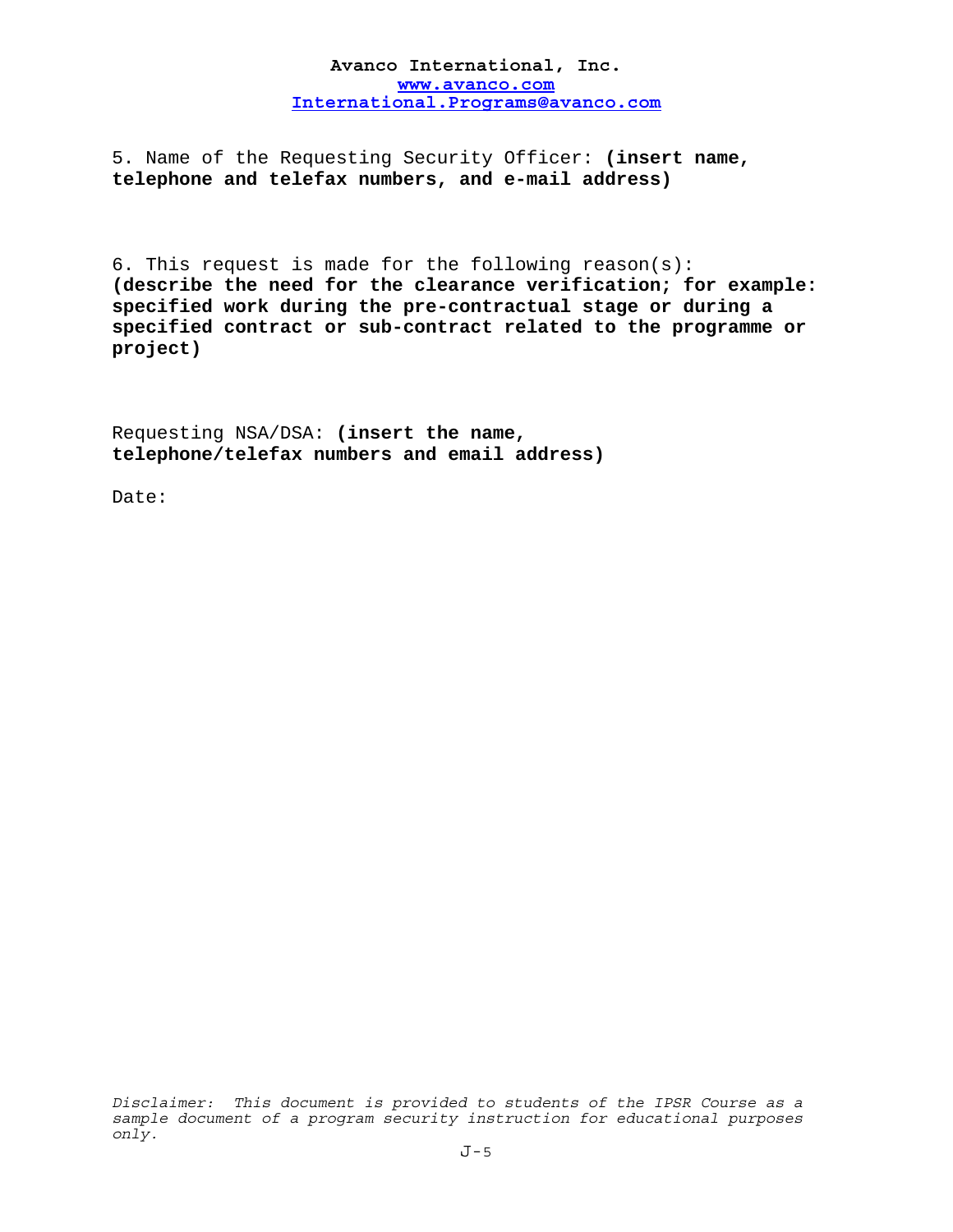5. Name of the Requesting Security Officer: **(insert name, telephone and telefax numbers, and e-mail address)**

6. This request is made for the following reason(s): **(describe the need for the clearance verification; for example: specified work during the pre-contractual stage or during a specified contract or sub-contract related to the programme or project)**

Requesting NSA/DSA: **(insert the name, telephone/telefax numbers and email address)**

Date:

*Disclaimer: This document is provided to students of the IPSR Course as a sample document of a program security instruction for educational purposes only.*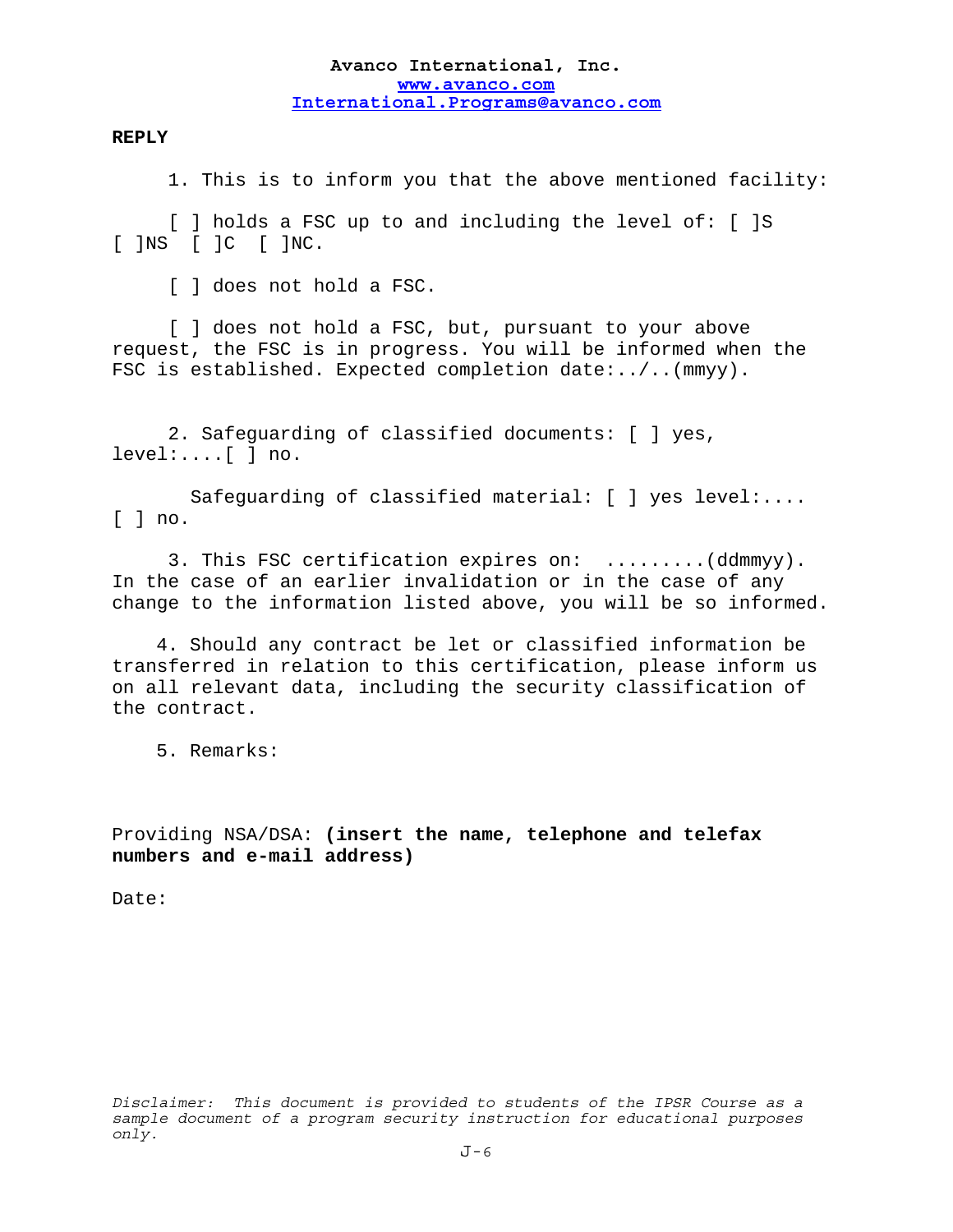**Avanco International, Inc.**
**www.avanco.com**
**International.Programs@avanco.com**

**REPLY**

1. This is to inform you that the above mentioned facility:

[ ] holds a FSC up to and including the level of: [ ]S [ ]NS [ ]C [ ]NC.

[ ] does not hold a FSC.

[ ] does not hold a FSC, but, pursuant to your above request, the FSC is in progress. You will be informed when the FSC is established. Expected completion date:../..(mmyy).

2. Safeguarding of classified documents: [ ] yes, level:....[ ] no.

Safeguarding of classified material: [ ] yes level:.... [ ] no.

3. This FSC certification expires on: .........(ddmmyy). In the case of an earlier invalidation or in the case of any change to the information listed above, you will be so informed.

4. Should any contract be let or classified information be transferred in relation to this certification, please inform us on all relevant data, including the security classification of the contract.

5. Remarks:

Providing NSA/DSA: **(insert the name, telephone and telefax numbers and e-mail address)**

Date:

*Disclaimer: This document is provided to students of the IPSR Course as a sample document of a program security instruction for educational purposes only.*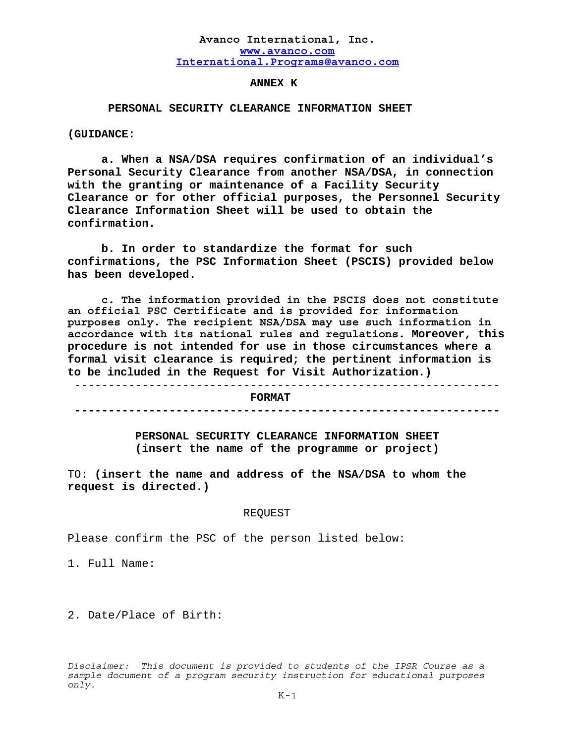**Avanco International, Inc.**
**www.avanco.com**
**International.Programs@avanco.com**

**ANNEX K**

**PERSONAL SECURITY CLEARANCE INFORMATION SHEET**

**(GUIDANCE:**

**a. When a NSA/DSA requires confirmation of an individual's Personal Security Clearance from another NSA/DSA, in connection with the granting or maintenance of a Facility Security Clearance or for other official purposes, the Personnel Security Clearance Information Sheet will be used to obtain the confirmation.**

**b. In order to standardize the format for such confirmations, the PSC Information Sheet (PSCIS) provided below has been developed.**

**c. The information provided in the PSCIS does not constitute an official PSC Certificate and is provided for information purposes only. The recipient NSA/DSA may use such information in accordance with its national rules and regulations. Moreover, this procedure is not intended for use in those circumstances where a formal visit clearance is required; the pertinent information is to be included in the Request for Visit Authorization.)**

---

**FORMAT**

---

**PERSONAL SECURITY CLEARANCE INFORMATION SHEET**
**(insert the name of the programme or project)**

TO: **(insert the name and address of the NSA/DSA to whom the request is directed.)**

REQUEST

Please confirm the PSC of the person listed below:

1. Full Name:

2. Date/Place of Birth:

*Disclaimer: This document is provided to students of the IPSR Course as a sample document of a program security instruction for educational purposes only.*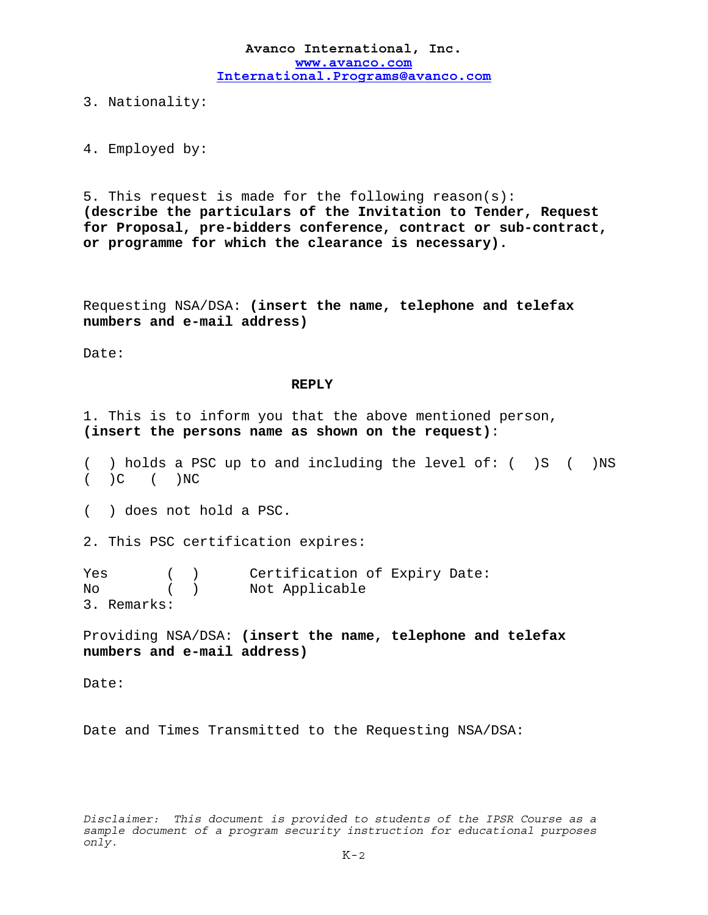3. Nationality:

4. Employed by:

5. This request is made for the following reason(s):
**(describe the particulars of the Invitation to Tender, Request for Proposal, pre-bidders conference, contract or sub-contract, or programme for which the clearance is necessary).**

Requesting NSA/DSA: **(insert the name, telephone and telefax numbers and e-mail address)**

Date:

**REPLY**

1. This is to inform you that the above mentioned person, **(insert the persons name as shown on the request)**:

( ) holds a PSC up to and including the level of: ( )S ( )NS ( )C ( )NC

( ) does not hold a PSC.

2. This PSC certification expires:

Yes ( ) Certification of Expiry Date:
No ( ) Not Applicable

3. Remarks:

Providing NSA/DSA: **(insert the name, telephone and telefax numbers and e-mail address)**

Date:

Date and Times Transmitted to the Requesting NSA/DSA:

*Disclaimer: This document is provided to students of the IPSR Course as a sample document of a program security instruction for educational purposes only.*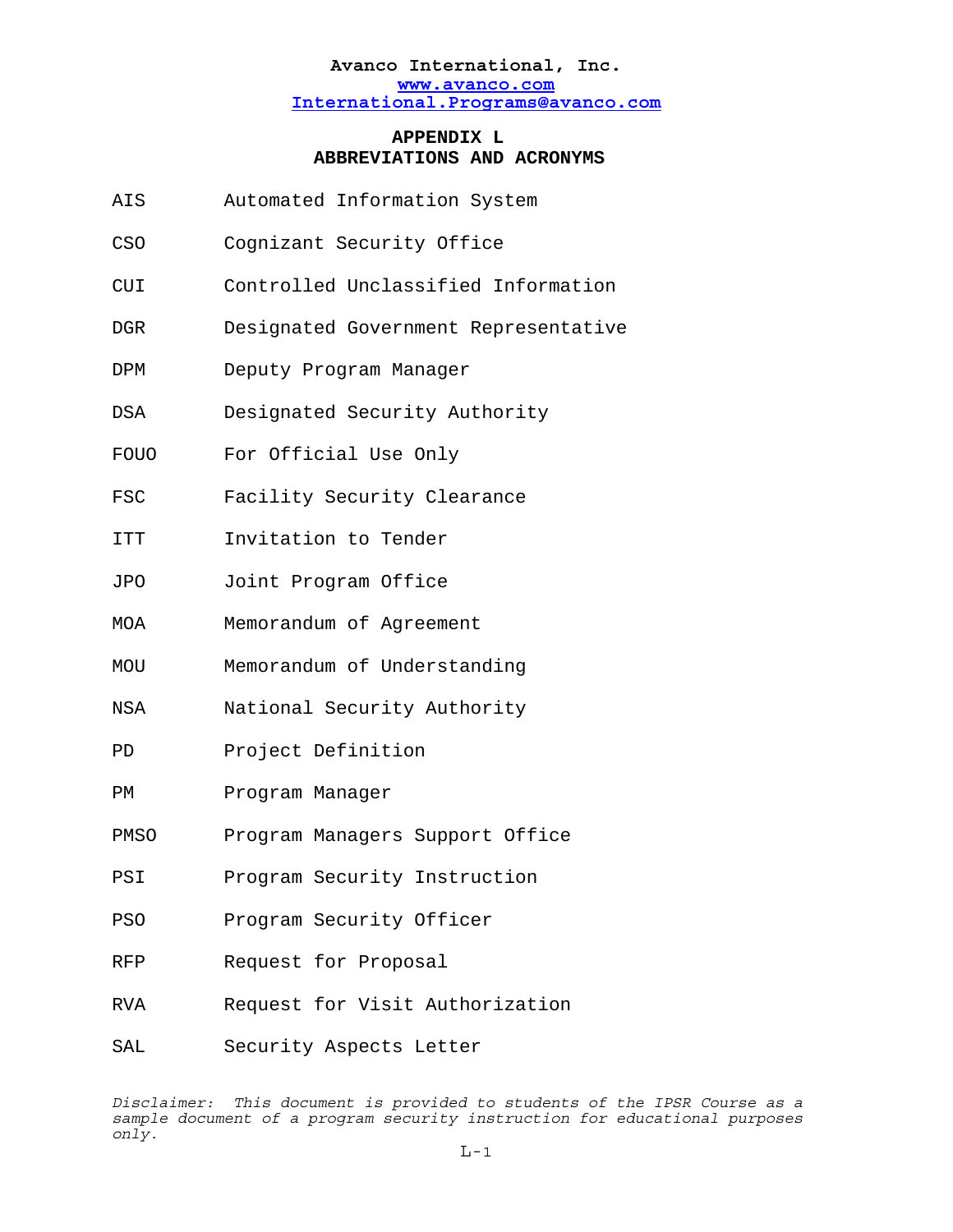**Avanco International, Inc.**
**www.avanco.com**
**International.Programs@avanco.com**

# APPENDIX L
# ABBREVIATIONS AND ACRONYMS

| | |
|---|---|
| AIS | Automated Information System |
| CSO | Cognizant Security Office |
| CUI | Controlled Unclassified Information |
| DGR | Designated Government Representative |
| DPM | Deputy Program Manager |
| DSA | Designated Security Authority |
| FOUO | For Official Use Only |
| FSC | Facility Security Clearance |
| ITT | Invitation to Tender |
| JPO | Joint Program Office |
| MOA | Memorandum of Agreement |
| MOU | Memorandum of Understanding |
| NSA | National Security Authority |
| PD | Project Definition |
| PM | Program Manager |
| PMSO | Program Managers Support Office |
| PSI | Program Security Instruction |
| PSO | Program Security Officer |
| RFP | Request for Proposal |
| RVA | Request for Visit Authorization |
| SAL | Security Aspects Letter |

*Disclaimer: This document is provided to students of the IPSR Course as a sample document of a program security instruction for educational purposes only.*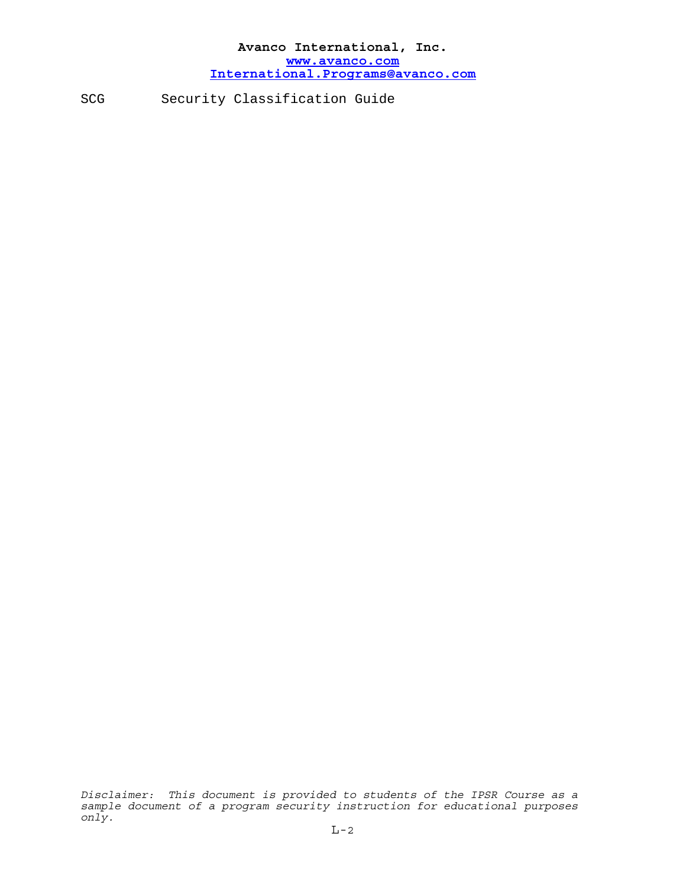SCG		Security Classification Guide